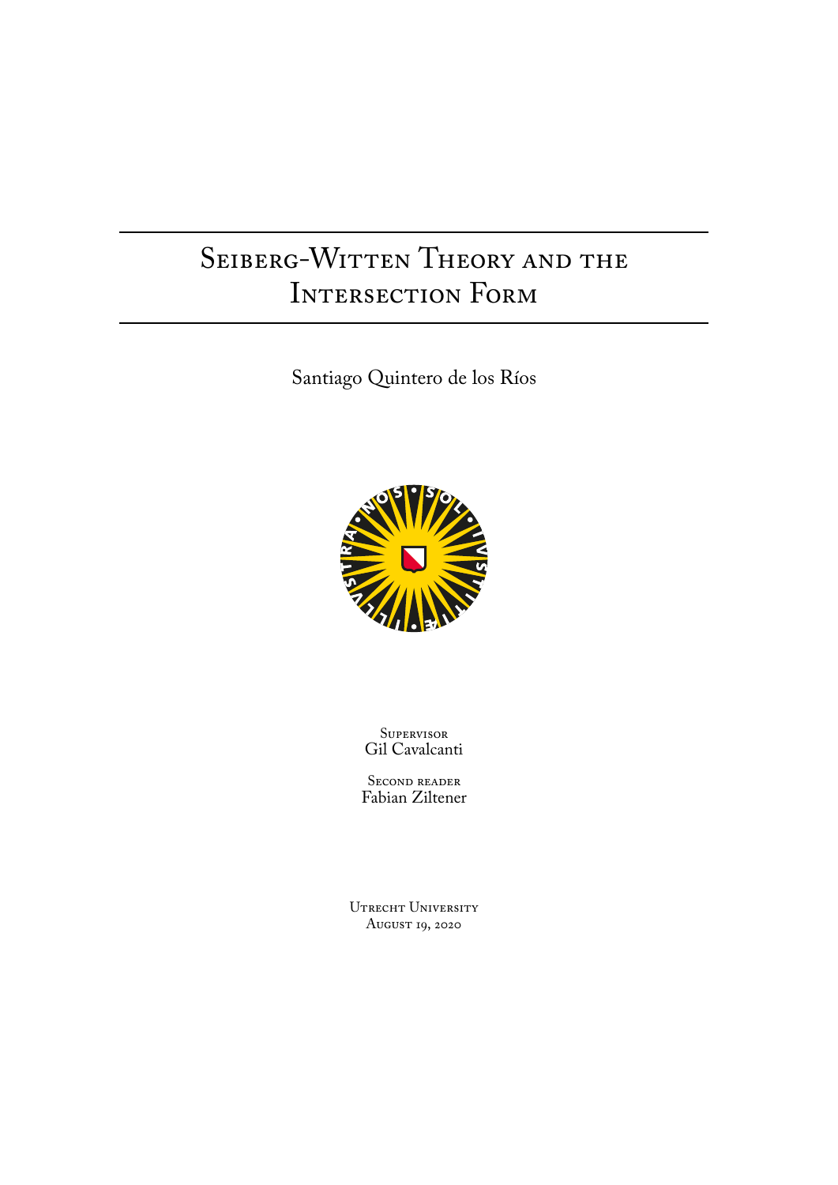# Seiberg-Witten Theory and the Intersection Form

Santiago Quintero de los Ríos

Supervisor
Gil Cavalcanti

Second reader
Fabian Ziltener

Utrecht University
August 19, 2020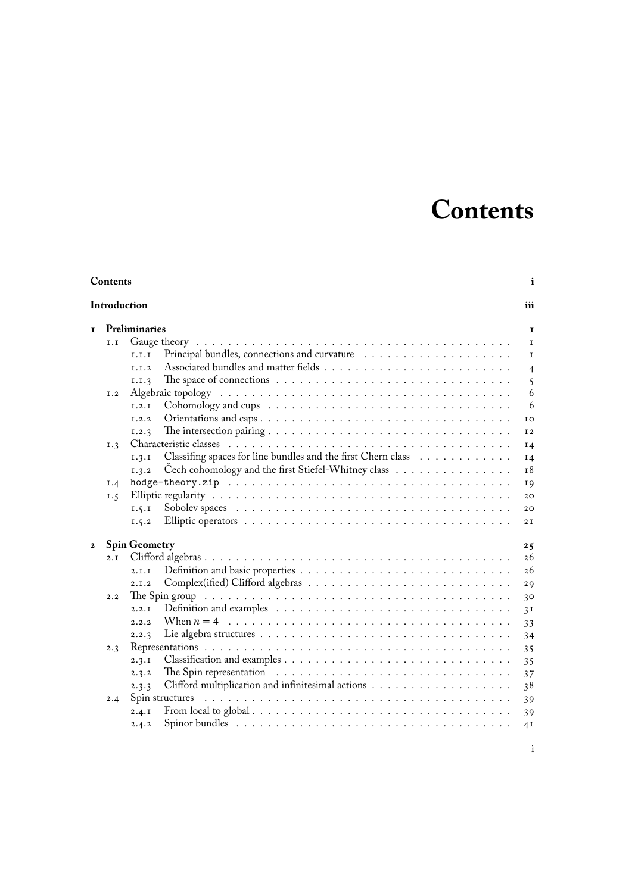# Contents

**Contents** i

**Introduction** iii

**1 Preliminaries** 1

- 1.1 Gauge theory 1
  - 1.1.1 Principal bundles, connections and curvature 1
  - 1.1.2 Associated bundles and matter fields 4
  - 1.1.3 The space of connections 5
- 1.2 Algebraic topology 6
  - 1.2.1 Cohomology and cups 6
  - 1.2.2 Orientations and caps 10
  - 1.2.3 The intersection pairing 12
- 1.3 Characteristic classes 14
  - 1.3.1 Classifing spaces for line bundles and the first Chern class 14
  - 1.3.2 Čech cohomology and the first Stiefel-Whitney class 18
- 1.4 `hodge-theory.zip` 19
- 1.5 Elliptic regularity 20
  - 1.5.1 Sobolev spaces 20
  - 1.5.2 Elliptic operators 21

**2 Spin Geometry** 25

- 2.1 Clifford algebras 26
  - 2.1.1 Definition and basic properties 26
  - 2.1.2 Complex(ified) Clifford algebras 29
- 2.2 The Spin group 30
  - 2.2.1 Definition and examples 31
  - 2.2.2 When $n = 4$ 33
  - 2.2.3 Lie algebra structures 34
- 2.3 Representations 35
  - 2.3.1 Classification and examples 35
  - 2.3.2 The Spin representation 37
  - 2.3.3 Clifford multiplication and infinitesimal actions 38
- 2.4 Spin structures 39
  - 2.4.1 From local to global 39
  - 2.4.2 Spinor bundles 41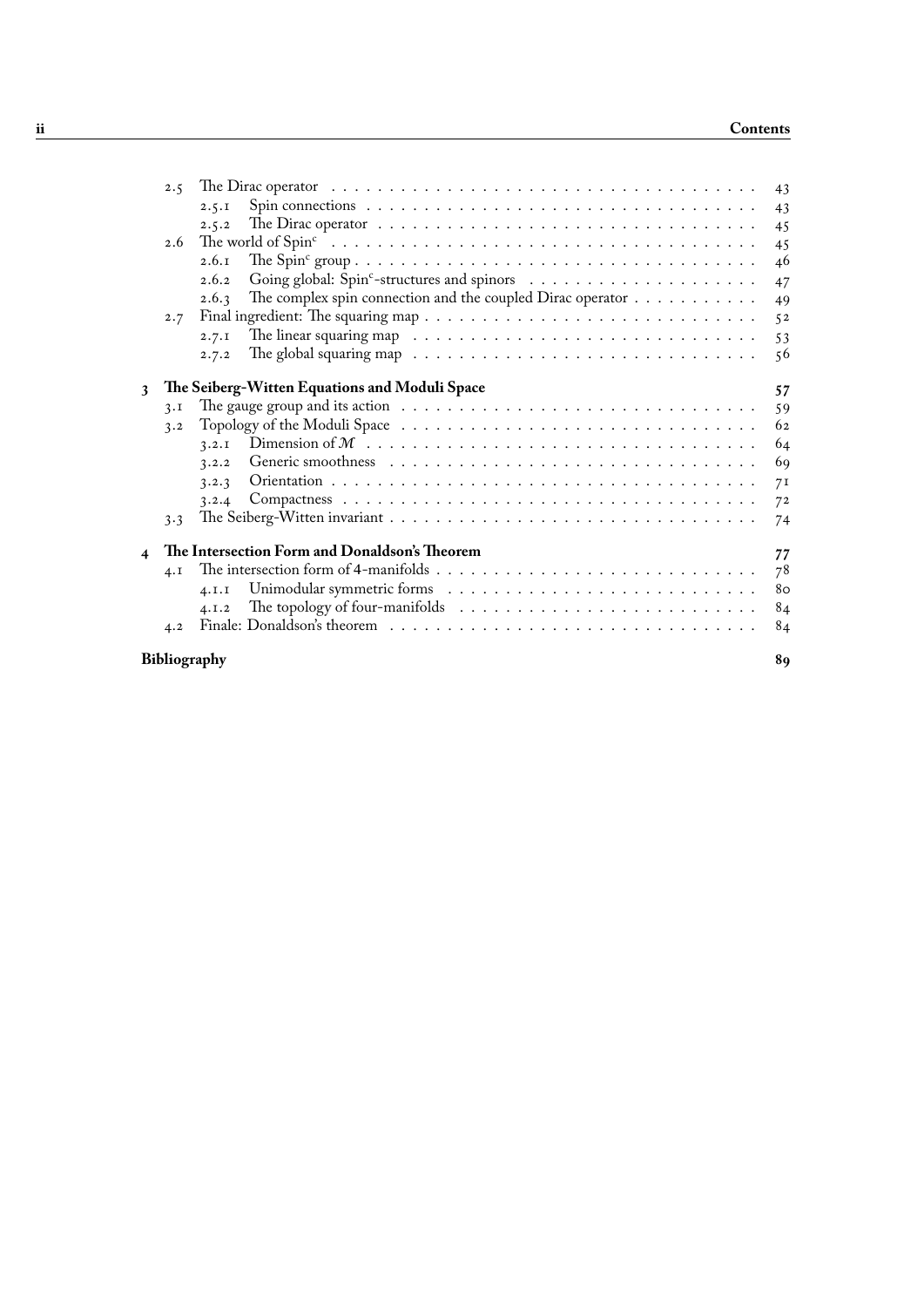- 2.5 The Dirac operator . . . 43
  - 2.5.1 Spin connections . . . 43
  - 2.5.2 The Dirac operator . . . 45
- 2.6 The world of Spin$^c$ . . . 45
  - 2.6.1 The Spin$^c$ group . . . 46
  - 2.6.2 Going global: Spin$^c$-structures and spinors . . . 47
  - 2.6.3 The complex spin connection and the coupled Dirac operator . . . 49
- 2.7 Final ingredient: The squaring map . . . 52
  - 2.7.1 The linear squaring map . . . 53
  - 2.7.2 The global squaring map . . . 56

**3 The Seiberg-Witten Equations and Moduli Space** **57**

- 3.1 The gauge group and its action . . . 59
- 3.2 Topology of the Moduli Space . . . 62
  - 3.2.1 Dimension of $\mathcal{M}$ . . . 64
  - 3.2.2 Generic smoothness . . . 69
  - 3.2.3 Orientation . . . 71
  - 3.2.4 Compactness . . . 72
- 3.3 The Seiberg-Witten invariant . . . 74

**4 The Intersection Form and Donaldson's Theorem** **77**

- 4.1 The intersection form of 4-manifolds . . . 78
  - 4.1.1 Unimodular symmetric forms . . . 80
  - 4.1.2 The topology of four-manifolds . . . 84
- 4.2 Finale: Donaldson's theorem . . . 84

**Bibliography** **89**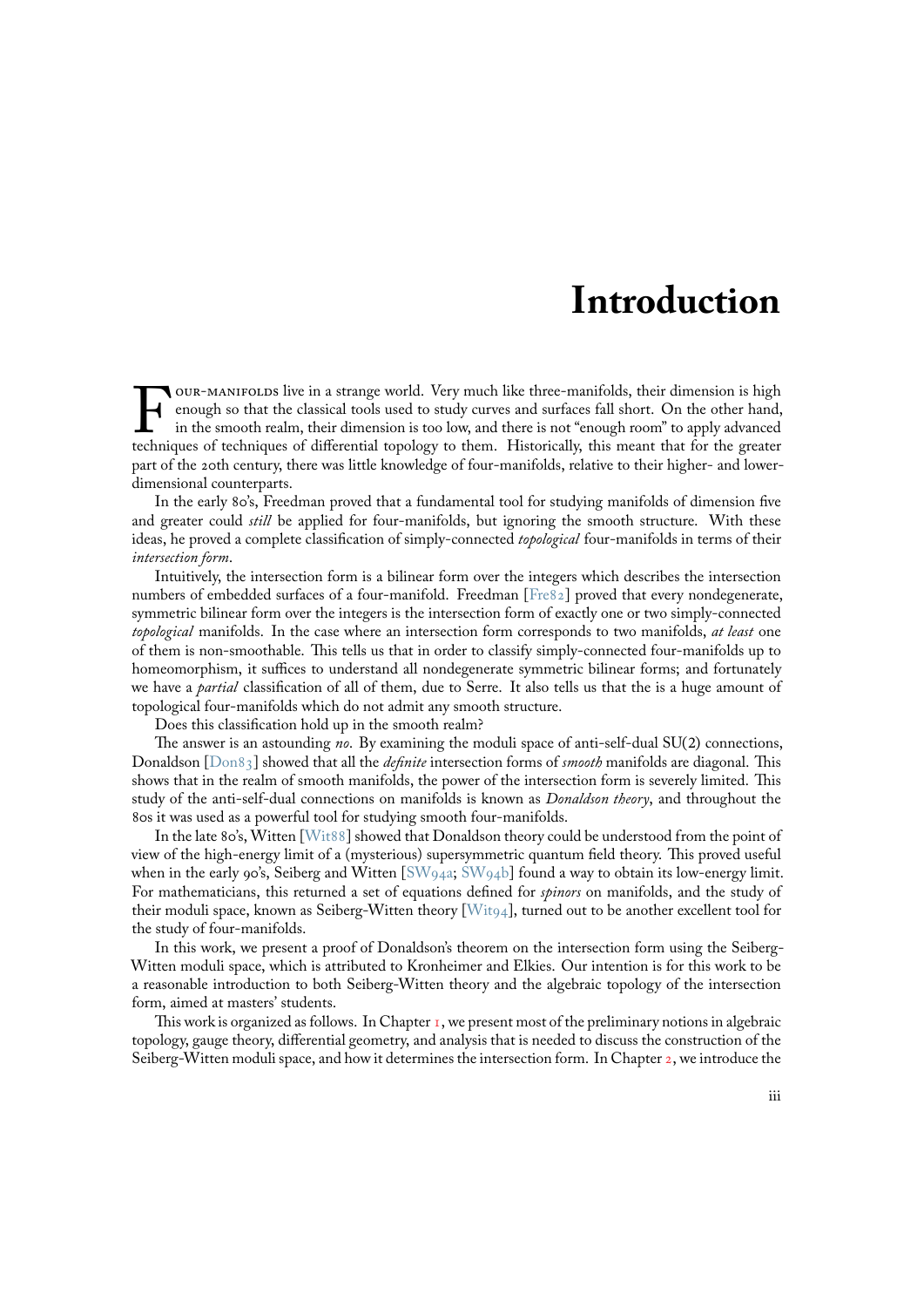# Introduction

Four-manifolds live in a strange world. Very much like three-manifolds, their dimension is high enough so that the classical tools used to study curves and surfaces fall short. On the other hand, in the smooth realm, their dimension is too low, and there is not "enough room" to apply advanced techniques of techniques of differential topology to them. Historically, this meant that for the greater part of the 20th century, there was little knowledge of four-manifolds, relative to their higher- and lower-dimensional counterparts.

In the early 80's, Freedman proved that a fundamental tool for studying manifolds of dimension five and greater could *still* be applied for four-manifolds, but ignoring the smooth structure. With these ideas, he proved a complete classification of simply-connected *topological* four-manifolds in terms of their *intersection form*.

Intuitively, the intersection form is a bilinear form over the integers which describes the intersection numbers of embedded surfaces of a four-manifold. Freedman [Fre82] proved that every nondegenerate, symmetric bilinear form over the integers is the intersection form of exactly one or two simply-connected *topological* manifolds. In the case where an intersection form corresponds to two manifolds, *at least* one of them is non-smoothable. This tells us that in order to classify simply-connected four-manifolds up to homeomorphism, it suffices to understand all nondegenerate symmetric bilinear forms; and fortunately we have a *partial* classification of all of them, due to Serre. It also tells us that the is a huge amount of topological four-manifolds which do not admit any smooth structure.

Does this classification hold up in the smooth realm?

The answer is an astounding *no*. By examining the moduli space of anti-self-dual SU(2) connections, Donaldson [Don83] showed that all the *definite* intersection forms of *smooth* manifolds are diagonal. This shows that in the realm of smooth manifolds, the power of the intersection form is severely limited. This study of the anti-self-dual connections on manifolds is known as *Donaldson theory*, and throughout the 80s it was used as a powerful tool for studying smooth four-manifolds.

In the late 80's, Witten [Wit88] showed that Donaldson theory could be understood from the point of view of the high-energy limit of a (mysterious) supersymmetric quantum field theory. This proved useful when in the early 90's, Seiberg and Witten [SW94a; SW94b] found a way to obtain its low-energy limit. For mathematicians, this returned a set of equations defined for *spinors* on manifolds, and the study of their moduli space, known as Seiberg-Witten theory [Wit94], turned out to be another excellent tool for the study of four-manifolds.

In this work, we present a proof of Donaldson's theorem on the intersection form using the Seiberg-Witten moduli space, which is attributed to Kronheimer and Elkies. Our intention is for this work to be a reasonable introduction to both Seiberg-Witten theory and the algebraic topology of the intersection form, aimed at masters' students.

This work is organized as follows. In Chapter 1, we present most of the preliminary notions in algebraic topology, gauge theory, differential geometry, and analysis that is needed to discuss the construction of the Seiberg-Witten moduli space, and how it determines the intersection form. In Chapter 2, we introduce the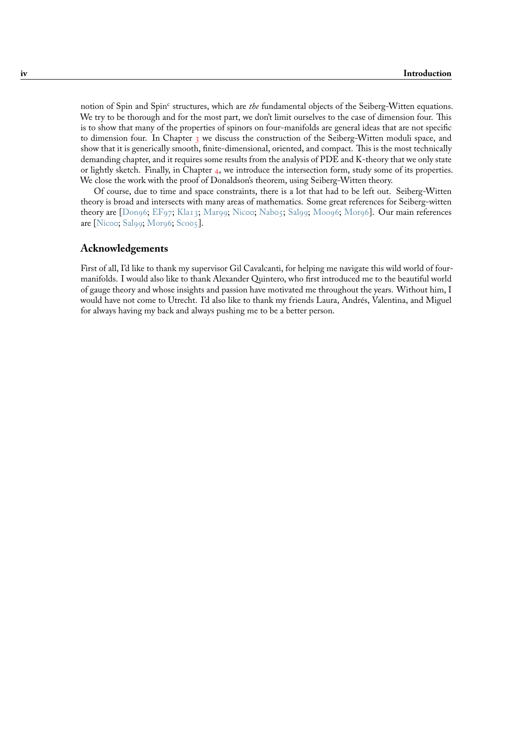notion of Spin and Spin$^c$ structures, which are *the* fundamental objects of the Seiberg-Witten equations. We try to be thorough and for the most part, we don't limit ourselves to the case of dimension four. This is to show that many of the properties of spinors on four-manifolds are general ideas that are not specific to dimension four. In Chapter 3 we discuss the construction of the Seiberg-Witten moduli space, and show that it is generically smooth, finite-dimensional, oriented, and compact. This is the most technically demanding chapter, and it requires some results from the analysis of PDE and K-theory that we only state or lightly sketch. Finally, in Chapter 4, we introduce the intersection form, study some of its properties. We close the work with the proof of Donaldson's theorem, using Seiberg-Witten theory.

Of course, due to time and space constraints, there is a lot that had to be left out. Seiberg-Witten theory is broad and intersects with many areas of mathematics. Some great references for Seiberg-witten theory are [Don96; EF97; Kla13; Mar99; Nic00; Nab05; Sal99; Moo96; Mor96]. Our main references are [Nic00; Sal99; Mor96; Sco05].

## Acknowledgements

First of all, I'd like to thank my supervisor Gil Cavalcanti, for helping me navigate this wild world of four-manifolds. I would also like to thank Alexander Quintero, who first introduced me to the beautiful world of gauge theory and whose insights and passion have motivated me throughout the years. Without him, I would have not come to Utrecht. I'd also like to thank my friends Laura, Andrés, Valentina, and Miguel for always having my back and always pushing me to be a better person.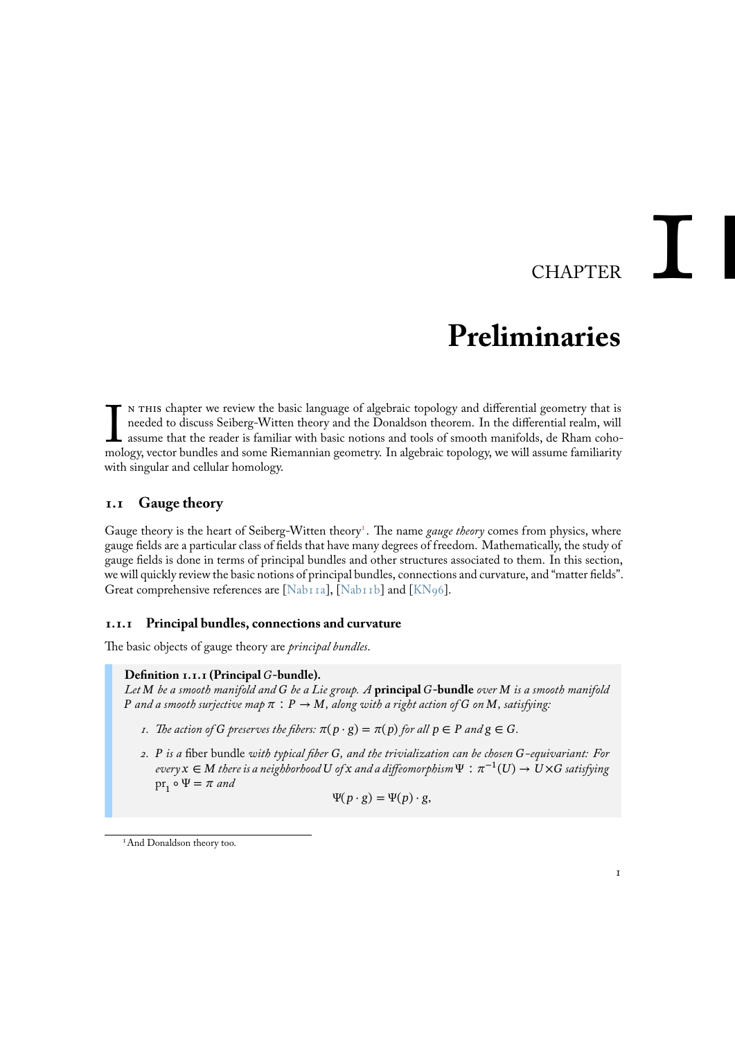# CHAPTER 1

# Preliminaries

In this chapter we review the basic language of algebraic topology and differential geometry that is needed to discuss Seiberg-Witten theory and the Donaldson theorem. In the differential realm, will assume that the reader is familiar with basic notions and tools of smooth manifolds, de Rham cohomology, vector bundles and some Riemannian geometry. In algebraic topology, we will assume familiarity with singular and cellular homology.

## 1.1 Gauge theory

Gauge theory is the heart of Seiberg-Witten theory[1]. The name *gauge theory* comes from physics, where gauge fields are a particular class of fields that have many degrees of freedom. Mathematically, the study of gauge fields is done in terms of principal bundles and other structures associated to them. In this section, we will quickly review the basic notions of principal bundles, connections and curvature, and "matter fields". Great comprehensive references are [Nab11a], [Nab11b] and [KN96].

### 1.1.1 Principal bundles, connections and curvature

The basic objects of gauge theory are *principal bundles*.

**Definition 1.1.1 (Principal $G$-bundle).**
*Let $M$ be a smooth manifold and $G$ be a Lie group. A* **principal $G$-bundle** *over $M$ is a smooth manifold $P$ and a smooth surjective map $\pi : P \to M$, along with a right action of $G$ on $M$, satisfying:*

1. *The action of $G$ preserves the fibers: $\pi(p \cdot g) = \pi(p)$ for all $p \in P$ and $g \in G$.*
2. *$P$ is a* fiber bundle *with typical fiber $G$, and the trivialization can be chosen $G$-equivariant: For every $x \in M$ there is a neighborhood $U$ of $x$ and a diffeomorphism $\Psi : \pi^{-1}(U) \to U \times G$ satisfying $\mathrm{pr}_1 \circ \Psi = \pi$ and*

$$\Psi(p \cdot g) = \Psi(p) \cdot g,$$

[1] And Donaldson theory too.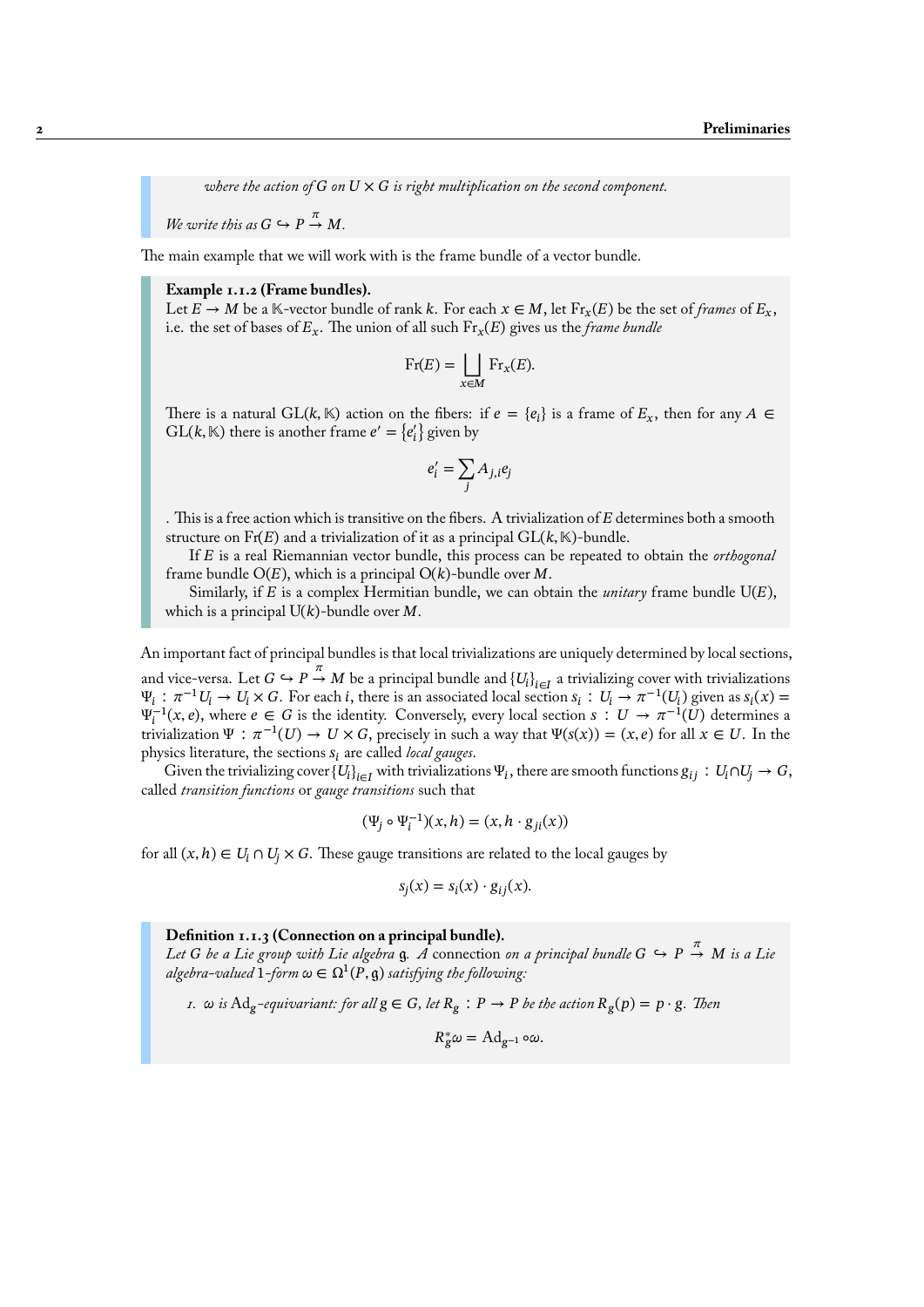*where the action of $G$ on $U \times G$ is right multiplication on the second component.*

*We write this as $G \hookrightarrow P \xrightarrow{\pi} M$.*

The main example that we will work with is the frame bundle of a vector bundle.

**Example 1.1.2 (Frame bundles).**
Let $E \to M$ be a $\mathbb{K}$-vector bundle of rank $k$. For each $x \in M$, let $\mathrm{Fr}_x(E)$ be the set of *frames* of $E_x$, i.e. the set of bases of $E_x$. The union of all such $\mathrm{Fr}_x(E)$ gives us the *frame bundle*

$$\mathrm{Fr}(E) = \bigsqcup_{x \in M} \mathrm{Fr}_x(E).$$

There is a natural $\mathrm{GL}(k, \mathbb{K})$ action on the fibers: if $e = \{e_i\}$ is a frame of $E_x$, then for any $A \in \mathrm{GL}(k, \mathbb{K})$ there is another frame $e' = \{e'_i\}$ given by

$$e'_i = \sum_j A_{j,i} e_j$$

. This is a free action which is transitive on the fibers. A trivialization of $E$ determines both a smooth structure on $\mathrm{Fr}(E)$ and a trivialization of it as a principal $\mathrm{GL}(k, \mathbb{K})$-bundle.

If $E$ is a real Riemannian vector bundle, this process can be repeated to obtain the *orthogonal* frame bundle $\mathrm{O}(E)$, which is a principal $\mathrm{O}(k)$-bundle over $M$.

Similarly, if $E$ is a complex Hermitian bundle, we can obtain the *unitary* frame bundle $\mathrm{U}(E)$, which is a principal $\mathrm{U}(k)$-bundle over $M$.

An important fact of principal bundles is that local trivializations are uniquely determined by local sections, and vice-versa. Let $G \hookrightarrow P \xrightarrow{\pi} M$ be a principal bundle and $\{U_i\}_{i \in I}$ a trivializing cover with trivializations $\Psi_i : \pi^{-1} U_i \to U_i \times G$. For each $i$, there is an associated local section $s_i : U_i \to \pi^{-1}(U_i)$ given as $s_i(x) = \Psi_i^{-1}(x, e)$, where $e \in G$ is the identity. Conversely, every local section $s : U \to \pi^{-1}(U)$ determines a trivialization $\Psi : \pi^{-1}(U) \to U \times G$, precisely in such a way that $\Psi(s(x)) = (x, e)$ for all $x \in U$. In the physics literature, the sections $s_i$ are called *local gauges*.

Given the trivializing cover $\{U_i\}_{i \in I}$ with trivializations $\Psi_i$, there are smooth functions $g_{ij} : U_i \cap U_j \to G$, called *transition functions* or *gauge transitions* such that

$$(\Psi_j \circ \Psi_i^{-1})(x, h) = (x, h \cdot g_{ji}(x))$$

for all $(x, h) \in U_i \cap U_j \times G$. These gauge transitions are related to the local gauges by

$$s_j(x) = s_i(x) \cdot g_{ij}(x).$$

**Definition 1.1.3 (Connection on a principal bundle).**
*Let $G$ be a Lie group with Lie algebra $\mathfrak{g}$. A* connection *on a principal bundle $G \hookrightarrow P \xrightarrow{\pi} M$ is a Lie algebra-valued 1-form $\omega \in \Omega^1(P, \mathfrak{g})$ satisfying the following:*

1. *$\omega$ is $\mathrm{Ad}_g$-equivariant: for all $g \in G$, let $R_g : P \to P$ be the action $R_g(p) = p \cdot g$. Then*

$$R_g^* \omega = \mathrm{Ad}_{g^{-1}} \circ \omega.$$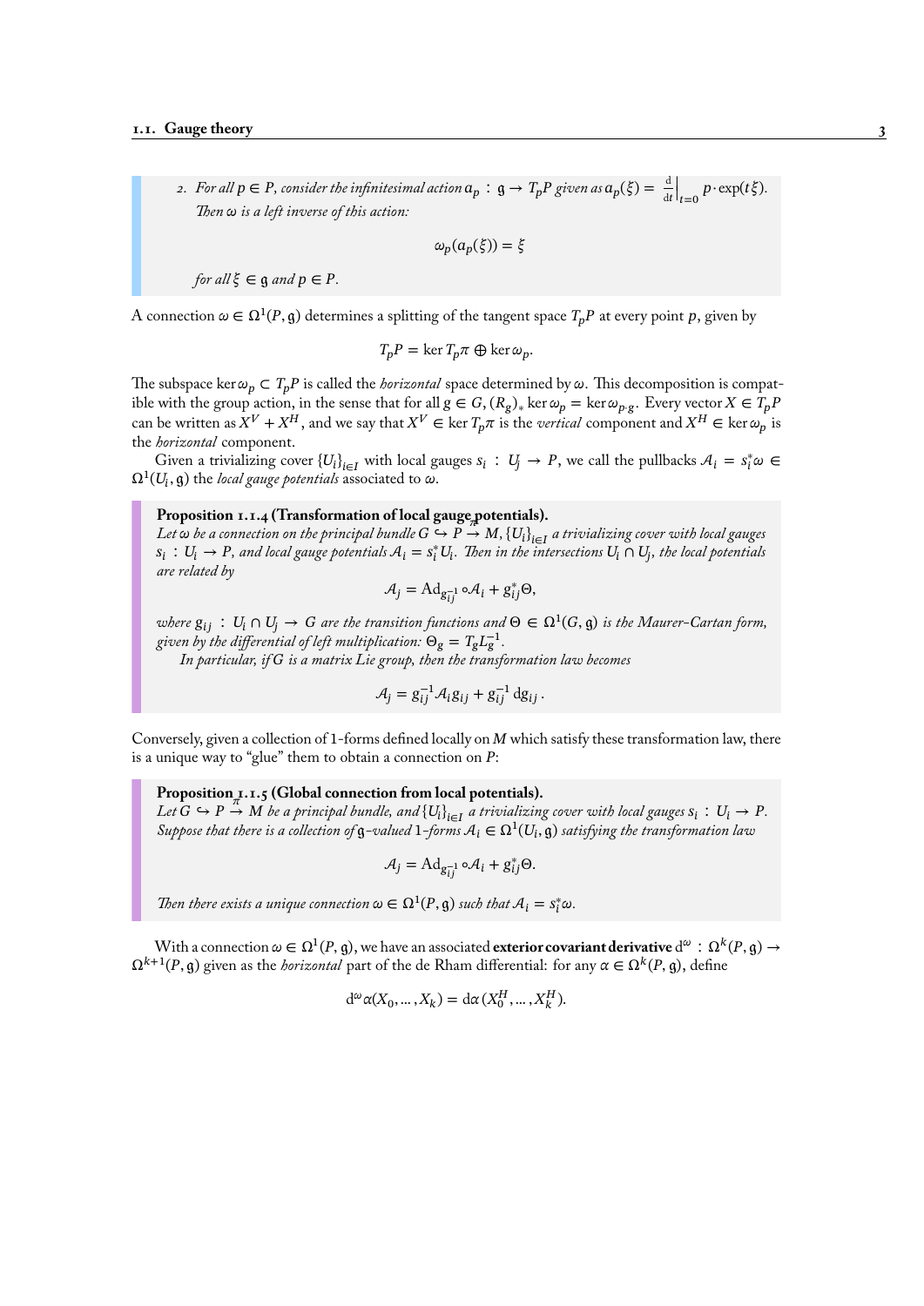2. *For all $p \in P$, consider the infinitesimal action $a_p : \mathfrak{g} \to T_pP$ given as $a_p(\xi) = \frac{\mathrm{d}}{\mathrm{d}t}\Big|_{t=0} p \cdot \exp(t\xi)$. Then $\omega$ is a left inverse of this action:*

$$\omega_p(a_p(\xi)) = \xi$$

*for all $\xi \in \mathfrak{g}$ and $p \in P$.*

A connection $\omega \in \Omega^1(P, \mathfrak{g})$ determines a splitting of the tangent space $T_pP$ at every point $p$, given by

$$T_pP = \ker T_p\pi \oplus \ker \omega_p.$$

The subspace $\ker \omega_p \subset T_pP$ is called the *horizontal* space determined by $\omega$. This decomposition is compatible with the group action, in the sense that for all $g \in G$, $(R_g)_* \ker \omega_p = \ker \omega_{p \cdot g}$. Every vector $X \in T_pP$ can be written as $X^V + X^H$, and we say that $X^V \in \ker T_p\pi$ is the *vertical* component and $X^H \in \ker \omega_p$ is the *horizontal* component.

Given a trivializing cover $\{U_i\}_{i \in I}$ with local gauges $s_i : U_j \to P$, we call the pullbacks $\mathcal{A}_i = s_i^* \omega \in \Omega^1(U_i, \mathfrak{g})$ the *local gauge potentials* associated to $\omega$.

**Proposition 1.1.4 (Transformation of local gauge potentials).**
*Let $\omega$ be a connection on the principal bundle $G \hookrightarrow P \xrightarrow{\pi} M$, $\{U_i\}_{i \in I}$ a trivializing cover with local gauges $s_i : U_i \to P$, and local gauge potentials $\mathcal{A}_i = s_i^* U_i$. Then in the intersections $U_i \cap U_j$, the local potentials are related by*

$$\mathcal{A}_j = \mathrm{Ad}_{g_{ij}^{-1}} \circ \mathcal{A}_i + g_{ij}^* \Theta,$$

*where $g_{ij} : U_i \cap U_j \to G$ are the transition functions and $\Theta \in \Omega^1(G, \mathfrak{g})$ is the Maurer-Cartan form, given by the differential of left multiplication: $\Theta_g = T_g L_g^{-1}$.*

*In particular, if $G$ is a matrix Lie group, then the transformation law becomes*

$$\mathcal{A}_j = g_{ij}^{-1} \mathcal{A}_i g_{ij} + g_{ij}^{-1}\, \mathrm{d}g_{ij}\,.$$

Conversely, given a collection of 1-forms defined locally on $M$ which satisfy these transformation law, there is a unique way to "glue" them to obtain a connection on $P$:

**Proposition 1.1.5 (Global connection from local potentials).**
*Let $G \hookrightarrow P \xrightarrow{\pi} M$ be a principal bundle, and $\{U_i\}_{i \in I}$ a trivializing cover with local gauges $s_i : U_i \to P$. Suppose that there is a collection of $\mathfrak{g}$-valued 1-forms $\mathcal{A}_i \in \Omega^1(U_i, \mathfrak{g})$ satisfying the transformation law*

$$\mathcal{A}_j = \mathrm{Ad}_{g_{ij}^{-1}} \circ \mathcal{A}_i + g_{ij}^* \Theta.$$

*Then there exists a unique connection $\omega \in \Omega^1(P, \mathfrak{g})$ such that $\mathcal{A}_i = s_i^* \omega$.*

With a connection $\omega \in \Omega^1(P, \mathfrak{g})$, we have an associated **exterior covariant derivative** $\mathrm{d}^\omega : \Omega^k(P, \mathfrak{g}) \to \Omega^{k+1}(P, \mathfrak{g})$ given as the *horizontal* part of the de Rham differential: for any $\alpha \in \Omega^k(P, \mathfrak{g})$, define

$$\mathrm{d}^\omega \alpha(X_0, \ldots, X_k) = \mathrm{d}\alpha\,(X_0^H, \ldots, X_k^H).$$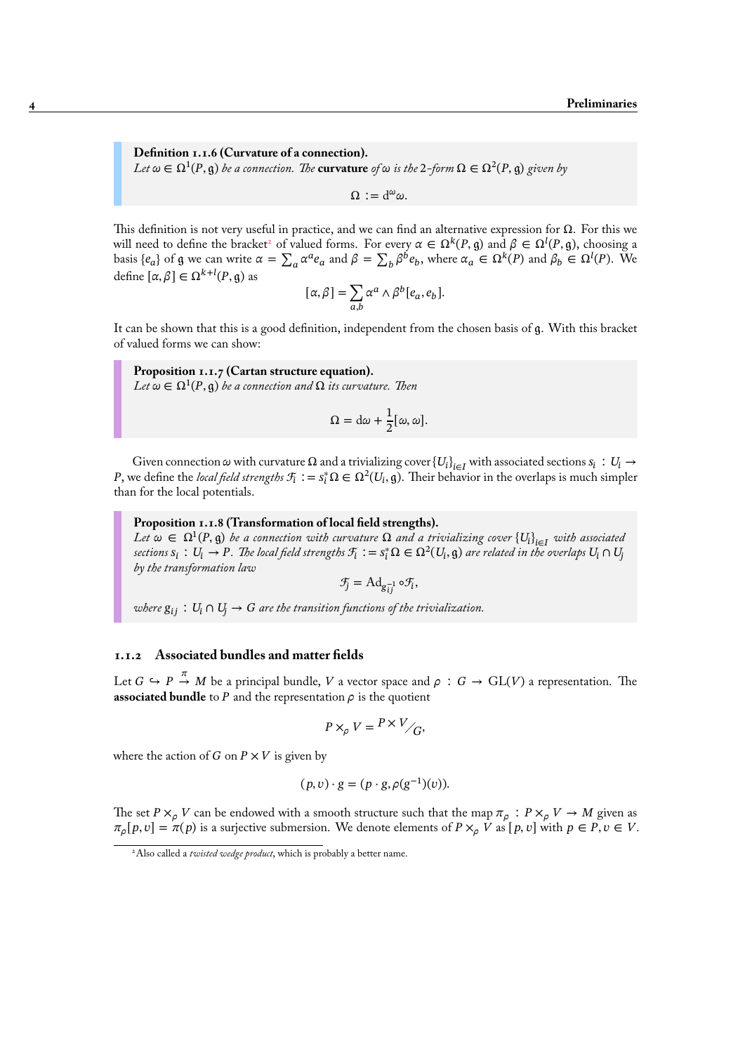**Definition 1.1.6 (Curvature of a connection).**
*Let $\omega \in \Omega^1(P, \mathfrak{g})$ be a connection. The* **curvature** *of $\omega$ is the 2-form $\Omega \in \Omega^2(P, \mathfrak{g})$ given by*

$$\Omega := \mathrm{d}^\omega \omega.$$

This definition is not very useful in practice, and we can find an alternative expression for $\Omega$. For this we will need to define the bracket[2] of valued forms. For every $\alpha \in \Omega^k(P, \mathfrak{g})$ and $\beta \in \Omega^l(P, \mathfrak{g})$, choosing a basis $\{e_a\}$ of $\mathfrak{g}$ we can write $\alpha = \sum_a \alpha^a e_a$ and $\beta = \sum_b \beta^b e_b$, where $\alpha_a \in \Omega^k(P)$ and $\beta_b \in \Omega^l(P)$. We define $[\alpha, \beta] \in \Omega^{k+l}(P, \mathfrak{g})$ as

$$[\alpha, \beta] = \sum_{a,b} \alpha^a \wedge \beta^b [e_a, e_b].$$

It can be shown that this is a good definition, independent from the chosen basis of $\mathfrak{g}$. With this bracket of valued forms we can show:

**Proposition 1.1.7 (Cartan structure equation).**
*Let $\omega \in \Omega^1(P, \mathfrak{g})$ be a connection and $\Omega$ its curvature. Then*

$$\Omega = \mathrm{d}\omega + \frac{1}{2}[\omega, \omega].$$

Given connection $\omega$ with curvature $\Omega$ and a trivializing cover $\{U_i\}_{i \in I}$ with associated sections $s_i : U_i \to P$, we define the *local field strengths* $\mathcal{F}_i := s_i^* \Omega \in \Omega^2(U_i, \mathfrak{g})$. Their behavior in the overlaps is much simpler than for the local potentials.

**Proposition 1.1.8 (Transformation of local field strengths).**
*Let $\omega \in \Omega^1(P, \mathfrak{g})$ be a connection with curvature $\Omega$ and a trivializing cover $\{U_i\}_{i \in I}$ with associated sections $s_i : U_i \to P$. The local field strengths $\mathcal{F}_i := s_i^* \Omega \in \Omega^2(U_i, \mathfrak{g})$ are related in the overlaps $U_i \cap U_j$ by the transformation law*

$$\mathcal{F}_j = \mathrm{Ad}_{g_{ij}^{-1}} \circ \mathcal{F}_i,$$

*where $g_{ij} : U_i \cap U_j \to G$ are the transition functions of the trivialization.*

### 1.1.2 Associated bundles and matter fields

Let $G \hookrightarrow P \xrightarrow{\pi} M$ be a principal bundle, $V$ a vector space and $\rho : G \to \mathrm{GL}(V)$ a representation. The **associated bundle** to $P$ and the representation $\rho$ is the quotient

$$P \times_\rho V = {}^{P \times V}\!/_{G},$$

where the action of $G$ on $P \times V$ is given by

$$(p, v) \cdot g = (p \cdot g, \rho(g^{-1})(v)).$$

The set $P \times_\rho V$ can be endowed with a smooth structure such that the map $\pi_\rho : P \times_\rho V \to M$ given as $\pi_\rho[p, v] = \pi(p)$ is a surjective submersion. We denote elements of $P \times_\rho V$ as $[p, v]$ with $p \in P, v \in V$.

[2] Also called a *twisted wedge product*, which is probably a better name.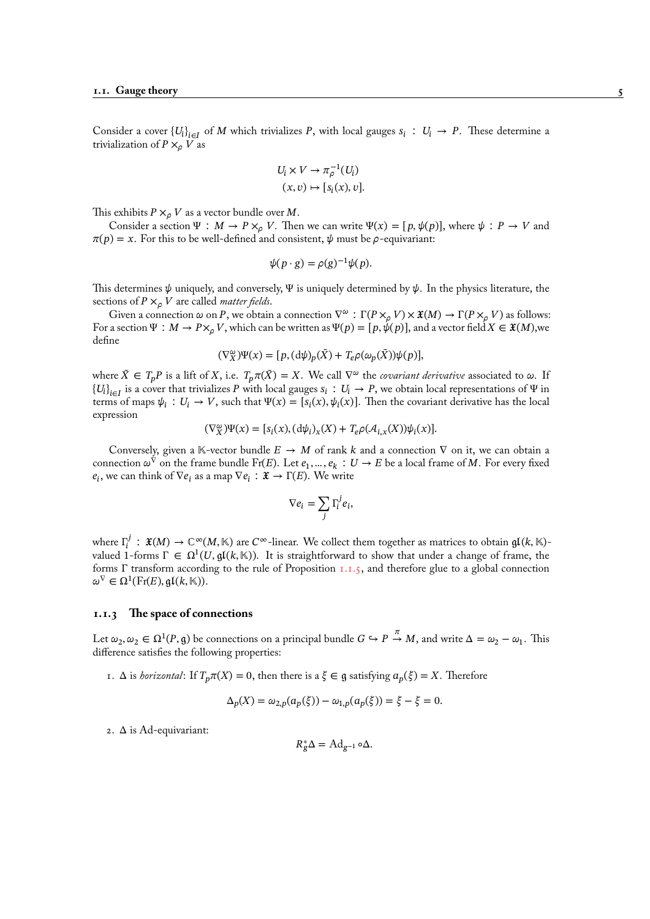Consider a cover $\{U_i\}_{i\in I}$ of $M$ which trivializes $P$, with local gauges $s_i : U_i \to P$. These determine a trivialization of $P \times_\rho V$ as

$$\begin{aligned} U_i \times V &\to \pi_\rho^{-1}(U_i) \\ (x, v) &\mapsto [s_i(x), v]. \end{aligned}$$

This exhibits $P \times_\rho V$ as a vector bundle over $M$.

Consider a section $\Psi : M \to P \times_\rho V$. Then we can write $\Psi(x) = [p, \psi(p)]$, where $\psi : P \to V$ and $\pi(p) = x$. For this to be well-defined and consistent, $\psi$ must be $\rho$-equivariant:

$$\psi(p \cdot g) = \rho(g)^{-1}\psi(p).$$

This determines $\psi$ uniquely, and conversely, $\Psi$ is uniquely determined by $\psi$. In the physics literature, the sections of $P \times_\rho V$ are called *matter fields*.

Given a connection $\omega$ on $P$, we obtain a connection $\nabla^\omega : \Gamma(P \times_\rho V) \times \mathfrak{X}(M) \to \Gamma(P \times_\rho V)$ as follows: For a section $\Psi : M \to P \times_\rho V$, which can be written as $\Psi(p) = [p, \psi(p)]$, and a vector field $X \in \mathfrak{X}(M)$,we define

$$(\nabla^\omega_X)\Psi(x) = [p, (\mathrm{d}\psi)_p(\tilde{X}) + T_e\rho(\omega_p(\tilde{X}))\psi(p)],$$

where $\tilde{X} \in T_pP$ is a lift of $X$, i.e. $T_p\pi(\tilde{X}) = X$. We call $\nabla^\omega$ the *covariant derivative* associated to $\omega$. If $\{U_i\}_{i\in I}$ is a cover that trivializes $P$ with local gauges $s_i : U_i \to P$, we obtain local representations of $\Psi$ in terms of maps $\psi_i : U_i \to V$, such that $\Psi(x) = [s_i(x), \psi_i(x)]$. Then the covariant derivative has the local expression

$$(\nabla^\omega_X)\Psi(x) = [s_i(x), (\mathrm{d}\psi_i)_x(X) + T_e\rho(\mathcal{A}_{i,x}(X))\psi_i(x)].$$

Conversely, given a $\mathbb{K}$-vector bundle $E \to M$ of rank $k$ and a connection $\nabla$ on it, we can obtain a connection $\omega^\nabla$ on the frame bundle $\mathrm{Fr}(E)$. Let $e_1, \ldots, e_k : U \to E$ be a local frame of $M$. For every fixed $e_i$, we can think of $\nabla e_i$ as a map $\nabla e_i : \mathfrak{X} \to \Gamma(E)$. We write

$$\nabla e_i = \sum_j \Gamma_i^j e_i,$$

where $\Gamma_i^j : \mathfrak{X}(M) \to \mathbb{C}^\infty(M, \mathbb{K})$ are $C^\infty$-linear. We collect them together as matrices to obtain $\mathfrak{gl}(k, \mathbb{K})$-valued 1-forms $\Gamma \in \Omega^1(U, \mathfrak{gl}(k, \mathbb{K}))$. It is straightforward to show that under a change of frame, the forms $\Gamma$ transform according to the rule of Proposition 1.1.5, and therefore glue to a global connection $\omega^\nabla \in \Omega^1(\mathrm{Fr}(E), \mathfrak{gl}(k, \mathbb{K}))$.

### 1.1.3 The space of connections

Let $\omega_2, \omega_2 \in \Omega^1(P, \mathfrak{g})$ be connections on a principal bundle $G \hookrightarrow P \xrightarrow{\pi} M$, and write $\Delta = \omega_2 - \omega_1$. This difference satisfies the following properties:

1. $\Delta$ is *horizontal*: If $T_p\pi(X) = 0$, then there is a $\xi \in \mathfrak{g}$ satisfying $a_p(\xi) = X$. Therefore

$$\Delta_p(X) = \omega_{2,p}(a_p(\xi)) - \omega_{1,p}(a_p(\xi)) = \xi - \xi = 0.$$

2. $\Delta$ is Ad-equivariant:

$$R_g^*\Delta = \mathrm{Ad}_{g^{-1}} \circ \Delta.$$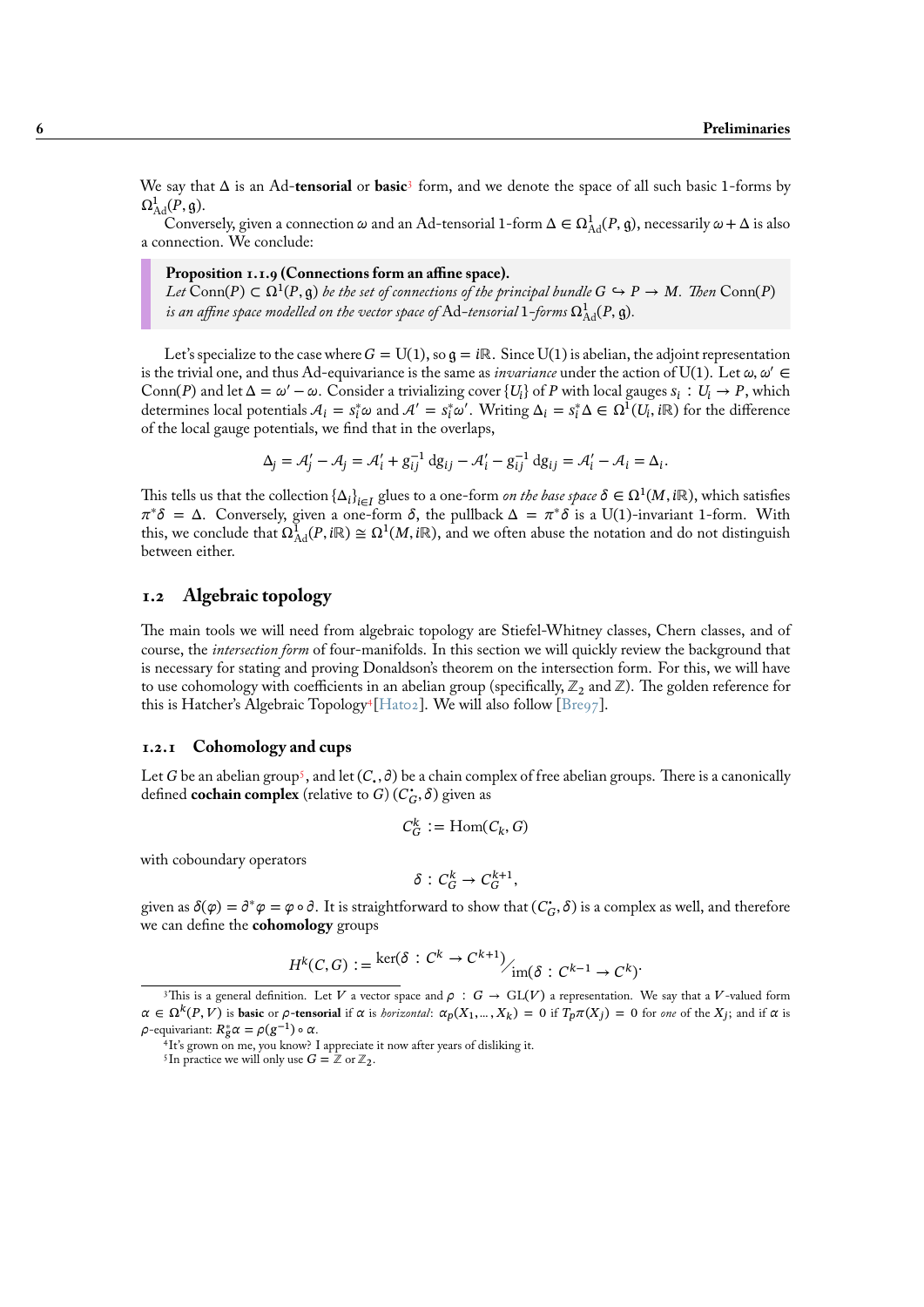We say that $\Delta$ is an Ad-**tensorial** or **basic**[3] form, and we denote the space of all such basic 1-forms by $\Omega^1_{\mathrm{Ad}}(P, \mathfrak{g})$.

Conversely, given a connection $\omega$ and an Ad-tensorial 1-form $\Delta \in \Omega^1_{\mathrm{Ad}}(P, \mathfrak{g})$, necessarily $\omega + \Delta$ is also a connection. We conclude:

> **Proposition 1.1.9 (Connections form an affine space).**
> *Let* $\mathrm{Conn}(P) \subset \Omega^1(P, \mathfrak{g})$ *be the set of connections of the principal bundle* $G \hookrightarrow P \to M$. *Then* $\mathrm{Conn}(P)$ *is an affine space modelled on the vector space of* Ad*-tensorial* 1*-forms* $\Omega^1_{\mathrm{Ad}}(P, \mathfrak{g})$.

Let's specialize to the case where $G = \mathrm{U}(1)$, so $\mathfrak{g} = i\mathbb{R}$. Since $\mathrm{U}(1)$ is abelian, the adjoint representation is the trivial one, and thus Ad-equivariance is the same as *invariance* under the action of $\mathrm{U}(1)$. Let $\omega, \omega' \in \mathrm{Conn}(P)$ and let $\Delta = \omega' - \omega$. Consider a trivializing cover $\{U_i\}$ of $P$ with local gauges $s_i : U_i \to P$, which determines local potentials $\mathcal{A}_i = s_i^*\omega$ and $\mathcal{A}' = s_i^*\omega'$. Writing $\Delta_i = s_i^*\Delta \in \Omega^1(U_i, i\mathbb{R})$ for the difference of the local gauge potentials, we find that in the overlaps,

$$\Delta_j = \mathcal{A}_j' - \mathcal{A}_j = \mathcal{A}_i' + g_{ij}^{-1}\,\mathrm{d}g_{ij} - \mathcal{A}_i' - g_{ij}^{-1}\,\mathrm{d}g_{ij} = \mathcal{A}_i' - \mathcal{A}_i = \Delta_i.$$

This tells us that the collection $\{\Delta_i\}_{i \in I}$ glues to a one-form *on the base space* $\delta \in \Omega^1(M, i\mathbb{R})$, which satisfies $\pi^*\delta = \Delta$. Conversely, given a one-form $\delta$, the pullback $\Delta = \pi^*\delta$ is a $\mathrm{U}(1)$-invariant 1-form. With this, we conclude that $\Omega^1_{\mathrm{Ad}}(P, i\mathbb{R}) \cong \Omega^1(M, i\mathbb{R})$, and we often abuse the notation and do not distinguish between either.

## 1.2 Algebraic topology

The main tools we will need from algebraic topology are Stiefel-Whitney classes, Chern classes, and of course, the *intersection form* of four-manifolds. In this section we will quickly review the background that is necessary for stating and proving Donaldson's theorem on the intersection form. For this, we will have to use cohomology with coefficients in an abelian group (specifically, $\mathbb{Z}_2$ and $\mathbb{Z}$). The golden reference for this is Hatcher's Algebraic Topology[4][Hat02]. We will also follow [Bre97].

### 1.2.1 Cohomology and cups

Let $G$ be an abelian group[5], and let $(C_\bullet, \partial)$ be a chain complex of free abelian groups. There is a canonically defined **cochain complex** (relative to $G$) $(C^\bullet_G, \delta)$ given as

$$C^k_G := \mathrm{Hom}(C_k, G)$$

with coboundary operators

$$\delta : C^k_G \to C^{k+1}_G,$$

given as $\delta(\varphi) = \partial^*\varphi = \varphi \circ \partial$. It is straightforward to show that $(C^\bullet_G, \delta)$ is a complex as well, and therefore we can define the **cohomology** groups

$$H^k(C, G) := {}^{\ker(\delta\, :\, C^k \to C^{k+1})}\big/_{\mathrm{im}(\delta\, :\, C^{k-1} \to C^k)}.$$

---

[3] This is a general definition. Let $V$ a vector space and $\rho : G \to \mathrm{GL}(V)$ a representation. We say that a $V$-valued form $\alpha \in \Omega^k(P, V)$ is **basic** or $\rho$-**tensorial** if $\alpha$ is *horizontal*: $\alpha_p(X_1, \dots, X_k) = 0$ if $T_p\pi(X_j) = 0$ for *one* of the $X_j$; and if $\alpha$ is $\rho$-equivariant: $R_g^*\alpha = \rho(g^{-1}) \circ \alpha$.

[4] It's grown on me, you know? I appreciate it now after years of disliking it.

[5] In practice we will only use $G = \mathbb{Z}$ or $\mathbb{Z}_2$.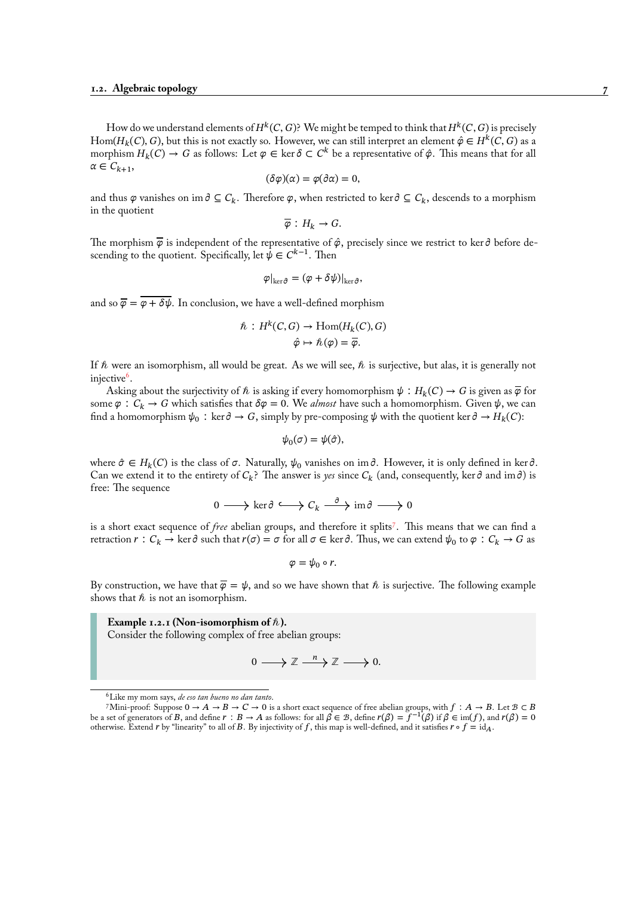How do we understand elements of $H^k(C, G)$? We might be temped to think that $H^k(C, G)$ is precisely $\mathrm{Hom}(H_k(C), G)$, but this is not exactly so. However, we can still interpret an element $\hat{\varphi} \in H^k(C, G)$ as a morphism $H_k(C) \to G$ as follows: Let $\varphi \in \ker \delta \subset C^k$ be a representative of $\hat{\varphi}$. This means that for all $\alpha \in C_{k+1}$,

$$(\delta\varphi)(\alpha) = \varphi(\partial\alpha) = 0,$$

and thus $\varphi$ vanishes on $\operatorname{im} \partial \subseteq C_k$. Therefore $\varphi$, when restricted to $\ker \partial \subseteq C_k$, descends to a morphism in the quotient

$$\overline{\varphi} : H_k \to G.$$

The morphism $\overline{\varphi}$ is independent of the representative of $\hat{\varphi}$, precisely since we restrict to $\ker \partial$ before descending to the quotient. Specifically, let $\psi \in C^{k-1}$. Then

$$\varphi|_{\ker \partial} = (\varphi + \delta\psi)|_{\ker \partial},$$

and so $\overline{\varphi} = \overline{\varphi + \delta\psi}$. In conclusion, we have a well-defined morphism

$$\begin{aligned} \hbar : H^k(C, G) &\to \mathrm{Hom}(H_k(C), G) \\ \hat{\varphi} &\mapsto \hbar(\varphi) = \overline{\varphi}. \end{aligned}$$

If $\hbar$ were an isomorphism, all would be great. As we will see, $\hbar$ is surjective, but alas, it is generally not injective[6].

Asking about the surjectivity of $\hbar$ is asking if every homomorphism $\psi : H_k(C) \to G$ is given as $\overline{\varphi}$ for some $\varphi : C_k \to G$ which satisfies that $\delta\varphi = 0$. We *almost* have such a homomorphism. Given $\psi$, we can find a homomorphism $\psi_0 : \ker \partial \to G$, simply by pre-composing $\psi$ with the quotient $\ker \partial \to H_k(C)$:

$$\psi_0(\sigma) = \psi(\hat{\sigma}),$$

where $\hat{\sigma} \in H_k(C)$ is the class of $\sigma$. Naturally, $\psi_0$ vanishes on $\operatorname{im} \partial$. However, it is only defined in $\ker \partial$. Can we extend it to the entirety of $C_k$? The answer is *yes* since $C_k$ (and, consequently, $\ker \partial$ and $\operatorname{im} \partial$) is free: The sequence

$$0 \longrightarrow \ker \partial \hookrightarrow C_k \xrightarrow{\partial} \operatorname{im} \partial \longrightarrow 0$$

is a short exact sequence of *free* abelian groups, and therefore it splits[7]. This means that we can find a retraction $r : C_k \to \ker \partial$ such that $r(\sigma) = \sigma$ for all $\sigma \in \ker \partial$. Thus, we can extend $\psi_0$ to $\varphi : C_k \to G$ as

$$\varphi = \psi_0 \circ r.$$

By construction, we have that $\overline{\varphi} = \psi$, and so we have shown that $\hbar$ is surjective. The following example shows that $\hbar$ is not an isomorphism.

**Example 1.2.1 (Non-isomorphism of $\hbar$).**
Consider the following complex of free abelian groups:

$$0 \longrightarrow \mathbb{Z} \xrightarrow{n} \mathbb{Z} \longrightarrow 0.$$

---

[6] Like my mom says, *de eso tan bueno no dan tanto*.

[7] Mini-proof: Suppose $0 \to A \to B \to C \to 0$ is a short exact sequence of free abelian groups, with $f : A \to B$. Let $\mathcal{B} \subset B$ be a set of generators of $B$, and define $r : B \to A$ as follows: for all $\beta \in \mathcal{B}$, define $r(\beta) = f^{-1}(\beta)$ if $\beta \in \operatorname{im}(f)$, and $r(\beta) = 0$ otherwise. Extend $r$ by "linearity" to all of $B$. By injectivity of $f$, this map is well-defined, and it satisfies $r \circ f = \mathrm{id}_A$.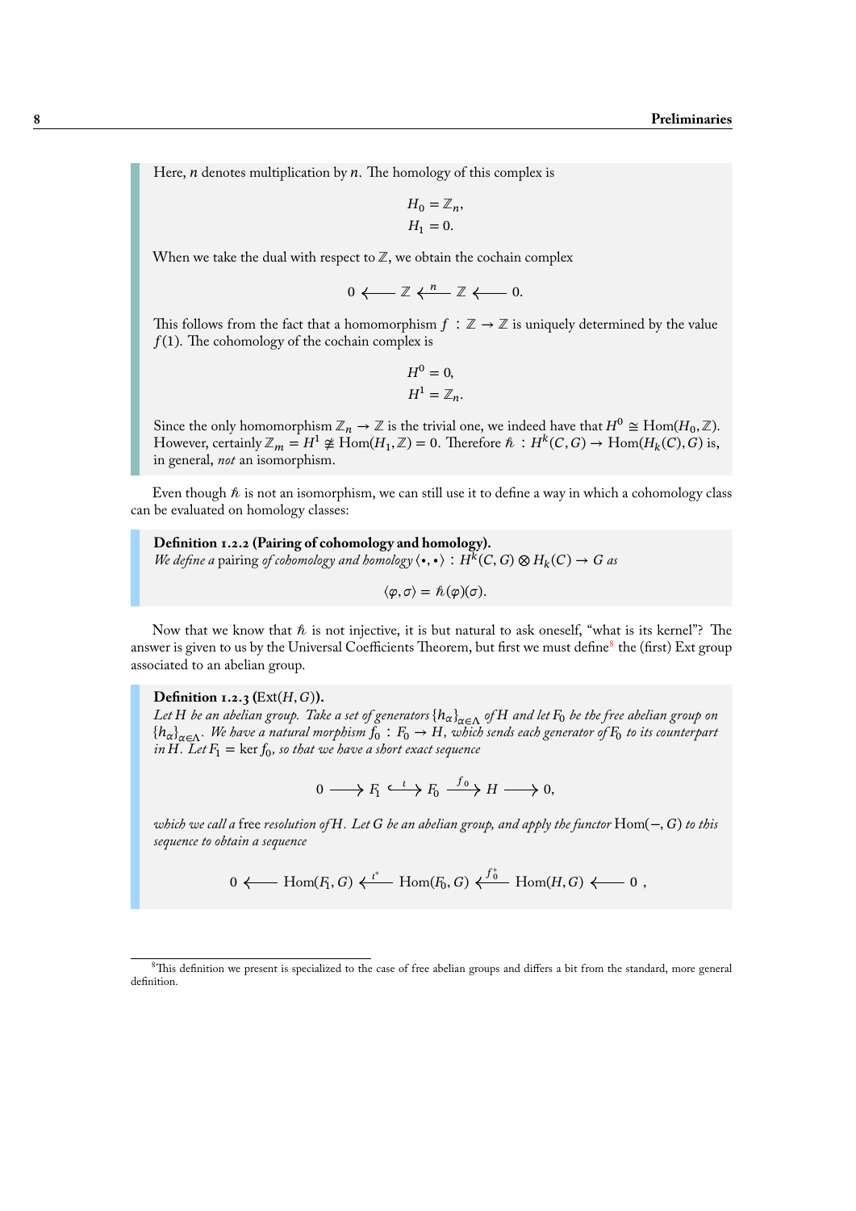Here, $n$ denotes multiplication by $n$. The homology of this complex is

$$
\begin{aligned}
H_0 &= \mathbb{Z}_n, \\
H_1 &= 0.
\end{aligned}
$$

When we take the dual with respect to $\mathbb{Z}$, we obtain the cochain complex

$$
0 \longleftarrow \mathbb{Z} \xleftarrow{\;n\;} \mathbb{Z} \longleftarrow 0.
$$

This follows from the fact that a homomorphism $f : \mathbb{Z} \to \mathbb{Z}$ is uniquely determined by the value $f(1)$. The cohomology of the cochain complex is

$$
\begin{aligned}
H^0 &= 0, \\
H^1 &= \mathbb{Z}_n.
\end{aligned}
$$

Since the only homomorphism $\mathbb{Z}_n \to \mathbb{Z}$ is the trivial one, we indeed have that $H^0 \cong \operatorname{Hom}(H_0, \mathbb{Z})$. However, certainly $\mathbb{Z}_m = H^1 \ncong \operatorname{Hom}(H_1, \mathbb{Z}) = 0$. Therefore $\hbar : H^k(C, G) \to \operatorname{Hom}(H_k(C), G)$ is, in general, *not* an isomorphism.

Even though $\hbar$ is not an isomorphism, we can still use it to define a way in which a cohomology class can be evaluated on homology classes:

**Definition 1.2.2 (Pairing of cohomology and homology).**
*We define a* pairing *of cohomology and homology* $\langle \bullet, \bullet \rangle : H^k(C, G) \otimes H_k(C) \to G$ *as*

$$
\langle \varphi, \sigma \rangle = \hbar(\varphi)(\sigma).
$$

Now that we know that $\hbar$ is not injective, it is but natural to ask oneself, "what is its kernel"? The answer is given to us by the Universal Coefficients Theorem, but first we must define[8] the (first) Ext group associated to an abelian group.

**Definition 1.2.3 ($\operatorname{Ext}(H, G)$).**
*Let $H$ be an abelian group. Take a set of generators $\{h_\alpha\}_{\alpha \in \Lambda}$ of $H$ and let $F_0$ be the free abelian group on $\{h_\alpha\}_{\alpha \in \Lambda}$. We have a natural morphism $f_0 : F_0 \to H$, which sends each generator of $F_0$ to its counterpart in $H$. Let $F_1 = \ker f_0$, so that we have a short exact sequence*

$$
0 \longrightarrow F_1 \xhookrightarrow{\;\iota\;} F_0 \xrightarrow{\;f_0\;} H \longrightarrow 0,
$$

*which we call a* free *resolution of $H$. Let $G$ be an abelian group, and apply the functor $\operatorname{Hom}(-, G)$ to this sequence to obtain a sequence*

$$
0 \longleftarrow \operatorname{Hom}(F_1, G) \xleftarrow{\;\iota^*\;} \operatorname{Hom}(F_0, G) \xleftarrow{\;f_0^*\;} \operatorname{Hom}(H, G) \longleftarrow 0\ ,
$$

[8] This definition we present is specialized to the case of free abelian groups and differs a bit from the standard, more general definition.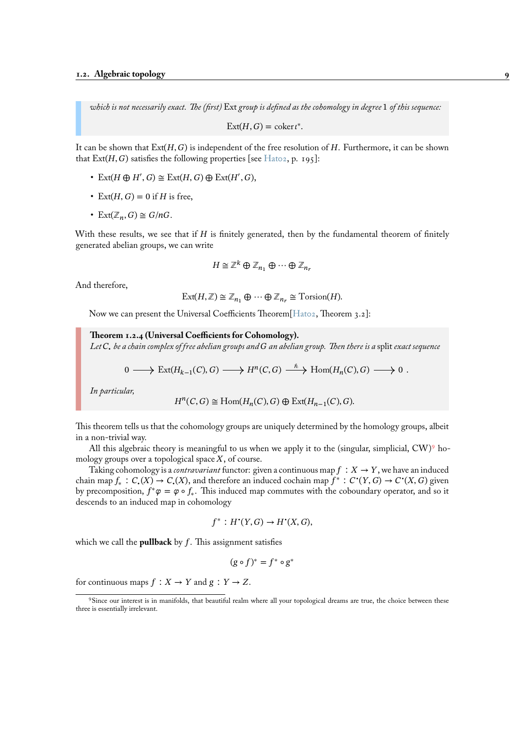*which is not necessarily exact. The (first)* Ext *group is defined as the cohomology in degree* 1 *of this sequence:*

$$\text{Ext}(H,G) = \operatorname{coker} \iota^*.$$

It can be shown that $\text{Ext}(H,G)$ is independent of the free resolution of $H$. Furthermore, it can be shown that $\text{Ext}(H,G)$ satisfies the following properties [see Hat02, p. 195]:

- $\text{Ext}(H \oplus H', G) \cong \text{Ext}(H,G) \oplus \text{Ext}(H', G)$,
- $\text{Ext}(H,G) = 0$ if $H$ is free,
- $\text{Ext}(\mathbb{Z}_n, G) \cong G/nG$.

With these results, we see that if $H$ is finitely generated, then by the fundamental theorem of finitely generated abelian groups, we can write

$$H \cong \mathbb{Z}^k \oplus \mathbb{Z}_{n_1} \oplus \cdots \oplus \mathbb{Z}_{n_r}$$

And therefore,

$$\text{Ext}(H, \mathbb{Z}) \cong \mathbb{Z}_{n_1} \oplus \cdots \oplus \mathbb{Z}_{n_r} \cong \text{Torsion}(H).$$

Now we can present the Universal Coefficients Theorem[Hat02, Theorem 3.2]:

**Theorem 1.2.4 (Universal Coefficients for Cohomology).**
*Let $C_\bullet$ be a chain complex of free abelian groups and $G$ an abelian group. Then there is a* split *exact sequence*

$$0 \longrightarrow \text{Ext}(H_{k-1}(C), G) \longrightarrow H^n(C,G) \xrightarrow{\;h\;} \text{Hom}(H_n(C), G) \longrightarrow 0\ .$$

*In particular,*

$$H^n(C,G) \cong \text{Hom}(H_n(C), G) \oplus \text{Ext}(H_{n-1}(C), G).$$

This theorem tells us that the cohomology groups are uniquely determined by the homology groups, albeit in a non-trivial way.

All this algebraic theory is meaningful to us when we apply it to the (singular, simplicial, CW)[9] homology groups over a topological space $X$, of course.

Taking cohomology is a *contravariant* functor: given a continuous map $f : X \to Y$, we have an induced chain map $f_* : C_\bullet(X) \to C_\bullet(X)$, and therefore an induced cochain map $f^* : C^\bullet(Y,G) \to C^\bullet(X,G)$ given by precomposition, $f^*\varphi = \varphi \circ f_*$. This induced map commutes with the coboundary operator, and so it descends to an induced map in cohomology

$$f^* : H^\bullet(Y,G) \to H^\bullet(X,G),$$

which we call the **pullback** by $f$. This assignment satisfies

$$(g \circ f)^* = f^* \circ g^*$$

for continuous maps $f : X \to Y$ and $g : Y \to Z$.

[9] Since our interest is in manifolds, that beautiful realm where all your topological dreams are true, the choice between these three is essentially irrelevant.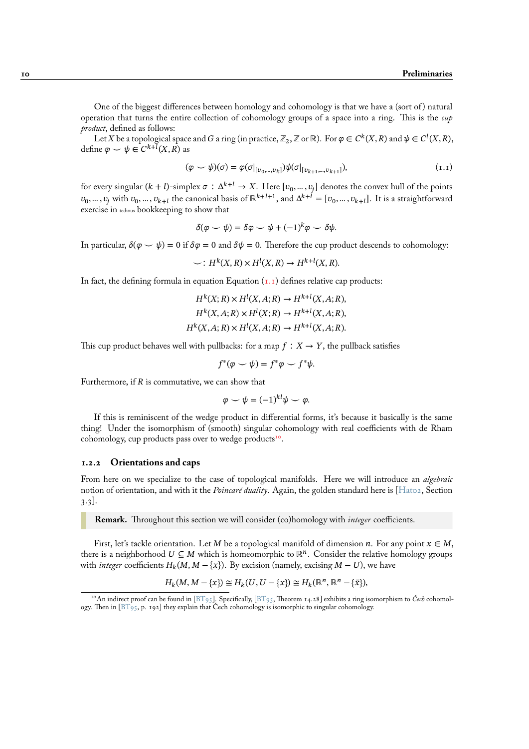One of the biggest differences between homology and cohomology is that we have a (sort of) natural operation that turns the entire collection of cohomology groups of a space into a ring. This is the *cup product*, defined as follows:

Let $X$ be a topological space and $G$ a ring (in practice, $\mathbb{Z}_2, \mathbb{Z}$ or $\mathbb{R}$). For $\varphi \in C^k(X, R)$ and $\psi \in C^l(X, R)$, define $\varphi \smile \psi \in C^{k+l}(X, R)$ as

$$(\varphi \smile \psi)(\sigma) = \varphi(\sigma|_{[v_0,\dots,v_k]})\psi(\sigma|_{[v_{k+1},\dots,v_{k+l}]}), \tag{1.1}$$

for every singular $(k+l)$-simplex $\sigma : \Delta^{k+l} \to X$. Here $[v_0, \dots, v_j]$ denotes the convex hull of the points $v_0, \dots, v_j$ with $v_0, \dots, v_{k+l}$ the canonical basis of $\mathbb{R}^{k+l+1}$, and $\Delta^{k+l} = [v_0, \dots, v_{k+l}]$. It is a straightforward exercise in tedious bookkeeping to show that

$$\delta(\varphi \smile \psi) = \delta\varphi \smile \psi + (-1)^k \varphi \smile \delta\psi.$$

In particular, $\delta(\varphi \smile \psi) = 0$ if $\delta\varphi = 0$ and $\delta\psi = 0$. Therefore the cup product descends to cohomology:

$$\smile : H^k(X, R) \times H^l(X, R) \to H^{k+l}(X, R).$$

In fact, the defining formula in equation Equation (1.1) defines relative cap products:

$$H^k(X; R) \times H^l(X, A; R) \to H^{k+l}(X, A; R),$$
$$H^k(X, A; R) \times H^l(X; R) \to H^{k+l}(X, A; R),$$
$$H^k(X, A; R) \times H^l(X, A; R) \to H^{k+l}(X, A; R).$$

This cup product behaves well with pullbacks: for a map $f : X \to Y$, the pullback satisfies

$$f^*(\varphi \smile \psi) = f^*\varphi \smile f^*\psi.$$

Furthermore, if $R$ is commutative, we can show that

$$\varphi \smile \psi = (-1)^{kl}\psi \smile \varphi.$$

If this is reminiscent of the wedge product in differential forms, it's because it basically is the same thing! Under the isomorphism of (smooth) singular cohomology with real coefficients with de Rham cohomology, cup products pass over to wedge products[10].

### 1.2.2 Orientations and caps

From here on we specialize to the case of topological manifolds. Here we will introduce an *algebraic* notion of orientation, and with it the *Poincaré duality*. Again, the golden standard here is [Hat02, Section 3.3].

> **Remark.** Throughout this section we will consider (co)homology with *integer* coefficients.

First, let's tackle orientation. Let $M$ be a topological manifold of dimension $n$. For any point $x \in M$, there is a neighborhood $U \subseteq M$ which is homeomorphic to $\mathbb{R}^n$. Consider the relative homology groups with *integer* coefficients $H_k(M, M - \{x\})$. By excision (namely, excising $M - U$), we have

$$H_k(M, M - \{x\}) \cong H_k(U, U - \{x\}) \cong H_k(\mathbb{R}^n, \mathbb{R}^n - \{\tilde{x}\}),$$

[10] An indirect proof can be found in [BT95]. Specifically, [BT95, Theorem 14.28] exhibits a ring isomorphism to *Čech* cohomology. Then in [BT95, p. 192] they explain that Čech cohomology is isomorphic to singular cohomology.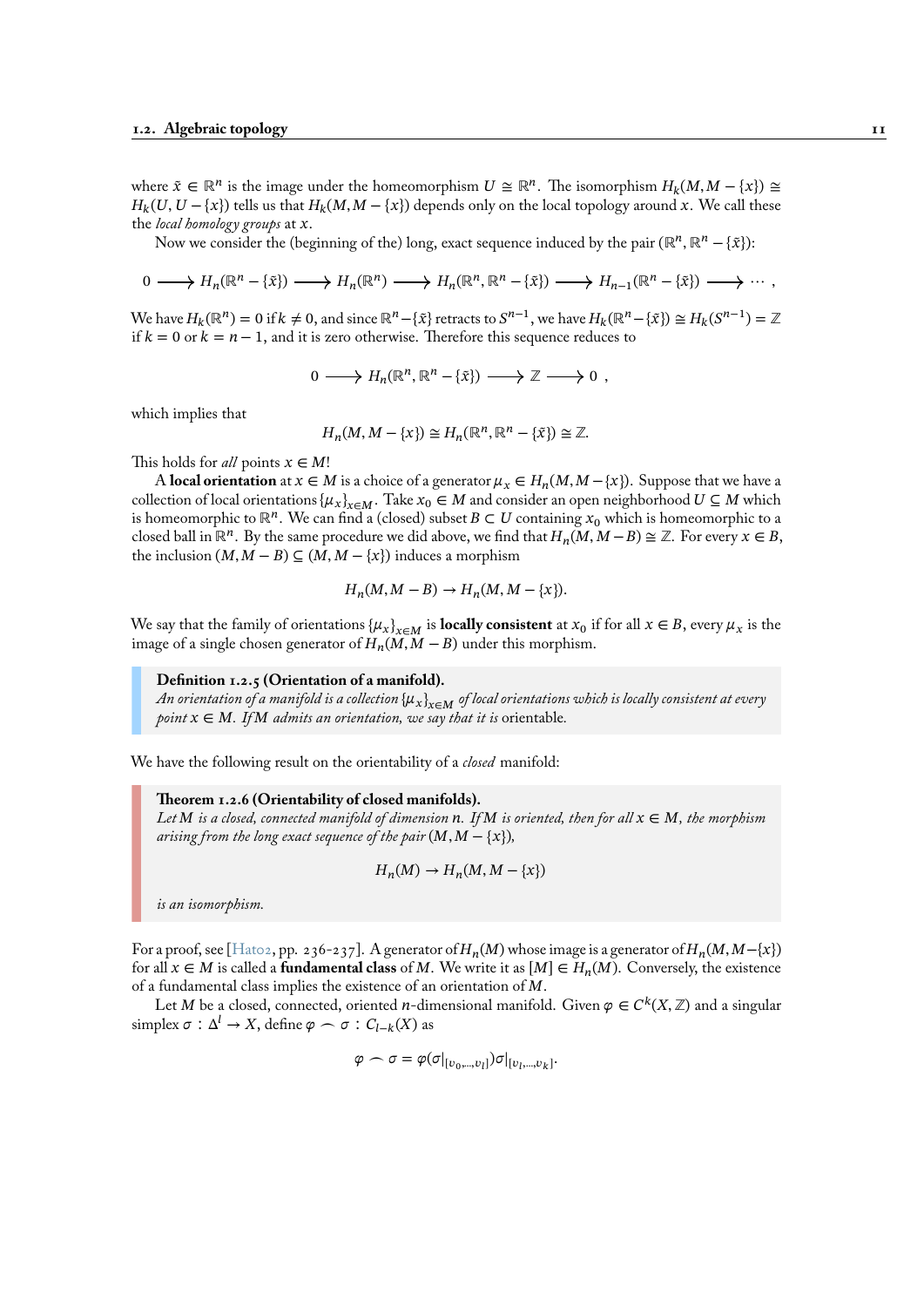where $\tilde{x} \in \mathbb{R}^n$ is the image under the homeomorphism $U \cong \mathbb{R}^n$. The isomorphism $H_k(M, M - \{x\}) \cong H_k(U, U - \{x\})$ tells us that $H_k(M, M - \{x\})$ depends only on the local topology around $x$. We call these the *local homology groups* at $x$.

Now we consider the (beginning of the) long, exact sequence induced by the pair $(\mathbb{R}^n, \mathbb{R}^n - \{\tilde{x}\})$:

$$0 \longrightarrow H_n(\mathbb{R}^n - \{\tilde{x}\}) \longrightarrow H_n(\mathbb{R}^n) \longrightarrow H_n(\mathbb{R}^n, \mathbb{R}^n - \{\tilde{x}\}) \longrightarrow H_{n-1}(\mathbb{R}^n - \{\tilde{x}\}) \longrightarrow \cdots ,$$

We have $H_k(\mathbb{R}^n) = 0$ if $k \neq 0$, and since $\mathbb{R}^n - \{\tilde{x}\}$ retracts to $S^{n-1}$, we have $H_k(\mathbb{R}^n - \{\tilde{x}\}) \cong H_k(S^{n-1}) = \mathbb{Z}$ if $k = 0$ or $k = n - 1$, and it is zero otherwise. Therefore this sequence reduces to

$$0 \longrightarrow H_n(\mathbb{R}^n, \mathbb{R}^n - \{\tilde{x}\}) \longrightarrow \mathbb{Z} \longrightarrow 0 ,$$

which implies that

$$H_n(M, M - \{x\}) \cong H_n(\mathbb{R}^n, \mathbb{R}^n - \{\tilde{x}\}) \cong \mathbb{Z}.$$

This holds for *all* points $x \in M$!

A **local orientation** at $x \in M$ is a choice of a generator $\mu_x \in H_n(M, M - \{x\})$. Suppose that we have a collection of local orientations $\{\mu_x\}_{x \in M}$. Take $x_0 \in M$ and consider an open neighborhood $U \subseteq M$ which is homeomorphic to $\mathbb{R}^n$. We can find a (closed) subset $B \subset U$ containing $x_0$ which is homeomorphic to a closed ball in $\mathbb{R}^n$. By the same procedure we did above, we find that $H_n(M, M - B) \cong \mathbb{Z}$. For every $x \in B$, the inclusion $(M, M - B) \subseteq (M, M - \{x\})$ induces a morphism

$$H_n(M, M - B) \to H_n(M, M - \{x\}).$$

We say that the family of orientations $\{\mu_x\}_{x \in M}$ is **locally consistent** at $x_0$ if for all $x \in B$, every $\mu_x$ is the image of a single chosen generator of $H_n(M, M - B)$ under this morphism.

> **Definition 1.2.5 (Orientation of a manifold).**
> *An orientation of a manifold is a collection $\{\mu_x\}_{x \in M}$ of local orientations which is locally consistent at every point $x \in M$. If $M$ admits an orientation, we say that it is* orientable.

We have the following result on the orientability of a *closed* manifold:

> **Theorem 1.2.6 (Orientability of closed manifolds).**
> *Let $M$ is a closed, connected manifold of dimension $n$. If $M$ is oriented, then for all $x \in M$, the morphism arising from the long exact sequence of the pair $(M, M - \{x\})$,*
>
> $$H_n(M) \to H_n(M, M - \{x\})$$
>
> *is an isomorphism.*

For a proof, see [Hat02, pp. 236-237]. A generator of $H_n(M)$ whose image is a generator of $H_n(M, M - \{x\})$ for all $x \in M$ is called a **fundamental class** of $M$. We write it as $[M] \in H_n(M)$. Conversely, the existence of a fundamental class implies the existence of an orientation of $M$.

Let $M$ be a closed, connected, oriented $n$-dimensional manifold. Given $\varphi \in C^k(X, \mathbb{Z})$ and a singular simplex $\sigma : \Delta^l \to X$, define $\varphi \frown \sigma : C_{l-k}(X)$ as

$$\varphi \frown \sigma = \varphi(\sigma|_{[v_0, \ldots, v_l]})\sigma|_{[v_l, \ldots, v_k]}.$$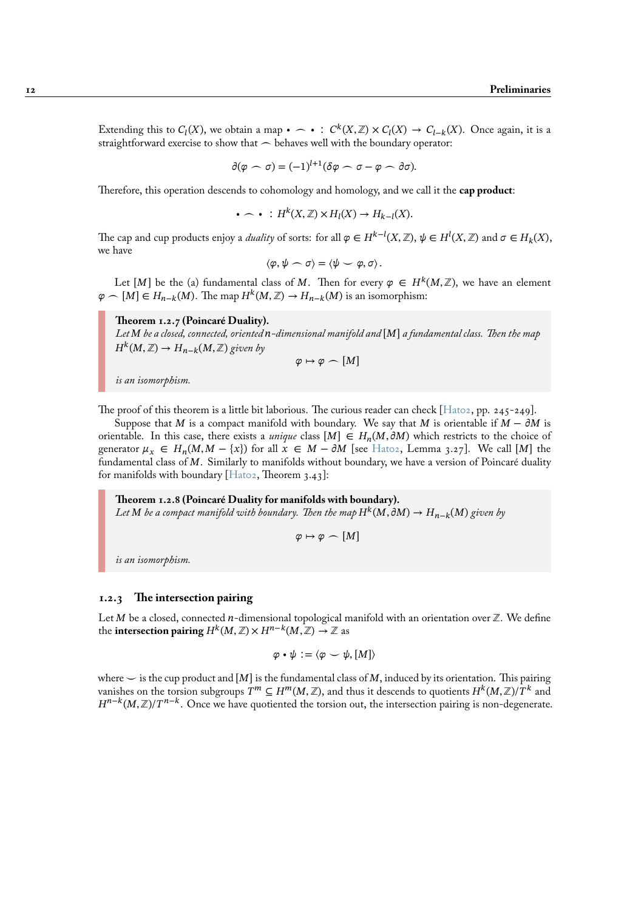Extending this to $C_l(X)$, we obtain a map $\bullet \frown \bullet : C^k(X,\mathbb{Z}) \times C_l(X) \to C_{l-k}(X)$. Once again, it is a straightforward exercise to show that $\frown$ behaves well with the boundary operator:

$$\partial(\varphi \frown \sigma) = (-1)^{l+1}(\delta\varphi \frown \sigma - \varphi \frown \partial\sigma).$$

Therefore, this operation descends to cohomology and homology, and we call it the **cap product**:

$$\bullet \frown \bullet : H^k(X,\mathbb{Z}) \times H_l(X) \to H_{k-l}(X).$$

The cap and cup products enjoy a *duality* of sorts: for all $\varphi \in H^{k-l}(X,\mathbb{Z})$, $\psi \in H^l(X,\mathbb{Z})$ and $\sigma \in H_k(X)$, we have

$$\langle \varphi, \psi \frown \sigma \rangle = \langle \psi \smile \varphi, \sigma \rangle .$$

Let $[M]$ be the (a) fundamental class of $M$. Then for every $\varphi \in H^k(M,\mathbb{Z})$, we have an element $\varphi \frown [M] \in H_{n-k}(M)$. The map $H^k(M,\mathbb{Z}) \to H_{n-k}(M)$ is an isomorphism:

**Theorem 1.2.7 (Poincaré Duality).**
*Let $M$ be a closed, connected, oriented $n$-dimensional manifold and $[M]$ a fundamental class. Then the map $H^k(M,\mathbb{Z}) \to H_{n-k}(M,\mathbb{Z})$ given by*

$$\varphi \mapsto \varphi \frown [M]$$

*is an isomorphism.*

The proof of this theorem is a little bit laborious. The curious reader can check [Hat02, pp. 245-249].

Suppose that $M$ is a compact manifold with boundary. We say that $M$ is orientable if $M - \partial M$ is orientable. In this case, there exists a *unique* class $[M] \in H_n(M, \partial M)$ which restricts to the choice of generator $\mu_x \in H_n(M, M - \{x\})$ for all $x \in M - \partial M$ [see Hat02, Lemma 3.27]. We call $[M]$ the fundamental class of $M$. Similarly to manifolds without boundary, we have a version of Poincaré duality for manifolds with boundary [Hat02, Theorem 3.43]:

**Theorem 1.2.8 (Poincaré Duality for manifolds with boundary).**
*Let $M$ be a compact manifold with boundary. Then the map $H^k(M, \partial M) \to H_{n-k}(M)$ given by*

$$\varphi \mapsto \varphi \frown [M]$$

*is an isomorphism.*

### 1.2.3 The intersection pairing

Let $M$ be a closed, connected, $n$-dimensional topological manifold with an orientation over $\mathbb{Z}$. We define the **intersection pairing** $H^k(M,\mathbb{Z}) \times H^{n-k}(M,\mathbb{Z}) \to \mathbb{Z}$ as

$$\varphi \bullet \psi := \langle \varphi \smile \psi, [M] \rangle$$

where $\smile$ is the cup product and $[M]$ is the fundamental class of $M$, induced by its orientation. This pairing vanishes on the torsion subgroups $T^m \subseteq H^m(M,\mathbb{Z})$, and thus it descends to quotients $H^k(M,\mathbb{Z})/T^k$ and $H^{n-k}(M,\mathbb{Z})/T^{n-k}$. Once we have quotiented the torsion out, the intersection pairing is non-degenerate.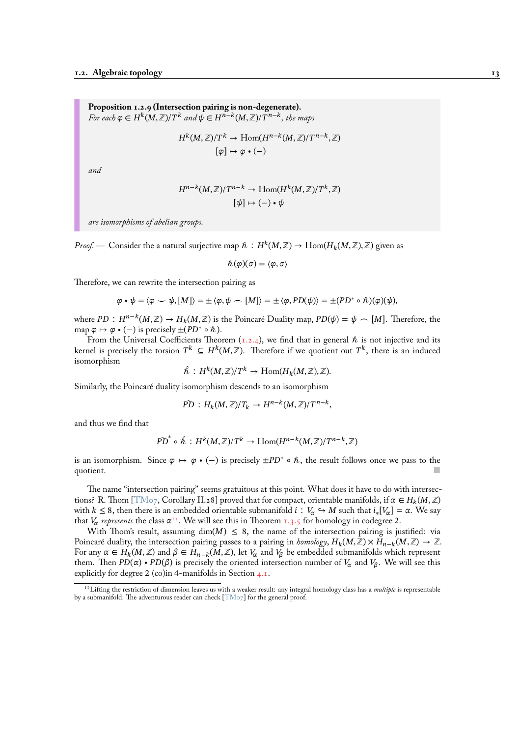**Proposition 1.2.9 (Intersection pairing is non-degenerate).**
*For each $\varphi \in H^k(M,\mathbb{Z})/T^k$ and $\psi \in H^{n-k}(M,\mathbb{Z})/T^{n-k}$, the maps*

$$H^k(M,\mathbb{Z})/T^k \to \mathrm{Hom}(H^{n-k}(M,\mathbb{Z})/T^{n-k},\mathbb{Z})$$
$$[\varphi] \mapsto \varphi \bullet (-)$$

*and*

$$H^{n-k}(M,\mathbb{Z})/T^{n-k} \to \mathrm{Hom}(H^k(M,\mathbb{Z})/T^k,\mathbb{Z})$$
$$[\psi] \mapsto (-) \bullet \psi$$

*are isomorphisms of abelian groups.*

*Proof.* — Consider the a natural surjective map $\hbar : H^k(M,\mathbb{Z}) \to \mathrm{Hom}(H_k(M,\mathbb{Z}),\mathbb{Z})$ given as

$$\hbar(\varphi)(\sigma) = \langle \varphi, \sigma \rangle$$

Therefore, we can rewrite the intersection pairing as

$$\varphi \bullet \psi = \langle \varphi \smile \psi, [M] \rangle = \pm \langle \varphi, \psi \frown [M] \rangle = \pm \langle \varphi, PD(\psi) \rangle = \pm (PD^* \circ \hbar)(\varphi)(\psi),$$

where $PD : H^{n-k}(M,\mathbb{Z}) \to H_k(M,\mathbb{Z})$ is the Poincaré Duality map, $PD(\psi) = \psi \frown [M]$. Therefore, the map $\varphi \mapsto \varphi \bullet (-)$ is precisely $\pm(PD^* \circ \hbar)$.

From the Universal Coefficients Theorem (1.2.4), we find that in general $\hbar$ is not injective and its kernel is precisely the torsion $T^k \subseteq H^k(M,\mathbb{Z})$. Therefore if we quotient out $T^k$, there is an induced isomorphism

$$\hat{\hbar} : H^k(M,\mathbb{Z})/T^k \to \mathrm{Hom}(H_k(M,\mathbb{Z}),\mathbb{Z}).$$

Similarly, the Poincaré duality isomorphism descends to an isomorphism

$$\hat{PD} : H_k(M,\mathbb{Z})/T_k \to H^{n-k}(M,\mathbb{Z})/T^{n-k},$$

and thus we find that

$$\hat{PD}^* \circ \hat{\hbar} : H^k(M,\mathbb{Z})/T^k \to \mathrm{Hom}(H^{n-k}(M,\mathbb{Z})/T^{n-k},\mathbb{Z})$$

is an isomorphism. Since $\varphi \mapsto \varphi \bullet (-)$ is precisely $\pm PD^* \circ \hbar$, the result follows once we pass to the quotient. ∎

The name "intersection pairing" seems gratuitous at this point. What does it have to do with intersections? R. Thom [TM07, Corollary II.28] proved that for compact, orientable manifolds, if $\alpha \in H_k(M,\mathbb{Z})$ with $k \leq 8$, then there is an embedded orientable submanifold $i : V_\alpha \hookrightarrow M$ such that $i_*[V_\alpha] = \alpha$. We say that $V_\alpha$ *represents* the class $\alpha$[11]. We will see this in Theorem 1.3.5 for homology in codegree 2.

With Thom's result, assuming $\dim(M) \leq 8$, the name of the intersection pairing is justified: via Poincaré duality, the intersection pairing passes to a pairing in *homology*, $H_k(M,\mathbb{Z}) \times H_{n-k}(M,\mathbb{Z}) \to \mathbb{Z}$. For any $\alpha \in H_k(M,\mathbb{Z})$ and $\beta \in H_{n-k}(M,\mathbb{Z})$, let $V_\alpha$ and $V_\beta$ be embedded submanifolds which represent them. Then $PD(\alpha) \bullet PD(\beta)$ is precisely the oriented intersection number of $V_\alpha$ and $V_\beta$. We will see this explicitly for degree 2 (co)in 4-manifolds in Section 4.1.

[11] Lifting the restriction of dimension leaves us with a weaker result: any integral homology class has a *multiple* is representable by a submanifold. The adventurous reader can check [TM07] for the general proof.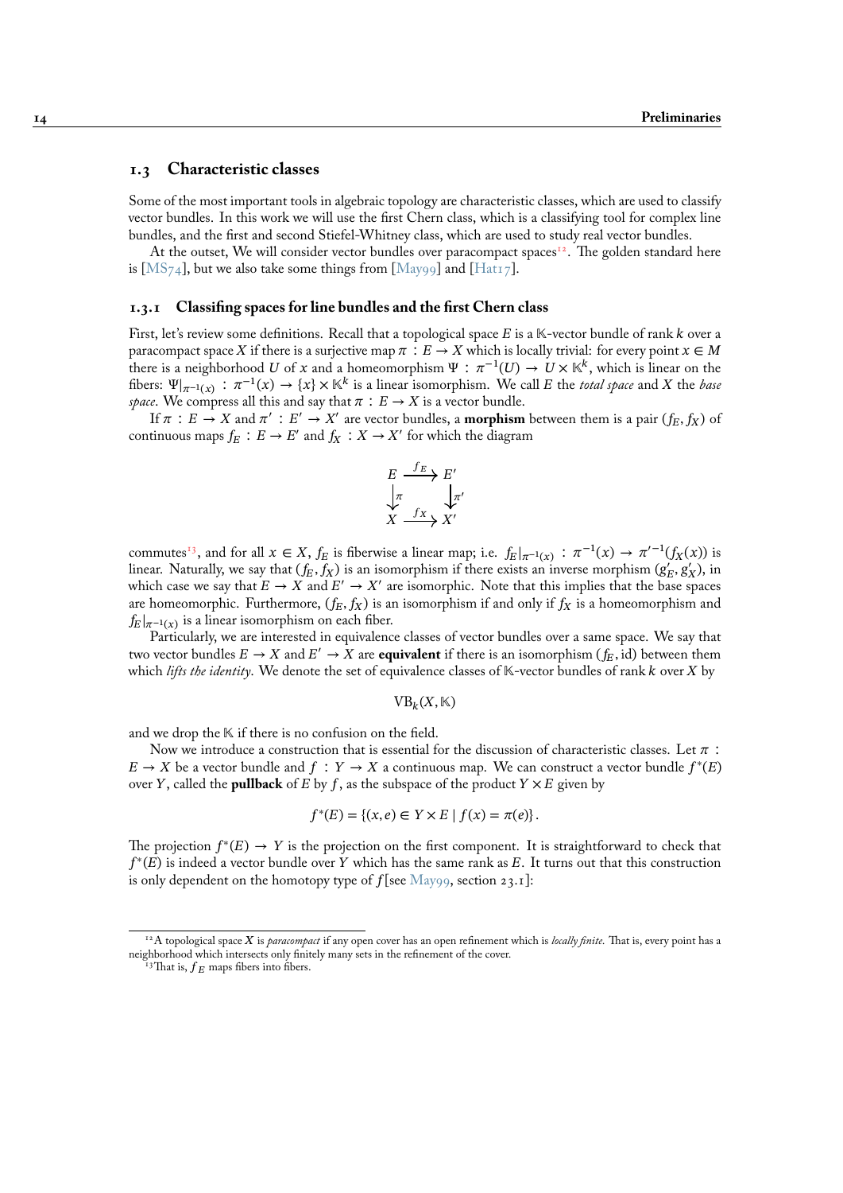## 1.3 Characteristic classes

Some of the most important tools in algebraic topology are characteristic classes, which are used to classify vector bundles. In this work we will use the first Chern class, which is a classifying tool for complex line bundles, and the first and second Stiefel-Whitney class, which are used to study real vector bundles.

At the outset, We will consider vector bundles over paracompact spaces[12]. The golden standard here is [MS74], but we also take some things from [May99] and [Hat17].

### 1.3.1 Classifing spaces for line bundles and the first Chern class

First, let's review some definitions. Recall that a topological space $E$ is a $\mathbb{K}$-vector bundle of rank $k$ over a paracompact space $X$ if there is a surjective map $\pi : E \to X$ which is locally trivial: for every point $x \in M$ there is a neighborhood $U$ of $x$ and a homeomorphism $\Psi : \pi^{-1}(U) \to U \times \mathbb{K}^k$, which is linear on the fibers: $\Psi|_{\pi^{-1}(x)} : \pi^{-1}(x) \to \{x\} \times \mathbb{K}^k$ is a linear isomorphism. We call $E$ the *total space* and $X$ the *base space*. We compress all this and say that $\pi : E \to X$ is a vector bundle.

If $\pi : E \to X$ and $\pi' : E' \to X'$ are vector bundles, a **morphism** between them is a pair $(f_E, f_X)$ of continuous maps $f_E : E \to E'$ and $f_X : X \to X'$ for which the diagram

$$\begin{array}{ccc} E & \xrightarrow{f_E} & E' \\ \downarrow{\scriptstyle\pi} & & \downarrow{\scriptstyle\pi'} \\ X & \xrightarrow{f_X} & X' \end{array}$$

commutes[13], and for all $x \in X$, $f_E$ is fiberwise a linear map; i.e. $f_E|_{\pi^{-1}(x)} : \pi^{-1}(x) \to \pi'^{-1}(f_X(x))$ is linear. Naturally, we say that $(f_E, f_X)$ is an isomorphism if there exists an inverse morphism $(g'_E, g'_X)$, in which case we say that $E \to X$ and $E' \to X'$ are isomorphic. Note that this implies that the base spaces are homeomorphic. Furthermore, $(f_E, f_X)$ is an isomorphism if and only if $f_X$ is a homeomorphism and $f_E|_{\pi^{-1}(x)}$ is a linear isomorphism on each fiber.

Particularly, we are interested in equivalence classes of vector bundles over a same space. We say that two vector bundles $E \to X$ and $E' \to X$ are **equivalent** if there is an isomorphism $(f_E, \mathrm{id})$ between them which *lifts the identity*. We denote the set of equivalence classes of $\mathbb{K}$-vector bundles of rank $k$ over $X$ by

$$\mathrm{VB}_k(X, \mathbb{K})$$

and we drop the $\mathbb{K}$ if there is no confusion on the field.

Now we introduce a construction that is essential for the discussion of characteristic classes. Let $\pi : E \to X$ be a vector bundle and $f : Y \to X$ a continuous map. We can construct a vector bundle $f^*(E)$ over $Y$, called the **pullback** of $E$ by $f$, as the subspace of the product $Y \times E$ given by

$$f^*(E) = \{(x, e) \in Y \times E \mid f(x) = \pi(e)\}.$$

The projection $f^*(E) \to Y$ is the projection on the first component. It is straightforward to check that $f^*(E)$ is indeed a vector bundle over $Y$ which has the same rank as $E$. It turns out that this construction is only dependent on the homotopy type of $f$ [see May99, section 23.1]:

---

[12] A topological space $X$ is *paracompact* if any open cover has an open refinement which is *locally finite*. That is, every point has a neighborhood which intersects only finitely many sets in the refinement of the cover.

[13] That is, $f_E$ maps fibers into fibers.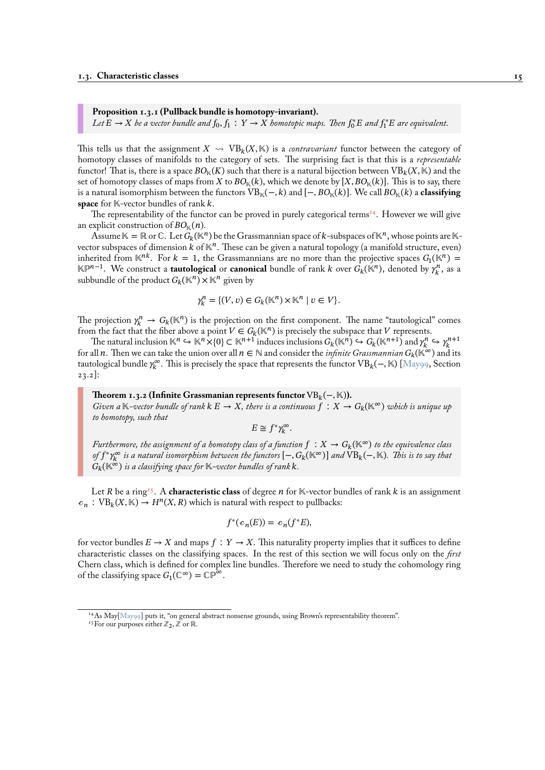**Proposition 1.3.1 (Pullback bundle is homotopy-invariant).**
*Let $E \to X$ be a vector bundle and $f_0, f_1 : Y \to X$ homotopic maps. Then $f_0^* E$ and $f_1^* E$ are equivalent.*

This tells us that the assignment $X \rightsquigarrow \mathrm{VB}_k(X, \mathbb{K})$ is a *contravariant* functor between the category of homotopy classes of manifolds to the category of sets. The surprising fact is that this is a *representable* functor! That is, there is a space $BO_{\mathbb{K}}(K)$ such that there is a natural bijection between $\mathrm{VB}_k(X, \mathbb{K})$ and the set of homotopy classes of maps from $X$ to $BO_{\mathbb{K}}(k)$, which we denote by $[X, BO_{\mathbb{K}}(k)]$. This is to say, there is a natural isomorphism between the functors $\mathrm{VB}_{\mathbb{K}}(-, k)$ and $[-, BO_{\mathbb{K}}(k)]$. We call $BO_{\mathbb{K}}(k)$ a **classifying space** for $\mathbb{K}$-vector bundles of rank $k$.

The representability of the functor can be proved in purely categorical terms[14]. However we will give an explicit construction of $BO_{\mathbb{K}}(n)$.

Assume $\mathbb{K} = \mathbb{R}$ or $\mathbb{C}$. Let $G_k(\mathbb{K}^n)$ be the Grassmannian space of $k$-subspaces of $\mathbb{K}^n$, whose points are $\mathbb{K}$-vector subspaces of dimension $k$ of $\mathbb{K}^n$. These can be given a natural topology (a manifold structure, even) inherited from $\mathbb{K}^{nk}$. For $k = 1$, the Grassmannians are no more than the projective spaces $G_1(\mathbb{K}^n) = \mathbb{KP}^{n-1}$. We construct a **tautological** or **canonical** bundle of rank $k$ over $G_k(\mathbb{K}^n)$, denoted by $\gamma_k^n$, as a subbundle of the product $G_k(\mathbb{K}^n) \times \mathbb{K}^n$ given by

$$\gamma_k^n = \{(V, v) \in G_k(\mathbb{K}^n) \times \mathbb{K}^n \mid v \in V\}.$$

The projection $\gamma_k^n \to G_k(\mathbb{K}^n)$ is the projection on the first component. The name "tautological" comes from the fact that the fiber above a point $V \in G_k(\mathbb{K}^n)$ is precisely the subspace that $V$ represents.

The natural inclusion $\mathbb{K}^n \hookrightarrow \mathbb{K}^n \times \{0\} \subset \mathbb{K}^{n+1}$ induces inclusions $G_k(\mathbb{K}^n) \hookrightarrow G_k(\mathbb{K}^{n+1})$ and $\gamma_k^n \hookrightarrow \gamma_k^{n+1}$ for all $n$. Then we can take the union over all $n \in \mathbb{N}$ and consider the *infinite Grassmannian* $G_k(\mathbb{K}^\infty)$ and its tautological bundle $\gamma_k^\infty$. This is precisely the space that represents the functor $\mathrm{VB}_k(-, \mathbb{K})$ [May99, Section 23.2]:

**Theorem 1.3.2 (Infinite Grassmanian represents functor $\mathrm{VB}_k(-, \mathbb{K})$).**
*Given a $\mathbb{K}$-vector bundle of rank $k$ $E \to X$, there is a continuous $f : X \to G_k(\mathbb{K}^\infty)$ which is unique up to homotopy, such that*

$$E \cong f^* \gamma_k^\infty.$$

*Furthermore, the assignment of a homotopy class of a function $f : X \to G_k(\mathbb{K}^\infty)$ to the equivalence class of $f^* \gamma_k^\infty$ is a natural isomorphism between the functors $[-, G_k(\mathbb{K}^\infty)]$ and $\mathrm{VB}_k(-, \mathbb{K})$. This is to say that $G_k(\mathbb{K}^\infty)$ is a classifying space for $\mathbb{K}$-vector bundles of rank $k$.*

Let $R$ be a ring[15]. A **characteristic class** of degree $n$ for $\mathbb{K}$-vector bundles of rank $k$ is an assignment $c_n : \mathrm{VB}_k(X, \mathbb{K}) \to H^n(X, R)$ which is natural with respect to pullbacks:

$$f^*(c_n(E)) = c_n(f^* E),$$

for vector bundles $E \to X$ and maps $f : Y \to X$. This naturality property implies that it suffices to define characteristic classes on the classifying spaces. In the rest of this section we will focus only on the *first* Chern class, which is defined for complex line bundles. Therefore we need to study the cohomology ring of the classifying space $G_1(\mathbb{C}^\infty) = \mathbb{CP}^\infty$.

---

[14] As May[May99] puts it, "on general abstract nonsense grounds, using Brown's representability theorem".

[15] For our purposes either $\mathbb{Z}_2$, $\mathbb{Z}$ or $\mathbb{R}$.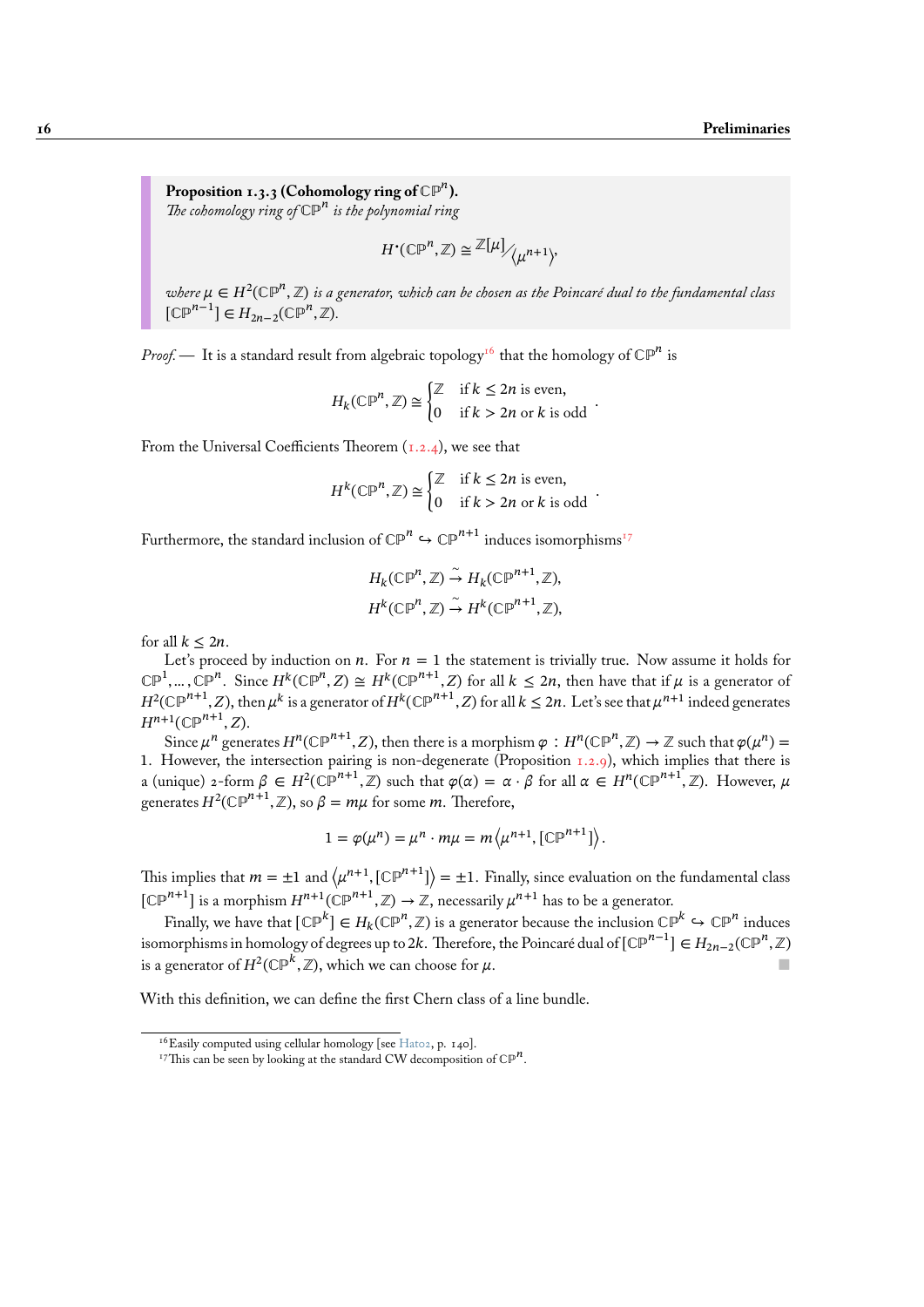**Proposition 1.3.3 (Cohomology ring of $\mathbb{CP}^n$).**
*The cohomology ring of* $\mathbb{CP}^n$ *is the polynomial ring*

$$H^\bullet(\mathbb{CP}^n, \mathbb{Z}) \cong \mathbb{Z}[\mu]/\langle \mu^{n+1} \rangle,$$

*where* $\mu \in H^2(\mathbb{CP}^n, \mathbb{Z})$ *is a generator, which can be chosen as the Poincaré dual to the fundamental class* $[\mathbb{CP}^{n-1}] \in H_{2n-2}(\mathbb{CP}^n, \mathbb{Z})$.

*Proof.* — It is a standard result from algebraic topology[16] that the homology of $\mathbb{CP}^n$ is

$$H_k(\mathbb{CP}^n, \mathbb{Z}) \cong \begin{cases} \mathbb{Z} & \text{if } k \leq 2n \text{ is even,} \\ 0 & \text{if } k > 2n \text{ or } k \text{ is odd} \end{cases}.$$

From the Universal Coefficients Theorem (1.2.4), we see that

$$H^k(\mathbb{CP}^n, \mathbb{Z}) \cong \begin{cases} \mathbb{Z} & \text{if } k \leq 2n \text{ is even,} \\ 0 & \text{if } k > 2n \text{ or } k \text{ is odd} \end{cases}.$$

Furthermore, the standard inclusion of $\mathbb{CP}^n \hookrightarrow \mathbb{CP}^{n+1}$ induces isomorphisms[17]

$$H_k(\mathbb{CP}^n, \mathbb{Z}) \xrightarrow{\sim} H_k(\mathbb{CP}^{n+1}, \mathbb{Z}),$$
$$H^k(\mathbb{CP}^n, \mathbb{Z}) \xrightarrow{\sim} H^k(\mathbb{CP}^{n+1}, \mathbb{Z}),$$

for all $k \leq 2n$.

Let's proceed by induction on $n$. For $n = 1$ the statement is trivially true. Now assume it holds for $\mathbb{CP}^1, \dots, \mathbb{CP}^n$. Since $H^k(\mathbb{CP}^n, \mathbb{Z}) \cong H^k(\mathbb{CP}^{n+1}, \mathbb{Z})$ for all $k \leq 2n$, then have that if $\mu$ is a generator of $H^2(\mathbb{CP}^{n+1}, \mathbb{Z})$, then $\mu^k$ is a generator of $H^k(\mathbb{CP}^{n+1}, \mathbb{Z})$ for all $k \leq 2n$. Let's see that $\mu^{n+1}$ indeed generates $H^{n+1}(\mathbb{CP}^{n+1}, \mathbb{Z})$.

Since $\mu^n$ generates $H^n(\mathbb{CP}^{n+1}, \mathbb{Z})$, then there is a morphism $\varphi : H^n(\mathbb{CP}^n, \mathbb{Z}) \to \mathbb{Z}$ such that $\varphi(\mu^n) = 1$. However, the intersection pairing is non-degenerate (Proposition 1.2.9), which implies that there is a (unique) 2-form $\beta \in H^2(\mathbb{CP}^{n+1}, \mathbb{Z})$ such that $\varphi(\alpha) = \alpha \cdot \beta$ for all $\alpha \in H^n(\mathbb{CP}^{n+1}, \mathbb{Z})$. However, $\mu$ generates $H^2(\mathbb{CP}^{n+1}, \mathbb{Z})$, so $\beta = m\mu$ for some $m$. Therefore,

$$1 = \varphi(\mu^n) = \mu^n \cdot m\mu = m \langle \mu^{n+1}, [\mathbb{CP}^{n+1}] \rangle.$$

This implies that $m = \pm 1$ and $\langle \mu^{n+1}, [\mathbb{CP}^{n+1}] \rangle = \pm 1$. Finally, since evaluation on the fundamental class $[\mathbb{CP}^{n+1}]$ is a morphism $H^{n+1}(\mathbb{CP}^{n+1}, \mathbb{Z}) \to \mathbb{Z}$, necessarily $\mu^{n+1}$ has to be a generator.

Finally, we have that $[\mathbb{CP}^k] \in H_k(\mathbb{CP}^n, \mathbb{Z})$ is a generator because the inclusion $\mathbb{CP}^k \hookrightarrow \mathbb{CP}^n$ induces isomorphisms in homology of degrees up to $2k$. Therefore, the Poincaré dual of $[\mathbb{CP}^{n-1}] \in H_{2n-2}(\mathbb{CP}^n, \mathbb{Z})$ is a generator of $H^2(\mathbb{CP}^k, \mathbb{Z})$, which we can choose for $\mu$. ∎

With this definition, we can define the first Chern class of a line bundle.

[16] Easily computed using cellular homology [see Hat02, p. 140].

[17] This can be seen by looking at the standard CW decomposition of $\mathbb{CP}^n$.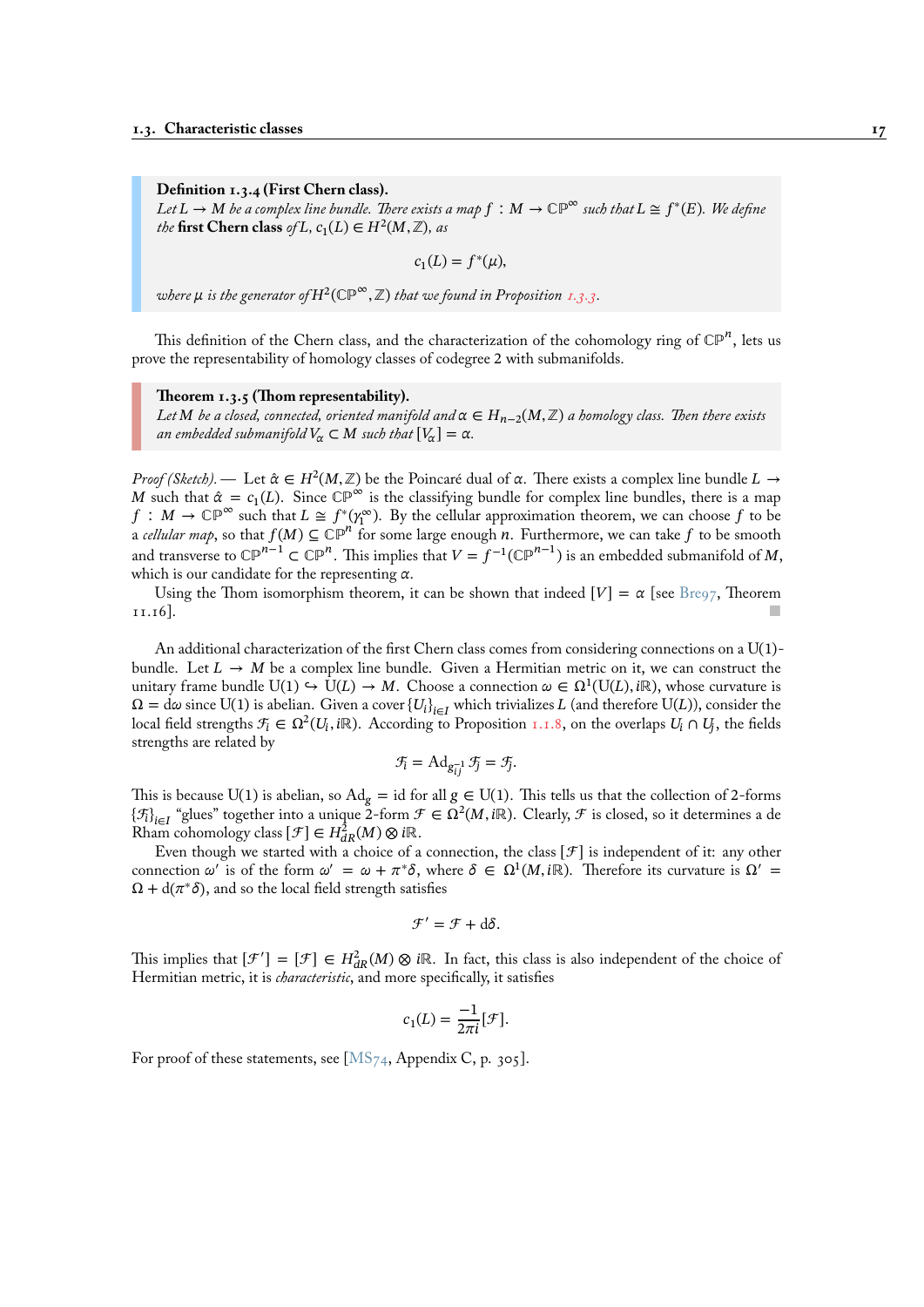**Definition 1.3.4 (First Chern class).**
*Let $L \to M$ be a complex line bundle. There exists a map $f : M \to \mathbb{CP}^\infty$ such that $L \cong f^*(E)$. We define the* **first Chern class** *of $L$, $c_1(L) \in H^2(M, \mathbb{Z})$, as*

$$c_1(L) = f^*(\mu),$$

*where $\mu$ is the generator of $H^2(\mathbb{CP}^\infty, \mathbb{Z})$ that we found in Proposition 1.3.3.*

This definition of the Chern class, and the characterization of the cohomology ring of $\mathbb{CP}^n$, lets us prove the representability of homology classes of codegree 2 with submanifolds.

**Theorem 1.3.5 (Thom representability).**
*Let $M$ be a closed, connected, oriented manifold and $\alpha \in H_{n-2}(M, \mathbb{Z})$ a homology class. Then there exists an embedded submanifold $V_\alpha \subset M$ such that $[V_\alpha] = \alpha$.*

*Proof (Sketch).* — Let $\hat{\alpha} \in H^2(M, \mathbb{Z})$ be the Poincaré dual of $\alpha$. There exists a complex line bundle $L \to M$ such that $\hat{\alpha} = c_1(L)$. Since $\mathbb{CP}^\infty$ is the classifying bundle for complex line bundles, there is a map $f : M \to \mathbb{CP}^\infty$ such that $L \cong f^*(\gamma_1^\infty)$. By the cellular approximation theorem, we can choose $f$ to be a *cellular map*, so that $f(M) \subseteq \mathbb{CP}^n$ for some large enough $n$. Furthermore, we can take $f$ to be smooth and transverse to $\mathbb{CP}^{n-1} \subset \mathbb{CP}^n$. This implies that $V = f^{-1}(\mathbb{CP}^{n-1})$ is an embedded submanifold of $M$, which is our candidate for the representing $\alpha$.

Using the Thom isomorphism theorem, it can be shown that indeed $[V] = \alpha$ [see Bre97, Theorem 11.16]. ∎

An additional characterization of the first Chern class comes from considering connections on a U(1)-bundle. Let $L \to M$ be a complex line bundle. Given a Hermitian metric on it, we can construct the unitary frame bundle $\mathrm{U}(1) \hookrightarrow \mathrm{U}(L) \to M$. Choose a connection $\omega \in \Omega^1(\mathrm{U}(L), i\mathbb{R})$, whose curvature is $\Omega = \mathrm{d}\omega$ since U(1) is abelian. Given a cover $\{U_i\}_{i\in I}$ which trivializes $L$ (and therefore $\mathrm{U}(L)$), consider the local field strengths $\mathcal{F}_i \in \Omega^2(U_i, i\mathbb{R})$. According to Proposition 1.1.8, on the overlaps $U_i \cap U_j$, the fields strengths are related by

$$\mathcal{F}_i = \mathrm{Ad}_{g_{ij}^{-1}} \mathcal{F}_j = \mathcal{F}_j.$$

This is because U(1) is abelian, so $\mathrm{Ad}_g = \mathrm{id}$ for all $g \in \mathrm{U}(1)$. This tells us that the collection of 2-forms $\{\mathcal{F}_i\}_{i\in I}$ "glues" together into a unique 2-form $\mathcal{F} \in \Omega^2(M, i\mathbb{R})$. Clearly, $\mathcal{F}$ is closed, so it determines a de Rham cohomology class $[\mathcal{F}] \in H^2_{dR}(M) \otimes i\mathbb{R}$.

Even though we started with a choice of a connection, the class $[\mathcal{F}]$ is independent of it: any other connection $\omega'$ is of the form $\omega' = \omega + \pi^*\delta$, where $\delta \in \Omega^1(M, i\mathbb{R})$. Therefore its curvature is $\Omega' = \Omega + \mathrm{d}(\pi^*\delta)$, and so the local field strength satisfies

$$\mathcal{F}' = \mathcal{F} + \mathrm{d}\delta.$$

This implies that $[\mathcal{F}'] = [\mathcal{F}] \in H^2_{dR}(M) \otimes i\mathbb{R}$. In fact, this class is also independent of the choice of Hermitian metric, it is *characteristic*, and more specifically, it satisfies

$$c_1(L) = \frac{-1}{2\pi i}[\mathcal{F}].$$

For proof of these statements, see [MS74, Appendix C, p. 305].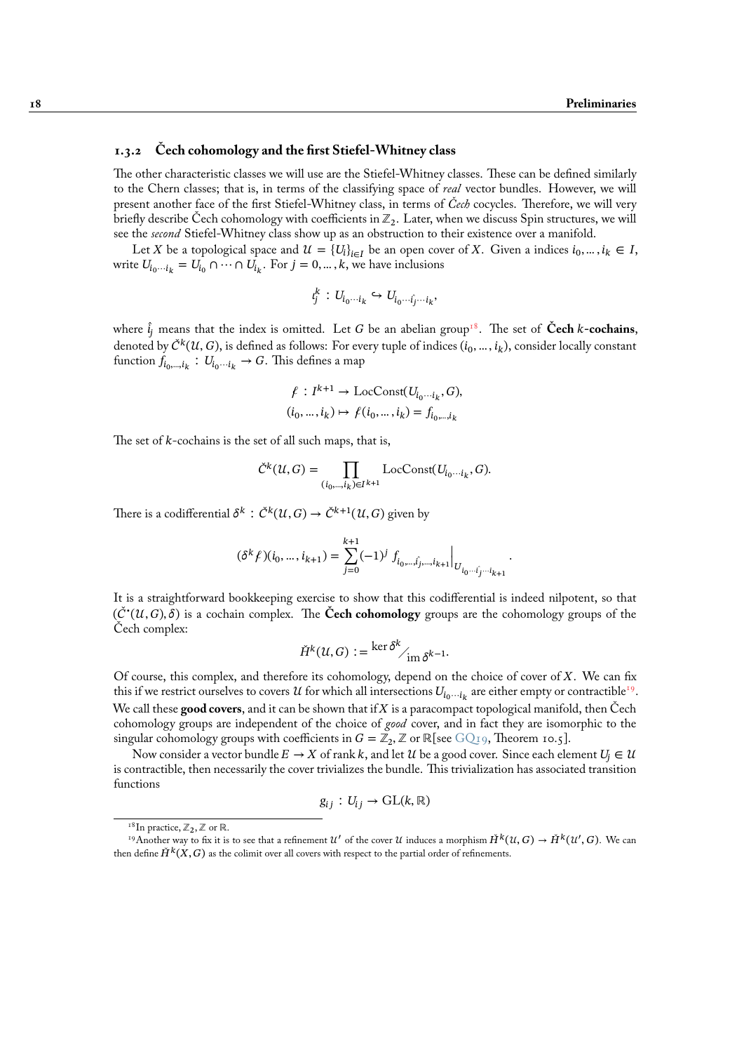### 1.3.2 Čech cohomology and the first Stiefel-Whitney class

The other characteristic classes we will use are the Stiefel-Whitney classes. These can be defined similarly to the Chern classes; that is, in terms of the classifying space of *real* vector bundles. However, we will present another face of the first Stiefel-Whitney class, in terms of *Čech* cocycles. Therefore, we will very briefly describe Čech cohomology with coefficients in $\mathbb{Z}_2$. Later, when we discuss Spin structures, we will see the *second* Stiefel-Whitney class show up as an obstruction to their existence over a manifold.

Let $X$ be a topological space and $\mathcal{U} = \{U_i\}_{i\in I}$ be an open cover of $X$. Given a indices $i_0, \dots, i_k \in I$, write $U_{i_0\cdots i_k} = U_{i_0} \cap \cdots \cap U_{i_k}$. For $j = 0, \dots, k$, we have inclusions

$$\iota_j^k : U_{i_0\cdots i_k} \hookrightarrow U_{i_0\cdots \hat{i_j}\cdots i_k},$$

where $\hat{i}_j$ means that the index is omitted. Let $G$ be an abelian group[18]. The set of **Čech $k$-cochains**, denoted by $\check{C}^k(\mathcal{U}, G)$, is defined as follows: For every tuple of indices $(i_0, \dots, i_k)$, consider locally constant function $f_{i_0,\dots,i_k} : U_{i_0\cdots i_k} \to G$. This defines a map

$$\begin{aligned} f : I^{k+1} &\to \mathrm{LocConst}(U_{i_0\cdots i_k}, G), \\ (i_0, \dots, i_k) &\mapsto f(i_0, \dots, i_k) = f_{i_0,\dots,i_k} \end{aligned}$$

The set of $k$-cochains is the set of all such maps, that is,

$$\check{C}^k(\mathcal{U}, G) = \prod_{(i_0,\dots,i_k)\in I^{k+1}} \mathrm{LocConst}(U_{i_0\cdots i_k}, G).$$

There is a codifferential $\delta^k : \check{C}^k(\mathcal{U}, G) \to \check{C}^{k+1}(\mathcal{U}, G)$ given by

$$(\delta^k f)(i_0, \dots, i_{k+1}) = \sum_{j=0}^{k+1} (-1)^j \left. f_{i_0,\dots,\hat{i_j},\dots,i_{k+1}} \right|_{U_{i_0\cdots \hat{i_j}\cdots i_{k+1}}}.$$

It is a straightforward bookkeeping exercise to show that this codifferential is indeed nilpotent, so that $(\check{C}^\bullet(\mathcal{U}, G), \delta)$ is a cochain complex. The **Čech cohomology** groups are the cohomology groups of the Čech complex:

$$\check{H}^k(\mathcal{U}, G) := \ker \delta^k \big/ \mathrm{im}\, \delta^{k-1}.$$

Of course, this complex, and therefore its cohomology, depend on the choice of cover of $X$. We can fix this if we restrict ourselves to covers $\mathcal{U}$ for which all intersections $U_{i_0\cdots i_k}$ are either empty or contractible[19]. We call these **good covers**, and it can be shown that if $X$ is a paracompact topological manifold, then Čech cohomology groups are independent of the choice of *good* cover, and in fact they are isomorphic to the singular cohomology groups with coefficients in $G = \mathbb{Z}_2, \mathbb{Z}$ or $\mathbb{R}$[see GQ19, Theorem 10.5].

Now consider a vector bundle $E \to X$ of rank $k$, and let $\mathcal{U}$ be a good cover. Since each element $U_j \in \mathcal{U}$ is contractible, then necessarily the cover trivializes the bundle. This trivialization has associated transition functions

$$g_{ij} : U_{ij} \to \mathrm{GL}(k, \mathbb{R})$$

[18] In practice, $\mathbb{Z}_2, \mathbb{Z}$ or $\mathbb{R}$.

[19] Another way to fix it is to see that a refinement $\mathcal{U}'$ of the cover $\mathcal{U}$ induces a morphism $\check{H}^k(\mathcal{U}, G) \to \check{H}^k(\mathcal{U}', G)$. We can then define $\check{H}^k(X, G)$ as the colimit over all covers with respect to the partial order of refinements.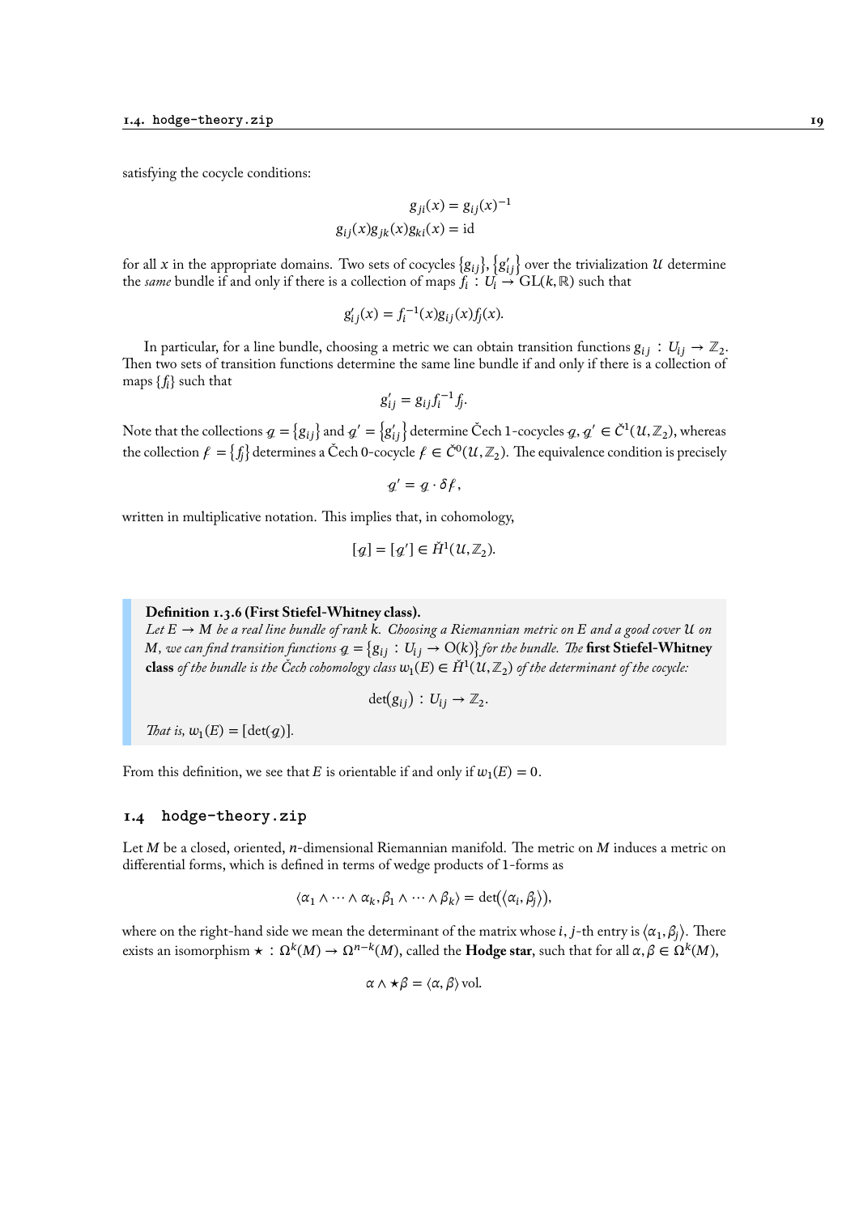satisfying the cocycle conditions:

$$g_{ji}(x) = g_{ij}(x)^{-1}$$
$$g_{ij}(x)g_{jk}(x)g_{ki}(x) = \mathrm{id}$$

for all $x$ in the appropriate domains. Two sets of cocycles $\{g_{ij}\}$, $\{g'_{ij}\}$ over the trivialization $\mathcal{U}$ determine the *same* bundle if and only if there is a collection of maps $f_i : U_i \to \mathrm{GL}(k, \mathbb{R})$ such that

$$g'_{ij}(x) = f_i^{-1}(x)g_{ij}(x)f_j(x).$$

In particular, for a line bundle, choosing a metric we can obtain transition functions $g_{ij} : U_{ij} \to \mathbb{Z}_2$. Then two sets of transition functions determine the same line bundle if and only if there is a collection of maps $\{f_i\}$ such that

$$g'_{ij} = g_{ij} f_i^{-1} f_j.$$

Note that the collections $g = \{g_{ij}\}$ and $g' = \{g'_{ij}\}$ determine Čech 1-cocycles $g, g' \in \check{C}^1(\mathcal{U}, \mathbb{Z}_2)$, whereas the collection $f = \{f_i\}$ determines a Čech 0-cocycle $f \in \check{C}^0(\mathcal{U}, \mathbb{Z}_2)$. The equivalence condition is precisely

$$g' = g \cdot \delta f,$$

written in multiplicative notation. This implies that, in cohomology,

$$[g] = [g'] \in \check{H}^1(\mathcal{U}, \mathbb{Z}_2).$$

> **Definition 1.3.6 (First Stiefel-Whitney class).**
> *Let $E \to M$ be a real line bundle of rank $k$. Choosing a Riemannian metric on $E$ and a good cover $\mathcal{U}$ on $M$, we can find transition functions $g = \{g_{ij} : U_{ij} \to \mathrm{O}(k)\}$ for the bundle. The* **first Stiefel-Whitney class** *of the bundle is the Čech cohomology class $w_1(E) \in \check{H}^1(\mathcal{U}, \mathbb{Z}_2)$ of the determinant of the cocycle:*
>
> $$\det(g_{ij}) : U_{ij} \to \mathbb{Z}_2.$$
>
> *That is, $w_1(E) = [\det(g)]$.*

From this definition, we see that $E$ is orientable if and only if $w_1(E) = 0$.

## 1.4 hodge-theory.zip

Let $M$ be a closed, oriented, $n$-dimensional Riemannian manifold. The metric on $M$ induces a metric on differential forms, which is defined in terms of wedge products of 1-forms as

$$\langle \alpha_1 \wedge \cdots \wedge \alpha_k, \beta_1 \wedge \cdots \wedge \beta_k \rangle = \det(\langle \alpha_i, \beta_j \rangle),$$

where on the right-hand side we mean the determinant of the matrix whose $i, j$-th entry is $\langle \alpha_1, \beta_j \rangle$. There exists an isomorphism $\star : \Omega^k(M) \to \Omega^{n-k}(M)$, called the **Hodge star**, such that for all $\alpha, \beta \in \Omega^k(M)$,

$$\alpha \wedge \star\beta = \langle \alpha, \beta \rangle \,\mathrm{vol}.$$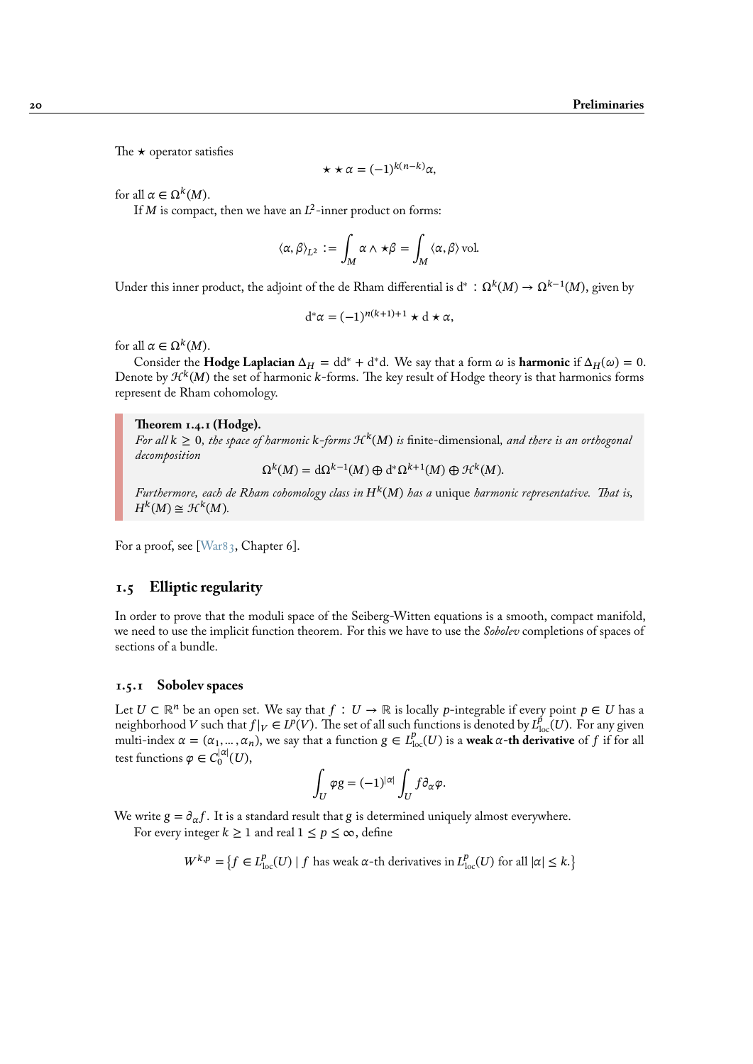The $\star$ operator satisfies

$$\star \star \alpha = (-1)^{k(n-k)}\alpha,$$

for all $\alpha \in \Omega^k(M)$.

If $M$ is compact, then we have an $L^2$-inner product on forms:

$$\langle \alpha, \beta \rangle_{L^2} := \int_M \alpha \wedge \star\beta = \int_M \langle \alpha, \beta \rangle \operatorname{vol}.$$

Under this inner product, the adjoint of the de Rham differential is $\mathrm{d}^* : \Omega^k(M) \to \Omega^{k-1}(M)$, given by

$$\mathrm{d}^*\alpha = (-1)^{n(k+1)+1} \star \mathrm{d} \star \alpha,$$

for all $\alpha \in \Omega^k(M)$.

Consider the **Hodge Laplacian** $\Delta_H = \mathrm{d}\mathrm{d}^* + \mathrm{d}^*\mathrm{d}$. We say that a form $\omega$ is **harmonic** if $\Delta_H(\omega) = 0$. Denote by $\mathcal{H}^k(M)$ the set of harmonic $k$-forms. The key result of Hodge theory is that harmonics forms represent de Rham cohomology.

**Theorem 1.4.1 (Hodge).**
*For all $k \geq 0$, the space of harmonic $k$-forms $\mathcal{H}^k(M)$ is* finite-dimensional, *and there is an orthogonal decomposition*

$$\Omega^k(M) = \mathrm{d}\Omega^{k-1}(M) \oplus \mathrm{d}^*\Omega^{k+1}(M) \oplus \mathcal{H}^k(M).$$

*Furthermore, each de Rham cohomology class in $H^k(M)$ has a* unique *harmonic representative. That is, $H^k(M) \cong \mathcal{H}^k(M)$.*

For a proof, see [War83, Chapter 6].

## 1.5 Elliptic regularity

In order to prove that the moduli space of the Seiberg-Witten equations is a smooth, compact manifold, we need to use the implicit function theorem. For this we have to use the *Sobolev* completions of spaces of sections of a bundle.

### 1.5.1 Sobolev spaces

Let $U \subset \mathbb{R}^n$ be an open set. We say that $f : U \to \mathbb{R}$ is locally $p$-integrable if every point $p \in U$ has a neighborhood $V$ such that $f|_V \in L^p(V)$. The set of all such functions is denoted by $L^p_{\mathrm{loc}}(U)$. For any given multi-index $\alpha = (\alpha_1, \dots, \alpha_n)$, we say that a function $g \in L^p_{\mathrm{loc}}(U)$ is a **weak $\alpha$-th derivative** of $f$ if for all test functions $\varphi \in C_0^{|\alpha|}(U)$,

$$\int_U \varphi g = (-1)^{|\alpha|} \int_U f \partial_\alpha \varphi.$$

We write $g = \partial_\alpha f$. It is a standard result that $g$ is determined uniquely almost everywhere.

For every integer $k \geq 1$ and real $1 \leq p \leq \infty$, define

$$W^{k,p} = \{ f \in L^p_{\mathrm{loc}}(U) \mid f \text{ has weak } \alpha\text{-th derivatives in } L^p_{\mathrm{loc}}(U) \text{ for all } |\alpha| \leq k. \}$$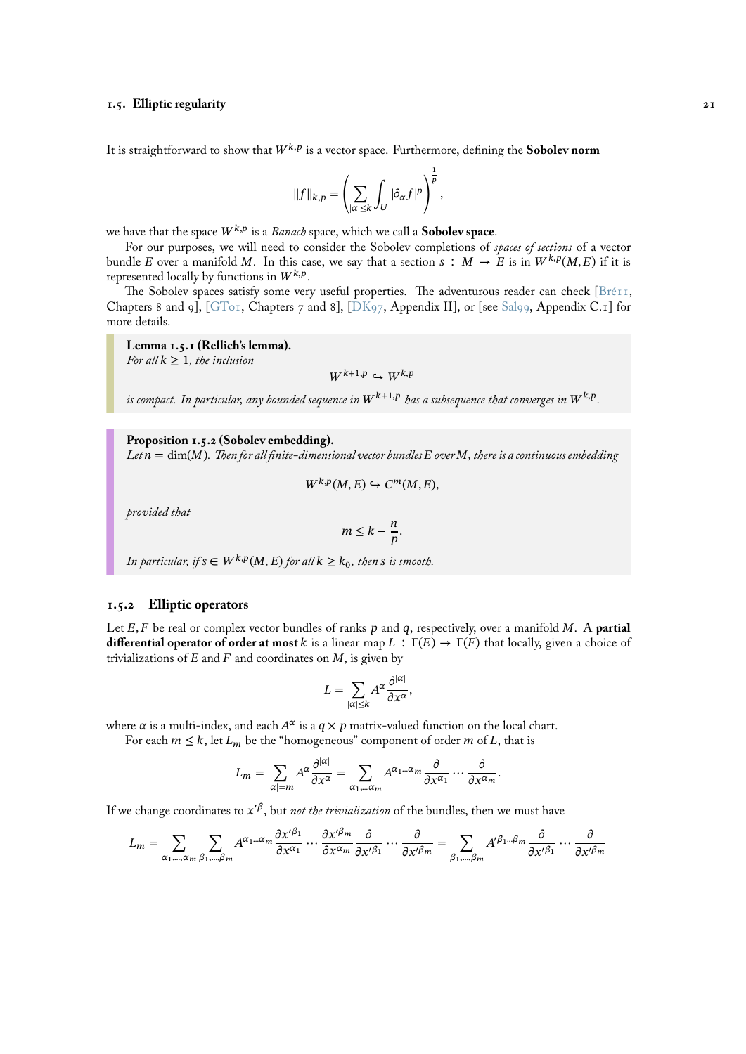It is straightforward to show that $W^{k,p}$ is a vector space. Furthermore, defining the **Sobolev norm**

$$\|f\|_{k,p} = \left( \sum_{|\alpha| \leq k} \int_U |\partial_\alpha f|^p \right)^{\frac{1}{p}},$$

we have that the space $W^{k,p}$ is a *Banach* space, which we call a **Sobolev space**.

For our purposes, we will need to consider the Sobolev completions of *spaces of sections* of a vector bundle $E$ over a manifold $M$. In this case, we say that a section $s : M \to E$ is in $W^{k,p}(M, E)$ if it is represented locally by functions in $W^{k,p}$.

The Sobolev spaces satisfy some very useful properties. The adventurous reader can check [Bré11, Chapters 8 and 9], [GT01, Chapters 7 and 8], [DK97, Appendix II], or [see Sal99, Appendix C.1] for more details.

**Lemma 1.5.1 (Rellich's lemma).**
*For all $k \geq 1$, the inclusion*

$$W^{k+1,p} \hookrightarrow W^{k,p}$$

*is compact. In particular, any bounded sequence in $W^{k+1,p}$ has a subsequence that converges in $W^{k,p}$.*

**Proposition 1.5.2 (Sobolev embedding).**
*Let $n = \dim(M)$. Then for all finite-dimensional vector bundles $E$ over $M$, there is a continuous embedding*

$$W^{k,p}(M, E) \hookrightarrow C^m(M, E),$$

*provided that*

$$m \leq k - \frac{n}{p}.$$

*In particular, if $s \in W^{k,p}(M, E)$ for all $k \geq k_0$, then $s$ is smooth.*

### 1.5.2 Elliptic operators

Let $E, F$ be real or complex vector bundles of ranks $p$ and $q$, respectively, over a manifold $M$. A **partial differential operator of order at most** $k$ is a linear map $L : \Gamma(E) \to \Gamma(F)$ that locally, given a choice of trivializations of $E$ and $F$ and coordinates on $M$, is given by

$$L = \sum_{|\alpha| \leq k} A^\alpha \frac{\partial^{|\alpha|}}{\partial x^\alpha},$$

where $\alpha$ is a multi-index, and each $A^\alpha$ is a $q \times p$ matrix-valued function on the local chart.

For each $m \leq k$, let $L_m$ be the "homogeneous" component of order $m$ of $L$, that is

$$L_m = \sum_{|\alpha| = m} A^\alpha \frac{\partial^{|\alpha|}}{\partial x^\alpha} = \sum_{\alpha_1, \ldots \alpha_m} A^{\alpha_1 \ldots \alpha_m} \frac{\partial}{\partial x^{\alpha_1}} \cdots \frac{\partial}{\partial x^{\alpha_m}}.$$

If we change coordinates to $x'^\beta$, but *not the trivialization* of the bundles, then we must have

$$L_m = \sum_{\alpha_1, \ldots, \alpha_m} \sum_{\beta_1, \ldots, \beta_m} A^{\alpha_1 \ldots \alpha_m} \frac{\partial x'^{\beta_1}}{\partial x^{\alpha_1}} \cdots \frac{\partial x'^{\beta_m}}{\partial x^{\alpha_m}} \frac{\partial}{\partial x'^{\beta_1}} \cdots \frac{\partial}{\partial x'^{\beta_m}} = \sum_{\beta_1, \ldots, \beta_m} A'^{\beta_1 \ldots \beta_m} \frac{\partial}{\partial x'^{\beta_1}} \cdots \frac{\partial}{\partial x'^{\beta_m}}$$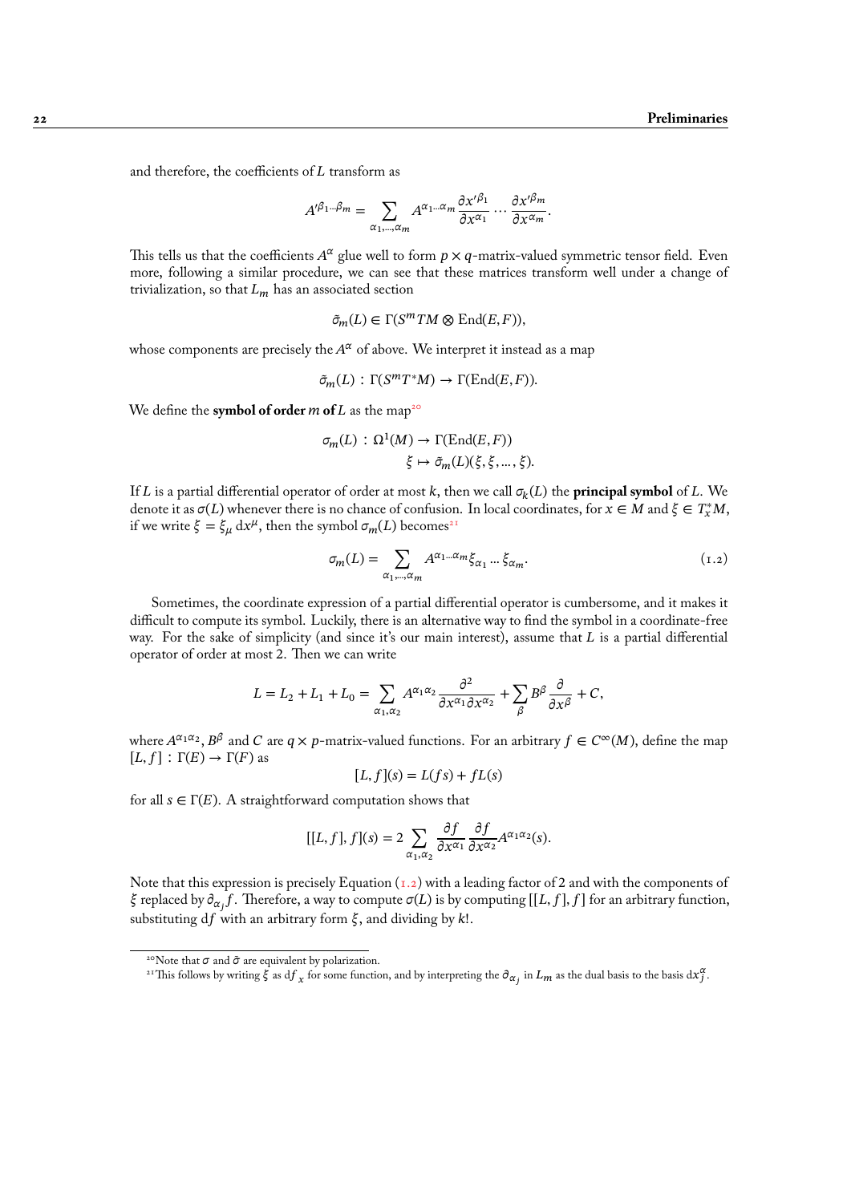and therefore, the coefficients of $L$ transform as

$$A'^{\beta_1 \ldots \beta_m} = \sum_{\alpha_1, \ldots, \alpha_m} A^{\alpha_1 \ldots \alpha_m} \frac{\partial x'^{\beta_1}}{\partial x^{\alpha_1}} \cdots \frac{\partial x'^{\beta_m}}{\partial x^{\alpha_m}}.$$

This tells us that the coefficients $A^\alpha$ glue well to form $p \times q$-matrix-valued symmetric tensor field. Even more, following a similar procedure, we can see that these matrices transform well under a change of trivialization, so that $L_m$ has an associated section

$$\tilde{\sigma}_m(L) \in \Gamma(S^m TM \otimes \operatorname{End}(E, F)),$$

whose components are precisely the $A^\alpha$ of above. We interpret it instead as a map

$$\tilde{\sigma}_m(L) : \Gamma(S^m T^* M) \to \Gamma(\operatorname{End}(E, F)).$$

We define the **symbol of order $m$ of $L$** as the map[20]

$$\begin{aligned} \sigma_m(L) : \Omega^1(M) &\to \Gamma(\operatorname{End}(E, F)) \\ \xi &\mapsto \tilde{\sigma}_m(L)(\xi, \xi, \ldots, \xi). \end{aligned}$$

If $L$ is a partial differential operator of order at most $k$, then we call $\sigma_k(L)$ the **principal symbol** of $L$. We denote it as $\sigma(L)$ whenever there is no chance of confusion. In local coordinates, for $x \in M$ and $\xi \in T_x^* M$, if we write $\xi = \xi_\mu \, dx^\mu$, then the symbol $\sigma_m(L)$ becomes[21]

$$\sigma_m(L) = \sum_{\alpha_1, \ldots, \alpha_m} A^{\alpha_1 \ldots \alpha_m} \xi_{\alpha_1} \ldots \xi_{\alpha_m}. \tag{1.2}$$

Sometimes, the coordinate expression of a partial differential operator is cumbersome, and it makes it difficult to compute its symbol. Luckily, there is an alternative way to find the symbol in a coordinate-free way. For the sake of simplicity (and since it's our main interest), assume that $L$ is a partial differential operator of order at most 2. Then we can write

$$L = L_2 + L_1 + L_0 = \sum_{\alpha_1, \alpha_2} A^{\alpha_1 \alpha_2} \frac{\partial^2}{\partial x^{\alpha_1} \partial x^{\alpha_2}} + \sum_\beta B^\beta \frac{\partial}{\partial x^\beta} + C,$$

where $A^{\alpha_1 \alpha_2}$, $B^\beta$ and $C$ are $q \times p$-matrix-valued functions. For an arbitrary $f \in C^\infty(M)$, define the map $[L, f] : \Gamma(E) \to \Gamma(F)$ as

$$[L, f](s) = L(fs) + fL(s)$$

for all $s \in \Gamma(E)$. A straightforward computation shows that

$$[[L, f], f](s) = 2 \sum_{\alpha_1, \alpha_2} \frac{\partial f}{\partial x^{\alpha_1}} \frac{\partial f}{\partial x^{\alpha_2}} A^{\alpha_1 \alpha_2}(s).$$

Note that this expression is precisely Equation (1.2) with a leading factor of 2 and with the components of $\xi$ replaced by $\partial_{\alpha_j} f$. Therefore, a way to compute $\sigma(L)$ is by computing $[[L, f], f]$ for an arbitrary function, substituting $df$ with an arbitrary form $\xi$, and dividing by $k!$.

[20] Note that $\sigma$ and $\tilde{\sigma}$ are equivalent by polarization.

[21] This follows by writing $\xi$ as $df_x$ for some function, and by interpreting the $\partial_{\alpha_j}$ in $L_m$ as the dual basis to the basis $dx_j^\alpha$.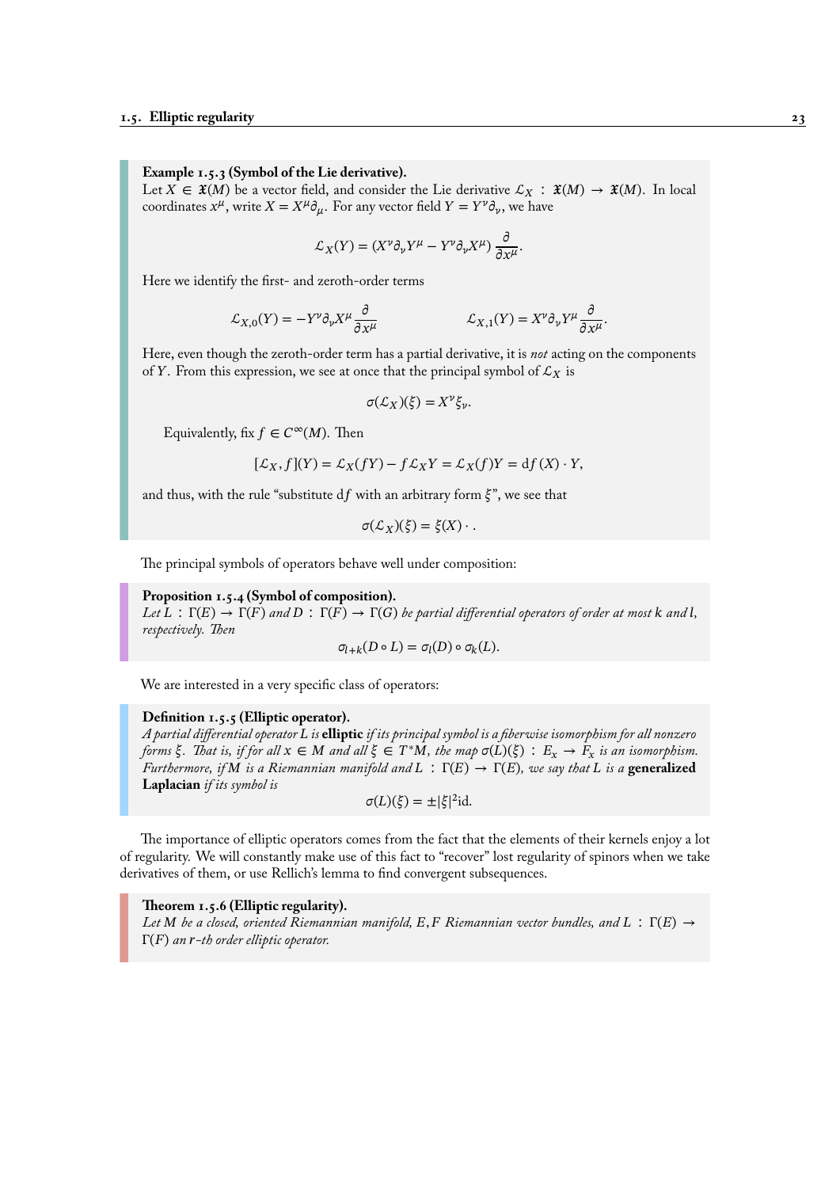**Example 1.5.3 (Symbol of the Lie derivative).**
Let $X \in \mathfrak{X}(M)$ be a vector field, and consider the Lie derivative $\mathcal{L}_X : \mathfrak{X}(M) \to \mathfrak{X}(M)$. In local coordinates $x^\mu$, write $X = X^\mu \partial_\mu$. For any vector field $Y = Y^\nu \partial_\nu$, we have

$$\mathcal{L}_X(Y) = (X^\nu \partial_\nu Y^\mu - Y^\nu \partial_\nu X^\mu) \frac{\partial}{\partial x^\mu}.$$

Here we identify the first- and zeroth-order terms

$$\mathcal{L}_{X,0}(Y) = -Y^\nu \partial_\nu X^\mu \frac{\partial}{\partial x^\mu} \qquad\qquad \mathcal{L}_{X,1}(Y) = X^\nu \partial_\nu Y^\mu \frac{\partial}{\partial x^\mu}.$$

Here, even though the zeroth-order term has a partial derivative, it is *not* acting on the components of $Y$. From this expression, we see at once that the principal symbol of $\mathcal{L}_X$ is

$$\sigma(\mathcal{L}_X)(\xi) = X^\nu \xi_\nu.$$

Equivalently, fix $f \in C^\infty(M)$. Then

$$[\mathcal{L}_X, f](Y) = \mathcal{L}_X(fY) - f\mathcal{L}_X Y = \mathcal{L}_X(f)Y = \mathrm{d}f(X) \cdot Y,$$

and thus, with the rule "substitute $\mathrm{d}f$ with an arbitrary form $\xi$", we see that

$$\sigma(\mathcal{L}_X)(\xi) = \xi(X) \cdot .$$

The principal symbols of operators behave well under composition:

**Proposition 1.5.4 (Symbol of composition).**
*Let $L : \Gamma(E) \to \Gamma(F)$ and $D : \Gamma(F) \to \Gamma(G)$ be partial differential operators of order at most $k$ and $l$, respectively. Then*

$$\sigma_{l+k}(D \circ L) = \sigma_l(D) \circ \sigma_k(L).$$

We are interested in a very specific class of operators:

**Definition 1.5.5 (Elliptic operator).**
*A partial differential operator $L$ is* **elliptic** *if its principal symbol is a fiberwise isomorphism for all nonzero forms $\xi$. That is, if for all $x \in M$ and all $\xi \in T^*M$, the map $\sigma(L)(\xi) : E_x \to F_x$ is an isomorphism. Furthermore, if $M$ is a Riemannian manifold and $L : \Gamma(E) \to \Gamma(E)$, we say that $L$ is a* **generalized Laplacian** *if its symbol is*

$$\sigma(L)(\xi) = \pm|\xi|^2 \mathrm{id}.$$

The importance of elliptic operators comes from the fact that the elements of their kernels enjoy a lot of regularity. We will constantly make use of this fact to "recover" lost regularity of spinors when we take derivatives of them, or use Rellich's lemma to find convergent subsequences.

**Theorem 1.5.6 (Elliptic regularity).**
*Let $M$ be a closed, oriented Riemannian manifold, $E, F$ Riemannian vector bundles, and $L : \Gamma(E) \to \Gamma(F)$ an $r$-th order elliptic operator.*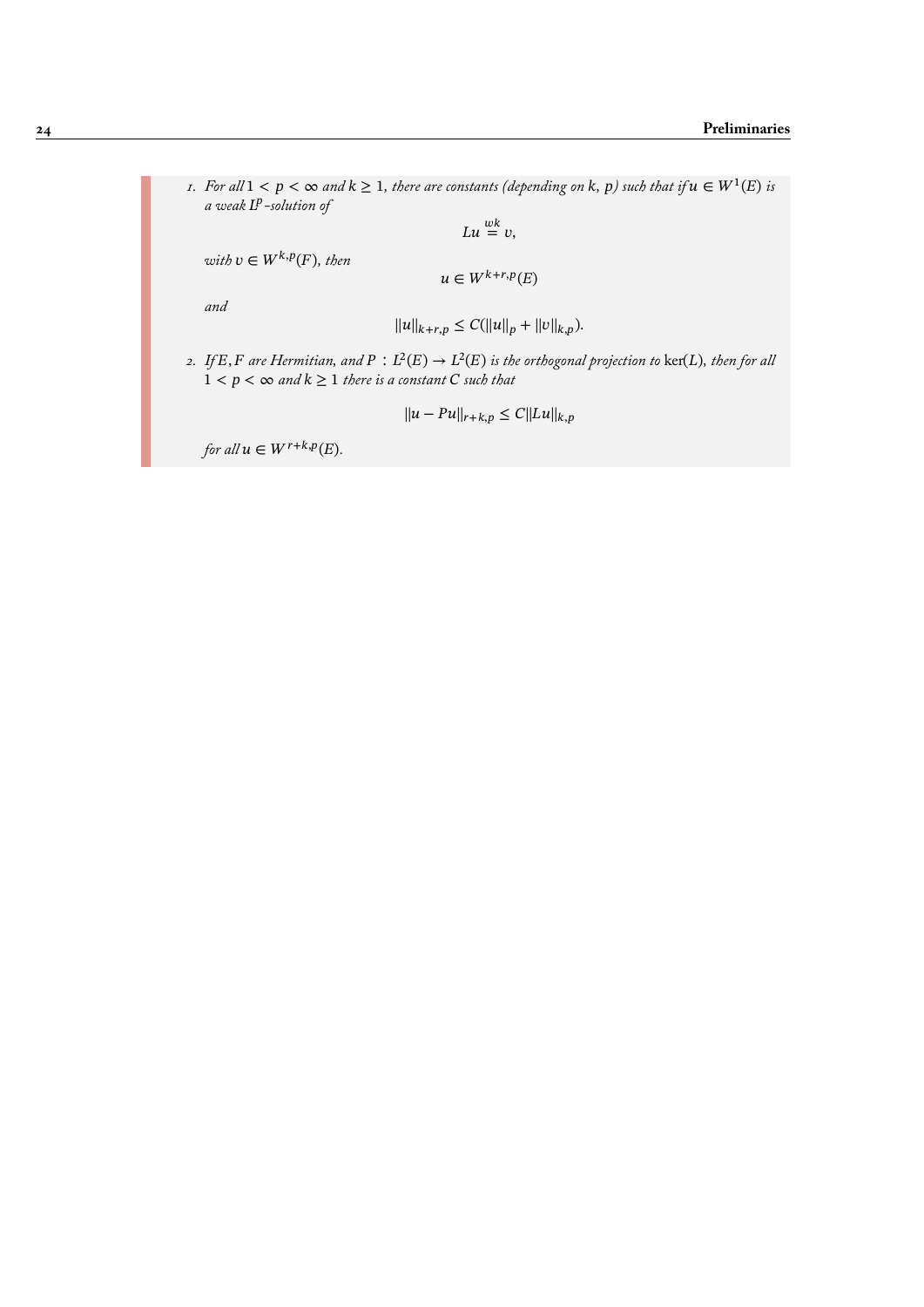1. *For all* $1 < p < \infty$ *and* $k \geq 1$*, there are constants (depending on* $k$*,* $p$*) such that if* $u \in W^1(E)$ *is a weak* $L^p$*-solution of*

$$Lu \overset{wk}{=} v,$$

*with* $v \in W^{k,p}(F)$*, then*

$$u \in W^{k+r,p}(E)$$

*and*

$$\|u\|_{k+r,p} \leq C(\|u\|_p + \|v\|_{k,p}).$$

2. *If* $E, F$ *are Hermitian, and* $P : L^2(E) \to L^2(E)$ *is the orthogonal projection to* $\ker(L)$*, then for all* $1 < p < \infty$ *and* $k \geq 1$ *there is a constant* $C$ *such that*

$$\|u - Pu\|_{r+k,p} \leq C\|Lu\|_{k,p}$$

*for all* $u \in W^{r+k,p}(E)$*.*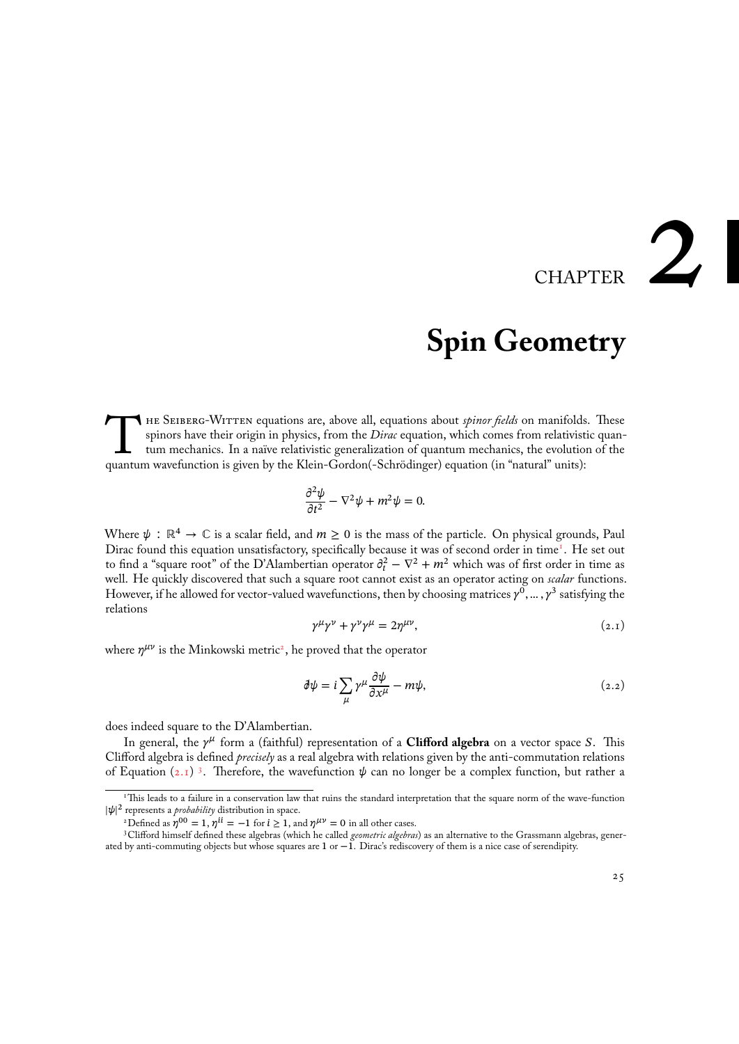# CHAPTER 2

# Spin Geometry

The Seiberg-Witten equations are, above all, equations about *spinor fields* on manifolds. These spinors have their origin in physics, from the *Dirac* equation, which comes from relativistic quantum mechanics. In a naïve relativistic generalization of quantum mechanics, the evolution of the quantum wavefunction is given by the Klein-Gordon(-Schrödinger) equation (in "natural" units):

$$\frac{\partial^2 \psi}{\partial t^2} - \nabla^2 \psi + m^2 \psi = 0.$$

Where $\psi : \mathbb{R}^4 \to \mathbb{C}$ is a scalar field, and $m \geq 0$ is the mass of the particle. On physical grounds, Paul Dirac found this equation unsatisfactory, specifically because it was of second order in time[1]. He set out to find a "square root" of the D'Alambertian operator $\partial_t^2 - \nabla^2 + m^2$ which was of first order in time as well. He quickly discovered that such a square root cannot exist as an operator acting on *scalar* functions. However, if he allowed for vector-valued wavefunctions, then by choosing matrices $\gamma^0, \dots, \gamma^3$ satisfying the relations

$$\gamma^\mu \gamma^\nu + \gamma^\nu \gamma^\mu = 2\eta^{\mu\nu}, \tag{2.1}$$

where $\eta^{\mu\nu}$ is the Minkowski metric[2], he proved that the operator

$$\partial\!\!\!/ \psi = i \sum_\mu \gamma^\mu \frac{\partial \psi}{\partial x^\mu} - m\psi, \tag{2.2}$$

does indeed square to the D'Alambertian.

In general, the $\gamma^\mu$ form a (faithful) representation of a **Clifford algebra** on a vector space $S$. This Clifford algebra is defined *precisely* as a real algebra with relations given by the anti-commutation relations of Equation (2.1) [3]. Therefore, the wavefunction $\psi$ can no longer be a complex function, but rather a

---

[1] This leads to a failure in a conservation law that ruins the standard interpretation that the square norm of the wave-function $|\psi|^2$ represents a *probability* distribution in space.

[2] Defined as $\eta^{00} = 1$, $\eta^{ii} = -1$ for $i \geq 1$, and $\eta^{\mu\nu} = 0$ in all other cases.

[3] Clifford himself defined these algebras (which he called *geometric algebras*) as an alternative to the Grassmann algebras, generated by anti-commuting objects but whose squares are $1$ or $-1$. Dirac's rediscovery of them is a nice case of serendipity.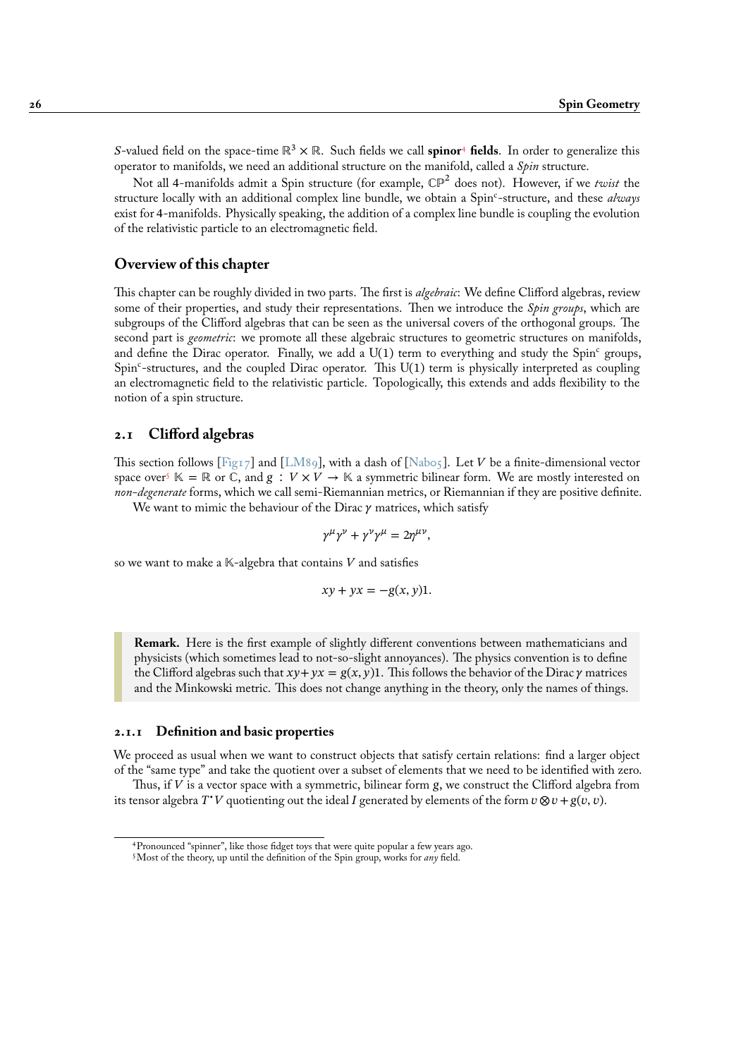$S$-valued field on the space-time $\mathbb{R}^3 \times \mathbb{R}$. Such fields we call **spinor**[4] **fields**. In order to generalize this operator to manifolds, we need an additional structure on the manifold, called a *Spin* structure.

Not all 4-manifolds admit a Spin structure (for example, $\mathbb{CP}^2$ does not). However, if we *twist* the structure locally with an additional complex line bundle, we obtain a Spin$^c$-structure, and these *always* exist for 4-manifolds. Physically speaking, the addition of a complex line bundle is coupling the evolution of the relativistic particle to an electromagnetic field.

### Overview of this chapter

This chapter can be roughly divided in two parts. The first is *algebraic*: We define Clifford algebras, review some of their properties, and study their representations. Then we introduce the *Spin groups*, which are subgroups of the Clifford algebras that can be seen as the universal covers of the orthogonal groups. The second part is *geometric*: we promote all these algebraic structures to geometric structures on manifolds, and define the Dirac operator. Finally, we add a U(1) term to everything and study the Spin$^c$ groups, Spin$^c$-structures, and the coupled Dirac operator. This U(1) term is physically interpreted as coupling an electromagnetic field to the relativistic particle. Topologically, this extends and adds flexibility to the notion of a spin structure.

## 2.1 Clifford algebras

This section follows [Fig17] and [LM89], with a dash of [Nab05]. Let $V$ be a finite-dimensional vector space over[5] $\mathbb{K} = \mathbb{R}$ or $\mathbb{C}$, and $g : V \times V \to \mathbb{K}$ a symmetric bilinear form. We are mostly interested on *non-degenerate* forms, which we call semi-Riemannian metrics, or Riemannian if they are positive definite.

We want to mimic the behaviour of the Dirac $\gamma$ matrices, which satisfy

$$\gamma^\mu \gamma^\nu + \gamma^\nu \gamma^\mu = 2\eta^{\mu\nu},$$

so we want to make a $\mathbb{K}$-algebra that contains $V$ and satisfies

$$xy + yx = -g(x, y)1.$$

> **Remark.** Here is the first example of slightly different conventions between mathematicians and physicists (which sometimes lead to not-so-slight annoyances). The physics convention is to define the Clifford algebras such that $xy + yx = g(x, y)1$. This follows the behavior of the Dirac $\gamma$ matrices and the Minkowski metric. This does not change anything in the theory, only the names of things.

### 2.1.1 Definition and basic properties

We proceed as usual when we want to construct objects that satisfy certain relations: find a larger object of the "same type" and take the quotient over a subset of elements that we need to be identified with zero.

Thus, if $V$ is a vector space with a symmetric, bilinear form $g$, we construct the Clifford algebra from its tensor algebra $T^\bullet V$ quotienting out the ideal $I$ generated by elements of the form $v \otimes v + g(v, v)$.

---

[4] Pronounced "spinner", like those fidget toys that were quite popular a few years ago.

[5] Most of the theory, up until the definition of the Spin group, works for *any* field.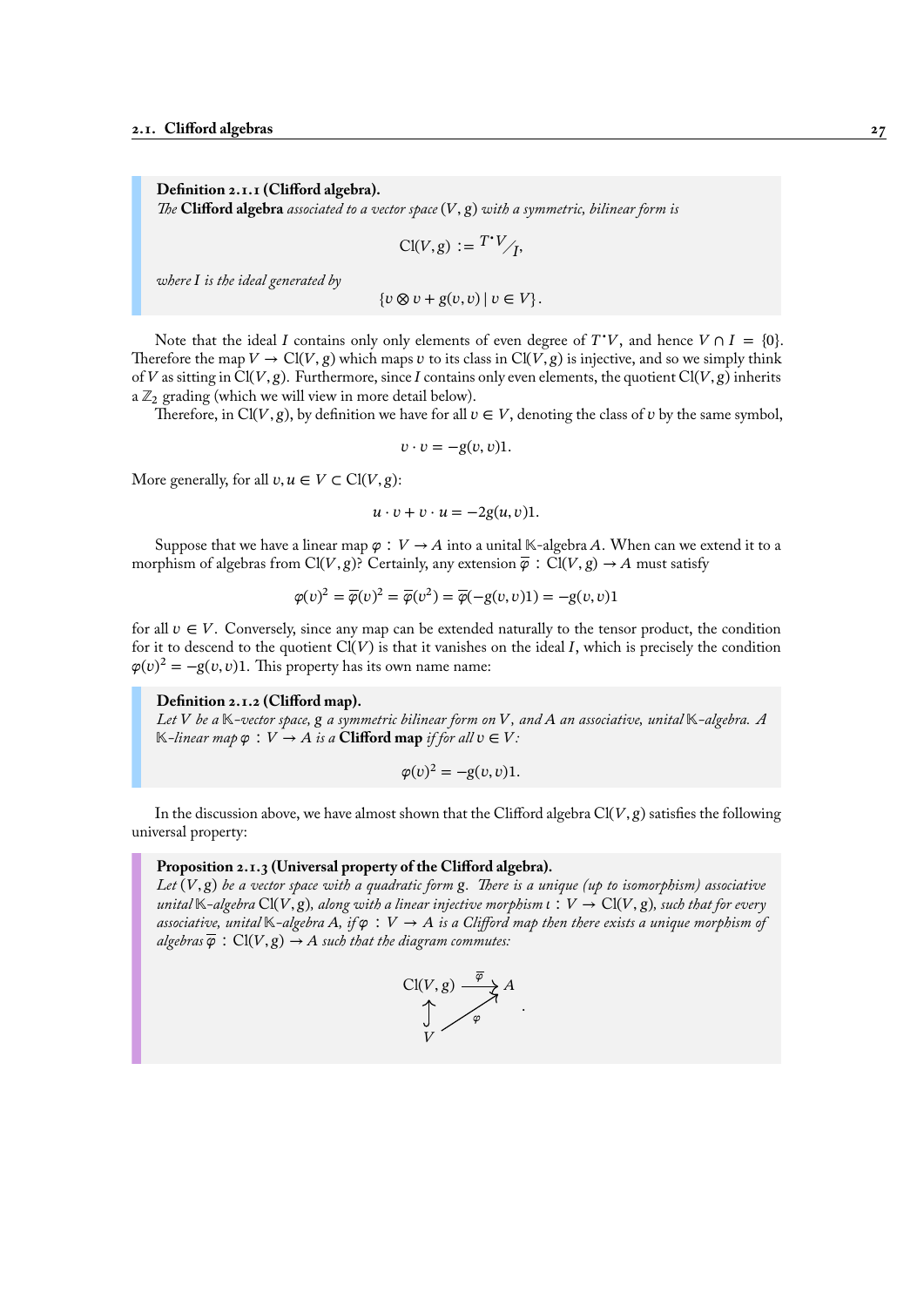**Definition 2.1.1 (Clifford algebra).**
*The* **Clifford algebra** *associated to a vector space* $(V, g)$ *with a symmetric, bilinear form is*

$$\mathrm{Cl}(V, g) := {}^{T^\bullet V}\!\big/_{I},$$

*where* $I$ *is the ideal generated by*

$$\{v \otimes v + g(v, v) \mid v \in V\}.$$

Note that the ideal $I$ contains only only elements of even degree of $T^\bullet V$, and hence $V \cap I = \{0\}$. Therefore the map $V \to \mathrm{Cl}(V, g)$ which maps $v$ to its class in $\mathrm{Cl}(V, g)$ is injective, and so we simply think of $V$ as sitting in $\mathrm{Cl}(V, g)$. Furthermore, since $I$ contains only even elements, the quotient $\mathrm{Cl}(V, g)$ inherits a $\mathbb{Z}_2$ grading (which we will view in more detail below).

Therefore, in $\mathrm{Cl}(V, g)$, by definition we have for all $v \in V$, denoting the class of $v$ by the same symbol,

$$v \cdot v = -g(v, v)1.$$

More generally, for all $v, u \in V \subset \mathrm{Cl}(V, g)$:

$$u \cdot v + v \cdot u = -2g(u, v)1.$$

Suppose that we have a linear map $\varphi : V \to A$ into a unital $\mathbb{K}$-algebra $A$. When can we extend it to a morphism of algebras from $\mathrm{Cl}(V, g)$? Certainly, any extension $\overline{\varphi} : \mathrm{Cl}(V, g) \to A$ must satisfy

$$\varphi(v)^2 = \overline{\varphi}(v)^2 = \overline{\varphi}(v^2) = \overline{\varphi}(-g(v, v)1) = -g(v, v)1$$

for all $v \in V$. Conversely, since any map can be extended naturally to the tensor product, the condition for it to descend to the quotient $\mathrm{Cl}(V)$ is that it vanishes on the ideal $I$, which is precisely the condition $\varphi(v)^2 = -g(v, v)1$. This property has its own name name:

**Definition 2.1.2 (Clifford map).**
*Let* $V$ *be a* $\mathbb{K}$*-vector space,* $g$ *a symmetric bilinear form on* $V$*, and* $A$ *an associative, unital* $\mathbb{K}$*-algebra. A* $\mathbb{K}$*-linear map* $\varphi : V \to A$ *is a* **Clifford map** *if for all* $v \in V$*:*

$$\varphi(v)^2 = -g(v, v)1.$$

In the discussion above, we have almost shown that the Clifford algebra $\mathrm{Cl}(V, g)$ satisfies the following universal property:

**Proposition 2.1.3 (Universal property of the Clifford algebra).**
*Let* $(V, g)$ *be a vector space with a quadratic form* $g$*. There is a unique (up to isomorphism) associative unital* $\mathbb{K}$*-algebra* $\mathrm{Cl}(V, g)$*, along with a linear injective morphism* $\iota : V \to \mathrm{Cl}(V, g)$*, such that for every associative, unital* $\mathbb{K}$*-algebra* $A$*, if* $\varphi : V \to A$ *is a Clifford map then there exists a unique morphism of algebras* $\overline{\varphi} : \mathrm{Cl}(V, g) \to A$ *such that the diagram commutes:*

$$\begin{array}{ccc} \mathrm{Cl}(V, g) & \xrightarrow{\overline{\varphi}} & A \\ \uparrow & \nearrow_{\varphi} & \\ V & & \end{array}.$$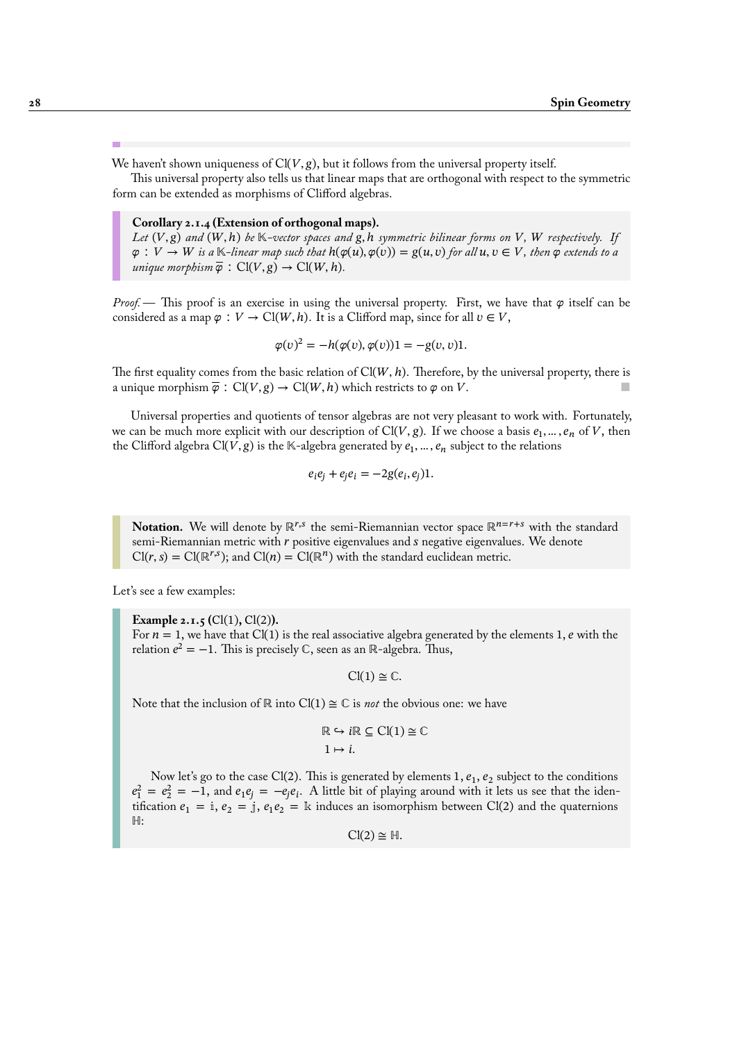We haven't shown uniqueness of $\mathrm{Cl}(V, g)$, but it follows from the universal property itself.

This universal property also tells us that linear maps that are orthogonal with respect to the symmetric form can be extended as morphisms of Clifford algebras.

> **Corollary 2.1.4 (Extension of orthogonal maps).**
> *Let $(V, g)$ and $(W, h)$ be $\mathbb{K}$-vector spaces and $g, h$ symmetric bilinear forms on $V$, $W$ respectively. If $\varphi : V \to W$ is a $\mathbb{K}$-linear map such that $h(\varphi(u), \varphi(v)) = g(u, v)$ for all $u, v \in V$, then $\varphi$ extends to a unique morphism $\overline{\varphi} : \mathrm{Cl}(V, g) \to \mathrm{Cl}(W, h)$.*

*Proof.* — This proof is an exercise in using the universal property. First, we have that $\varphi$ itself can be considered as a map $\varphi : V \to \mathrm{Cl}(W, h)$. It is a Clifford map, since for all $v \in V$,

$$\varphi(v)^2 = -h(\varphi(v), \varphi(v))1 = -g(v, v)1.$$

The first equality comes from the basic relation of $\mathrm{Cl}(W, h)$. Therefore, by the universal property, there is a unique morphism $\overline{\varphi} : \mathrm{Cl}(V, g) \to \mathrm{Cl}(W, h)$ which restricts to $\varphi$ on $V$. ∎

Universal properties and quotients of tensor algebras are not very pleasant to work with. Fortunately, we can be much more explicit with our description of $\mathrm{Cl}(V, g)$. If we choose a basis $e_1, \ldots, e_n$ of $V$, then the Clifford algebra $\mathrm{Cl}(V, g)$ is the $\mathbb{K}$-algebra generated by $e_1, \ldots, e_n$ subject to the relations

$$e_i e_j + e_j e_i = -2g(e_i, e_j)1.$$

> **Notation.** We will denote by $\mathbb{R}^{r,s}$ the semi-Riemannian vector space $\mathbb{R}^{n=r+s}$ with the standard semi-Riemannian metric with $r$ positive eigenvalues and $s$ negative eigenvalues. We denote $\mathrm{Cl}(r, s) = \mathrm{Cl}(\mathbb{R}^{r,s})$; and $\mathrm{Cl}(n) = \mathrm{Cl}(\mathbb{R}^n)$ with the standard euclidean metric.

Let's see a few examples:

> **Example 2.1.5 ($\mathrm{Cl}(1)$, $\mathrm{Cl}(2)$).**
> For $n = 1$, we have that $\mathrm{Cl}(1)$ is the real associative algebra generated by the elements $1, e$ with the relation $e^2 = -1$. This is precisely $\mathbb{C}$, seen as an $\mathbb{R}$-algebra. Thus,
>
> $$\mathrm{Cl}(1) \cong \mathbb{C}.$$
>
> Note that the inclusion of $\mathbb{R}$ into $\mathrm{Cl}(1) \cong \mathbb{C}$ is *not* the obvious one: we have
>
> $$\mathbb{R} \hookrightarrow i\mathbb{R} \subseteq \mathrm{Cl}(1) \cong \mathbb{C}$$
> $$1 \mapsto i.$$
>
> Now let's go to the case $\mathrm{Cl}(2)$. This is generated by elements $1, e_1, e_2$ subject to the conditions $e_1^2 = e_2^2 = -1$, and $e_1 e_j = -e_j e_i$. A little bit of playing around with it lets us see that the identification $e_1 = \mathbb{i}$, $e_2 = \mathbb{j}$, $e_1 e_2 = \mathbb{k}$ induces an isomorphism between $\mathrm{Cl}(2)$ and the quaternions $\mathbb{H}$:
>
> $$\mathrm{Cl}(2) \cong \mathbb{H}.$$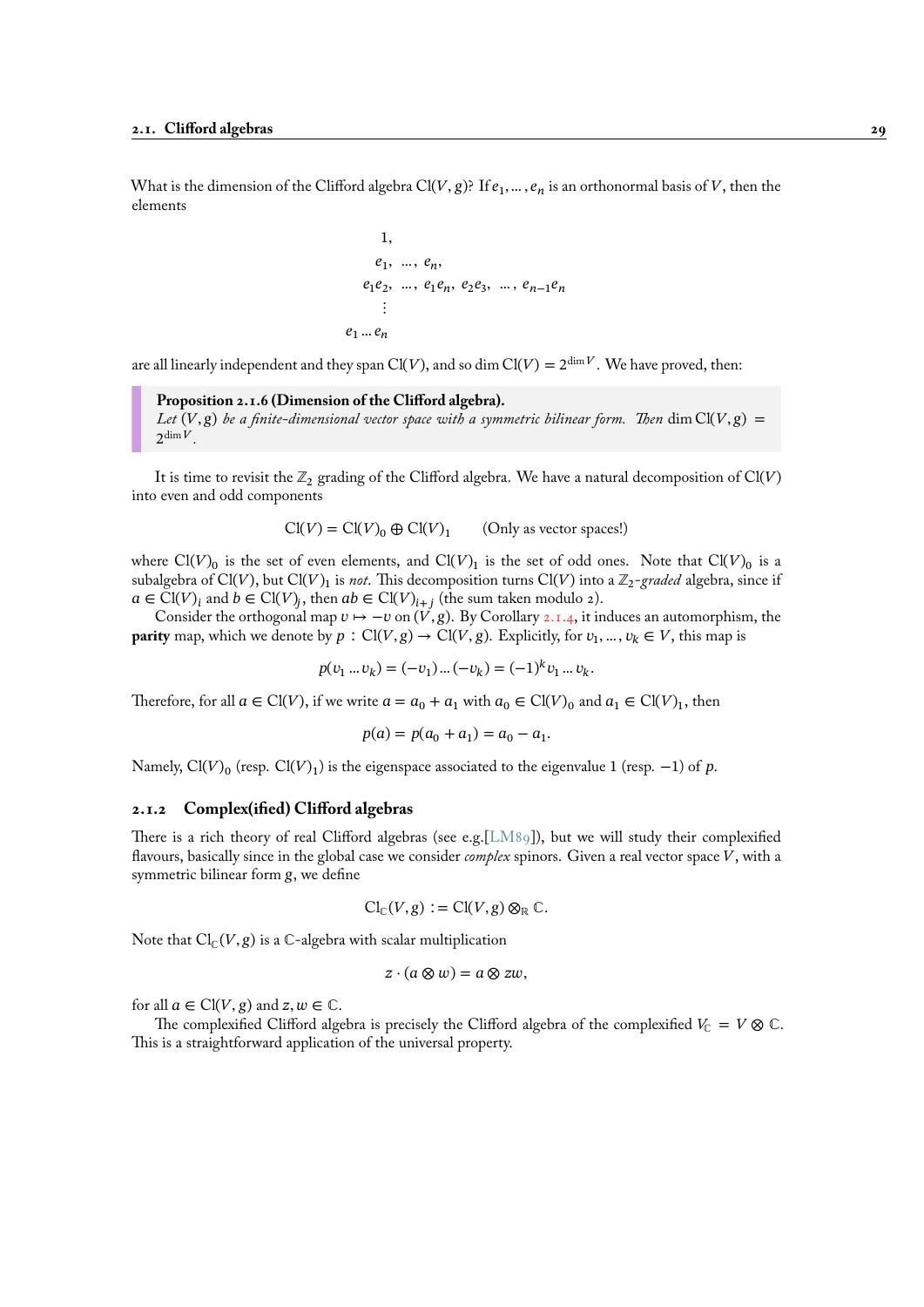What is the dimension of the Clifford algebra $\mathrm{Cl}(V, g)$? If $e_1, \dots, e_n$ is an orthonormal basis of $V$, then the elements

$$
\begin{array}{c}
1, \\
e_1, \ \dots, \ e_n, \\
e_1 e_2, \ \dots, \ e_1 e_n, \ e_2 e_3, \ \dots, \ e_{n-1} e_n \\
\vdots \\
e_1 \dots e_n
\end{array}
$$

are all linearly independent and they span $\mathrm{Cl}(V)$, and so $\dim \mathrm{Cl}(V) = 2^{\dim V}$. We have proved, then:

> **Proposition 2.1.6 (Dimension of the Clifford algebra).**
> *Let $(V, g)$ be a finite-dimensional vector space with a symmetric bilinear form. Then* $\dim \mathrm{Cl}(V, g) = 2^{\dim V}$.

It is time to revisit the $\mathbb{Z}_2$ grading of the Clifford algebra. We have a natural decomposition of $\mathrm{Cl}(V)$ into even and odd components

$$\mathrm{Cl}(V) = \mathrm{Cl}(V)_0 \oplus \mathrm{Cl}(V)_1 \qquad \text{(Only as vector spaces!)}$$

where $\mathrm{Cl}(V)_0$ is the set of even elements, and $\mathrm{Cl}(V)_1$ is the set of odd ones. Note that $\mathrm{Cl}(V)_0$ is a subalgebra of $\mathrm{Cl}(V)$, but $\mathrm{Cl}(V)_1$ is *not*. This decomposition turns $\mathrm{Cl}(V)$ into a $\mathbb{Z}_2$-*graded* algebra, since if $a \in \mathrm{Cl}(V)_i$ and $b \in \mathrm{Cl}(V)_j$, then $ab \in \mathrm{Cl}(V)_{i+j}$ (the sum taken modulo 2).

Consider the orthogonal map $v \mapsto -v$ on $(V, g)$. By Corollary 2.1.4, it induces an automorphism, the **parity** map, which we denote by $p : \mathrm{Cl}(V, g) \to \mathrm{Cl}(V, g)$. Explicitly, for $v_1, \dots, v_k \in V$, this map is

$$p(v_1 \dots v_k) = (-v_1) \dots (-v_k) = (-1)^k v_1 \dots v_k.$$

Therefore, for all $a \in \mathrm{Cl}(V)$, if we write $a = a_0 + a_1$ with $a_0 \in \mathrm{Cl}(V)_0$ and $a_1 \in \mathrm{Cl}(V)_1$, then

$$p(a) = p(a_0 + a_1) = a_0 - a_1.$$

Namely, $\mathrm{Cl}(V)_0$ (resp. $\mathrm{Cl}(V)_1$) is the eigenspace associated to the eigenvalue $1$ (resp. $-1$) of $p$.

### 2.1.2 Complex(ified) Clifford algebras

There is a rich theory of real Clifford algebras (see e.g.[LM89]), but we will study their complexified flavours, basically since in the global case we consider *complex* spinors. Given a real vector space $V$, with a symmetric bilinear form $g$, we define

$$\mathrm{Cl}_{\mathbb{C}}(V, g) := \mathrm{Cl}(V, g) \otimes_{\mathbb{R}} \mathbb{C}.$$

Note that $\mathrm{Cl}_{\mathbb{C}}(V, g)$ is a $\mathbb{C}$-algebra with scalar multiplication

$$z \cdot (a \otimes w) = a \otimes zw,$$

for all $a \in \mathrm{Cl}(V, g)$ and $z, w \in \mathbb{C}$.

The complexified Clifford algebra is precisely the Clifford algebra of the complexified $V_{\mathbb{C}} = V \otimes \mathbb{C}$. This is a straightforward application of the universal property.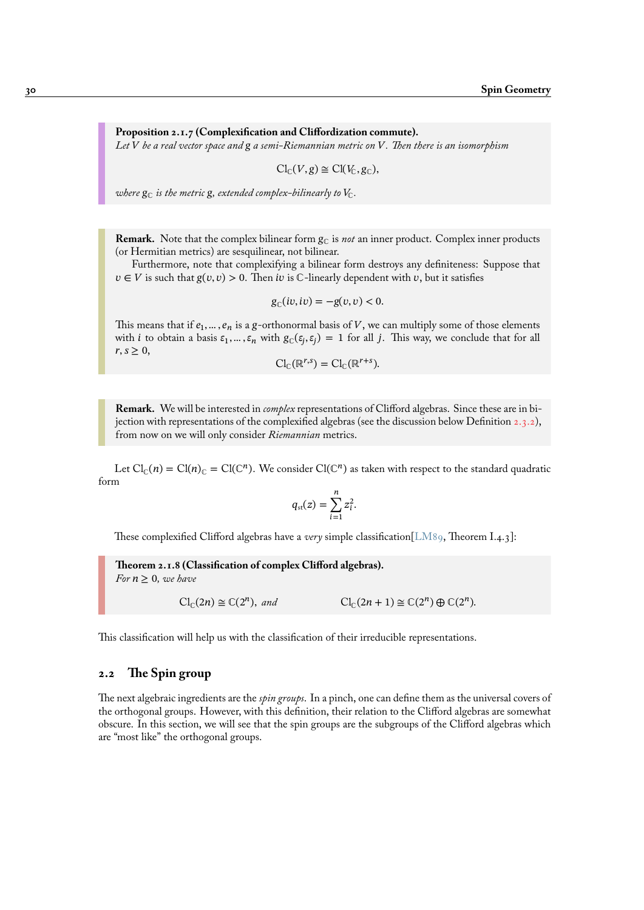**Proposition 2.1.7 (Complexification and Cliffordization commute).**
*Let $V$ be a real vector space and $\mathrm{g}$ a semi-Riemannian metric on $V$. Then there is an isomorphism*

$$\mathrm{Cl}_{\mathbb{C}}(V, \mathrm{g}) \cong \mathrm{Cl}(V_{\mathbb{C}}, \mathrm{g}_{\mathbb{C}}),$$

*where $\mathrm{g}_{\mathbb{C}}$ is the metric $\mathrm{g}$, extended complex-bilinearly to $V_{\mathbb{C}}$.*

**Remark.** Note that the complex bilinear form $\mathrm{g}_{\mathbb{C}}$ is *not* an inner product. Complex inner products (or Hermitian metrics) are sesquilinear, not bilinear.

Furthermore, note that complexifying a bilinear form destroys any definiteness: Suppose that $v \in V$ is such that $\mathrm{g}(v, v) > 0$. Then $iv$ is $\mathbb{C}$-linearly dependent with $v$, but it satisfies

$$\mathrm{g}_{\mathbb{C}}(iv, iv) = -\mathrm{g}(v, v) < 0.$$

This means that if $e_1, \dots, e_n$ is a $\mathrm{g}$-orthonormal basis of $V$, we can multiply some of those elements with $i$ to obtain a basis $\varepsilon_1, \dots, \varepsilon_n$ with $\mathrm{g}_{\mathbb{C}}(\varepsilon_j, \varepsilon_j) = 1$ for all $j$. This way, we conclude that for all $r, s \geq 0$,

$$\mathrm{Cl}_{\mathbb{C}}(\mathbb{R}^{r,s}) = \mathrm{Cl}_{\mathbb{C}}(\mathbb{R}^{r+s}).$$

**Remark.** We will be interested in *complex* representations of Clifford algebras. Since these are in bijection with representations of the complexified algebras (see the discussion below Definition 2.3.2), from now on we will only consider *Riemannian* metrics.

Let $\mathrm{Cl}_{\mathbb{C}}(n) = \mathrm{Cl}(n)_{\mathbb{C}} = \mathrm{Cl}(\mathbb{C}^n)$. We consider $\mathrm{Cl}(\mathbb{C}^n)$ as taken with respect to the standard quadratic form

$$q_{\mathrm{st}}(z) = \sum_{i=1}^{n} z_i^2.$$

These complexified Clifford algebras have a *very* simple classification[LM89, Theorem I.4.3]:

**Theorem 2.1.8 (Classification of complex Clifford algebras).**
*For $n \geq 0$, we have*

$$\mathrm{Cl}_{\mathbb{C}}(2n) \cong \mathbb{C}(2^n), \quad \textit{and} \qquad \mathrm{Cl}_{\mathbb{C}}(2n+1) \cong \mathbb{C}(2^n) \oplus \mathbb{C}(2^n).$$

This classification will help us with the classification of their irreducible representations.

## 2.2 The Spin group

The next algebraic ingredients are the *spin groups*. In a pinch, one can define them as the universal covers of the orthogonal groups. However, with this definition, their relation to the Clifford algebras are somewhat obscure. In this section, we will see that the spin groups are the subgroups of the Clifford algebras which are "most like" the orthogonal groups.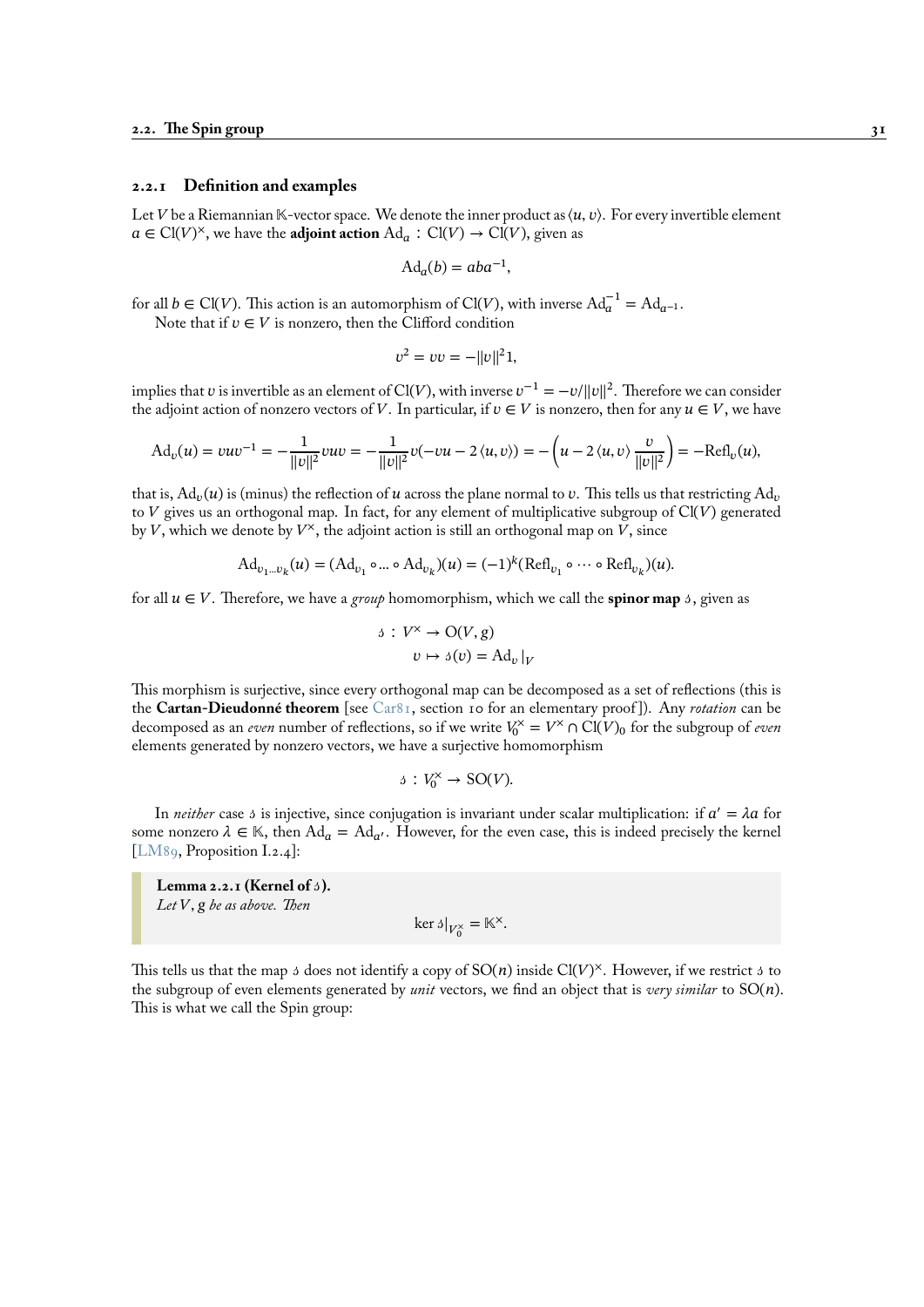### 2.2.1 Definition and examples

Let $V$ be a Riemannian $\mathbb{K}$-vector space. We denote the inner product as $\langle u, v \rangle$. For every invertible element $a \in \mathrm{Cl}(V)^\times$, we have the **adjoint action** $\mathrm{Ad}_a : \mathrm{Cl}(V) \to \mathrm{Cl}(V)$, given as

$$\mathrm{Ad}_a(b) = aba^{-1},$$

for all $b \in \mathrm{Cl}(V)$. This action is an automorphism of $\mathrm{Cl}(V)$, with inverse $\mathrm{Ad}_a^{-1} = \mathrm{Ad}_{a^{-1}}$.

Note that if $v \in V$ is nonzero, then the Clifford condition

$$v^2 = vv = -\|v\|^2 1,$$

implies that $v$ is invertible as an element of $\mathrm{Cl}(V)$, with inverse $v^{-1} = -v/\|v\|^2$. Therefore we can consider the adjoint action of nonzero vectors of $V$. In particular, if $v \in V$ is nonzero, then for any $u \in V$, we have

$$\mathrm{Ad}_v(u) = vuv^{-1} = -\frac{1}{\|v\|^2} vuv = -\frac{1}{\|v\|^2} v(-vu - 2\langle u, v \rangle) = -\left(u - 2\langle u, v \rangle \frac{v}{\|v\|^2}\right) = -\mathrm{Refl}_v(u),$$

that is, $\mathrm{Ad}_v(u)$ is (minus) the reflection of $u$ across the plane normal to $v$. This tells us that restricting $\mathrm{Ad}_v$ to $V$ gives us an orthogonal map. In fact, for any element of multiplicative subgroup of $\mathrm{Cl}(V)$ generated by $V$, which we denote by $V^\times$, the adjoint action is still an orthogonal map on $V$, since

$$\mathrm{Ad}_{v_1 \dots v_k}(u) = (\mathrm{Ad}_{v_1} \circ \dots \circ \mathrm{Ad}_{v_k})(u) = (-1)^k (\mathrm{Refl}_{v_1} \circ \dots \circ \mathrm{Refl}_{v_k})(u).$$

for all $u \in V$. Therefore, we have a *group* homomorphism, which we call the **spinor map** $\mathfrak{s}$, given as

$$\begin{aligned} \mathfrak{s} : V^\times &\to \mathrm{O}(V, g) \\ v &\mapsto \mathfrak{s}(v) = \mathrm{Ad}_v |_V \end{aligned}$$

This morphism is surjective, since every orthogonal map can be decomposed as a set of reflections (this is the **Cartan-Dieudonné theorem** [see Car81, section 10 for an elementary proof]). Any *rotation* can be decomposed as an *even* number of reflections, so if we write $V_0^\times = V^\times \cap \mathrm{Cl}(V)_0$ for the subgroup of *even* elements generated by nonzero vectors, we have a surjective homomorphism

$$\mathfrak{s} : V_0^\times \to \mathrm{SO}(V).$$

In *neither* case $\mathfrak{s}$ is injective, since conjugation is invariant under scalar multiplication: if $a' = \lambda a$ for some nonzero $\lambda \in \mathbb{K}$, then $\mathrm{Ad}_a = \mathrm{Ad}_{a'}$. However, for the even case, this is indeed precisely the kernel [LM89, Proposition I.2.4]:

> **Lemma 2.2.1 (Kernel of $\mathfrak{s}$).**
> *Let $V$, $g$ be as above. Then*
>
> $$\ker \mathfrak{s}|_{V_0^\times} = \mathbb{K}^\times.$$

This tells us that the map $\mathfrak{s}$ does not identify a copy of $\mathrm{SO}(n)$ inside $\mathrm{Cl}(V)^\times$. However, if we restrict $\mathfrak{s}$ to the subgroup of even elements generated by *unit* vectors, we find an object that is *very similar* to $\mathrm{SO}(n)$. This is what we call the Spin group: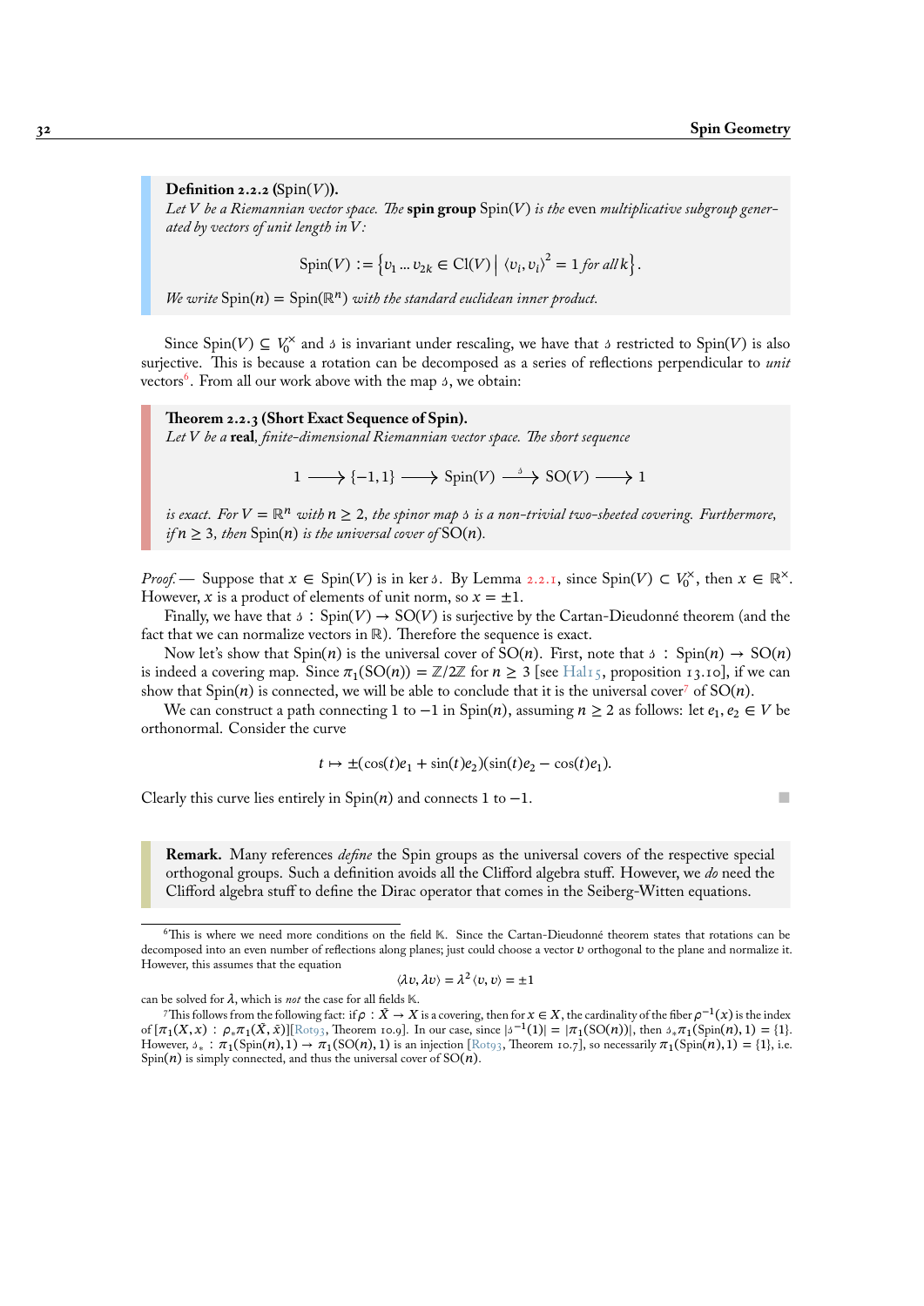**Definition 2.2.2** (Spin($V$)).
*Let $V$ be a Riemannian vector space. The* **spin group** Spin($V$) *is the* even *multiplicative subgroup generated by vectors of unit length in $V$:*

$$\mathrm{Spin}(V) := \left\{ v_1 \ldots v_{2k} \in \mathrm{Cl}(V) \,\middle|\, \langle v_i, v_i \rangle^2 = 1 \text{ for all } k \right\}.$$

*We write* $\mathrm{Spin}(n) = \mathrm{Spin}(\mathbb{R}^n)$ *with the standard euclidean inner product.*

Since $\mathrm{Spin}(V) \subseteq V_0^\times$ and $\mathfrak{s}$ is invariant under rescaling, we have that $\mathfrak{s}$ restricted to Spin($V$) is also surjective. This is because a rotation can be decomposed as a series of reflections perpendicular to *unit* vectors[6]. From all our work above with the map $\mathfrak{s}$, we obtain:

**Theorem 2.2.3 (Short Exact Sequence of Spin).**
*Let $V$ be a* **real**, *finite-dimensional Riemannian vector space. The short sequence*

$$1 \longrightarrow \{-1, 1\} \longrightarrow \mathrm{Spin}(V) \xrightarrow{\ \mathfrak{s}\ } \mathrm{SO}(V) \longrightarrow 1$$

*is exact. For $V = \mathbb{R}^n$ with $n \geq 2$, the spinor map $\mathfrak{s}$ is a non-trivial two-sheeted covering. Furthermore, if $n \geq 3$, then* Spin($n$) *is the universal cover of* SO($n$).

*Proof.* — Suppose that $x \in \mathrm{Spin}(V)$ is in $\ker \mathfrak{s}$. By Lemma 2.2.1, since $\mathrm{Spin}(V) \subset V_0^\times$, then $x \in \mathbb{R}^\times$. However, $x$ is a product of elements of unit norm, so $x = \pm 1$.

Finally, we have that $\mathfrak{s} : \mathrm{Spin}(V) \to \mathrm{SO}(V)$ is surjective by the Cartan-Dieudonné theorem (and the fact that we can normalize vectors in $\mathbb{R}$). Therefore the sequence is exact.

Now let's show that Spin($n$) is the universal cover of SO($n$). First, note that $\mathfrak{s} : \mathrm{Spin}(n) \to \mathrm{SO}(n)$ is indeed a covering map. Since $\pi_1(\mathrm{SO}(n)) = \mathbb{Z}/2\mathbb{Z}$ for $n \geq 3$ [see Hal15, proposition 13.10], if we can show that Spin($n$) is connected, we will be able to conclude that it is the universal cover[7] of SO($n$).

We can construct a path connecting 1 to $-1$ in Spin($n$), assuming $n \geq 2$ as follows: let $e_1, e_2 \in V$ be orthonormal. Consider the curve

$$t \mapsto \pm(\cos(t)e_1 + \sin(t)e_2)(\sin(t)e_2 - \cos(t)e_1).$$

Clearly this curve lies entirely in Spin($n$) and connects 1 to $-1$. ∎

**Remark.** Many references *define* the Spin groups as the universal covers of the respective special orthogonal groups. Such a definition avoids all the Clifford algebra stuff. However, we *do* need the Clifford algebra stuff to define the Dirac operator that comes in the Seiberg-Witten equations.

---

[6] This is where we need more conditions on the field $\mathbb{K}$. Since the Cartan-Dieudonné theorem states that rotations can be decomposed into an even number of reflections along planes; just could choose a vector $v$ orthogonal to the plane and normalize it. However, this assumes that the equation

$$\langle \lambda v, \lambda v \rangle = \lambda^2 \langle v, v \rangle = \pm 1$$

can be solved for $\lambda$, which is *not* the case for all fields $\mathbb{K}$.

[7] This follows from the following fact: if $\rho : \tilde{X} \to X$ is a covering, then for $x \in X$, the cardinality of the fiber $\rho^{-1}(x)$ is the index of $[\pi_1(X, x) : \rho_* \pi_1(\tilde{X}, \tilde{x})]$[Rot93, Theorem 10.9]. In our case, since $|\mathfrak{s}^{-1}(1)| = |\pi_1(\mathrm{SO}(n))|$, then $\mathfrak{s}_* \pi_1(\mathrm{Spin}(n), 1) = \{1\}$. However, $\mathfrak{s}_* : \pi_1(\mathrm{Spin}(n), 1) \to \pi_1(\mathrm{SO}(n), 1)$ is an injection [Rot93, Theorem 10.7], so necessarily $\pi_1(\mathrm{Spin}(n), 1) = \{1\}$, i.e. Spin($n$) is simply connected, and thus the universal cover of SO($n$).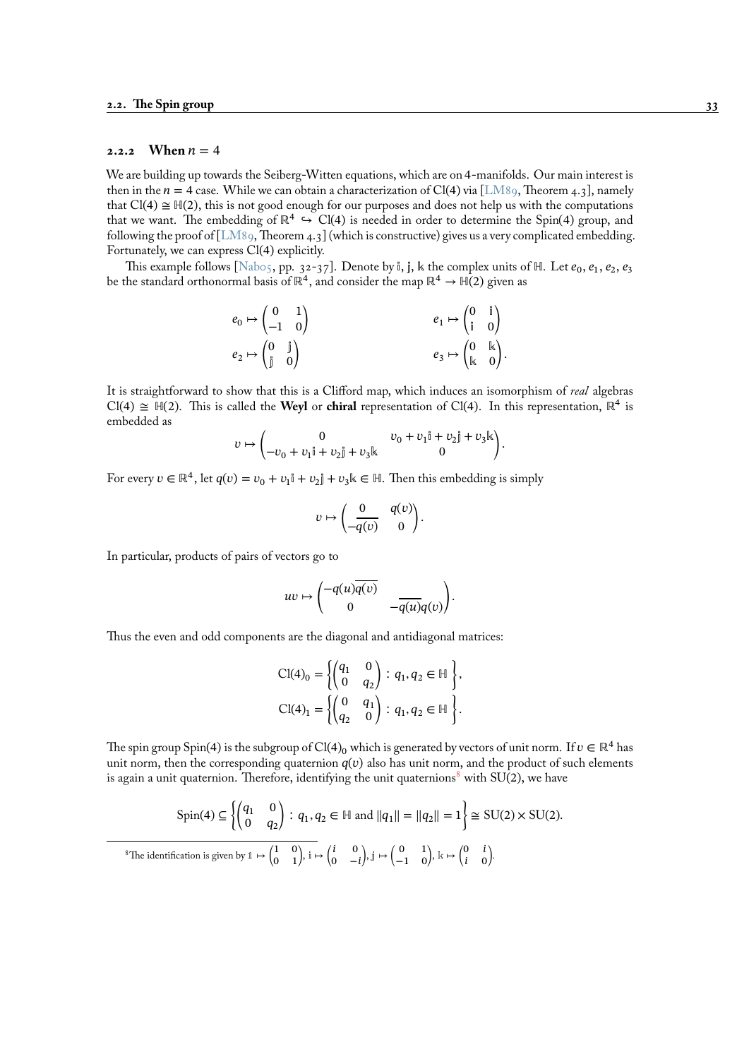### 2.2.2 When $n = 4$

We are building up towards the Seiberg-Witten equations, which are on 4-manifolds. Our main interest is then in the $n = 4$ case. While we can obtain a characterization of $\mathrm{Cl}(4)$ via [LM89, Theorem 4.3], namely that $\mathrm{Cl}(4) \cong \mathbb{H}(2)$, this is not good enough for our purposes and does not help us with the computations that we want. The embedding of $\mathbb{R}^4 \hookrightarrow \mathrm{Cl}(4)$ is needed in order to determine the Spin(4) group, and following the proof of [LM89, Theorem 4.3] (which is constructive) gives us a very complicated embedding. Fortunately, we can express $\mathrm{Cl}(4)$ explicitly.

This example follows [Nabo5, pp. 32-37]. Denote by $\mathbb{i}, \mathbb{j}, \mathbb{k}$ the complex units of $\mathbb{H}$. Let $e_0, e_1, e_2, e_3$ be the standard orthonormal basis of $\mathbb{R}^4$, and consider the map $\mathbb{R}^4 \to \mathbb{H}(2)$ given as

$$e_0 \mapsto \begin{pmatrix} 0 & 1 \\ -1 & 0 \end{pmatrix} \qquad\qquad e_1 \mapsto \begin{pmatrix} 0 & \mathbb{i} \\ \mathbb{i} & 0 \end{pmatrix}$$

$$e_2 \mapsto \begin{pmatrix} 0 & \mathbb{j} \\ \mathbb{j} & 0 \end{pmatrix} \qquad\qquad e_3 \mapsto \begin{pmatrix} 0 & \mathbb{k} \\ \mathbb{k} & 0 \end{pmatrix}.$$

It is straightforward to show that this is a Clifford map, which induces an isomorphism of *real* algebras $\mathrm{Cl}(4) \cong \mathbb{H}(2)$. This is called the **Weyl** or **chiral** representation of $\mathrm{Cl}(4)$. In this representation, $\mathbb{R}^4$ is embedded as

$$v \mapsto \begin{pmatrix} 0 & v_0 + v_1\mathbb{i} + v_2\mathbb{j} + v_3\mathbb{k} \\ -v_0 + v_1\mathbb{i} + v_2\mathbb{j} + v_3\mathbb{k} & 0 \end{pmatrix}.$$

For every $v \in \mathbb{R}^4$, let $q(v) = v_0 + v_1\mathbb{i} + v_2\mathbb{j} + v_3\mathbb{k} \in \mathbb{H}$. Then this embedding is simply

$$v \mapsto \begin{pmatrix} 0 & q(v) \\ -\overline{q(v)} & 0 \end{pmatrix}.$$

In particular, products of pairs of vectors go to

$$uv \mapsto \begin{pmatrix} -q(u)\overline{q(v)} & \\ 0 & -\overline{q(u)}q(v) \end{pmatrix}.$$

Thus the even and odd components are the diagonal and antidiagonal matrices:

$$\mathrm{Cl}(4)_0 = \left\{ \begin{pmatrix} q_1 & 0 \\ 0 & q_2 \end{pmatrix} : q_1, q_2 \in \mathbb{H} \right\},$$
$$\mathrm{Cl}(4)_1 = \left\{ \begin{pmatrix} 0 & q_1 \\ q_2 & 0 \end{pmatrix} : q_1, q_2 \in \mathbb{H} \right\}.$$

The spin group Spin(4) is the subgroup of $\mathrm{Cl}(4)_0$ which is generated by vectors of unit norm. If $v \in \mathbb{R}^4$ has unit norm, then the corresponding quaternion $q(v)$ also has unit norm, and the product of such elements is again a unit quaternion. Therefore, identifying the unit quaternions[8] with SU(2), we have

$$\mathrm{Spin}(4) \subseteq \left\{ \begin{pmatrix} q_1 & 0 \\ 0 & q_2 \end{pmatrix} : q_1, q_2 \in \mathbb{H} \text{ and } \|q_1\| = \|q_2\| = 1 \right\} \cong \mathrm{SU}(2) \times \mathrm{SU}(2).$$

[8] The identification is given by $\mathbb{1} \mapsto \begin{pmatrix} 1 & 0 \\ 0 & 1 \end{pmatrix}$, $\mathbb{i} \mapsto \begin{pmatrix} i & 0 \\ 0 & -i \end{pmatrix}$, $\mathbb{j} \mapsto \begin{pmatrix} 0 & 1 \\ -1 & 0 \end{pmatrix}$, $\mathbb{k} \mapsto \begin{pmatrix} 0 & i \\ i & 0 \end{pmatrix}$.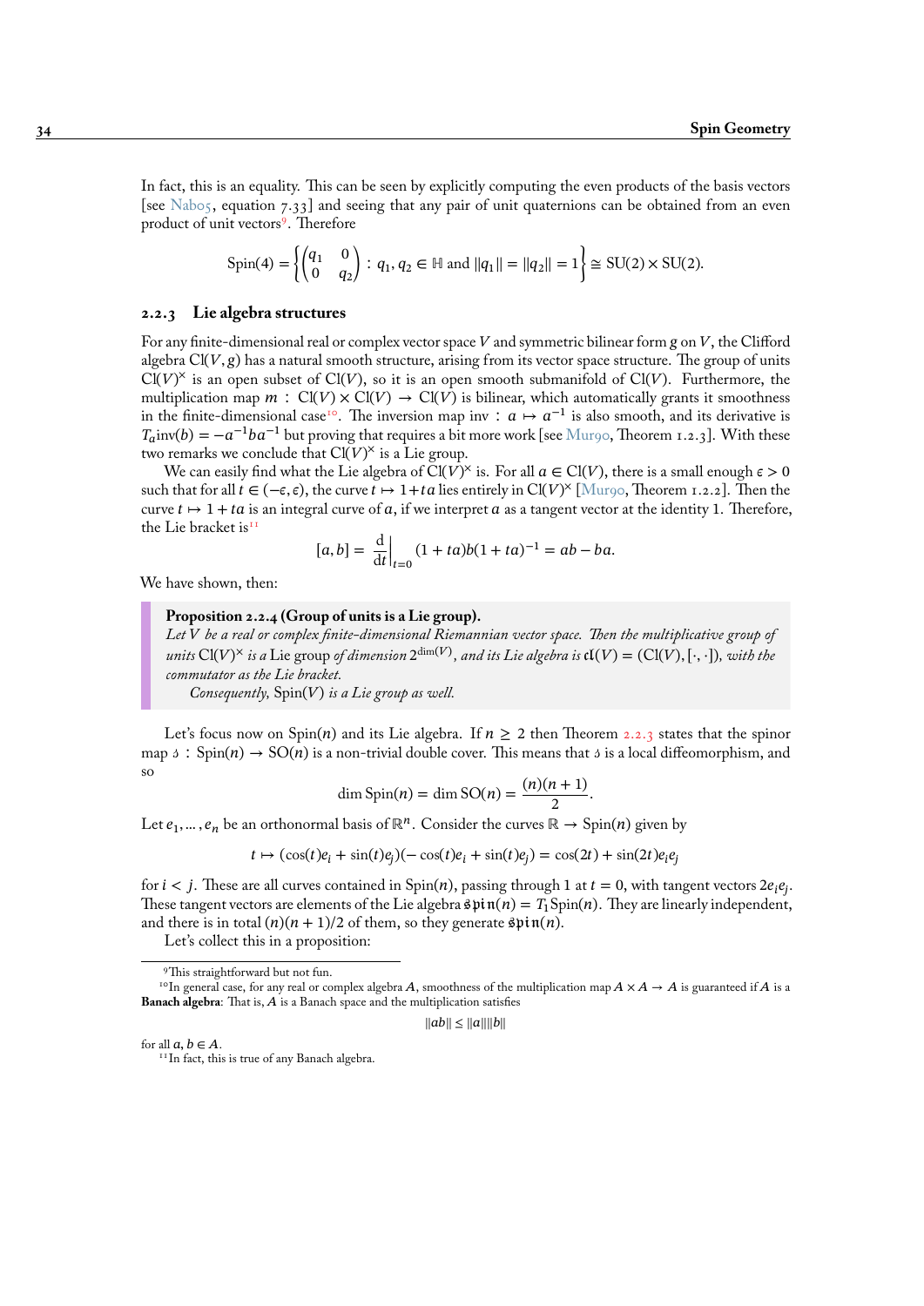In fact, this is an equality. This can be seen by explicitly computing the even products of the basis vectors [see Nab05, equation 7.33] and seeing that any pair of unit quaternions can be obtained from an even product of unit vectors[9]. Therefore

$$\mathrm{Spin}(4) = \left\{ \begin{pmatrix} q_1 & 0 \\ 0 & q_2 \end{pmatrix} : q_1, q_2 \in \mathbb{H} \text{ and } \|q_1\| = \|q_2\| = 1 \right\} \cong \mathrm{SU}(2) \times \mathrm{SU}(2).$$

### 2.2.3 Lie algebra structures

For any finite-dimensional real or complex vector space $V$ and symmetric bilinear form $g$ on $V$, the Clifford algebra $\mathrm{Cl}(V, g)$ has a natural smooth structure, arising from its vector space structure. The group of units $\mathrm{Cl}(V)^\times$ is an open subset of $\mathrm{Cl}(V)$, so it is an open smooth submanifold of $\mathrm{Cl}(V)$. Furthermore, the multiplication map $m : \mathrm{Cl}(V) \times \mathrm{Cl}(V) \to \mathrm{Cl}(V)$ is bilinear, which automatically grants it smoothness in the finite-dimensional case[10]. The inversion map $\mathrm{inv} : a \mapsto a^{-1}$ is also smooth, and its derivative is $T_a \mathrm{inv}(b) = -a^{-1}ba^{-1}$ but proving that requires a bit more work [see Mur90, Theorem 1.2.3]. With these two remarks we conclude that $\mathrm{Cl}(V)^\times$ is a Lie group.

We can easily find what the Lie algebra of $\mathrm{Cl}(V)^\times$ is. For all $a \in \mathrm{Cl}(V)$, there is a small enough $\epsilon > 0$ such that for all $t \in (-\epsilon, \epsilon)$, the curve $t \mapsto 1 + ta$ lies entirely in $\mathrm{Cl}(V)^\times$ [Mur90, Theorem 1.2.2]. Then the curve $t \mapsto 1 + ta$ is an integral curve of $a$, if we interpret $a$ as a tangent vector at the identity 1. Therefore, the Lie bracket is[11]

$$[a, b] = \left.\frac{\mathrm{d}}{\mathrm{d}t}\right|_{t=0} (1 + ta)b(1 + ta)^{-1} = ab - ba.$$

We have shown, then:

> **Proposition 2.2.4 (Group of units is a Lie group).**
> *Let $V$ be a real or complex finite-dimensional Riemannian vector space. Then the multiplicative group of units $\mathrm{Cl}(V)^\times$ is a* Lie group *of dimension $2^{\dim(V)}$, and its Lie algebra is $\mathfrak{cl}(V) = (\mathrm{Cl}(V), [\cdot, \cdot])$, with the commutator as the Lie bracket.*
>
> *Consequently, $\mathrm{Spin}(V)$ is a Lie group as well.*

Let's focus now on $\mathrm{Spin}(n)$ and its Lie algebra. If $n \geq 2$ then Theorem 2.2.3 states that the spinor map $\mathfrak{s} : \mathrm{Spin}(n) \to \mathrm{SO}(n)$ is a non-trivial double cover. This means that $\mathfrak{s}$ is a local diffeomorphism, and so

$$\dim \mathrm{Spin}(n) = \dim \mathrm{SO}(n) = \frac{(n)(n+1)}{2}.$$

Let $e_1, \ldots, e_n$ be an orthonormal basis of $\mathbb{R}^n$. Consider the curves $\mathbb{R} \to \mathrm{Spin}(n)$ given by

$$t \mapsto (\cos(t)e_i + \sin(t)e_j)(-\cos(t)e_i + \sin(t)e_j) = \cos(2t) + \sin(2t)e_ie_j$$

for $i < j$. These are all curves contained in $\mathrm{Spin}(n)$, passing through 1 at $t = 0$, with tangent vectors $2e_ie_j$. These tangent vectors are elements of the Lie algebra $\mathfrak{spin}(n) = T_1\mathrm{Spin}(n)$. They are linearly independent, and there is in total $(n)(n+1)/2$ of them, so they generate $\mathfrak{spin}(n)$.

Let's collect this in a proposition:

---

[9] This straightforward but not fun.

[10] In general case, for any real or complex algebra $A$, smoothness of the multiplication map $A \times A \to A$ is guaranteed if $A$ is a **Banach algebra**: That is, $A$ is a Banach space and the multiplication satisfies

$$\|ab\| \leq \|a\|\|b\|$$

for all $a, b \in A$.

[11] In fact, this is true of any Banach algebra.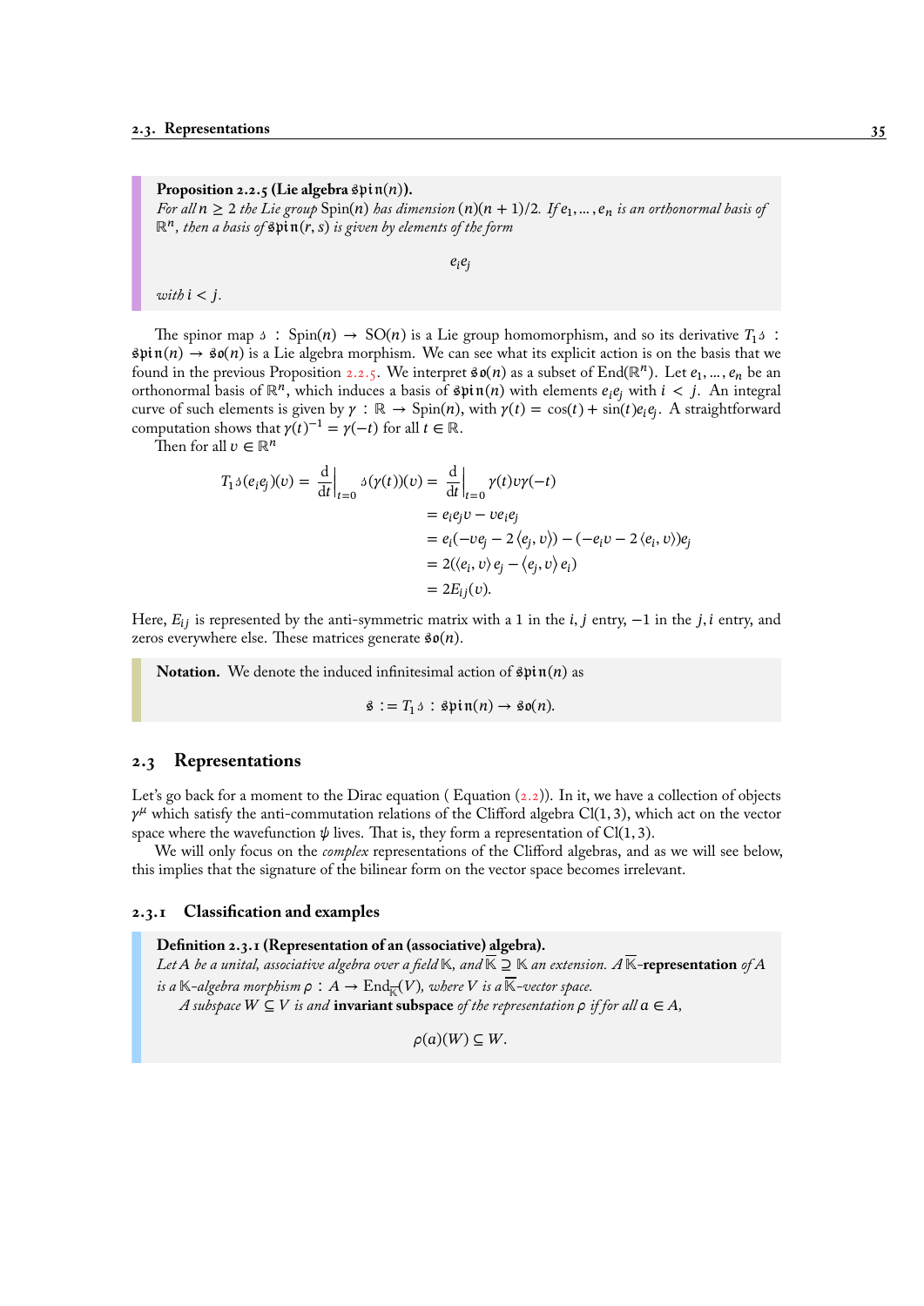**Proposition 2.2.5 (Lie algebra $\mathfrak{spin}(n)$).**
*For all $n \geq 2$ the Lie group $\mathrm{Spin}(n)$ has dimension $(n)(n+1)/2$. If $e_1, \ldots, e_n$ is an orthonormal basis of $\mathbb{R}^n$, then a basis of $\mathfrak{spin}(r,s)$ is given by elements of the form*

$$e_i e_j$$

*with $i < j$.*

The spinor map $\mathfrak{z} : \mathrm{Spin}(n) \to \mathrm{SO}(n)$ is a Lie group homomorphism, and so its derivative $T_1\mathfrak{z} : \mathfrak{spin}(n) \to \mathfrak{so}(n)$ is a Lie algebra morphism. We can see what its explicit action is on the basis that we found in the previous Proposition 2.2.5. We interpret $\mathfrak{so}(n)$ as a subset of $\mathrm{End}(\mathbb{R}^n)$. Let $e_1, \ldots, e_n$ be an orthonormal basis of $\mathbb{R}^n$, which induces a basis of $\mathfrak{spin}(n)$ with elements $e_i e_j$ with $i < j$. An integral curve of such elements is given by $\gamma : \mathbb{R} \to \mathrm{Spin}(n)$, with $\gamma(t) = \cos(t) + \sin(t) e_i e_j$. A straightforward computation shows that $\gamma(t)^{-1} = \gamma(-t)$ for all $t \in \mathbb{R}$.

Then for all $v \in \mathbb{R}^n$

$$\begin{aligned}
T_1\mathfrak{z}(e_i e_j)(v) = \left.\frac{\mathrm{d}}{\mathrm{d}t}\right|_{t=0} \mathfrak{z}(\gamma(t))(v) &= \left.\frac{\mathrm{d}}{\mathrm{d}t}\right|_{t=0} \gamma(t) v \gamma(-t) \\
&= e_i e_j v - v e_i e_j \\
&= e_i(-v e_j - 2\langle e_j, v\rangle) - (-e_i v - 2\langle e_i, v\rangle) e_j \\
&= 2(\langle e_i, v\rangle e_j - \langle e_j, v\rangle e_i) \\
&= 2E_{ij}(v).
\end{aligned}$$

Here, $E_{ij}$ is represented by the anti-symmetric matrix with a 1 in the $i,j$ entry, $-1$ in the $j,i$ entry, and zeros everywhere else. These matrices generate $\mathfrak{so}(n)$.

**Notation.** We denote the induced infinitesimal action of $\mathfrak{spin}(n)$ as

$$\mathfrak{s} := T_1\mathfrak{z} : \mathfrak{spin}(n) \to \mathfrak{so}(n).$$

## 2.3 Representations

Let's go back for a moment to the Dirac equation ( Equation (2.2)). In it, we have a collection of objects $\gamma^\mu$ which satisfy the anti-commutation relations of the Clifford algebra $\mathrm{Cl}(1,3)$, which act on the vector space where the wavefunction $\psi$ lives. That is, they form a representation of $\mathrm{Cl}(1,3)$.

We will only focus on the *complex* representations of the Clifford algebras, and as we will see below, this implies that the signature of the bilinear form on the vector space becomes irrelevant.

### 2.3.1 Classification and examples

**Definition 2.3.1 (Representation of an (associative) algebra).**
*Let $A$ be a unital, associative algebra over a field $\mathbb{K}$, and $\overline{\mathbb{K}} \supseteq \mathbb{K}$ an extension. A $\overline{\mathbb{K}}$-**representation** of $A$ is a $\mathbb{K}$-algebra morphism $\rho : A \to \mathrm{End}_{\overline{\mathbb{K}}}(V)$, where $V$ is a $\overline{\mathbb{K}}$-vector space.*

*A subspace $W \subseteq V$ is and **invariant subspace** of the representation $\rho$ if for all $a \in A$,*

$$\rho(a)(W) \subseteq W.$$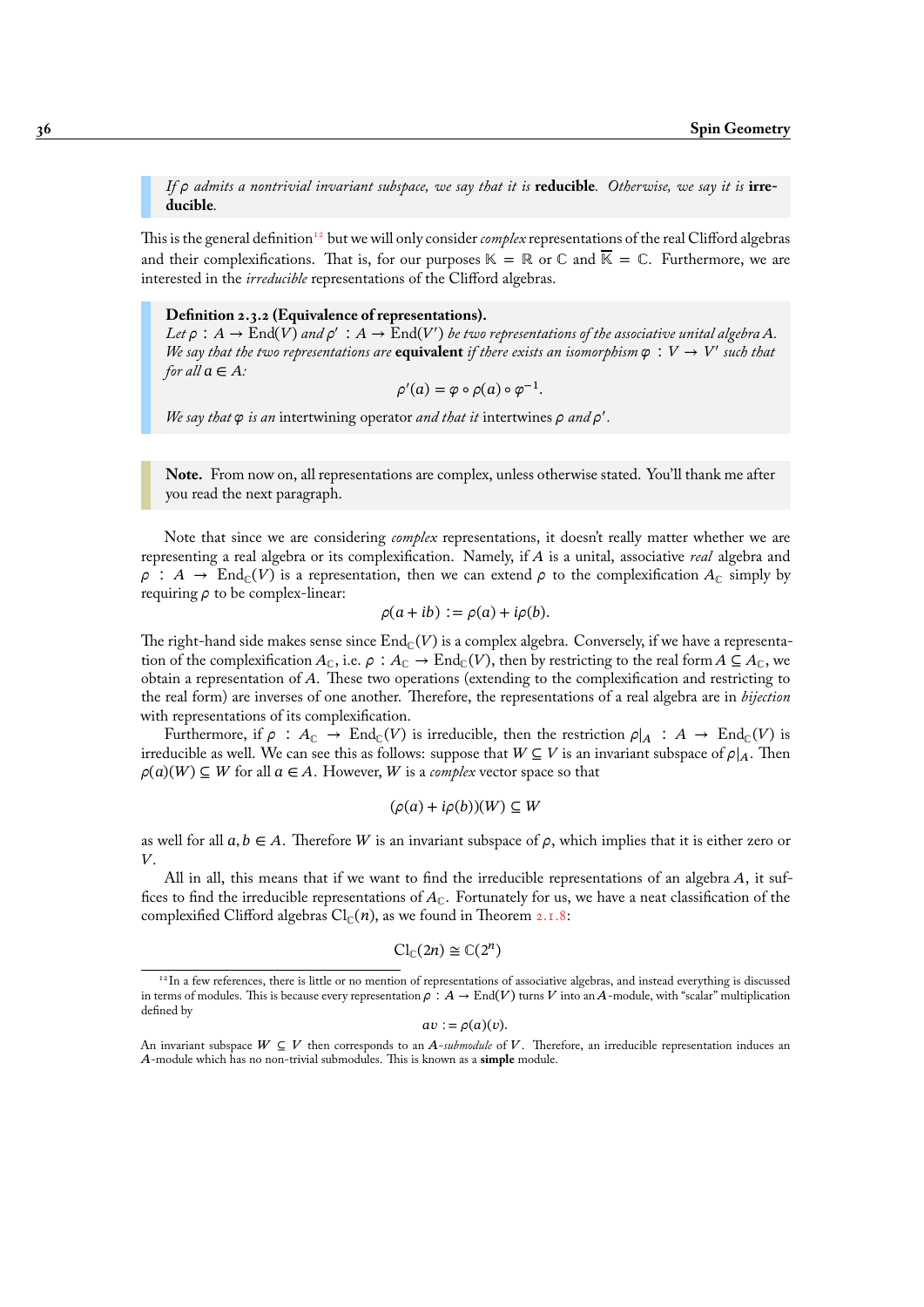*If $\rho$ admits a nontrivial invariant subspace, we say that it is* **reducible**. *Otherwise, we say it is* **irreducible**.

This is the general definition[12] but we will only consider *complex* representations of the real Clifford algebras and their complexifications. That is, for our purposes $\mathbb{K} = \mathbb{R}$ or $\mathbb{C}$ and $\overline{\mathbb{K}} = \mathbb{C}$. Furthermore, we are interested in the *irreducible* representations of the Clifford algebras.

**Definition 2.3.2 (Equivalence of representations).**
*Let $\rho : A \to \mathrm{End}(V)$ and $\rho' : A \to \mathrm{End}(V')$ be two representations of the associative unital algebra $A$. We say that the two representations are* **equivalent** *if there exists an isomorphism $\varphi : V \to V'$ such that for all $a \in A$:*

$$\rho'(a) = \varphi \circ \rho(a) \circ \varphi^{-1}.$$

*We say that $\varphi$ is an* intertwining operator *and that it* intertwines *$\rho$ and $\rho'$.*

**Note.** From now on, all representations are complex, unless otherwise stated. You'll thank me after you read the next paragraph.

Note that since we are considering *complex* representations, it doesn't really matter whether we are representing a real algebra or its complexification. Namely, if $A$ is a unital, associative *real* algebra and $\rho : A \to \mathrm{End}_{\mathbb{C}}(V)$ is a representation, then we can extend $\rho$ to the complexification $A_{\mathbb{C}}$ simply by requiring $\rho$ to be complex-linear:

$$\rho(a + ib) := \rho(a) + i\rho(b).$$

The right-hand side makes sense since $\mathrm{End}_{\mathbb{C}}(V)$ is a complex algebra. Conversely, if we have a representation of the complexification $A_{\mathbb{C}}$, i.e. $\rho : A_{\mathbb{C}} \to \mathrm{End}_{\mathbb{C}}(V)$, then by restricting to the real form $A \subseteq A_{\mathbb{C}}$, we obtain a representation of $A$. These two operations (extending to the complexification and restricting to the real form) are inverses of one another. Therefore, the representations of a real algebra are in *bijection* with representations of its complexification.

Furthermore, if $\rho : A_{\mathbb{C}} \to \mathrm{End}_{\mathbb{C}}(V)$ is irreducible, then the restriction $\rho|_A : A \to \mathrm{End}_{\mathbb{C}}(V)$ is irreducible as well. We can see this as follows: suppose that $W \subseteq V$ is an invariant subspace of $\rho|_A$. Then $\rho(a)(W) \subseteq W$ for all $a \in A$. However, $W$ is a *complex* vector space so that

$$(\rho(a) + i\rho(b))(W) \subseteq W$$

as well for all $a, b \in A$. Therefore $W$ is an invariant subspace of $\rho$, which implies that it is either zero or $V$.

All in all, this means that if we want to find the irreducible representations of an algebra $A$, it suffices to find the irreducible representations of $A_{\mathbb{C}}$. Fortunately for us, we have a neat classification of the complexified Clifford algebras $\mathrm{Cl}_{\mathbb{C}}(n)$, as we found in Theorem 2.1.8:

$$\mathrm{Cl}_{\mathbb{C}}(2n) \cong \mathbb{C}(2^n)$$

---

[12] In a few references, there is little or no mention of representations of associative algebras, and instead everything is discussed in terms of modules. This is because every representation $\rho : A \to \mathrm{End}(V)$ turns $V$ into an $A$-module, with "scalar" multiplication defined by

$$av := \rho(a)(v).$$

An invariant subspace $W \subseteq V$ then corresponds to an $A$-*submodule* of $V$. Therefore, an irreducible representation induces an $A$-module which has no non-trivial submodules. This is known as a **simple** module.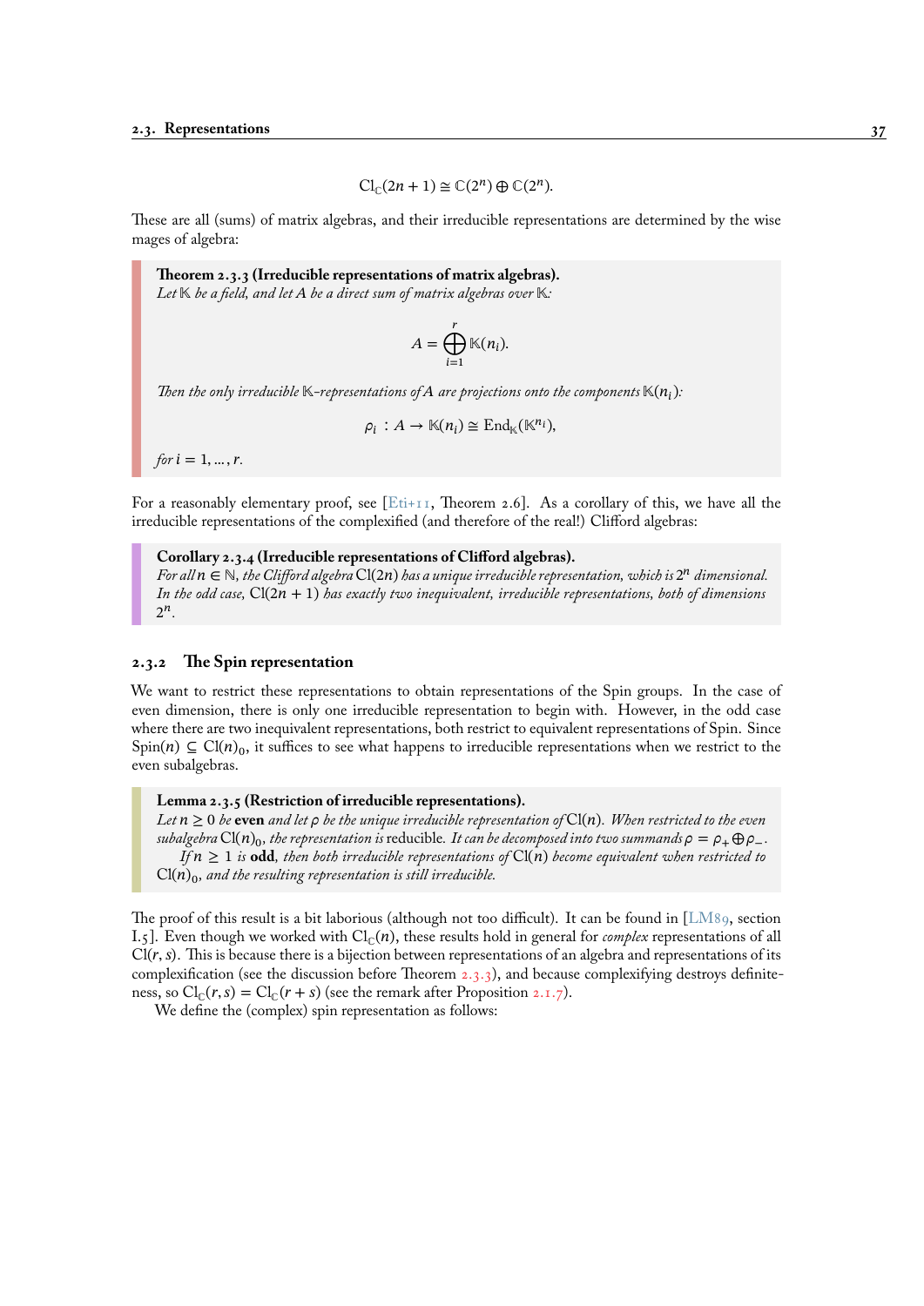$$\mathrm{Cl}_{\mathbb{C}}(2n+1) \cong \mathbb{C}(2^n) \oplus \mathbb{C}(2^n).$$

These are all (sums) of matrix algebras, and their irreducible representations are determined by the wise mages of algebra:

**Theorem 2.3.3 (Irreducible representations of matrix algebras).**
*Let $\mathbb{K}$ be a field, and let $A$ be a direct sum of matrix algebras over $\mathbb{K}$:*

$$A = \bigoplus_{i=1}^{r} \mathbb{K}(n_i).$$

*Then the only irreducible $\mathbb{K}$-representations of $A$ are projections onto the components $\mathbb{K}(n_i)$:*

$$\rho_i : A \to \mathbb{K}(n_i) \cong \mathrm{End}_{\mathbb{K}}(\mathbb{K}^{n_i}),$$

*for $i = 1, \ldots, r$.*

For a reasonably elementary proof, see [Eti+11, Theorem 2.6]. As a corollary of this, we have all the irreducible representations of the complexified (and therefore of the real!) Clifford algebras:

**Corollary 2.3.4 (Irreducible representations of Clifford algebras).**
*For all $n \in \mathbb{N}$, the Clifford algebra $\mathrm{Cl}(2n)$ has a unique irreducible representation, which is $2^n$ dimensional. In the odd case, $\mathrm{Cl}(2n+1)$ has exactly two inequivalent, irreducible representations, both of dimensions $2^n$.*

### 2.3.2 The Spin representation

We want to restrict these representations to obtain representations of the Spin groups. In the case of even dimension, there is only one irreducible representation to begin with. However, in the odd case where there are two inequivalent representations, both restrict to equivalent representations of Spin. Since $\mathrm{Spin}(n) \subseteq \mathrm{Cl}(n)_0$, it suffices to see what happens to irreducible representations when we restrict to the even subalgebras.

**Lemma 2.3.5 (Restriction of irreducible representations).**
*Let $n \geq 0$ be* **even** *and let $\rho$ be the unique irreducible representation of $\mathrm{Cl}(n)$. When restricted to the even subalgebra $\mathrm{Cl}(n)_0$, the representation is* reducible. *It can be decomposed into two summands $\rho = \rho_+ \oplus \rho_-$.*
*If $n \geq 1$ is* **odd***, then both irreducible representations of $\mathrm{Cl}(n)$ become equivalent when restricted to $\mathrm{Cl}(n)_0$, and the resulting representation is still irreducible.*

The proof of this result is a bit laborious (although not too difficult). It can be found in [LM89, section I.5]. Even though we worked with $\mathrm{Cl}_{\mathbb{C}}(n)$, these results hold in general for *complex* representations of all $\mathrm{Cl}(r,s)$. This is because there is a bijection between representations of an algebra and representations of its complexification (see the discussion before Theorem 2.3.3), and because complexifying destroys definiteness, so $\mathrm{Cl}_{\mathbb{C}}(r,s) = \mathrm{Cl}_{\mathbb{C}}(r+s)$ (see the remark after Proposition 2.1.7).

We define the (complex) spin representation as follows: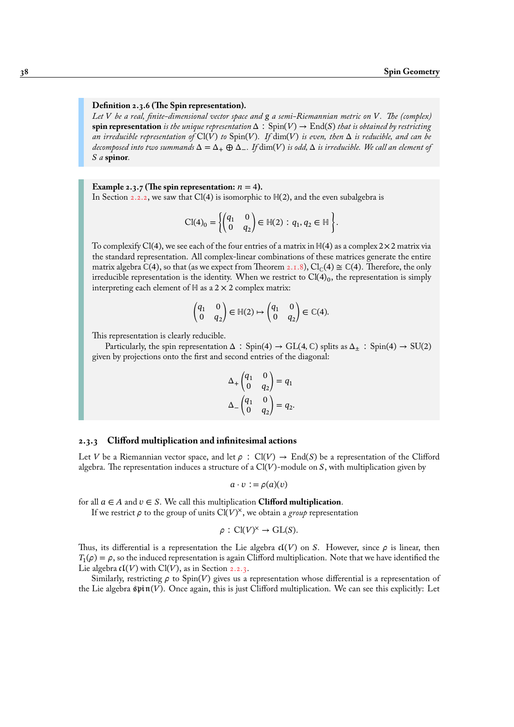**Definition 2.3.6 (The Spin representation).**
*Let $V$ be a real, finite-dimensional vector space and $g$ a semi-Riemannian metric on $V$. The (complex)* **spin representation** *is the unique representation $\Delta : \mathrm{Spin}(V) \to \mathrm{End}(S)$ that is obtained by restricting an irreducible representation of $\mathrm{Cl}(V)$ to $\mathrm{Spin}(V)$. If $\dim(V)$ is even, then $\Delta$ is reducible, and can be decomposed into two summands $\Delta = \Delta_+ \oplus \Delta_-$. If $\dim(V)$ is odd, $\Delta$ is irreducible. We call an element of $S$ a* **spinor**.

**Example 2.3.7 (The spin representation: $n = 4$).**
In Section 2.2.2, we saw that $\mathrm{Cl}(4)$ is isomorphic to $\mathbb{H}(2)$, and the even subalgebra is

$$\mathrm{Cl}(4)_0 = \left\{ \begin{pmatrix} q_1 & 0 \\ 0 & q_2 \end{pmatrix} \in \mathbb{H}(2) : q_1, q_2 \in \mathbb{H} \right\}.$$

To complexify $\mathrm{Cl}(4)$, we see each of the four entries of a matrix in $\mathbb{H}(4)$ as a complex $2 \times 2$ matrix via the standard representation. All complex-linear combinations of these matrices generate the entire matrix algebra $\mathbb{C}(4)$, so that (as we expect from Theorem 2.1.8), $\mathrm{Cl}_{\mathbb{C}}(4) \cong \mathbb{C}(4)$. Therefore, the only irreducible representation is the identity. When we restrict to $\mathrm{Cl}(4)_0$, the representation is simply interpreting each element of $\mathbb{H}$ as a $2 \times 2$ complex matrix:

$$\begin{pmatrix} q_1 & 0 \\ 0 & q_2 \end{pmatrix} \in \mathbb{H}(2) \mapsto \begin{pmatrix} q_1 & 0 \\ 0 & q_2 \end{pmatrix} \in \mathbb{C}(4).$$

This representation is clearly reducible.

Particularly, the spin representation $\Delta : \mathrm{Spin}(4) \to \mathrm{GL}(4, \mathbb{C})$ splits as $\Delta_\pm : \mathrm{Spin}(4) \to \mathrm{SU}(2)$ given by projections onto the first and second entries of the diagonal:

$$\Delta_+ \begin{pmatrix} q_1 & 0 \\ 0 & q_2 \end{pmatrix} = q_1$$
$$\Delta_- \begin{pmatrix} q_1 & 0 \\ 0 & q_2 \end{pmatrix} = q_2.$$

### 2.3.3 Clifford multiplication and infinitesimal actions

Let $V$ be a Riemannian vector space, and let $\rho : \mathrm{Cl}(V) \to \mathrm{End}(S)$ be a representation of the Clifford algebra. The representation induces a structure of a $\mathrm{Cl}(V)$-module on $S$, with multiplication given by

$$a \cdot v := \rho(a)(v)$$

for all $a \in A$ and $v \in S$. We call this multiplication **Clifford multiplication**.

If we restrict $\rho$ to the group of units $\mathrm{Cl}(V)^\times$, we obtain a *group* representation

$$\rho : \mathrm{Cl}(V)^\times \to \mathrm{GL}(S).$$

Thus, its differential is a representation the Lie algebra $\mathfrak{cl}(V)$ on $S$. However, since $\rho$ is linear, then $T_1(\rho) = \rho$, so the induced representation is again Clifford multiplication. Note that we have identified the Lie algebra $\mathfrak{cl}(V)$ with $\mathrm{Cl}(V)$, as in Section 2.2.3.

Similarly, restricting $\rho$ to $\mathrm{Spin}(V)$ gives us a representation whose differential is a representation of the Lie algebra $\mathfrak{spin}(V)$. Once again, this is just Clifford multiplication. We can see this explicitly: Let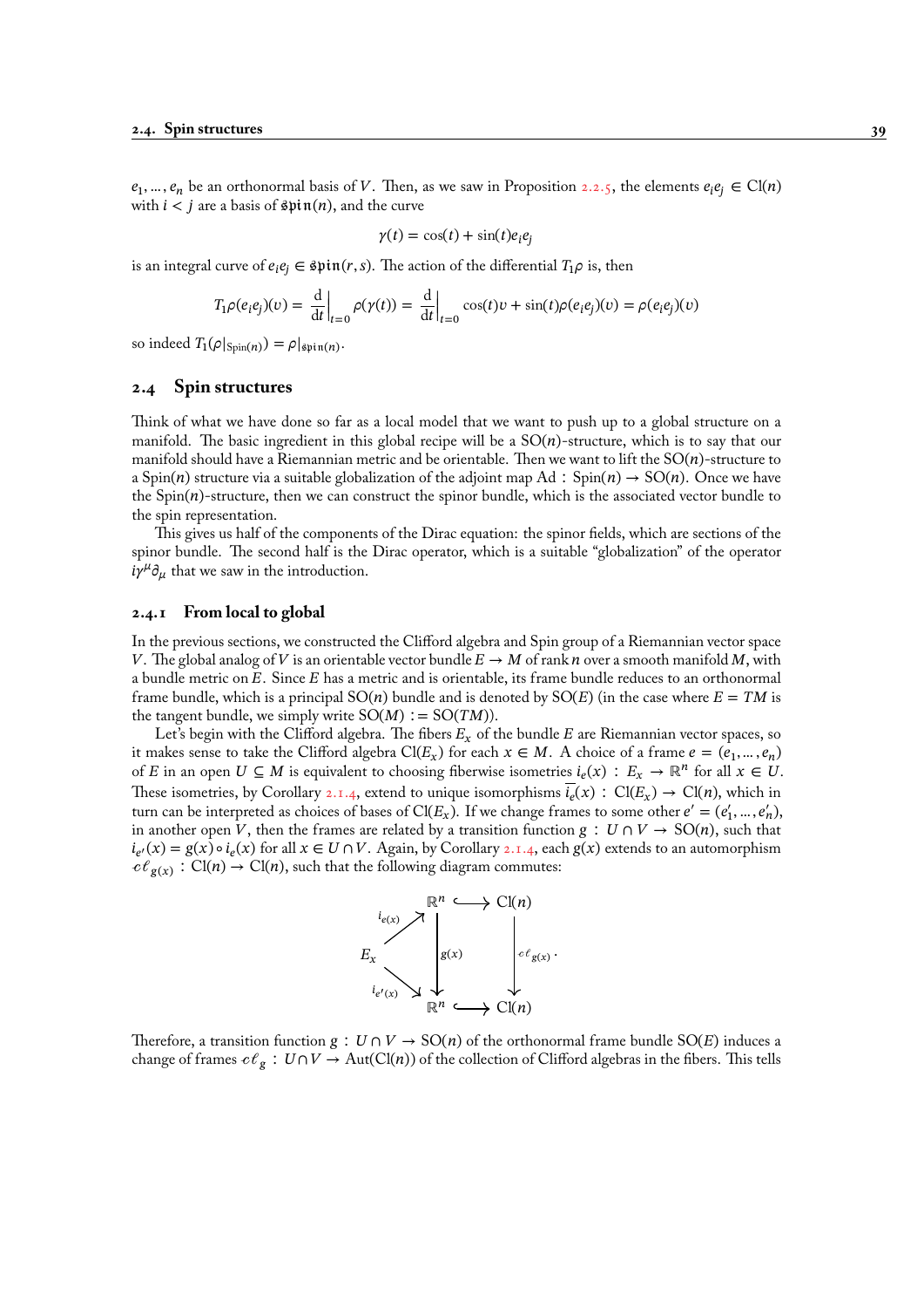$e_1, \dots, e_n$ be an orthonormal basis of $V$. Then, as we saw in Proposition 2.2.5, the elements $e_i e_j \in \mathrm{Cl}(n)$ with $i < j$ are a basis of $\mathfrak{spin}(n)$, and the curve

$$\gamma(t) = \cos(t) + \sin(t) e_i e_j$$

is an integral curve of $e_i e_j \in \mathfrak{spin}(r, s)$. The action of the differential $T_1\rho$ is, then

$$T_1\rho(e_i e_j)(v) = \left.\frac{\mathrm{d}}{\mathrm{d}t}\right|_{t=0} \rho(\gamma(t)) = \left.\frac{\mathrm{d}}{\mathrm{d}t}\right|_{t=0} \cos(t)v + \sin(t)\rho(e_i e_j)(v) = \rho(e_i e_j)(v)$$

so indeed $T_1(\rho|_{\mathrm{Spin}(n)}) = \rho|_{\mathfrak{spin}(n)}$.

## 2.4 Spin structures

Think of what we have done so far as a local model that we want to push up to a global structure on a manifold. The basic ingredient in this global recipe will be a $\mathrm{SO}(n)$-structure, which is to say that our manifold should have a Riemannian metric and be orientable. Then we want to lift the $\mathrm{SO}(n)$-structure to a $\mathrm{Spin}(n)$ structure via a suitable globalization of the adjoint map $\mathrm{Ad} : \mathrm{Spin}(n) \to \mathrm{SO}(n)$. Once we have the $\mathrm{Spin}(n)$-structure, then we can construct the spinor bundle, which is the associated vector bundle to the spin representation.

This gives us half of the components of the Dirac equation: the spinor fields, which are sections of the spinor bundle. The second half is the Dirac operator, which is a suitable "globalization" of the operator $i\gamma^\mu \partial_\mu$ that we saw in the introduction.

### 2.4.1 From local to global

In the previous sections, we constructed the Clifford algebra and Spin group of a Riemannian vector space $V$. The global analog of $V$ is an orientable vector bundle $E \to M$ of rank $n$ over a smooth manifold $M$, with a bundle metric on $E$. Since $E$ has a metric and is orientable, its frame bundle reduces to an orthonormal frame bundle, which is a principal $\mathrm{SO}(n)$ bundle and is denoted by $\mathrm{SO}(E)$ (in the case where $E = TM$ is the tangent bundle, we simply write $\mathrm{SO}(M) := \mathrm{SO}(TM)$).

Let's begin with the Clifford algebra. The fibers $E_x$ of the bundle $E$ are Riemannian vector spaces, so it makes sense to take the Clifford algebra $\mathrm{Cl}(E_x)$ for each $x \in M$. A choice of a frame $e = (e_1, \dots, e_n)$ of $E$ in an open $U \subseteq M$ is equivalent to choosing fiberwise isometries $i_e(x) : E_x \to \mathbb{R}^n$ for all $x \in U$. These isometries, by Corollary 2.1.4, extend to unique isomorphisms $\overline{i_e}(x) : \mathrm{Cl}(E_x) \to \mathrm{Cl}(n)$, which in turn can be interpreted as choices of bases of $\mathrm{Cl}(E_x)$. If we change frames to some other $e' = (e'_1, \dots, e'_n)$, in another open $V$, then the frames are related by a transition function $g : U \cap V \to \mathrm{SO}(n)$, such that $i_{e'}(x) = g(x) \circ i_e(x)$ for all $x \in U \cap V$. Again, by Corollary 2.1.4, each $g(x)$ extends to an automorphism $c\ell_{g(x)} : \mathrm{Cl}(n) \to \mathrm{Cl}(n)$, such that the following diagram commutes:

$$\begin{array}{ccccc} & & \mathbb{R}^n & \hookrightarrow & \mathrm{Cl}(n) \\ & {\scriptstyle i_{e(x)}} \nearrow & \Big\downarrow {\scriptstyle g(x)} & & \Big\downarrow {\scriptstyle c\ell_{g(x)}} \\ E_x & & & & \\ & {\scriptstyle i_{e'(x)}} \searrow & & & \\ & & \mathbb{R}^n & \hookrightarrow & \mathrm{Cl}(n) \end{array}.$$

Therefore, a transition function $g : U \cap V \to \mathrm{SO}(E)$ of the orthonormal frame bundle $\mathrm{SO}(E)$ induces a change of frames $c\ell_g : U \cap V \to \mathrm{Aut}(\mathrm{Cl}(n))$ of the collection of Clifford algebras in the fibers. This tells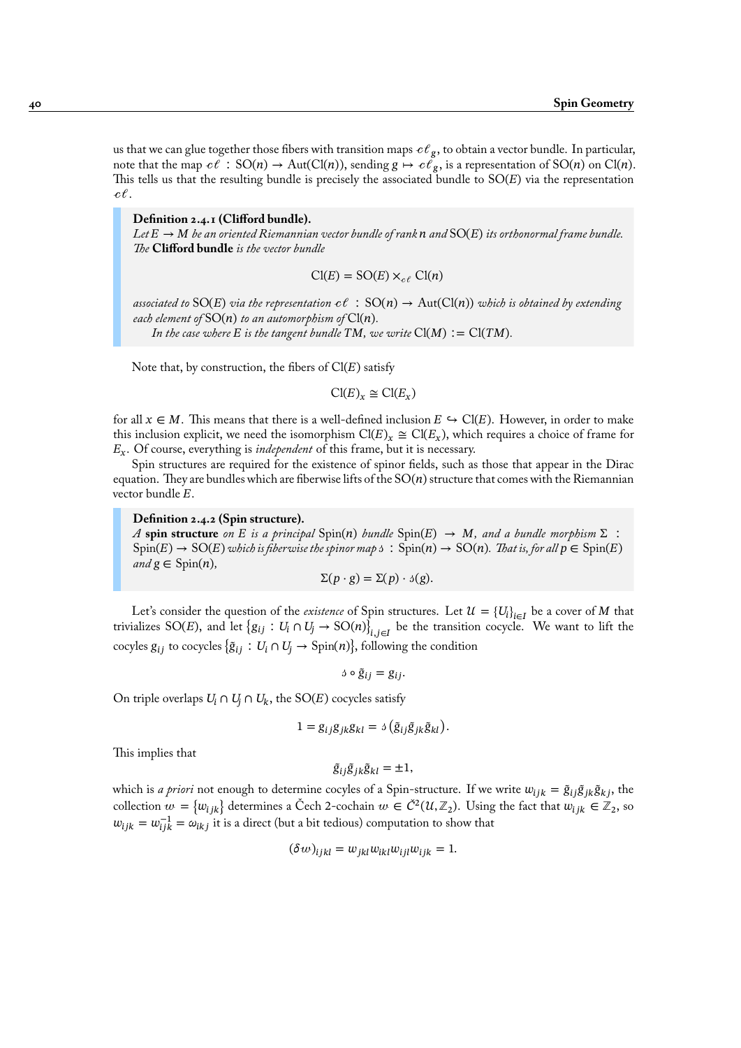us that we can glue together those fibers with transition maps $c\ell_g$, to obtain a vector bundle. In particular, note that the map $c\ell : \mathrm{SO}(n) \to \mathrm{Aut}(\mathrm{Cl}(n))$, sending $g \mapsto c\ell_g$, is a representation of $\mathrm{SO}(n)$ on $\mathrm{Cl}(n)$. This tells us that the resulting bundle is precisely the associated bundle to $\mathrm{SO}(E)$ via the representation $c\ell$.

> **Definition 2.4.1 (Clifford bundle).**
> *Let $E \to M$ be an oriented Riemannian vector bundle of rank $n$ and $\mathrm{SO}(E)$ its orthonormal frame bundle. The* **Clifford bundle** *is the vector bundle*
>
> $$\mathrm{Cl}(E) = \mathrm{SO}(E) \times_{c\ell} \mathrm{Cl}(n)$$
>
> *associated to $\mathrm{SO}(E)$ via the representation $c\ell : \mathrm{SO}(n) \to \mathrm{Aut}(\mathrm{Cl}(n))$ which is obtained by extending each element of $\mathrm{SO}(n)$ to an automorphism of $\mathrm{Cl}(n)$.*
>
> *In the case where $E$ is the tangent bundle $TM$, we write $\mathrm{Cl}(M) := \mathrm{Cl}(TM)$.*

Note that, by construction, the fibers of $\mathrm{Cl}(E)$ satisfy

$$\mathrm{Cl}(E)_x \cong \mathrm{Cl}(E_x)$$

for all $x \in M$. This means that there is a well-defined inclusion $E \hookrightarrow \mathrm{Cl}(E)$. However, in order to make this inclusion explicit, we need the isomorphism $\mathrm{Cl}(E)_x \cong \mathrm{Cl}(E_x)$, which requires a choice of frame for $E_x$. Of course, everything is *independent* of this frame, but it is necessary.

Spin structures are required for the existence of spinor fields, such as those that appear in the Dirac equation. They are bundles which are fiberwise lifts of the $\mathrm{SO}(n)$ structure that comes with the Riemannian vector bundle $E$.

> **Definition 2.4.2 (Spin structure).**
> *A* **spin structure** *on $E$ is a principal $\mathrm{Spin}(n)$ bundle $\mathrm{Spin}(E) \to M$, and a bundle morphism $\Sigma : \mathrm{Spin}(E) \to \mathrm{SO}(E)$ which is fiberwise the spinor map $\mathfrak{s} : \mathrm{Spin}(n) \to \mathrm{SO}(n)$. That is, for all $p \in \mathrm{Spin}(E)$ and $g \in \mathrm{Spin}(n)$,*
>
> $$\Sigma(p \cdot g) = \Sigma(p) \cdot \mathfrak{s}(g).$$

Let's consider the question of the *existence* of Spin structures. Let $\mathcal{U} = \{U_i\}_{i \in I}$ be a cover of $M$ that trivializes $\mathrm{SO}(E)$, and let $\{g_{ij} : U_i \cap U_j \to \mathrm{SO}(n)\}_{i,j \in I}$ be the transition cocycle. We want to lift the cocyles $g_{ij}$ to cocycles $\{\tilde{g}_{ij} : U_i \cap U_j \to \mathrm{Spin}(n)\}$, following the condition

$$\mathfrak{s} \circ \tilde{g}_{ij} = g_{ij}.$$

On triple overlaps $U_i \cap U_j \cap U_k$, the $\mathrm{SO}(E)$ cocycles satisfy

$$1 = g_{ij} g_{jk} g_{kl} = \mathfrak{s}\left(\tilde{g}_{ij} \tilde{g}_{jk} \tilde{g}_{kl}\right).$$

This implies that

$$\tilde{g}_{ij} \tilde{g}_{jk} \tilde{g}_{kl} = \pm 1,$$

which is *a priori* not enough to determine cocyles of a Spin-structure. If we write $w_{ijk} = \tilde{g}_{ij} \tilde{g}_{jk} \tilde{g}_{kj}$, the collection $w = \{w_{ijk}\}$ determines a Čech 2-cochain $w \in \check{C}^2(\mathcal{U}, \mathbb{Z}_2)$. Using the fact that $w_{ijk} \in \mathbb{Z}_2$, so $w_{ijk} = w_{ijk}^{-1} = \omega_{ikj}$ it is a direct (but a bit tedious) computation to show that

$$(\delta w)_{ijkl} = w_{jkl} w_{ikl} w_{ijl} w_{ijk} = 1.$$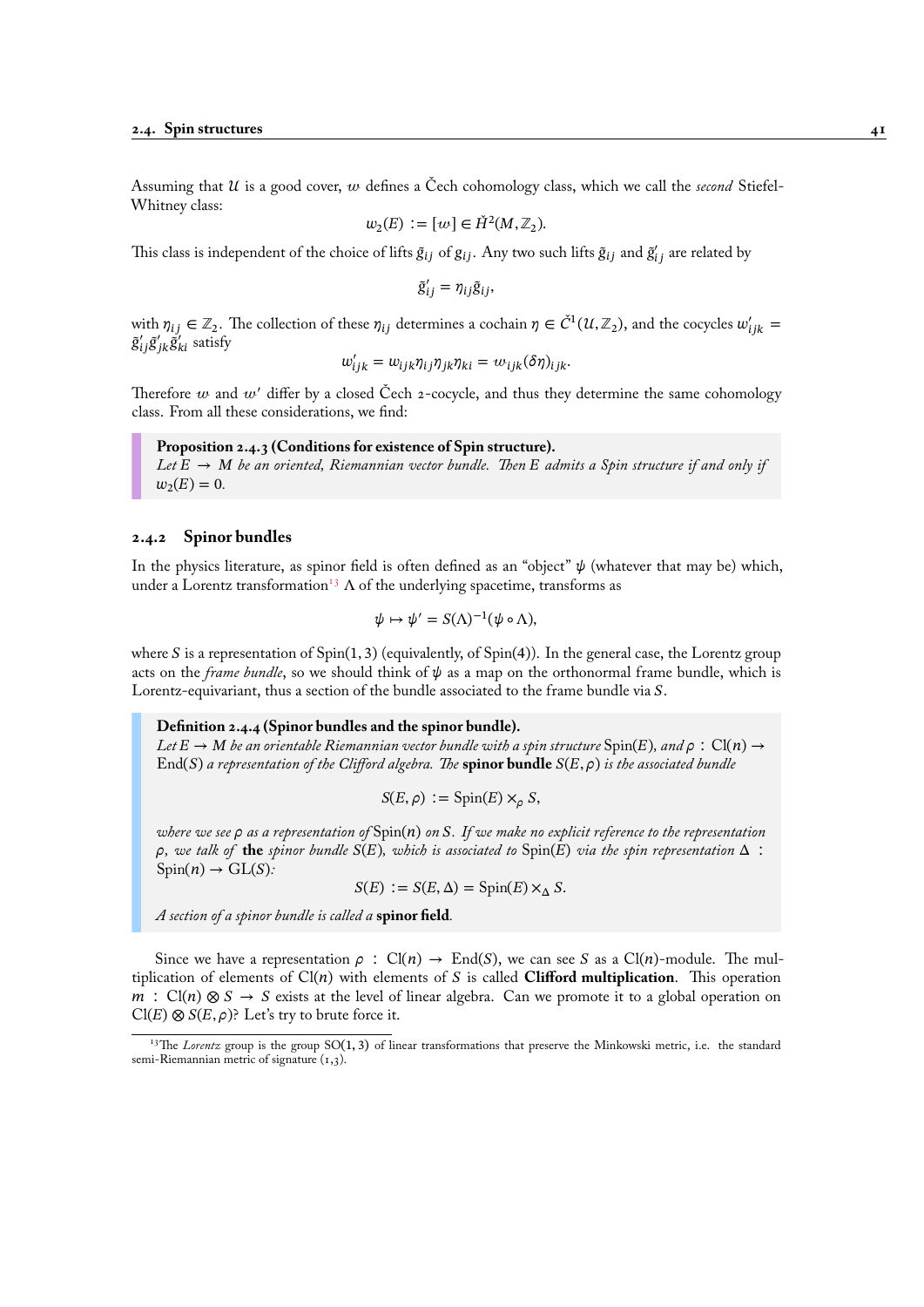Assuming that $\mathcal{U}$ is a good cover, $w$ defines a Čech cohomology class, which we call the *second* Stiefel-Whitney class:

$$w_2(E) := [w] \in \check{H}^2(M, \mathbb{Z}_2).$$

This class is independent of the choice of lifts $\tilde{g}_{ij}$ of $g_{ij}$. Any two such lifts $\tilde{g}_{ij}$ and $\tilde{g}'_{ij}$ are related by

$$\tilde{g}'_{ij} = \eta_{ij}\tilde{g}_{ij},$$

with $\eta_{ij} \in \mathbb{Z}_2$. The collection of these $\eta_{ij}$ determines a cochain $\eta \in \check{C}^1(\mathcal{U}, \mathbb{Z}_2)$, and the cocycles $w'_{ijk} = \tilde{g}'_{ij}\tilde{g}'_{jk}\tilde{g}'_{ki}$ satisfy

$$w'_{ijk} = w_{ijk}\eta_{ij}\eta_{jk}\eta_{ki} = w_{ijk}(\delta\eta)_{ijk}.$$

Therefore $w$ and $w'$ differ by a closed Čech 2-cocycle, and thus they determine the same cohomology class. From all these considerations, we find:

> **Proposition 2.4.3 (Conditions for existence of Spin structure).**
> *Let $E \to M$ be an oriented, Riemannian vector bundle. Then $E$ admits a Spin structure if and only if $w_2(E) = 0$.*

### 2.4.2 Spinor bundles

In the physics literature, as spinor field is often defined as an "object" $\psi$ (whatever that may be) which, under a Lorentz transformation[13] $\Lambda$ of the underlying spacetime, transforms as

$$\psi \mapsto \psi' = S(\Lambda)^{-1}(\psi \circ \Lambda),$$

where $S$ is a representation of $\mathrm{Spin}(1,3)$ (equivalently, of $\mathrm{Spin}(4)$). In the general case, the Lorentz group acts on the *frame bundle*, so we should think of $\psi$ as a map on the orthonormal frame bundle, which is Lorentz-equivariant, thus a section of the bundle associated to the frame bundle via $S$.

> **Definition 2.4.4 (Spinor bundles and the spinor bundle).**
> *Let $E \to M$ be an orientable Riemannian vector bundle with a spin structure $\mathrm{Spin}(E)$, and $\rho : \mathrm{Cl}(n) \to \mathrm{End}(S)$ a representation of the Clifford algebra. The* **spinor bundle** *$S(E, \rho)$ is the associated bundle*
>
> $$S(E, \rho) := \mathrm{Spin}(E) \times_\rho S,$$
>
> *where we see $\rho$ as a representation of $\mathrm{Spin}(n)$ on $S$. If we make no explicit reference to the representation $\rho$, we talk of* **the** *spinor bundle $S(E)$, which is associated to $\mathrm{Spin}(E)$ via the spin representation $\Delta : \mathrm{Spin}(n) \to \mathrm{GL}(S)$:*
>
> $$S(E) := S(E, \Delta) = \mathrm{Spin}(E) \times_\Delta S.$$
>
> *A section of a spinor bundle is called a* **spinor field**.

Since we have a representation $\rho : \mathrm{Cl}(n) \to \mathrm{End}(S)$, we can see $S$ as a $\mathrm{Cl}(n)$-module. The multiplication of elements of $\mathrm{Cl}(n)$ with elements of $S$ is called **Clifford multiplication**. This operation $m : \mathrm{Cl}(n) \otimes S \to S$ exists at the level of linear algebra. Can we promote it to a global operation on $\mathrm{Cl}(E) \otimes S(E, \rho)$? Let's try to brute force it.

[13] The *Lorentz* group is the group $\mathrm{SO}(1,3)$ of linear transformations that preserve the Minkowski metric, i.e. the standard semi-Riemannian metric of signature (1,3).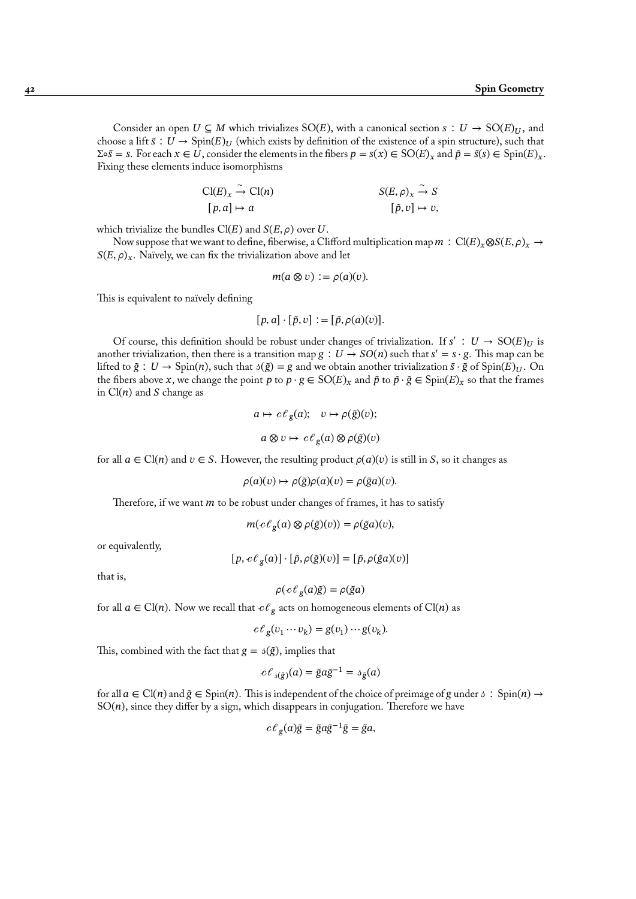Consider an open $U \subseteq M$ which trivializes $\mathrm{SO}(E)$, with a canonical section $s : U \to \mathrm{SO}(E)_U$, and choose a lift $\tilde{s} : U \to \mathrm{Spin}(E)_U$ (which exists by definition of the existence of a spin structure), such that $\Sigma \circ \tilde{s} = s$. For each $x \in U$, consider the elements in the fibers $p = s(x) \in \mathrm{SO}(E)_x$ and $\tilde{p} = \tilde{s}(s) \in \mathrm{Spin}(E)_x$. Fixing these elements induce isomorphisms

$$\begin{aligned} \mathrm{Cl}(E)_x &\xrightarrow{\sim} \mathrm{Cl}(n) & \qquad S(E,\rho)_x &\xrightarrow{\sim} S \\ [p,a] &\mapsto a & [\tilde{p},v] &\mapsto v, \end{aligned}$$

which trivialize the bundles $\mathrm{Cl}(E)$ and $S(E,\rho)$ over $U$.

Now suppose that we want to define, fiberwise, a Clifford multiplication map $m : \mathrm{Cl}(E)_x \otimes S(E,\rho)_x \to S(E,\rho)_x$. Naïvely, we can fix the trivialization above and let

$$m(a \otimes v) := \rho(a)(v).$$

This is equivalent to naïvely defining

$$[p,a] \cdot [\tilde{p},v] := [\tilde{p},\rho(a)(v)].$$

Of course, this definition should be robust under changes of trivialization. If $s' : U \to \mathrm{SO}(E)_U$ is another trivialization, then there is a transition map $g : U \to SO(n)$ such that $s' = s \cdot g$. This map can be lifted to $\tilde{g} : U \to \mathrm{Spin}(n)$, such that $\mathfrak{s}(\tilde{g}) = g$ and we obtain another trivialization $\tilde{s} \cdot \tilde{g}$ of $\mathrm{Spin}(E)_U$. On the fibers above $x$, we change the point $p$ to $p \cdot g \in \mathrm{SO}(E)_x$ and $\tilde{p}$ to $\tilde{p} \cdot \tilde{g} \in \mathrm{Spin}(E)_x$ so that the frames in $\mathrm{Cl}(n)$ and $S$ change as

$$a \mapsto c\ell_g(a); \quad v \mapsto \rho(\tilde{g})(v);$$

$$a \otimes v \mapsto c\ell_g(a) \otimes \rho(\tilde{g})(v)$$

for all $a \in \mathrm{Cl}(n)$ and $v \in S$. However, the resulting product $\rho(a)(v)$ is still in $S$, so it changes as

$$\rho(a)(v) \mapsto \rho(\tilde{g})\rho(a)(v) = \rho(\tilde{g}a)(v).$$

Therefore, if we want $m$ to be robust under changes of frames, it has to satisfy

$$m(c\ell_g(a) \otimes \rho(\tilde{g})(v)) = \rho(\tilde{g}a)(v),$$

or equivalently,

$$[p, c\ell_g(a)] \cdot [\tilde{p}, \rho(\tilde{g})(v)] = [\tilde{p}, \rho(\tilde{g}a)(v)]$$

that is,

$$\rho(c\ell_g(a)\tilde{g}) = \rho(\tilde{g}a)$$

for all $a \in \mathrm{Cl}(n)$. Now we recall that $c\ell_g$ acts on homogeneous elements of $\mathrm{Cl}(n)$ as

$$c\ell_g(v_1 \cdots v_k) = g(v_1) \cdots g(v_k).$$

This, combined with the fact that $g = \mathfrak{s}(\tilde{g})$, implies that

$$c\ell_{\mathfrak{s}(\tilde{g})}(a) = \tilde{g}a\tilde{g}^{-1} = \mathfrak{s}_{\tilde{g}}(a)$$

for all $a \in \mathrm{Cl}(n)$ and $\tilde{g} \in \mathrm{Spin}(n)$. This is independent of the choice of preimage of $g$ under $\mathfrak{s} : \mathrm{Spin}(n) \to \mathrm{SO}(n)$, since they differ by a sign, which disappears in conjugation. Therefore we have

$$c\ell_g(a)\tilde{g} = \tilde{g}a\tilde{g}^{-1}\tilde{g} = \tilde{g}a,$$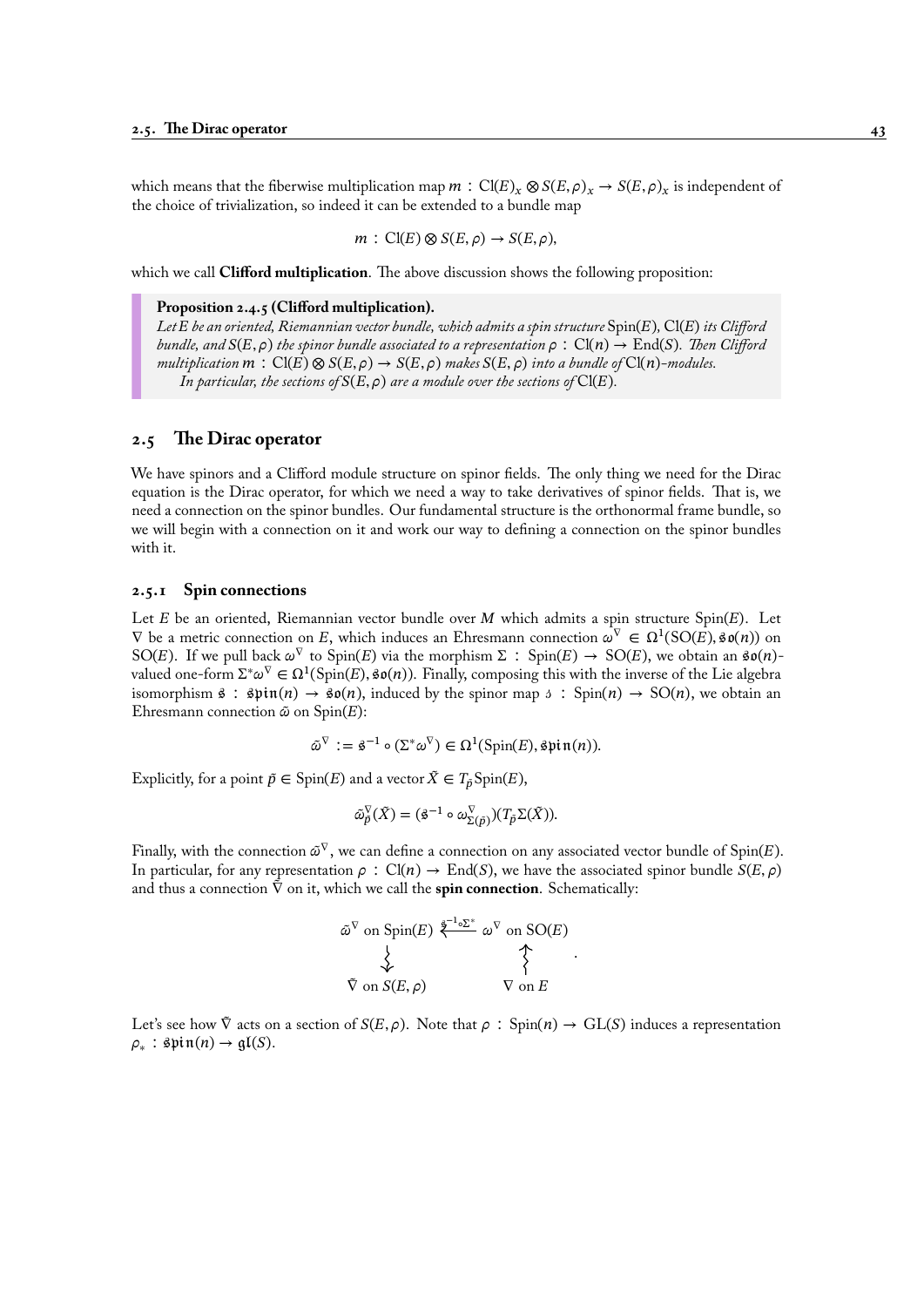which means that the fiberwise multiplication map $m : \mathrm{Cl}(E)_x \otimes S(E,\rho)_x \to S(E,\rho)_x$ is independent of the choice of trivialization, so indeed it can be extended to a bundle map

$$m : \mathrm{Cl}(E) \otimes S(E,\rho) \to S(E,\rho),$$

which we call **Clifford multiplication**. The above discussion shows the following proposition:

> **Proposition 2.4.5 (Clifford multiplication).**
> *Let $E$ be an oriented, Riemannian vector bundle, which admits a spin structure $\mathrm{Spin}(E)$, $\mathrm{Cl}(E)$ its Clifford bundle, and $S(E,\rho)$ the spinor bundle associated to a representation $\rho : \mathrm{Cl}(n) \to \mathrm{End}(S)$. Then Clifford multiplication $m : \mathrm{Cl}(E) \otimes S(E,\rho) \to S(E,\rho)$ makes $S(E,\rho)$ into a bundle of $\mathrm{Cl}(n)$-modules.*
> *In particular, the sections of $S(E,\rho)$ are a module over the sections of $\mathrm{Cl}(E)$.*

## 2.5 The Dirac operator

We have spinors and a Clifford module structure on spinor fields. The only thing we need for the Dirac equation is the Dirac operator, for which we need a way to take derivatives of spinor fields. That is, we need a connection on the spinor bundles. Our fundamental structure is the orthonormal frame bundle, so we will begin with a connection on it and work our way to defining a connection on the spinor bundles with it.

### 2.5.1 Spin connections

Let $E$ be an oriented, Riemannian vector bundle over $M$ which admits a spin structure $\mathrm{Spin}(E)$. Let $\nabla$ be a metric connection on $E$, which induces an Ehresmann connection $\omega^\nabla \in \Omega^1(\mathrm{SO}(E), \mathfrak{so}(n))$ on $\mathrm{SO}(E)$. If we pull back $\omega^\nabla$ to $\mathrm{Spin}(E)$ via the morphism $\Sigma : \mathrm{Spin}(E) \to \mathrm{SO}(E)$, we obtain an $\mathfrak{so}(n)$-valued one-form $\Sigma^*\omega^\nabla \in \Omega^1(\mathrm{Spin}(E), \mathfrak{so}(n))$. Finally, composing this with the inverse of the Lie algebra isomorphism $\mathfrak{s} : \mathfrak{spin}(n) \to \mathfrak{so}(n)$, induced by the spinor map $\mathfrak{s} : \mathrm{Spin}(n) \to \mathrm{SO}(n)$, we obtain an Ehresmann connection $\tilde{\omega}$ on $\mathrm{Spin}(E)$:

$$\tilde{\omega}^\nabla := \mathfrak{s}^{-1} \circ (\Sigma^*\omega^\nabla) \in \Omega^1(\mathrm{Spin}(E), \mathfrak{spin}(n)).$$

Explicitly, for a point $\tilde{p} \in \mathrm{Spin}(E)$ and a vector $\tilde{X} \in T_{\tilde{p}}\mathrm{Spin}(E)$,

$$\tilde{\omega}^\nabla_{\tilde{p}}(\tilde{X}) = (\mathfrak{s}^{-1} \circ \omega^\nabla_{\Sigma(\tilde{p})})(T_{\tilde{p}}\Sigma(\tilde{X})).$$

Finally, with the connection $\tilde{\omega}^\nabla$, we can define a connection on any associated vector bundle of $\mathrm{Spin}(E)$. In particular, for any representation $\rho : \mathrm{Cl}(n) \to \mathrm{End}(S)$, we have the associated spinor bundle $S(E,\rho)$ and thus a connection $\tilde{\nabla}$ on it, which we call the **spin connection**. Schematically:

$$\begin{array}{ccc} \tilde{\omega}^\nabla \text{ on } \mathrm{Spin}(E) & \xleftarrow{\mathfrak{s}^{-1}\circ\Sigma^*} & \omega^\nabla \text{ on } \mathrm{SO}(E) \\ \big\downarrow & & \big\uparrow \\ \tilde{\nabla} \text{ on } S(E,\rho) & & \nabla \text{ on } E \end{array}.$$

Let's see how $\tilde{\nabla}$ acts on a section of $S(E,\rho)$. Note that $\rho : \mathrm{Spin}(n) \to \mathrm{GL}(S)$ induces a representation $\rho_* : \mathfrak{spin}(n) \to \mathfrak{gl}(S)$.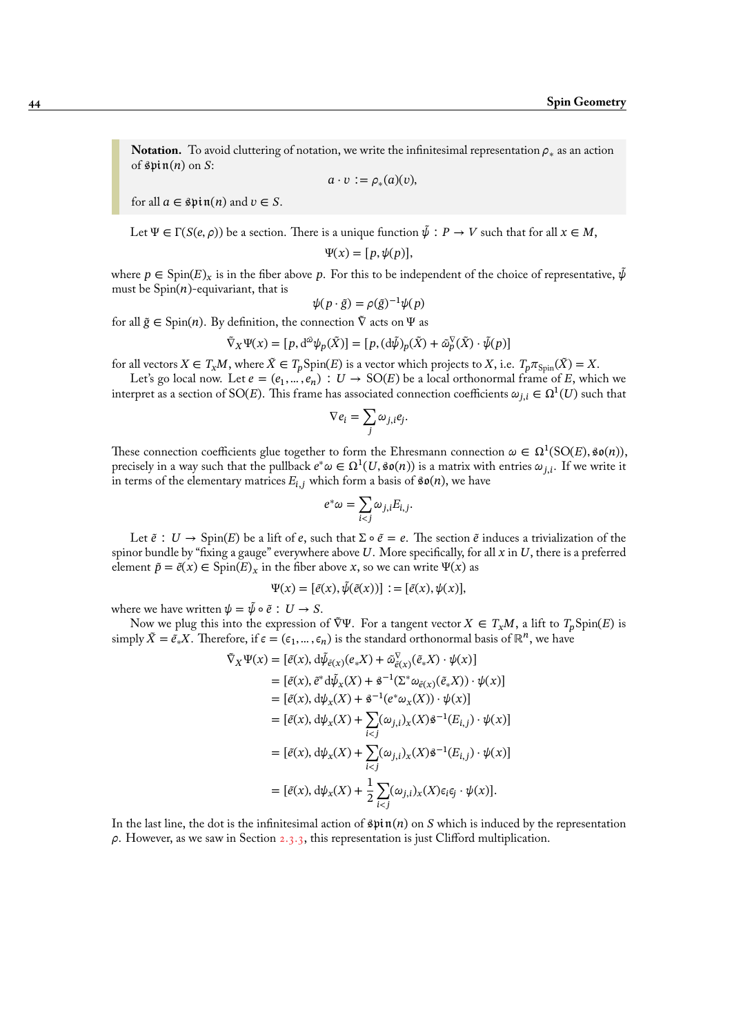**Notation.** To avoid cluttering of notation, we write the infinitesimal representation $\rho_*$ as an action of $\mathfrak{spin}(n)$ on $S$:

$$a \cdot v := \rho_*(a)(v),$$

for all $a \in \mathfrak{spin}(n)$ and $v \in S$.

Let $\Psi \in \Gamma(S(e,\rho))$ be a section. There is a unique function $\tilde{\psi} : P \to V$ such that for all $x \in M$,

$$\Psi(x) = [p, \psi(p)],$$

where $p \in \mathrm{Spin}(E)_x$ is in the fiber above $p$. For this to be independent of the choice of representative, $\tilde{\psi}$ must be $\mathrm{Spin}(n)$-equivariant, that is

$$\psi(p \cdot \tilde{g}) = \rho(\tilde{g})^{-1}\psi(p)$$

for all $\tilde{g} \in \mathrm{Spin}(n)$. By definition, the connection $\tilde{\nabla}$ acts on $\Psi$ as

$$\tilde{\nabla}_X \Psi(x) = [p, \mathrm{d}^{\tilde{\omega}}\psi_p(\tilde{X})] = [p, (\mathrm{d}\tilde{\psi})_p(\tilde{X}) + \tilde{\omega}_p^{\nabla}(\tilde{X}) \cdot \tilde{\psi}(p)]$$

for all vectors $X \in T_xM$, where $\tilde{X} \in T_p\mathrm{Spin}(E)$ is a vector which projects to $X$, i.e. $T_p\pi_{\mathrm{Spin}}(\tilde{X}) = X$.

Let's go local now. Let $e = (e_1, \dots, e_n) : U \to \mathrm{SO}(E)$ be a local orthonormal frame of $E$, which we interpret as a section of $\mathrm{SO}(E)$. This frame has associated connection coefficients $\omega_{j,i} \in \Omega^1(U)$ such that

$$\nabla e_i = \sum_j \omega_{j,i} e_j.$$

These connection coefficients glue together to form the Ehresmann connection $\omega \in \Omega^1(\mathrm{SO}(E), \mathfrak{so}(n))$, precisely in a way such that the pullback $e^*\omega \in \Omega^1(U, \mathfrak{so}(n))$ is a matrix with entries $\omega_{j,i}$. If we write it in terms of the elementary matrices $E_{i,j}$ which form a basis of $\mathfrak{so}(n)$, we have

$$e^*\omega = \sum_{i<j} \omega_{j,i} E_{i,j}.$$

Let $\tilde{e} : U \to \mathrm{Spin}(E)$ be a lift of $e$, such that $\Sigma \circ \tilde{e} = e$. The section $\tilde{e}$ induces a trivialization of the spinor bundle by "fixing a gauge" everywhere above $U$. More specifically, for all $x$ in $U$, there is a preferred element $\tilde{p} = \tilde{e}(x) \in \mathrm{Spin}(E)_x$ in the fiber above $x$, so we can write $\Psi(x)$ as

$$\Psi(x) = [\tilde{e}(x), \tilde{\psi}(\tilde{e}(x))] := [\tilde{e}(x), \psi(x)],$$

where we have written $\psi = \tilde{\psi} \circ \tilde{e} : U \to S$.

Now we plug this into the expression of $\tilde{\nabla}\Psi$. For a tangent vector $X \in T_xM$, a lift to $T_p\mathrm{Spin}(E)$ is simply $\tilde{X} = \tilde{e}_*X$. Therefore, if $\epsilon = (\epsilon_1, \dots, \epsilon_n)$ is the standard orthonormal basis of $\mathbb{R}^n$, we have

$$\begin{aligned}
\tilde{\nabla}_X \Psi(x) &= [\tilde{e}(x), \mathrm{d}\tilde{\psi}_{\tilde{e}(x)}(e_*X) + \tilde{\omega}^{\nabla}_{\tilde{e}(x)}(\tilde{e}_*X) \cdot \psi(x)] \\
&= [\tilde{e}(x), \tilde{e}^*\mathrm{d}\tilde{\psi}_x(X) + \mathfrak{s}^{-1}(\Sigma^*\omega_{\tilde{e}(x)}(\tilde{e}_*X)) \cdot \psi(x)] \\
&= [\tilde{e}(x), \mathrm{d}\psi_x(X) + \mathfrak{s}^{-1}(e^*\omega_x(X)) \cdot \psi(x)] \\
&= [\tilde{e}(x), \mathrm{d}\psi_x(X) + \sum_{i<j} (\omega_{j,i})_x(X)\mathfrak{s}^{-1}(E_{i,j}) \cdot \psi(x)] \\
&= [\tilde{e}(x), \mathrm{d}\psi_x(X) + \sum_{i<j} (\omega_{j,i})_x(X)\mathfrak{s}^{-1}(E_{i,j}) \cdot \psi(x)] \\
&= [\tilde{e}(x), \mathrm{d}\psi_x(X) + \frac{1}{2}\sum_{i<j} (\omega_{j,i})_x(X)\epsilon_i\epsilon_j \cdot \psi(x)].
\end{aligned}$$

In the last line, the dot is the infinitesimal action of $\mathfrak{spin}(n)$ on $S$ which is induced by the representation $\rho$. However, as we saw in Section 2.3.3, this representation is just Clifford multiplication.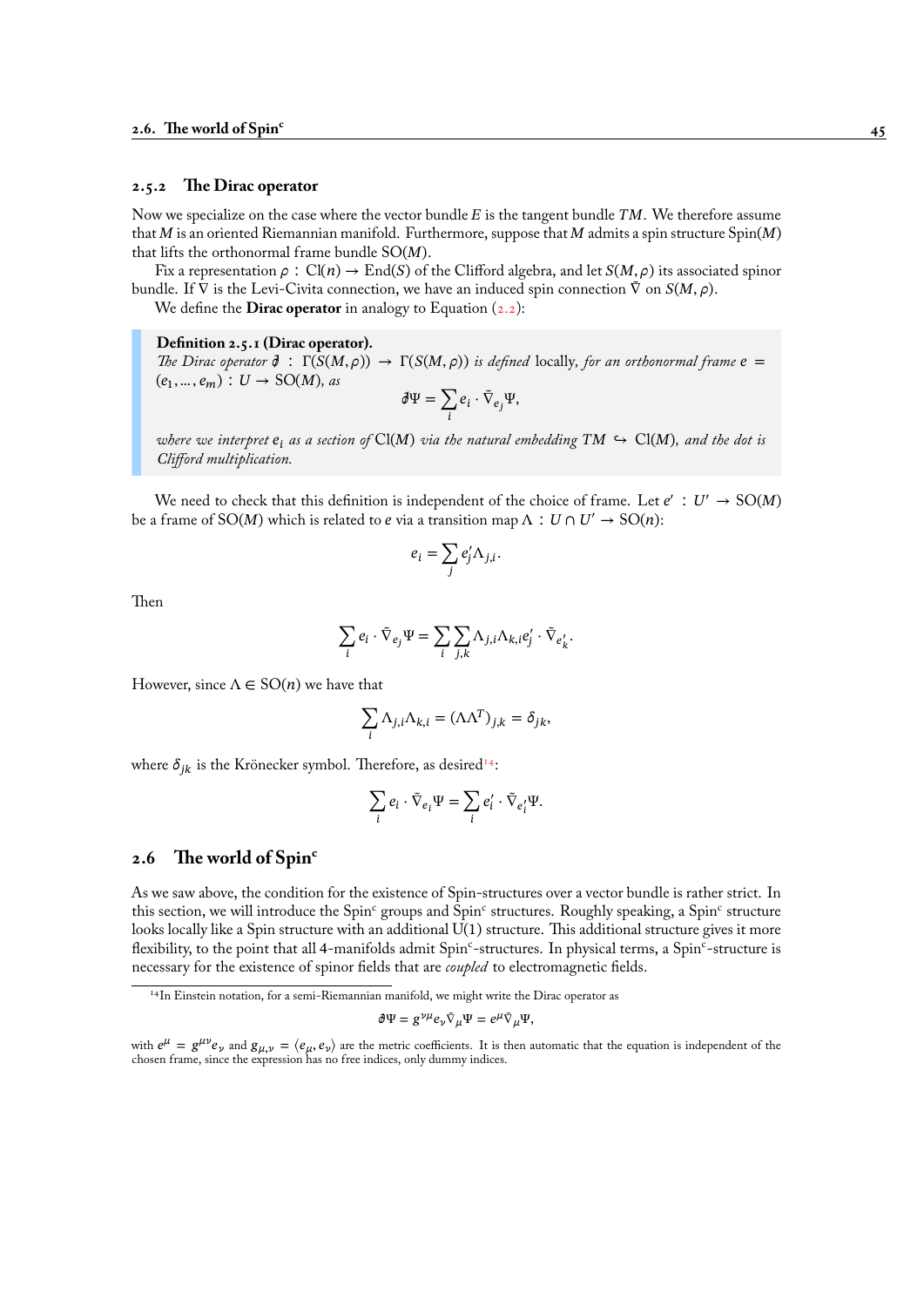### 2.5.2 The Dirac operator

Now we specialize on the case where the vector bundle $E$ is the tangent bundle $TM$. We therefore assume that $M$ is an oriented Riemannian manifold. Furthermore, suppose that $M$ admits a spin structure $\mathrm{Spin}(M)$ that lifts the orthonormal frame bundle $\mathrm{SO}(M)$.

Fix a representation $\rho : \mathrm{Cl}(n) \to \mathrm{End}(S)$ of the Clifford algebra, and let $S(M, \rho)$ its associated spinor bundle. If $\nabla$ is the Levi-Civita connection, we have an induced spin connection $\tilde{\nabla}$ on $S(M, \rho)$.

We define the **Dirac operator** in analogy to Equation (2.2):

**Definition 2.5.1 (Dirac operator).**
*The Dirac operator* $\partial\!\!\!/ : \Gamma(S(M, \rho)) \to \Gamma(S(M, \rho))$ *is defined* locally, *for an orthonormal frame* $e = (e_1, \dots, e_m) : U \to \mathrm{SO}(M)$*, as*

$$\partial\!\!\!/ \Psi = \sum_i e_i \cdot \tilde{\nabla}_{e_j} \Psi,$$

*where we interpret* $e_i$ *as a section of* $\mathrm{Cl}(M)$ *via the natural embedding* $TM \hookrightarrow \mathrm{Cl}(M)$*, and the dot is Clifford multiplication.*

We need to check that this definition is independent of the choice of frame. Let $e' : U' \to \mathrm{SO}(M)$ be a frame of $\mathrm{SO}(M)$ which is related to $e$ via a transition map $\Lambda : U \cap U' \to \mathrm{SO}(n)$:

$$e_i = \sum_j e'_j \Lambda_{j,i}.$$

Then

$$\sum_i e_i \cdot \tilde{\nabla}_{e_j} \Psi = \sum_i \sum_{j,k} \Lambda_{j,i} \Lambda_{k,i} e'_j \cdot \tilde{\nabla}_{e'_k}.$$

However, since $\Lambda \in \mathrm{SO}(n)$ we have that

$$\sum_i \Lambda_{j,i} \Lambda_{k,i} = (\Lambda \Lambda^T)_{j,k} = \delta_{jk},$$

where $\delta_{jk}$ is the Krönecker symbol. Therefore, as desired[14]:

$$\sum_i e_i \cdot \tilde{\nabla}_{e_i} \Psi = \sum_i e'_i \cdot \tilde{\nabla}_{e'_i} \Psi.$$

## 2.6 The world of Spin$^c$

As we saw above, the condition for the existence of Spin-structures over a vector bundle is rather strict. In this section, we will introduce the Spin$^c$ groups and Spin$^c$ structures. Roughly speaking, a Spin$^c$ structure looks locally like a Spin structure with an additional U(1) structure. This additional structure gives it more flexibility, to the point that all 4-manifolds admit Spin$^c$-structures. In physical terms, a Spin$^c$-structure is necessary for the existence of spinor fields that are *coupled* to electromagnetic fields.

[14] In Einstein notation, for a semi-Riemannian manifold, we might write the Dirac operator as

$$\partial\!\!\!/ \Psi = g^{\nu\mu} e_\nu \tilde{\nabla}_\mu \Psi = e^\mu \tilde{\nabla}_\mu \Psi,$$

with $e^\mu = g^{\mu\nu} e_\nu$ and $g_{\mu,\nu} = \langle e_\mu, e_\nu \rangle$ are the metric coefficients. It is then automatic that the equation is independent of the chosen frame, since the expression has no free indices, only dummy indices.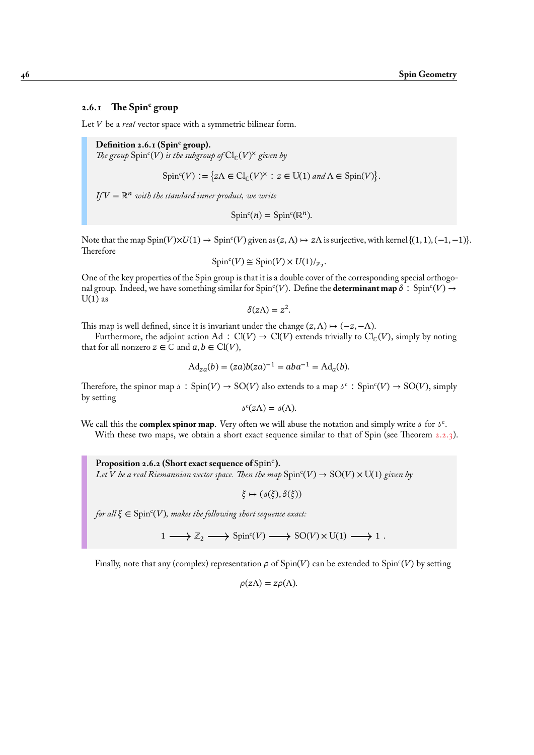### 2.6.1 The Spin$^c$ group

Let $V$ be a *real* vector space with a symmetric bilinear form.

**Definition 2.6.1 (Spin$^c$ group).**
*The group* $\mathrm{Spin}^c(V)$ *is the subgroup of* $\mathrm{Cl}_{\mathbb{C}}(V)^\times$ *given by*

$$\mathrm{Spin}^c(V) := \left\{ z\Lambda \in \mathrm{Cl}_{\mathbb{C}}(V)^\times \,:\, z \in \mathrm{U}(1) \text{ and } \Lambda \in \mathrm{Spin}(V) \right\}.$$

*If* $V = \mathbb{R}^n$ *with the standard inner product, we write*

$$\mathrm{Spin}^c(n) = \mathrm{Spin}^c(\mathbb{R}^n).$$

Note that the map $\mathrm{Spin}(V) \times U(1) \to \mathrm{Spin}^c(V)$ given as $(z, \Lambda) \mapsto z\Lambda$ is surjective, with kernel $\{(1,1), (-1,-1)\}$. Therefore

$$\mathrm{Spin}^c(V) \cong \mathrm{Spin}(V) \times U(1)/_{\mathbb{Z}_2}.$$

One of the key properties of the Spin group is that it is a double cover of the corresponding special orthogonal group. Indeed, we have something similar for $\mathrm{Spin}^c(V)$. Define the **determinant map** $\delta : \mathrm{Spin}^c(V) \to \mathrm{U}(1)$ as

$$\delta(z\Lambda) = z^2.$$

This map is well defined, since it is invariant under the change $(z, \Lambda) \mapsto (-z, -\Lambda)$.

Furthermore, the adjoint action $\mathrm{Ad} : \mathrm{Cl}(V) \to \mathrm{Cl}(V)$ extends trivially to $\mathrm{Cl}_{\mathbb{C}}(V)$, simply by noting that for all nonzero $z \in \mathbb{C}$ and $a, b \in \mathrm{Cl}(V)$,

$$\mathrm{Ad}_{za}(b) = (za)b(za)^{-1} = aba^{-1} = \mathrm{Ad}_a(b).$$

Therefore, the spinor map $\mathfrak{s} : \mathrm{Spin}(V) \to \mathrm{SO}(V)$ also extends to a map $\mathfrak{s}^c : \mathrm{Spin}^c(V) \to \mathrm{SO}(V)$, simply by setting

$$\mathfrak{s}^c(z\Lambda) = \mathfrak{s}(\Lambda).$$

We call this the **complex spinor map**. Very often we will abuse the notation and simply write $\mathfrak{s}$ for $\mathfrak{s}^c$.

With these two maps, we obtain a short exact sequence similar to that of Spin (see Theorem 2.2.3).

**Proposition 2.6.2 (Short exact sequence of Spin$^c$).**
*Let* $V$ *be a real Riemannian vector space. Then the map* $\mathrm{Spin}^c(V) \to \mathrm{SO}(V) \times \mathrm{U}(1)$ *given by*

$$\xi \mapsto (\mathfrak{s}(\xi), \delta(\xi))$$

*for all* $\xi \in \mathrm{Spin}^c(V)$*, makes the following short sequence exact:*

$$1 \longrightarrow \mathbb{Z}_2 \longrightarrow \mathrm{Spin}^c(V) \longrightarrow \mathrm{SO}(V) \times \mathrm{U}(1) \longrightarrow 1\,.$$

Finally, note that any (complex) representation $\rho$ of $\mathrm{Spin}(V)$ can be extended to $\mathrm{Spin}^c(V)$ by setting

$$\rho(z\Lambda) = z\rho(\Lambda).$$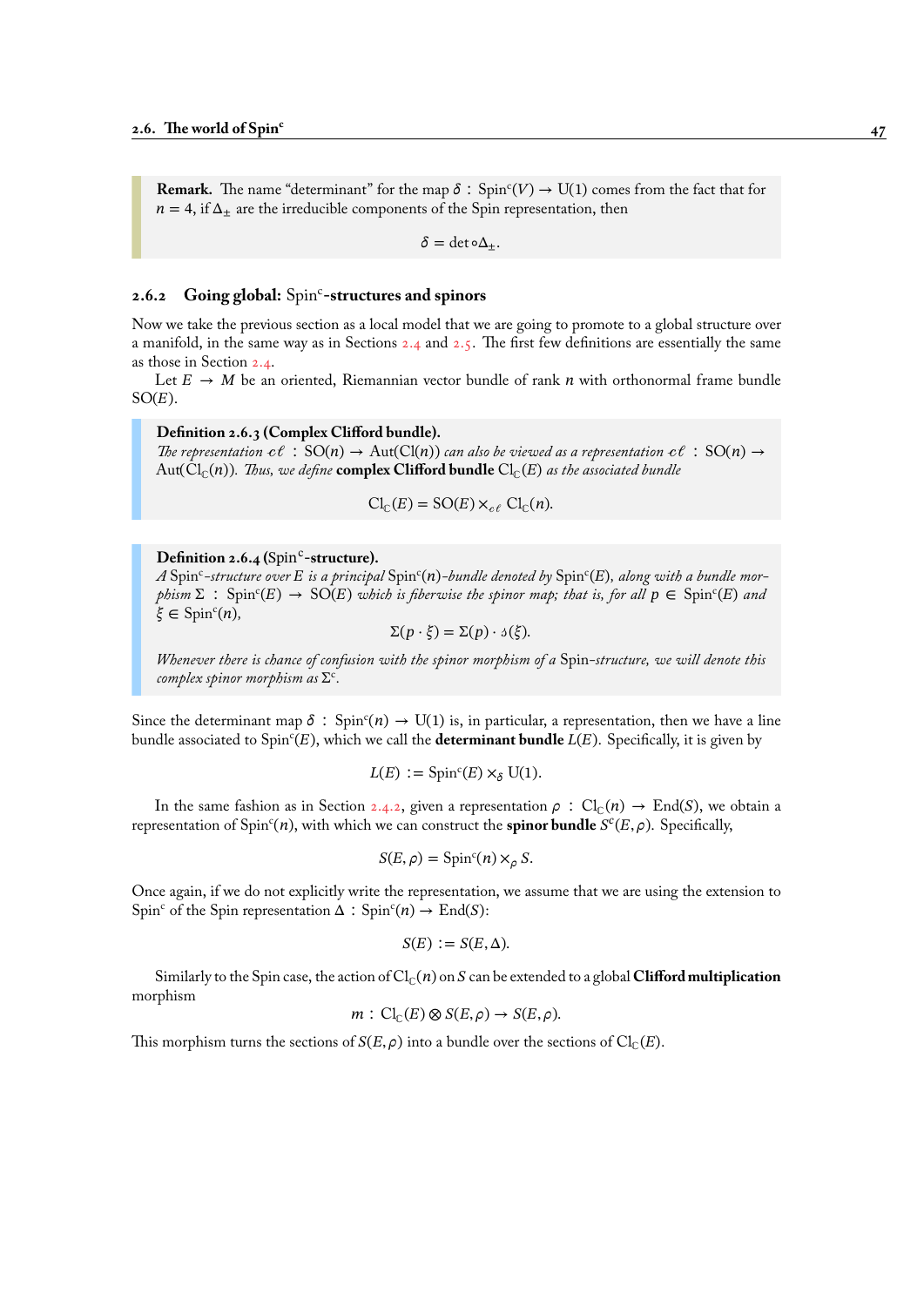**Remark.** The name "determinant" for the map $\delta : \mathrm{Spin}^c(V) \to \mathrm{U}(1)$ comes from the fact that for $n = 4$, if $\Delta_\pm$ are the irreducible components of the Spin representation, then

$$\delta = \det \circ \Delta_\pm.$$

### 2.6.2 Going global: $\mathrm{Spin}^c$-structures and spinors

Now we take the previous section as a local model that we are going to promote to a global structure over a manifold, in the same way as in Sections 2.4 and 2.5. The first few definitions are essentially the same as those in Section 2.4.

Let $E \to M$ be an oriented, Riemannian vector bundle of rank $n$ with orthonormal frame bundle $\mathrm{SO}(E)$.

**Definition 2.6.3 (Complex Clifford bundle).**
*The representation* $c\ell : \mathrm{SO}(n) \to \mathrm{Aut}(\mathrm{Cl}(n))$ *can also be viewed as a representation* $c\ell : \mathrm{SO}(n) \to \mathrm{Aut}(\mathrm{Cl}_\mathbb{C}(n))$*. Thus, we define* **complex Clifford bundle** $\mathrm{Cl}_\mathbb{C}(E)$ *as the associated bundle*

$$\mathrm{Cl}_\mathbb{C}(E) = \mathrm{SO}(E) \times_{c\ell} \mathrm{Cl}_\mathbb{C}(n).$$

**Definition 2.6.4 ($\mathrm{Spin}^c$-structure).**
*A* $\mathrm{Spin}^c$*-structure over* $E$ *is a principal* $\mathrm{Spin}^c(n)$*-bundle denoted by* $\mathrm{Spin}^c(E)$*, along with a bundle morphism* $\Sigma : \mathrm{Spin}^c(E) \to \mathrm{SO}(E)$ *which is fiberwise the spinor map; that is, for all* $p \in \mathrm{Spin}^c(E)$ *and* $\xi \in \mathrm{Spin}^c(n)$*,*

$$\Sigma(p \cdot \xi) = \Sigma(p) \cdot \mathfrak{s}(\xi).$$

*Whenever there is chance of confusion with the spinor morphism of a* Spin*-structure, we will denote this complex spinor morphism as* $\Sigma^c$*.*

Since the determinant map $\delta : \mathrm{Spin}^c(n) \to \mathrm{U}(1)$ is, in particular, a representation, then we have a line bundle associated to $\mathrm{Spin}^c(E)$, which we call the **determinant bundle** $L(E)$. Specifically, it is given by

$$L(E) := \mathrm{Spin}^c(E) \times_\delta \mathrm{U}(1).$$

In the same fashion as in Section 2.4.2, given a representation $\rho : \mathrm{Cl}_\mathbb{C}(n) \to \mathrm{End}(S)$, we obtain a representation of $\mathrm{Spin}^c(n)$, with which we can construct the **spinor bundle** $S^c(E, \rho)$. Specifically,

$$S(E, \rho) = \mathrm{Spin}^c(n) \times_\rho S.$$

Once again, if we do not explicitly write the representation, we assume that we are using the extension to $\mathrm{Spin}^c$ of the Spin representation $\Delta : \mathrm{Spin}^c(n) \to \mathrm{End}(S)$:

$$S(E) := S(E, \Delta).$$

Similarly to the Spin case, the action of $\mathrm{Cl}_\mathbb{C}(n)$ on $S$ can be extended to a global **Clifford multiplication** morphism

$$m : \mathrm{Cl}_\mathbb{C}(E) \otimes S(E, \rho) \to S(E, \rho).$$

This morphism turns the sections of $S(E, \rho)$ into a bundle over the sections of $\mathrm{Cl}_\mathbb{C}(E)$.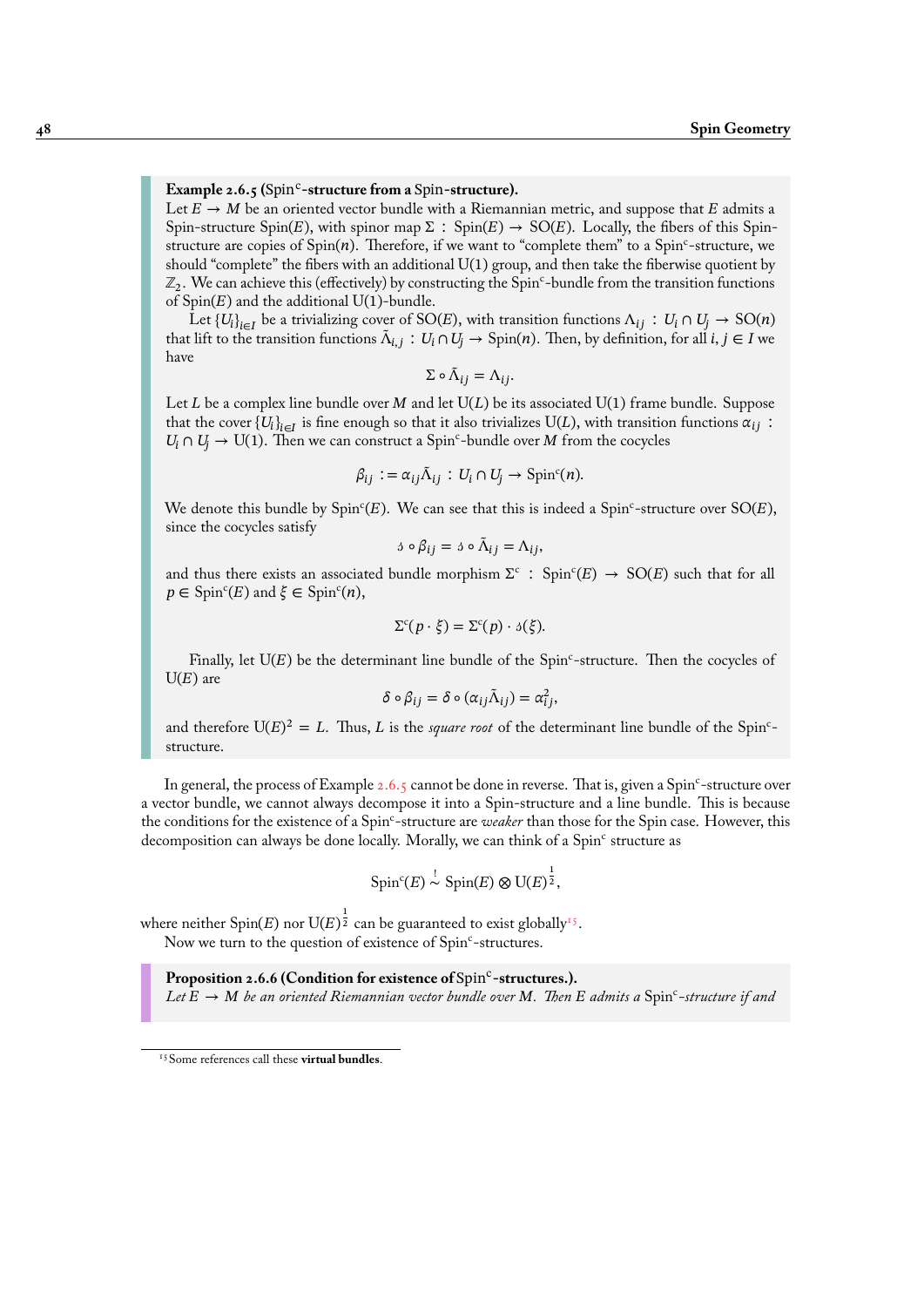**Example 2.6.5 ($\mathrm{Spin}^c$-structure from a Spin-structure).**
Let $E \to M$ be an oriented vector bundle with a Riemannian metric, and suppose that $E$ admits a Spin-structure $\mathrm{Spin}(E)$, with spinor map $\Sigma : \mathrm{Spin}(E) \to \mathrm{SO}(E)$. Locally, the fibers of this Spin-structure are copies of $\mathrm{Spin}(n)$. Therefore, if we want to "complete them" to a $\mathrm{Spin}^c$-structure, we should "complete" the fibers with an additional $\mathrm{U}(1)$ group, and then take the fiberwise quotient by $\mathbb{Z}_2$. We can achieve this (effectively) by constructing the $\mathrm{Spin}^c$-bundle from the transition functions of $\mathrm{Spin}(E)$ and the additional $\mathrm{U}(1)$-bundle.

Let $\{U_i\}_{i\in I}$ be a trivializing cover of $\mathrm{SO}(E)$, with transition functions $\Lambda_{ij} : U_i \cap U_j \to \mathrm{SO}(n)$ that lift to the transition functions $\tilde{\Lambda}_{i,j} : U_i \cap U_j \to \mathrm{Spin}(n)$. Then, by definition, for all $i, j \in I$ we have

$$\Sigma \circ \tilde{\Lambda}_{ij} = \Lambda_{ij}.$$

Let $L$ be a complex line bundle over $M$ and let $\mathrm{U}(L)$ be its associated $\mathrm{U}(1)$ frame bundle. Suppose that the cover $\{U_i\}_{i\in I}$ is fine enough so that it also trivializes $\mathrm{U}(L)$, with transition functions $\alpha_{ij} : U_i \cap U_j \to \mathrm{U}(1)$. Then we can construct a $\mathrm{Spin}^c$-bundle over $M$ from the cocycles

$$\beta_{ij} := \alpha_{ij}\tilde{\Lambda}_{ij} : U_i \cap U_j \to \mathrm{Spin}^c(n).$$

We denote this bundle by $\mathrm{Spin}^c(E)$. We can see that this is indeed a $\mathrm{Spin}^c$-structure over $\mathrm{SO}(E)$, since the cocycles satisfy

$$\jmath \circ \beta_{ij} = \jmath \circ \tilde{\Lambda}_{ij} = \Lambda_{ij},$$

and thus there exists an associated bundle morphism $\Sigma^c : \mathrm{Spin}^c(E) \to \mathrm{SO}(E)$ such that for all $p \in \mathrm{Spin}^c(E)$ and $\xi \in \mathrm{Spin}^c(n)$,

$$\Sigma^c(p \cdot \xi) = \Sigma^c(p) \cdot \jmath(\xi).$$

Finally, let $\mathrm{U}(E)$ be the determinant line bundle of the $\mathrm{Spin}^c$-structure. Then the cocycles of $\mathrm{U}(E)$ are

$$\delta \circ \beta_{ij} = \delta \circ (\alpha_{ij}\tilde{\Lambda}_{ij}) = \alpha_{ij}^2,$$

and therefore $\mathrm{U}(E)^2 = L$. Thus, $L$ is the *square root* of the determinant line bundle of the $\mathrm{Spin}^c$-structure.

In general, the process of Example 2.6.5 cannot be done in reverse. That is, given a $\mathrm{Spin}^c$-structure over a vector bundle, we cannot always decompose it into a Spin-structure and a line bundle. This is because the conditions for the existence of a $\mathrm{Spin}^c$-structure are *weaker* than those for the Spin case. However, this decomposition can always be done locally. Morally, we can think of a $\mathrm{Spin}^c$ structure as

$$\mathrm{Spin}^c(E) \overset{!}{\sim} \mathrm{Spin}(E) \otimes \mathrm{U}(E)^{\frac{1}{2}},$$

where neither $\mathrm{Spin}(E)$ nor $\mathrm{U}(E)^{\frac{1}{2}}$ can be guaranteed to exist globally[15].

Now we turn to the question of existence of $\mathrm{Spin}^c$-structures.

**Proposition 2.6.6 (Condition for existence of $\mathrm{Spin}^c$-structures.).**
*Let $E \to M$ be an oriented Riemannian vector bundle over $M$. Then $E$ admits a $\mathrm{Spin}^c$-structure if and*

[15] Some references call these **virtual bundles**.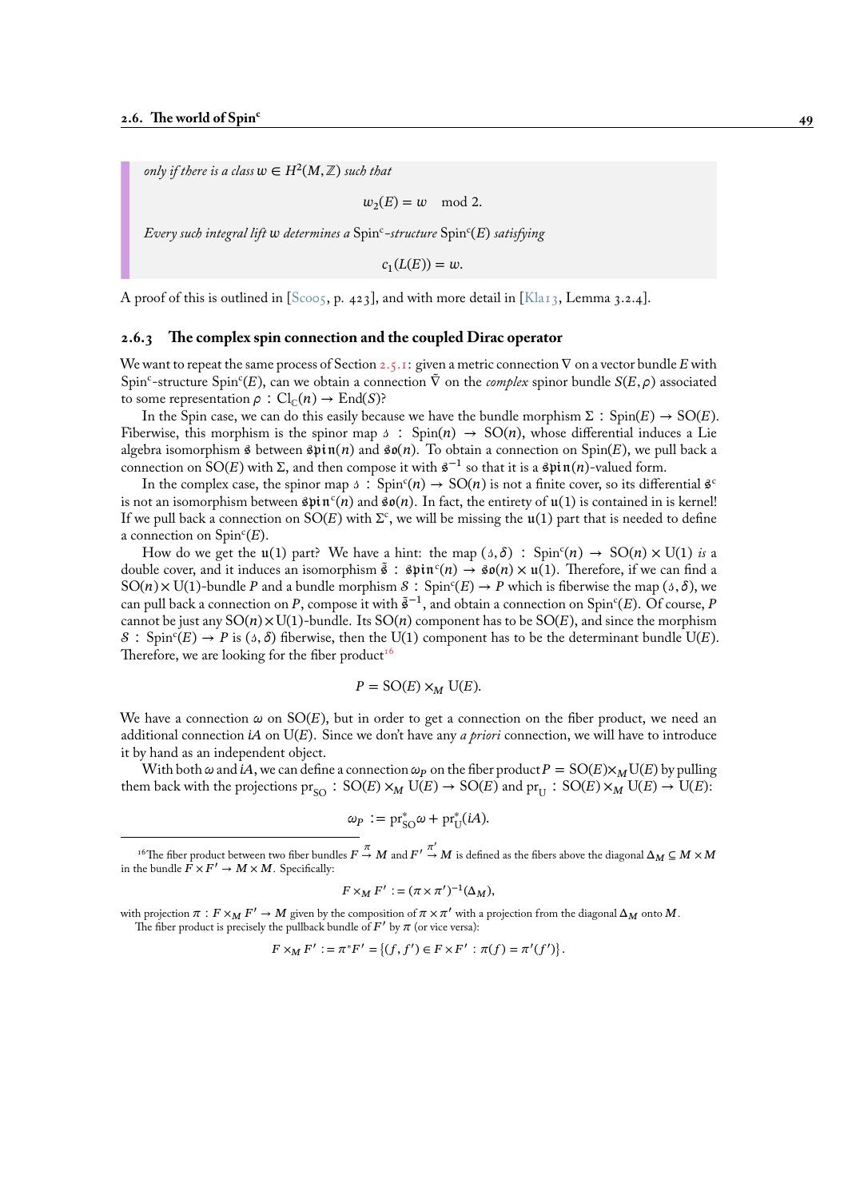*only if there is a class $w \in H^2(M, \mathbb{Z})$ such that*

$$w_2(E) = w \mod 2.$$

*Every such integral lift $w$ determines a $\mathrm{Spin^c}$-structure $\mathrm{Spin^c}(E)$ satisfying*

$$c_1(L(E)) = w.$$

A proof of this is outlined in [Sco05, p. 423], and with more detail in [Kla13, Lemma 3.2.4].

### 2.6.3 The complex spin connection and the coupled Dirac operator

We want to repeat the same process of Section 2.5.1: given a metric connection $\nabla$ on a vector bundle $E$ with $\mathrm{Spin^c}$-structure $\mathrm{Spin^c}(E)$, can we obtain a connection $\tilde{\nabla}$ on the *complex* spinor bundle $S(E,\rho)$ associated to some representation $\rho : \mathrm{Cl}_{\mathbb{C}}(n) \to \mathrm{End}(S)$?

In the Spin case, we can do this easily because we have the bundle morphism $\Sigma : \mathrm{Spin}(E) \to \mathrm{SO}(E)$. Fiberwise, this morphism is the spinor map $\mathfrak{s} : \mathrm{Spin}(n) \to \mathrm{SO}(n)$, whose differential induces a Lie algebra isomorphism $\mathfrak{s}$ between $\mathfrak{spin}(n)$ and $\mathfrak{so}(n)$. To obtain a connection on $\mathrm{Spin}(E)$, we pull back a connection on $\mathrm{SO}(E)$ with $\Sigma$, and then compose it with $\mathfrak{s}^{-1}$ so that it is a $\mathfrak{spin}(n)$-valued form.

In the complex case, the spinor map $\mathfrak{s} : \mathrm{Spin^c}(n) \to \mathrm{SO}(n)$ is not a finite cover, so its differential $\mathfrak{s}^c$ is not an isomorphism between $\mathfrak{spin}^c(n)$ and $\mathfrak{so}(n)$. In fact, the entirety of $\mathfrak{u}(1)$ is contained in is kernel! If we pull back a connection on $\mathrm{SO}(E)$ with $\Sigma^c$, we will be missing the $\mathfrak{u}(1)$ part that is needed to define a connection on $\mathrm{Spin^c}(E)$.

How do we get the $\mathfrak{u}(1)$ part? We have a hint: the map $(\mathfrak{s}, \delta) : \mathrm{Spin^c}(n) \to \mathrm{SO}(n) \times \mathrm{U}(1)$ *is* a double cover, and it induces an isomorphism $\tilde{\mathfrak{s}} : \mathfrak{spin}^c(n) \to \mathfrak{so}(n) \times \mathfrak{u}(1)$. Therefore, if we can find a $\mathrm{SO}(n) \times \mathrm{U}(1)$-bundle $P$ and a bundle morphism $\mathcal{S} : \mathrm{Spin^c}(E) \to P$ which is fiberwise the map $(\mathfrak{s}, \delta)$, we can pull back a connection on $P$, compose it with $\tilde{\mathfrak{s}}^{-1}$, and obtain a connection on $\mathrm{Spin^c}(E)$. Of course, $P$ cannot be just any $\mathrm{SO}(n) \times \mathrm{U}(1)$-bundle. Its $\mathrm{SO}(n)$ component has to be $\mathrm{SO}(E)$, and since the morphism $\mathcal{S} : \mathrm{Spin^c}(E) \to P$ is $(\mathfrak{s}, \delta)$ fiberwise, then the $\mathrm{U}(1)$ component has to be the determinant bundle $\mathrm{U}(E)$. Therefore, we are looking for the fiber product[16]

$$P = \mathrm{SO}(E) \times_M \mathrm{U}(E).$$

We have a connection $\omega$ on $\mathrm{SO}(E)$, but in order to get a connection on the fiber product, we need an additional connection $iA$ on $\mathrm{U}(E)$. Since we don't have any *a priori* connection, we will have to introduce it by hand as an independent object.

With both $\omega$ and $iA$, we can define a connection $\omega_P$ on the fiber product $P = \mathrm{SO}(E) \times_M \mathrm{U}(E)$ by pulling them back with the projections $\mathrm{pr_{SO}} : \mathrm{SO}(E) \times_M \mathrm{U}(E) \to \mathrm{SO}(E)$ and $\mathrm{pr_U} : \mathrm{SO}(E) \times_M \mathrm{U}(E) \to \mathrm{U}(E)$:

$$\omega_P := \mathrm{pr}_{\mathrm{SO}}^* \omega + \mathrm{pr}_{\mathrm{U}}^*(iA).$$

[16] The fiber product between two fiber bundles $F \xrightarrow{\pi} M$ and $F' \xrightarrow{\pi'} M$ is defined as the fibers above the diagonal $\Delta_M \subseteq M \times M$ in the bundle $F \times F' \to M \times M$. Specifically:

$$F \times_M F' := (\pi \times \pi')^{-1}(\Delta_M),$$

with projection $\pi : F \times_M F' \to M$ given by the composition of $\pi \times \pi'$ with a projection from the diagonal $\Delta_M$ onto $M$.
The fiber product is precisely the pullback bundle of $F'$ by $\pi$ (or vice versa):

$$F \times_M F' := \pi^* F' = \{(f, f') \in F \times F' : \pi(f) = \pi'(f')\}.$$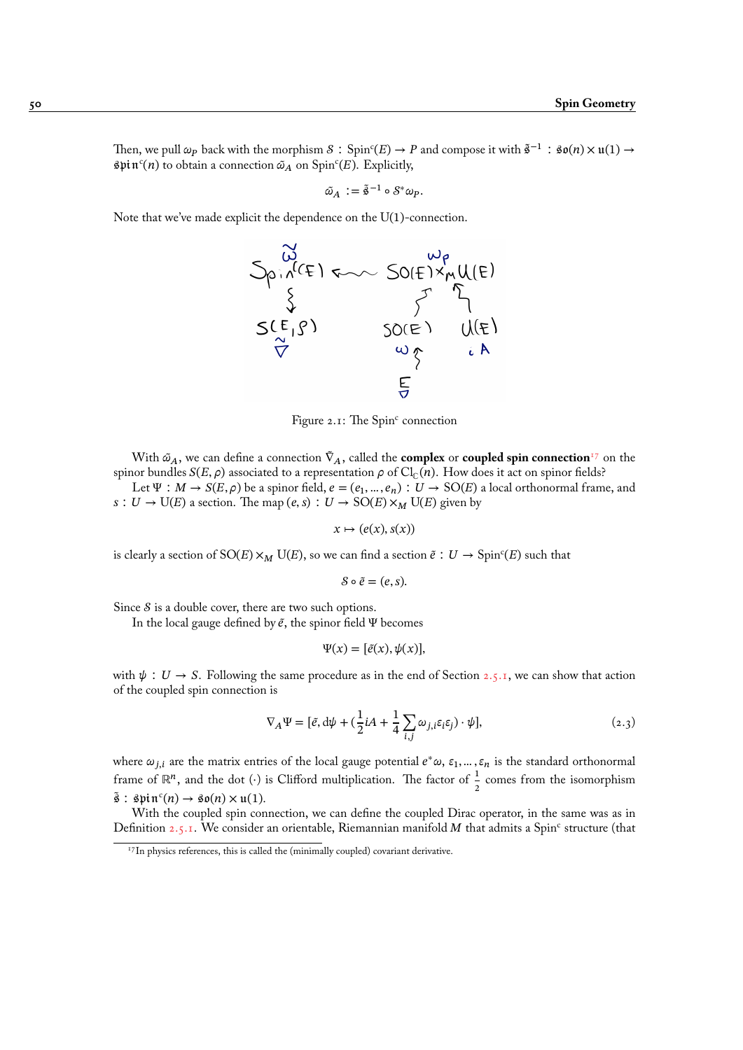Then, we pull $\omega_P$ back with the morphism $\mathcal{S} : \mathrm{Spin}^c(E) \to P$ and compose it with $\tilde{\mathfrak{s}}^{-1} : \mathfrak{so}(n) \times \mathfrak{u}(1) \to \mathfrak{spin}^c(n)$ to obtain a connection $\tilde{\omega}_A$ on $\mathrm{Spin}^c(E)$. Explicitly,

$$\tilde{\omega}_A := \tilde{\mathfrak{s}}^{-1} \circ \mathcal{S}^* \omega_P.$$

Note that we've made explicit the dependence on the U(1)-connection.

Figure 2.1: The Spin$^c$ connection

With $\tilde{\omega}_A$, we can define a connection $\tilde{\nabla}_A$, called the **complex** or **coupled spin connection**[17] on the spinor bundles $S(E, \rho)$ associated to a representation $\rho$ of $\mathrm{Cl}_{\mathbb{C}}(n)$. How does it act on spinor fields?

Let $\Psi : M \to S(E, \rho)$ be a spinor field, $e = (e_1, \dots, e_n) : U \to \mathrm{SO}(E)$ a local orthonormal frame, and $s : U \to \mathrm{U}(E)$ a section. The map $(e, s) : U \to \mathrm{SO}(E) \times_M \mathrm{U}(E)$ given by

$$x \mapsto (e(x), s(x))$$

is clearly a section of $\mathrm{SO}(E) \times_M \mathrm{U}(E)$, so we can find a section $\tilde{e} : U \to \mathrm{Spin}^c(E)$ such that

$$\mathcal{S} \circ \tilde{e} = (e, s).$$

Since $\mathcal{S}$ is a double cover, there are two such options.

In the local gauge defined by $\tilde{e}$, the spinor field $\Psi$ becomes

$$\Psi(x) = [\tilde{e}(x), \psi(x)],$$

with $\psi : U \to S$. Following the same procedure as in the end of Section 2.5.1, we can show that action of the coupled spin connection is

$$\nabla_A \Psi = [\tilde{e}, \mathrm{d}\psi + (\frac{1}{2} iA + \frac{1}{4} \sum_{i,j} \omega_{j,i} \varepsilon_i \varepsilon_j) \cdot \psi], \tag{2.3}$$

where $\omega_{j,i}$ are the matrix entries of the local gauge potential $e^*\omega$, $\varepsilon_1, \dots, \varepsilon_n$ is the standard orthonormal frame of $\mathbb{R}^n$, and the dot $(\cdot)$ is Clifford multiplication. The factor of $\frac{1}{2}$ comes from the isomorphism $\tilde{\mathfrak{s}} : \mathfrak{spin}^c(n) \to \mathfrak{so}(n) \times \mathfrak{u}(1)$.

With the coupled spin connection, we can define the coupled Dirac operator, in the same was as in Definition 2.5.1. We consider an orientable, Riemannian manifold $M$ that admits a Spin$^c$ structure (that

[17] In physics references, this is called the (minimally coupled) covariant derivative.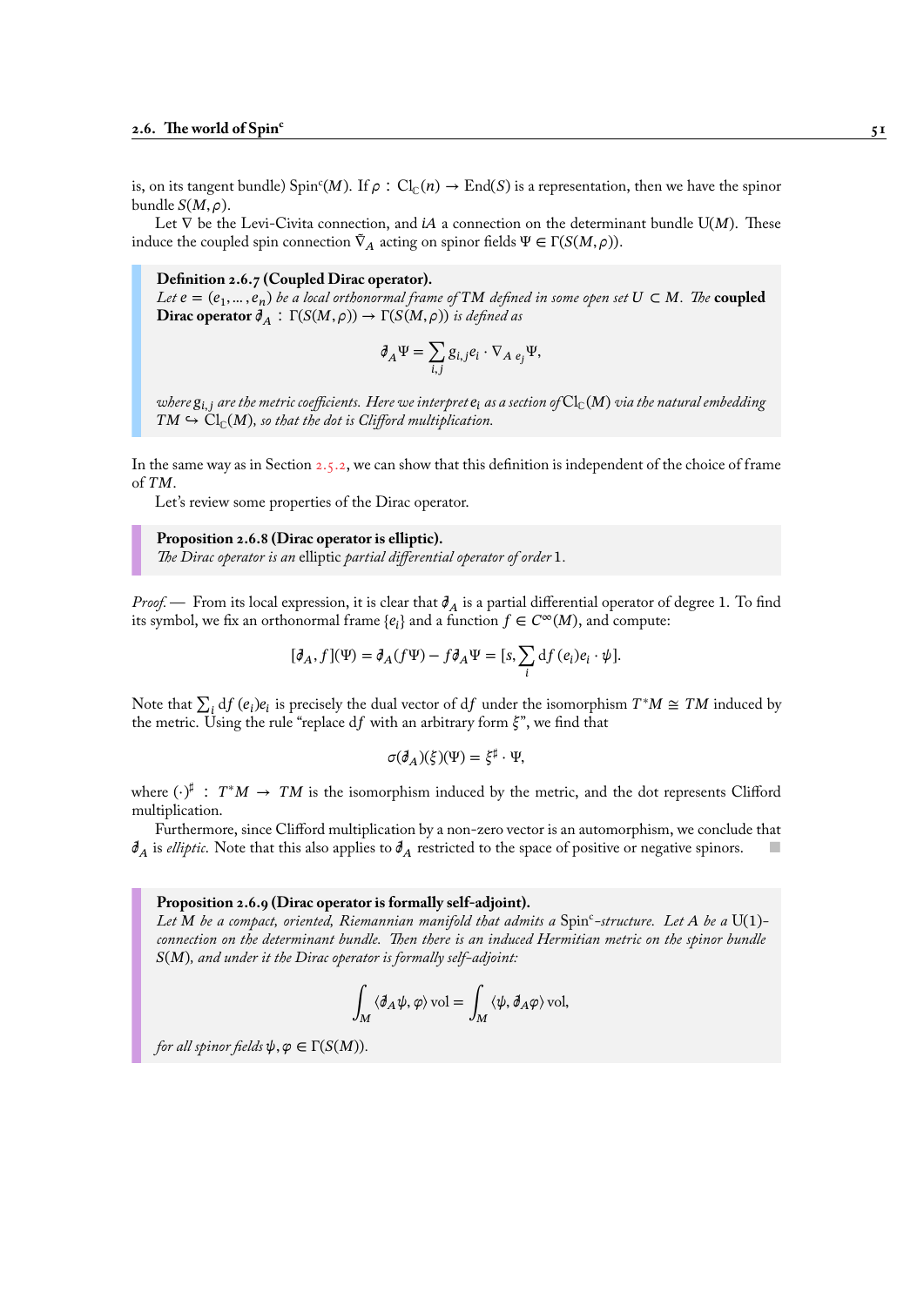is, on its tangent bundle) $\mathrm{Spin}^c(M)$. If $\rho : \mathrm{Cl}_{\mathbb{C}}(n) \to \mathrm{End}(S)$ is a representation, then we have the spinor bundle $S(M, \rho)$.

Let $\nabla$ be the Levi-Civita connection, and $iA$ a connection on the determinant bundle $\mathrm{U}(M)$. These induce the coupled spin connection $\tilde{\nabla}_A$ acting on spinor fields $\Psi \in \Gamma(S(M, \rho))$.

**Definition 2.6.7 (Coupled Dirac operator).**
*Let $e = (e_1, \dots, e_n)$ be a local orthonormal frame of $TM$ defined in some open set $U \subset M$. The* **coupled Dirac operator** $\partial\!\!\!/_A : \Gamma(S(M, \rho)) \to \Gamma(S(M, \rho))$ *is defined as*

$$\partial\!\!\!/_A \Psi = \sum_{i,j} g_{i,j} e_i \cdot \nabla_{A\ e_j} \Psi,$$

*where $g_{i,j}$ are the metric coefficients. Here we interpret $e_i$ as a section of $\mathrm{Cl}_{\mathbb{C}}(M)$ via the natural embedding $TM \hookrightarrow \mathrm{Cl}_{\mathbb{C}}(M)$, so that the dot is Clifford multiplication.*

In the same way as in Section 2.5.2, we can show that this definition is independent of the choice of frame of $TM$.

Let's review some properties of the Dirac operator.

**Proposition 2.6.8 (Dirac operator is elliptic).**
*The Dirac operator is an* elliptic *partial differential operator of order* 1.

*Proof.* — From its local expression, it is clear that $\partial\!\!\!/_A$ is a partial differential operator of degree 1. To find its symbol, we fix an orthonormal frame $\{e_i\}$ and a function $f \in C^\infty(M)$, and compute:

$$[\partial\!\!\!/_A, f](\Psi) = \partial\!\!\!/_A(f\Psi) - f\partial\!\!\!/_A\Psi = [s, \sum_i \mathrm{d}f\,(e_i)e_i \cdot \psi].$$

Note that $\sum_i \mathrm{d}f\,(e_i)e_i$ is precisely the dual vector of $\mathrm{d}f$ under the isomorphism $T^*M \cong TM$ induced by the metric. Using the rule "replace $\mathrm{d}f$ with an arbitrary form $\xi$", we find that

$$\sigma(\partial\!\!\!/_A)(\xi)(\Psi) = \xi^\sharp \cdot \Psi,$$

where $(\cdot)^\sharp : T^*M \to TM$ is the isomorphism induced by the metric, and the dot represents Clifford multiplication.

Furthermore, since Clifford multiplication by a non-zero vector is an automorphism, we conclude that $\partial\!\!\!/_A$ is *elliptic*. Note that this also applies to $\partial\!\!\!/_A$ restricted to the space of positive or negative spinors. ∎

**Proposition 2.6.9 (Dirac operator is formally self-adjoint).**
*Let $M$ be a compact, oriented, Riemannian manifold that admits a $\mathrm{Spin}^c$-structure. Let $A$ be a $\mathrm{U}(1)$-connection on the determinant bundle. Then there is an induced Hermitian metric on the spinor bundle $S(M)$, and under it the Dirac operator is formally self-adjoint:*

$$\int_M \langle \partial\!\!\!/_A \psi, \varphi \rangle \,\mathrm{vol} = \int_M \langle \psi, \partial\!\!\!/_A \varphi \rangle \,\mathrm{vol},$$

*for all spinor fields $\psi, \varphi \in \Gamma(S(M))$.*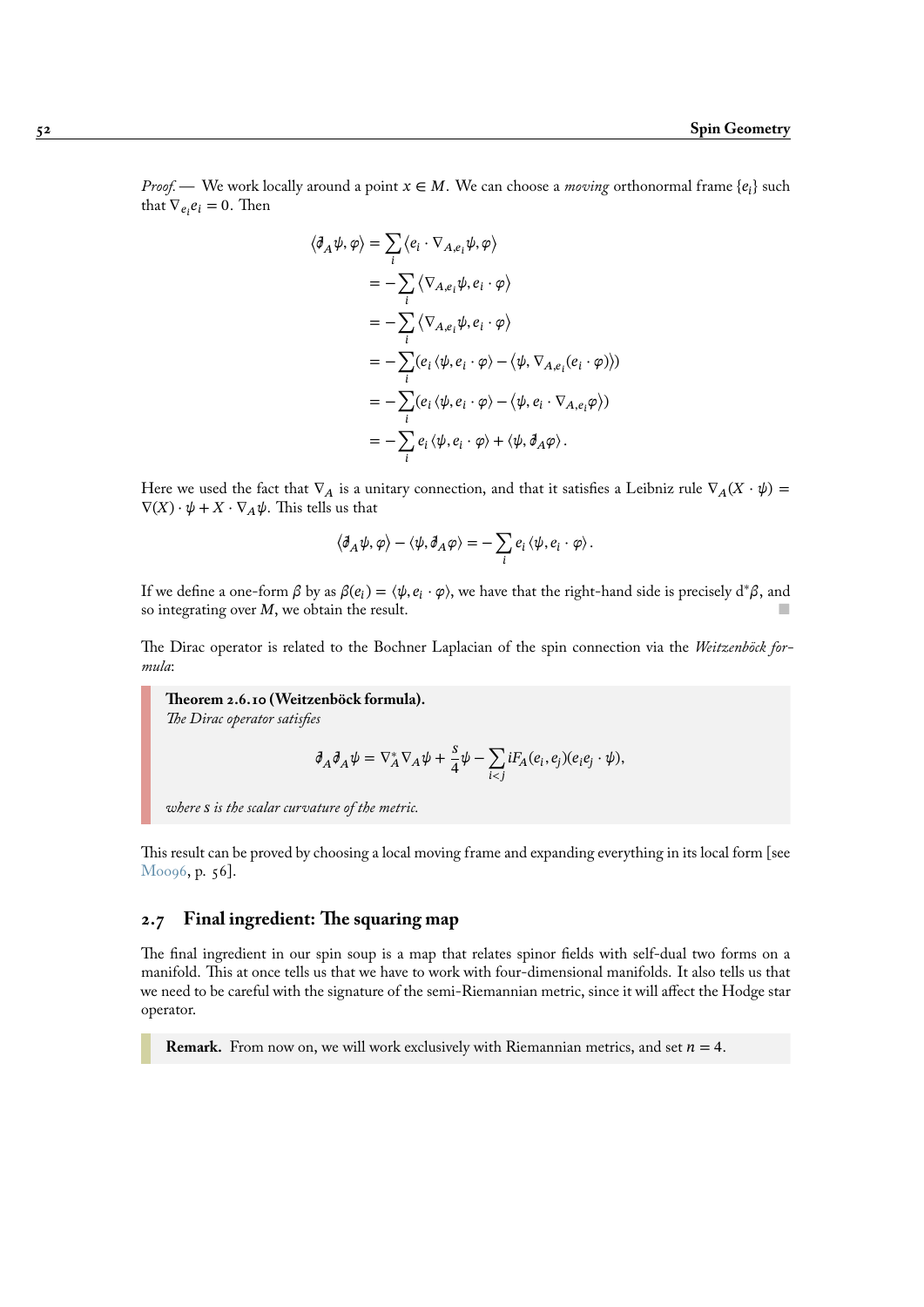*Proof.* — We work locally around a point $x \in M$. We can choose a *moving* orthonormal frame $\{e_i\}$ such that $\nabla_{e_i} e_i = 0$. Then

$$
\begin{aligned}
\langle \partial\!\!\!/_A \psi, \varphi \rangle &= \sum_i \langle e_i \cdot \nabla_{A,e_i} \psi, \varphi \rangle \\
&= -\sum_i \langle \nabla_{A,e_i} \psi, e_i \cdot \varphi \rangle \\
&= -\sum_i \langle \nabla_{A,e_i} \psi, e_i \cdot \varphi \rangle \\
&= -\sum_i (e_i \langle \psi, e_i \cdot \varphi \rangle - \langle \psi, \nabla_{A,e_i} (e_i \cdot \varphi) \rangle) \\
&= -\sum_i (e_i \langle \psi, e_i \cdot \varphi \rangle - \langle \psi, e_i \cdot \nabla_{A,e_i} \varphi \rangle) \\
&= -\sum_i e_i \langle \psi, e_i \cdot \varphi \rangle + \langle \psi, \partial\!\!\!/_A \varphi \rangle .
\end{aligned}
$$

Here we used the fact that $\nabla_A$ is a unitary connection, and that it satisfies a Leibniz rule $\nabla_A (X \cdot \psi) = \nabla(X) \cdot \psi + X \cdot \nabla_A \psi$. This tells us that

$$
\langle \partial\!\!\!/_A \psi, \varphi \rangle - \langle \psi, \partial\!\!\!/_A \varphi \rangle = -\sum_i e_i \langle \psi, e_i \cdot \varphi \rangle .
$$

If we define a one-form $\beta$ by as $\beta(e_i) = \langle \psi, e_i \cdot \varphi \rangle$, we have that the right-hand side is precisely $\mathrm{d}^* \beta$, and so integrating over $M$, we obtain the result. ■

The Dirac operator is related to the Bochner Laplacian of the spin connection via the *Weitzenböck formula*:

> **Theorem 2.6.10 (Weitzenböck formula).**
> *The Dirac operator satisfies*
>
> $$
> \partial\!\!\!/_A \partial\!\!\!/_A \psi = \nabla_A^* \nabla_A \psi + \frac{s}{4} \psi - \sum_{i<j} i F_A(e_i, e_j)(e_i e_j \cdot \psi),
> $$
>
> *where $s$ is the scalar curvature of the metric.*

This result can be proved by choosing a local moving frame and expanding everything in its local form [see Moo96, p. 56].

## 2.7 Final ingredient: The squaring map

The final ingredient in our spin soup is a map that relates spinor fields with self-dual two forms on a manifold. This at once tells us that we have to work with four-dimensional manifolds. It also tells us that we need to be careful with the signature of the semi-Riemannian metric, since it will affect the Hodge star operator.

> **Remark.** From now on, we will work exclusively with Riemannian metrics, and set $n = 4$.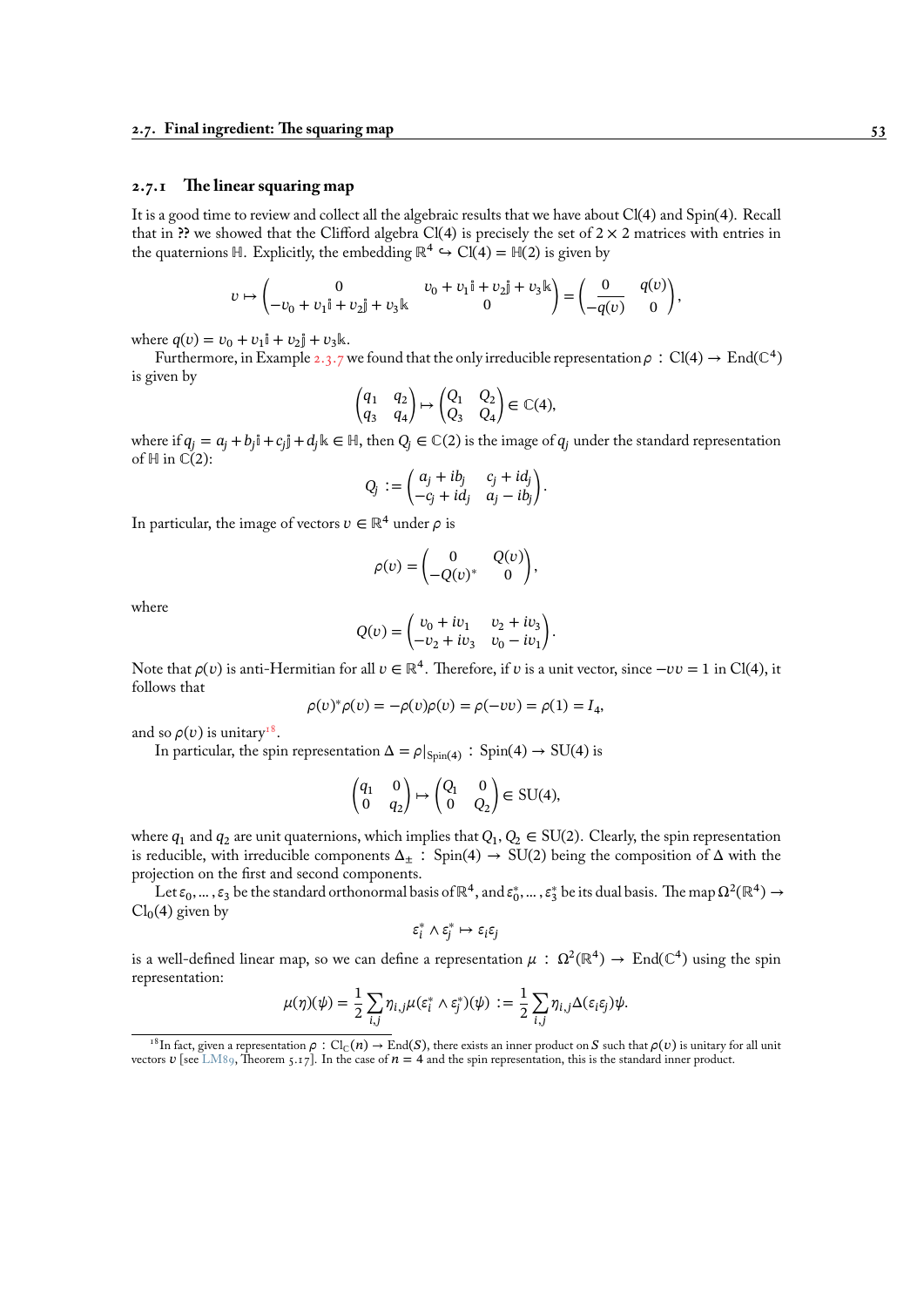### 2.7.1 The linear squaring map

It is a good time to review and collect all the algebraic results that we have about Cl(4) and Spin(4). Recall that in ?? we showed that the Clifford algebra Cl(4) is precisely the set of $2 \times 2$ matrices with entries in the quaternions $\mathbb{H}$. Explicitly, the embedding $\mathbb{R}^4 \hookrightarrow \mathrm{Cl}(4) = \mathbb{H}(2)$ is given by

$$v \mapsto \begin{pmatrix} 0 & v_0 + v_1\mathbb{i} + v_2\mathbb{j} + v_3\mathbb{k} \\ -v_0 + v_1\mathbb{i} + v_2\mathbb{j} + v_3\mathbb{k} & 0 \end{pmatrix} = \begin{pmatrix} 0 & q(v) \\ -\overline{q(v)} & 0 \end{pmatrix},$$

where $q(v) = v_0 + v_1\mathbb{i} + v_2\mathbb{j} + v_3\mathbb{k}$.

Furthermore, in Example 2.3.7 we found that the only irreducible representation $\rho : \mathrm{Cl}(4) \to \mathrm{End}(\mathbb{C}^4)$ is given by

$$\begin{pmatrix} q_1 & q_2 \\ q_3 & q_4 \end{pmatrix} \mapsto \begin{pmatrix} Q_1 & Q_2 \\ Q_3 & Q_4 \end{pmatrix} \in \mathbb{C}(4),$$

where if $q_j = a_j + b_j\mathbb{i} + c_j\mathbb{j} + d_j\mathbb{k} \in \mathbb{H}$, then $Q_j \in \mathbb{C}(2)$ is the image of $q_j$ under the standard representation of $\mathbb{H}$ in $\mathbb{C}(2)$:

$$Q_j := \begin{pmatrix} a_j + ib_j & c_j + id_j \\ -c_j + id_j & a_j - ib_j \end{pmatrix}.$$

In particular, the image of vectors $v \in \mathbb{R}^4$ under $\rho$ is

$$\rho(v) = \begin{pmatrix} 0 & Q(v) \\ -Q(v)^* & 0 \end{pmatrix},$$

where

$$Q(v) = \begin{pmatrix} v_0 + iv_1 & v_2 + iv_3 \\ -v_2 + iv_3 & v_0 - iv_1 \end{pmatrix}.$$

Note that $\rho(v)$ is anti-Hermitian for all $v \in \mathbb{R}^4$. Therefore, if $v$ is a unit vector, since $-vv = 1$ in Cl(4), it follows that

$$\rho(v)^*\rho(v) = -\rho(v)\rho(v) = \rho(-vv) = \rho(1) = I_4,$$

and so $\rho(v)$ is unitary[18].

In particular, the spin representation $\Delta = \rho|_{\mathrm{Spin}(4)} : \mathrm{Spin}(4) \to \mathrm{SU}(4)$ is

$$\begin{pmatrix} q_1 & 0 \\ 0 & q_2 \end{pmatrix} \mapsto \begin{pmatrix} Q_1 & 0 \\ 0 & Q_2 \end{pmatrix} \in \mathrm{SU}(4),$$

where $q_1$ and $q_2$ are unit quaternions, which implies that $Q_1, Q_2 \in \mathrm{SU}(2)$. Clearly, the spin representation is reducible, with irreducible components $\Delta_\pm : \mathrm{Spin}(4) \to \mathrm{SU}(2)$ being the composition of $\Delta$ with the projection on the first and second components.

Let $\varepsilon_0, \dots, \varepsilon_3$ be the standard orthonormal basis of $\mathbb{R}^4$, and $\varepsilon_0^*, \dots, \varepsilon_3^*$ be its dual basis. The map $\Omega^2(\mathbb{R}^4) \to \mathrm{Cl}_0(4)$ given by

$$\varepsilon_i^* \wedge \varepsilon_j^* \mapsto \varepsilon_i\varepsilon_j$$

is a well-defined linear map, so we can define a representation $\mu : \Omega^2(\mathbb{R}^4) \to \mathrm{End}(\mathbb{C}^4)$ using the spin representation:

$$\mu(\eta)(\psi) = \frac{1}{2}\sum_{i,j} \eta_{i,j}\mu(\varepsilon_i^* \wedge \varepsilon_j^*)(\psi) := \frac{1}{2}\sum_{i,j} \eta_{i,j}\Delta(\varepsilon_i\varepsilon_j)\psi.$$

---

[18] In fact, given a representation $\rho : \mathrm{Cl}_\mathbb{C}(n) \to \mathrm{End}(S)$, there exists an inner product on $S$ such that $\rho(v)$ is unitary for all unit vectors $v$ [see LM89, Theorem 5.17]. In the case of $n = 4$ and the spin representation, this is the standard inner product.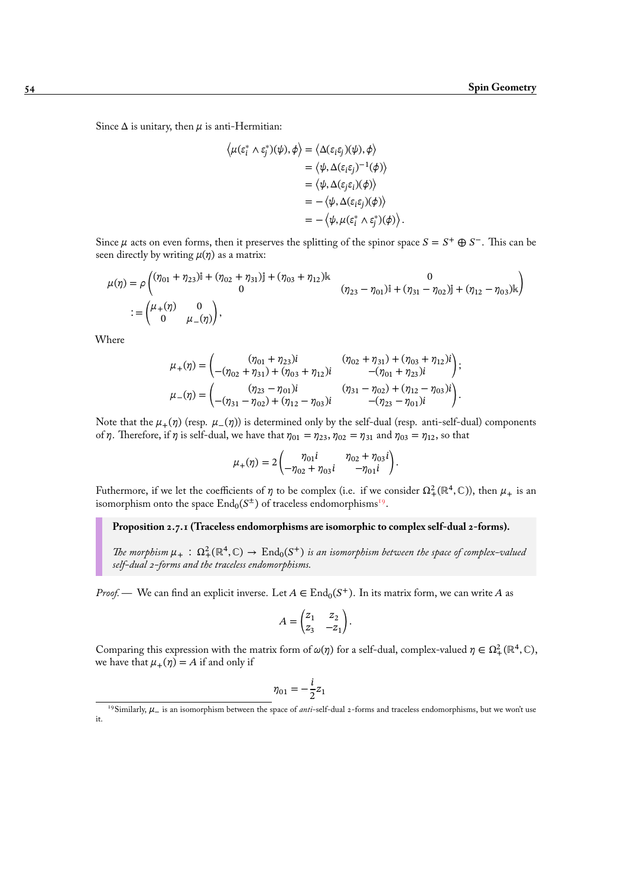Since $\Delta$ is unitary, then $\mu$ is anti-Hermitian:

$$
\begin{aligned}
\left\langle \mu(\varepsilon_i^* \wedge \varepsilon_j^*)(\psi), \phi \right\rangle &= \left\langle \Delta(\varepsilon_i \varepsilon_j)(\psi), \phi \right\rangle \\
&= \left\langle \psi, \Delta(\varepsilon_i \varepsilon_j)^{-1}(\phi) \right\rangle \\
&= \left\langle \psi, \Delta(\varepsilon_j \varepsilon_i)(\phi) \right\rangle \\
&= -\left\langle \psi, \Delta(\varepsilon_i \varepsilon_j)(\phi) \right\rangle \\
&= -\left\langle \psi, \mu(\varepsilon_i^* \wedge \varepsilon_j^*)(\phi) \right\rangle .
\end{aligned}
$$

Since $\mu$ acts on even forms, then it preserves the splitting of the spinor space $S = S^+ \oplus S^-$. This can be seen directly by writing $\mu(\eta)$ as a matrix:

$$
\begin{aligned}
\mu(\eta) &= \rho \begin{pmatrix} (\eta_{01} + \eta_{23})\mathbb{i} + (\eta_{02} + \eta_{31})\mathbb{j} + (\eta_{03} + \eta_{12})\mathbb{k} & 0 \\ 0 & (\eta_{23} - \eta_{01})\mathbb{i} + (\eta_{31} - \eta_{02})\mathbb{j} + (\eta_{12} - \eta_{03})\mathbb{k} \end{pmatrix} \\
&:= \begin{pmatrix} \mu_+(\eta) & 0 \\ 0 & \mu_-(\eta) \end{pmatrix},
\end{aligned}
$$

Where

$$
\mu_+(\eta) = \begin{pmatrix} (\eta_{01} + \eta_{23})i & (\eta_{02} + \eta_{31}) + (\eta_{03} + \eta_{12})i \\ -(\eta_{02} + \eta_{31}) + (\eta_{03} + \eta_{12})i & -(\eta_{01} + \eta_{23})i \end{pmatrix};
$$

$$
\mu_-(\eta) = \begin{pmatrix} (\eta_{23} - \eta_{01})i & (\eta_{31} - \eta_{02}) + (\eta_{12} - \eta_{03})i \\ -(\eta_{31} - \eta_{02}) + (\eta_{12} - \eta_{03})i & -(\eta_{23} - \eta_{01})i \end{pmatrix}.
$$

Note that the $\mu_+(\eta)$ (resp. $\mu_-(\eta)$) is determined only by the self-dual (resp. anti-self-dual) components of $\eta$. Therefore, if $\eta$ is self-dual, we have that $\eta_{01} = \eta_{23}$, $\eta_{02} = \eta_{31}$ and $\eta_{03} = \eta_{12}$, so that

$$
\mu_+(\eta) = 2 \begin{pmatrix} \eta_{01} i & \eta_{02} + \eta_{03} i \\ -\eta_{02} + \eta_{03} i & -\eta_{01} i \end{pmatrix}.
$$

Futhermore, if we let the coefficients of $\eta$ to be complex (i.e. if we consider $\Omega^2_+(\mathbb{R}^4, \mathbb{C})$), then $\mu_+$ is an isomorphism onto the space $\mathrm{End}_0(S^\pm)$ of traceless endomorphisms[19].

> **Proposition 2.7.1 (Traceless endomorphisms are isomorphic to complex self-dual 2-forms).**
>
> *The morphism $\mu_+ : \Omega^2_+(\mathbb{R}^4, \mathbb{C}) \to \mathrm{End}_0(S^+)$ is an isomorphism between the space of complex-valued self-dual 2-forms and the traceless endomorphisms.*

*Proof.* — We can find an explicit inverse. Let $A \in \mathrm{End}_0(S^+)$. In its matrix form, we can write $A$ as

$$
A = \begin{pmatrix} z_1 & z_2 \\ z_3 & -z_1 \end{pmatrix}.
$$

Comparing this expression with the matrix form of $\omega(\eta)$ for a self-dual, complex-valued $\eta \in \Omega^2_+(\mathbb{R}^4, \mathbb{C})$, we have that $\mu_+(\eta) = A$ if and only if

$$
\eta_{01} = -\frac{i}{2} z_1
$$

[19] Similarly, $\mu_-$ is an isomorphism between the space of *anti*-self-dual 2-forms and traceless endomorphisms, but we won't use it.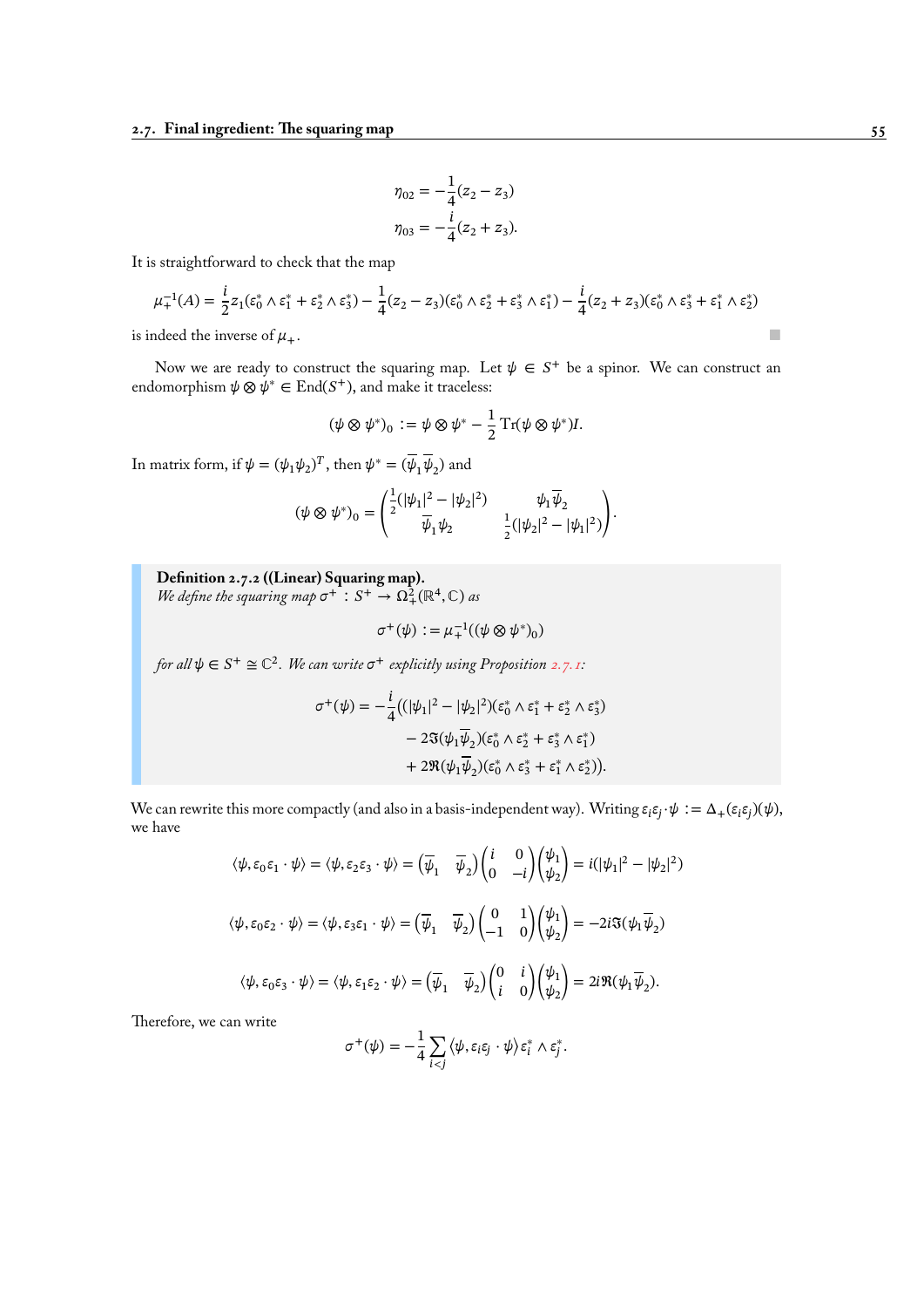$$\eta_{02} = -\frac{1}{4}(z_2 - z_3)$$
$$\eta_{03} = -\frac{i}{4}(z_2 + z_3).$$

It is straightforward to check that the map

$$\mu_+^{-1}(A) = \frac{i}{2}z_1(\varepsilon_0^* \wedge \varepsilon_1^* + \varepsilon_2^* \wedge \varepsilon_3^*) - \frac{1}{4}(z_2 - z_3)(\varepsilon_0^* \wedge \varepsilon_2^* + \varepsilon_3^* \wedge \varepsilon_1^*) - \frac{i}{4}(z_2 + z_3)(\varepsilon_0^* \wedge \varepsilon_3^* + \varepsilon_1^* \wedge \varepsilon_2^*)$$

is indeed the inverse of $\mu_+$. ∎

Now we are ready to construct the squaring map. Let $\psi \in S^+$ be a spinor. We can construct an endomorphism $\psi \otimes \psi^* \in \mathrm{End}(S^+)$, and make it traceless:

$$(\psi \otimes \psi^*)_0 := \psi \otimes \psi^* - \frac{1}{2}\operatorname{Tr}(\psi \otimes \psi^*)I.$$

In matrix form, if $\psi = (\psi_1 \psi_2)^T$, then $\psi^* = (\overline{\psi}_1 \overline{\psi}_2)$ and

$$(\psi \otimes \psi^*)_0 = \begin{pmatrix} \frac{1}{2}(|\psi_1|^2 - |\psi_2|^2) & \psi_1\overline{\psi}_2 \\ \overline{\psi}_1\psi_2 & \frac{1}{2}(|\psi_2|^2 - |\psi_1|^2) \end{pmatrix}.$$

**Definition 2.7.2 ((Linear) Squaring map).**
*We define the squaring map* $\sigma^+ : S^+ \to \Omega^2_+(\mathbb{R}^4, \mathbb{C})$ *as*

$$\sigma^+(\psi) := \mu_+^{-1}((\psi \otimes \psi^*)_0)$$

*for all* $\psi \in S^+ \cong \mathbb{C}^2$. *We can write* $\sigma^+$ *explicitly using Proposition 2.7.1:*

$$\begin{aligned}\sigma^+(\psi) = -\frac{i}{4}\big((|\psi_1|^2 - |\psi_2|^2)&(\varepsilon_0^* \wedge \varepsilon_1^* + \varepsilon_2^* \wedge \varepsilon_3^*)\\ - 2\mathfrak{I}(\psi_1\overline{\psi}_2)&(\varepsilon_0^* \wedge \varepsilon_2^* + \varepsilon_3^* \wedge \varepsilon_1^*)\\ + 2\mathfrak{R}(\psi_1\overline{\psi}_2)&(\varepsilon_0^* \wedge \varepsilon_3^* + \varepsilon_1^* \wedge \varepsilon_2^*)\big).\end{aligned}$$

We can rewrite this more compactly (and also in a basis-independent way). Writing $\varepsilon_i\varepsilon_j \cdot \psi := \Delta_+(\varepsilon_i\varepsilon_j)(\psi)$, we have

$$\langle \psi, \varepsilon_0\varepsilon_1 \cdot \psi\rangle = \langle \psi, \varepsilon_2\varepsilon_3 \cdot \psi\rangle = \begin{pmatrix}\overline{\psi}_1 & \overline{\psi}_2\end{pmatrix}\begin{pmatrix} i & 0 \\ 0 & -i\end{pmatrix}\begin{pmatrix}\psi_1 \\ \psi_2\end{pmatrix} = i(|\psi_1|^2 - |\psi_2|^2)$$

$$\langle \psi, \varepsilon_0\varepsilon_2 \cdot \psi\rangle = \langle \psi, \varepsilon_3\varepsilon_1 \cdot \psi\rangle = \begin{pmatrix}\overline{\psi}_1 & \overline{\psi}_2\end{pmatrix}\begin{pmatrix} 0 & 1 \\ -1 & 0\end{pmatrix}\begin{pmatrix}\psi_1 \\ \psi_2\end{pmatrix} = -2i\mathfrak{I}(\psi_1\overline{\psi}_2)$$

$$\langle \psi, \varepsilon_0\varepsilon_3 \cdot \psi\rangle = \langle \psi, \varepsilon_1\varepsilon_2 \cdot \psi\rangle = \begin{pmatrix}\overline{\psi}_1 & \overline{\psi}_2\end{pmatrix}\begin{pmatrix} 0 & i \\ i & 0\end{pmatrix}\begin{pmatrix}\psi_1 \\ \psi_2\end{pmatrix} = 2i\mathfrak{R}(\psi_1\overline{\psi}_2).$$

Therefore, we can write

$$\sigma^+(\psi) = -\frac{1}{4}\sum_{i<j}\langle \psi, \varepsilon_i\varepsilon_j \cdot \psi\rangle \varepsilon_i^* \wedge \varepsilon_j^*.$$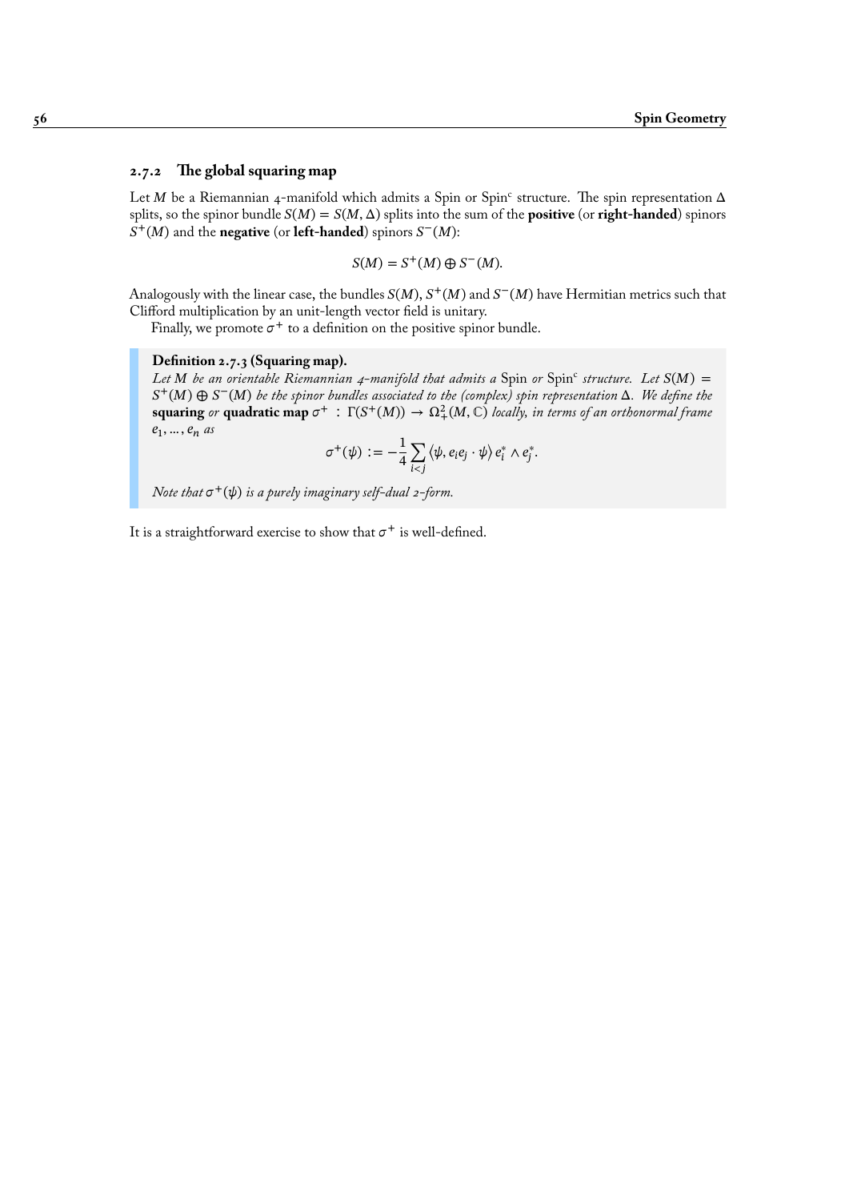### 2.7.2 The global squaring map

Let $M$ be a Riemannian 4-manifold which admits a Spin or Spin$^c$ structure. The spin representation $\Delta$ splits, so the spinor bundle $S(M) = S(M, \Delta)$ splits into the sum of the **positive** (or **right-handed**) spinors $S^+(M)$ and the **negative** (or **left-handed**) spinors $S^-(M)$:

$$S(M) = S^+(M) \oplus S^-(M).$$

Analogously with the linear case, the bundles $S(M)$, $S^+(M)$ and $S^-(M)$ have Hermitian metrics such that Clifford multiplication by an unit-length vector field is unitary.

Finally, we promote $\sigma^+$ to a definition on the positive spinor bundle.

> **Definition 2.7.3 (Squaring map).**
> *Let $M$ be an orientable Riemannian 4-manifold that admits a* Spin *or* Spin$^c$ *structure. Let $S(M) = S^+(M) \oplus S^-(M)$ be the spinor bundles associated to the (complex) spin representation $\Delta$. We define the* **squaring** *or* **quadratic map** $\sigma^+ : \Gamma(S^+(M)) \to \Omega^2_+(M, \mathbb{C})$ *locally, in terms of an orthonormal frame $e_1, \dots, e_n$ as*
>
> $$\sigma^+(\psi) := -\frac{1}{4} \sum_{i<j} \langle \psi, e_i e_j \cdot \psi \rangle \, e_i^* \wedge e_j^*.$$
>
> *Note that $\sigma^+(\psi)$ is a purely imaginary self-dual 2-form.*

It is a straightforward exercise to show that $\sigma^+$ is well-defined.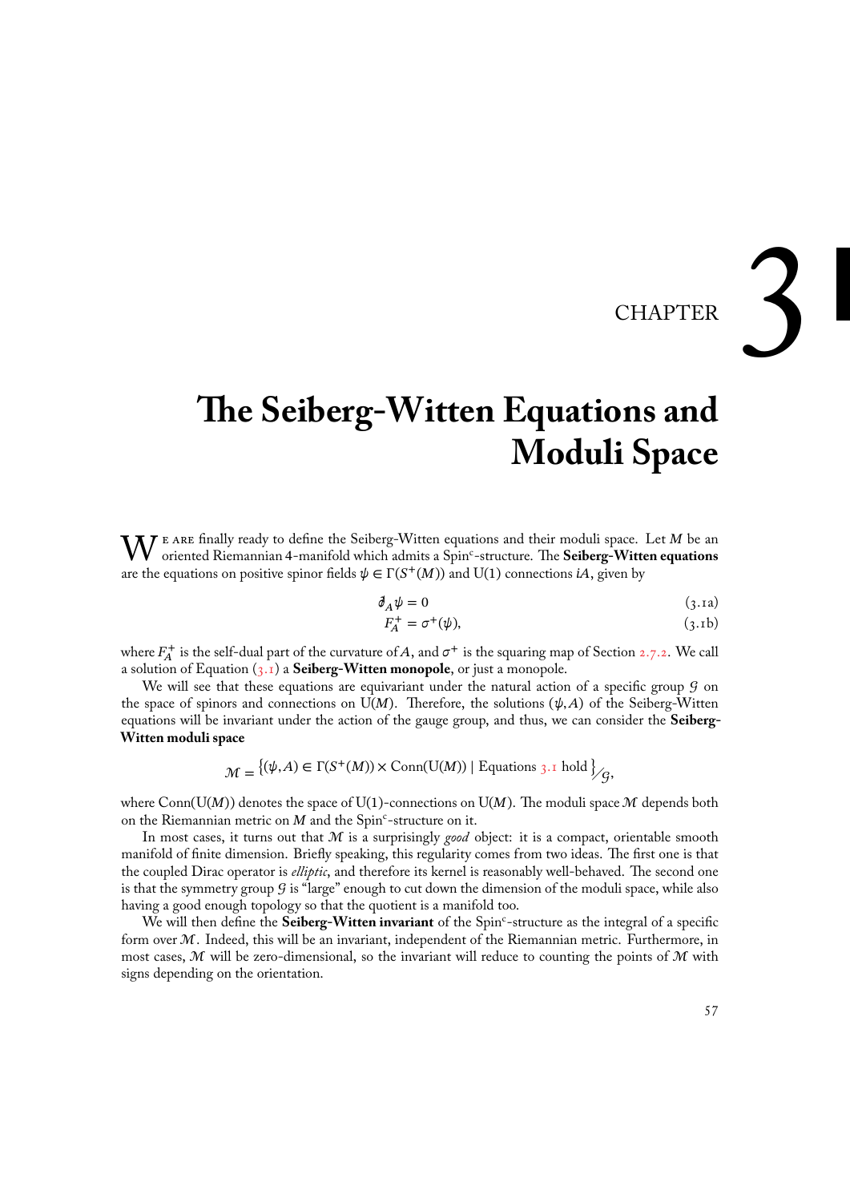# CHAPTER 3

# The Seiberg-Witten Equations and Moduli Space

We are finally ready to define the Seiberg-Witten equations and their moduli space. Let $M$ be an oriented Riemannian 4-manifold which admits a Spin$^c$-structure. The **Seiberg-Witten equations** are the equations on positive spinor fields $\psi \in \Gamma(S^+(M))$ and U(1) connections $iA$, given by

$$\partial\!\!\!/_A \psi = 0 \tag{3.1a}$$

$$F_A^+ = \sigma^+(\psi), \tag{3.1b}$$

where $F_A^+$ is the self-dual part of the curvature of $A$, and $\sigma^+$ is the squaring map of Section 2.7.2. We call a solution of Equation (3.1) a **Seiberg-Witten monopole**, or just a monopole.

We will see that these equations are equivariant under the natural action of a specific group $\mathcal{G}$ on the space of spinors and connections on $\mathrm{U}(M)$. Therefore, the solutions $(\psi, A)$ of the Seiberg-Witten equations will be invariant under the action of the gauge group, and thus, we can consider the **Seiberg-Witten moduli space**

$$\mathcal{M} = \left\{(\psi, A) \in \Gamma(S^+(M)) \times \mathrm{Conn}(\mathrm{U}(M)) \mid \text{Equations 3.1 hold} \right\}\big/_{\mathcal{G}},$$

where $\mathrm{Conn}(\mathrm{U}(M))$ denotes the space of U(1)-connections on $\mathrm{U}(M)$. The moduli space $\mathcal{M}$ depends both on the Riemannian metric on $M$ and the Spin$^c$-structure on it.

In most cases, it turns out that $\mathcal{M}$ is a surprisingly *good* object: it is a compact, orientable smooth manifold of finite dimension. Briefly speaking, this regularity comes from two ideas. The first one is that the coupled Dirac operator is *elliptic*, and therefore its kernel is reasonably well-behaved. The second one is that the symmetry group $\mathcal{G}$ is "large" enough to cut down the dimension of the moduli space, while also having a good enough topology so that the quotient is a manifold too.

We will then define the **Seiberg-Witten invariant** of the Spin$^c$-structure as the integral of a specific form over $\mathcal{M}$. Indeed, this will be an invariant, independent of the Riemannian metric. Furthermore, in most cases, $\mathcal{M}$ will be zero-dimensional, so the invariant will reduce to counting the points of $\mathcal{M}$ with signs depending on the orientation.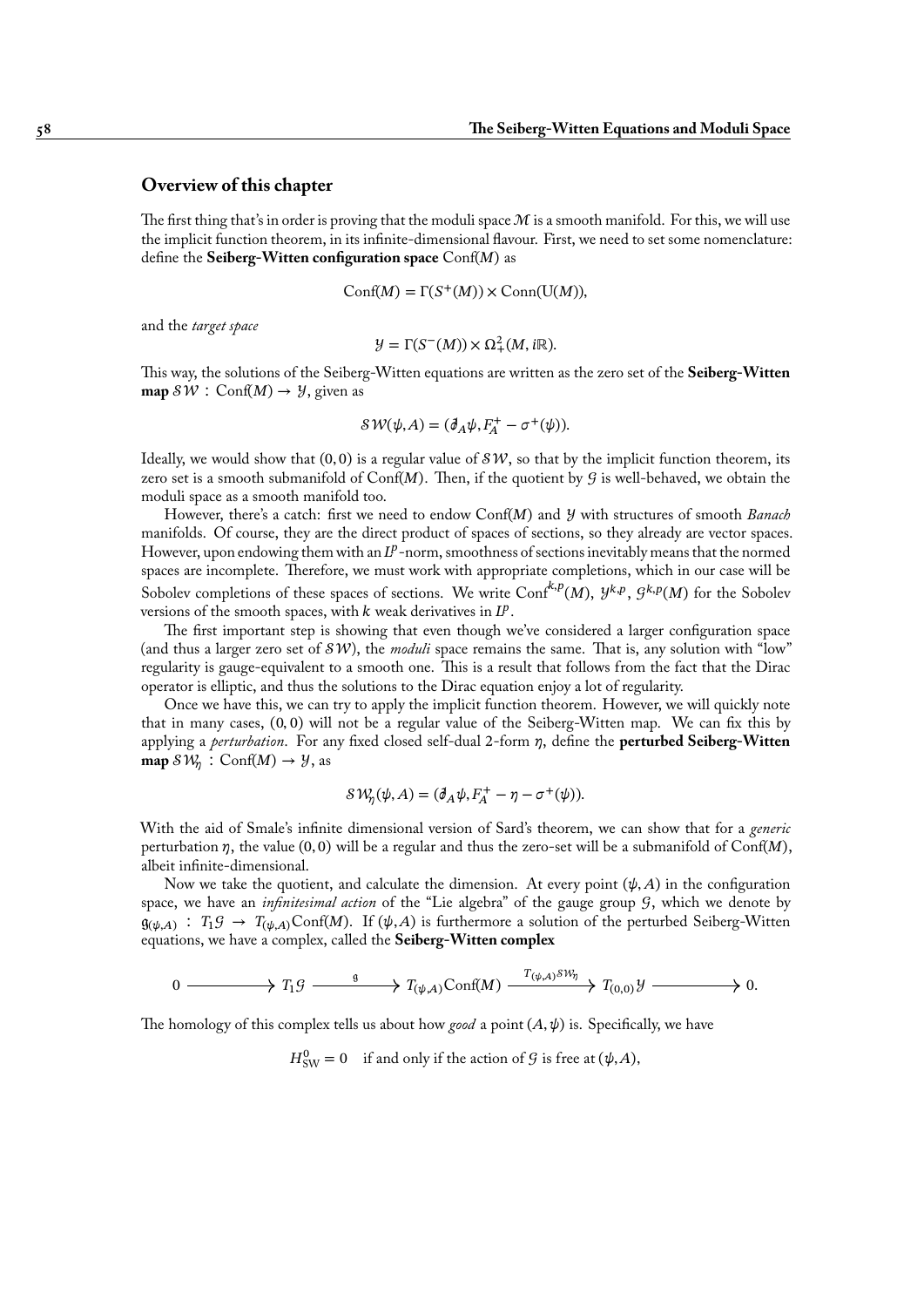## Overview of this chapter

The first thing that's in order is proving that the moduli space $\mathcal{M}$ is a smooth manifold. For this, we will use the implicit function theorem, in its infinite-dimensional flavour. First, we need to set some nomenclature: define the **Seiberg-Witten configuration space** $\mathrm{Conf}(M)$ as

$$\mathrm{Conf}(M) = \Gamma(S^+(M)) \times \mathrm{Conn}(\mathrm{U}(M)),$$

and the *target space*

$$\mathcal{Y} = \Gamma(S^-(M)) \times \Omega^2_+(M, i\mathbb{R}).$$

This way, the solutions of the Seiberg-Witten equations are written as the zero set of the **Seiberg-Witten map** $\mathcal{SW} : \mathrm{Conf}(M) \to \mathcal{Y}$, given as

$$\mathcal{SW}(\psi, A) = (\partial\!\!\!/_A \psi, F_A^+ - \sigma^+(\psi)).$$

Ideally, we would show that $(0, 0)$ is a regular value of $\mathcal{SW}$, so that by the implicit function theorem, its zero set is a smooth submanifold of $\mathrm{Conf}(M)$. Then, if the quotient by $\mathcal{G}$ is well-behaved, we obtain the moduli space as a smooth manifold too.

However, there's a catch: first we need to endow $\mathrm{Conf}(M)$ and $\mathcal{Y}$ with structures of smooth *Banach* manifolds. Of course, they are the direct product of spaces of sections, so they already are vector spaces. However, upon endowing them with an $L^p$-norm, smoothness of sections inevitably means that the normed spaces are incomplete. Therefore, we must work with appropriate completions, which in our case will be Sobolev completions of these spaces of sections. We write $\mathrm{Conf}^{k,p}(M)$, $\mathcal{Y}^{k,p}$, $\mathcal{G}^{k,p}(M)$ for the Sobolev versions of the smooth spaces, with $k$ weak derivatives in $L^p$.

The first important step is showing that even though we've considered a larger configuration space (and thus a larger zero set of $\mathcal{SW}$), the *moduli* space remains the same. That is, any solution with "low" regularity is gauge-equivalent to a smooth one. This is a result that follows from the fact that the Dirac operator is elliptic, and thus the solutions to the Dirac equation enjoy a lot of regularity.

Once we have this, we can try to apply the implicit function theorem. However, we will quickly note that in many cases, $(0, 0)$ will not be a regular value of the Seiberg-Witten map. We can fix this by applying a *perturbation*. For any fixed closed self-dual 2-form $\eta$, define the **perturbed Seiberg-Witten map** $\mathcal{SW}_\eta : \mathrm{Conf}(M) \to \mathcal{Y}$, as

$$\mathcal{SW}_\eta(\psi, A) = (\partial\!\!\!/_A \psi, F_A^+ - \eta - \sigma^+(\psi)).$$

With the aid of Smale's infinite dimensional version of Sard's theorem, we can show that for a *generic* perturbation $\eta$, the value $(0, 0)$ will be a regular and thus the zero-set will be a submanifold of $\mathrm{Conf}(M)$, albeit infinite-dimensional.

Now we take the quotient, and calculate the dimension. At every point $(\psi, A)$ in the configuration space, we have an *infinitesimal action* of the "Lie algebra" of the gauge group $\mathcal{G}$, which we denote by $\mathfrak{g}_{(\psi,A)} : T_1\mathcal{G} \to T_{(\psi,A)}\mathrm{Conf}(M)$. If $(\psi, A)$ is furthermore a solution of the perturbed Seiberg-Witten equations, we have a complex, called the **Seiberg-Witten complex**

$$0 \longrightarrow T_1\mathcal{G} \xrightarrow{\ \mathfrak{g}\ } T_{(\psi,A)}\mathrm{Conf}(M) \xrightarrow{T_{(\psi,A)}\mathcal{SW}_\eta} T_{(0,0)}\mathcal{Y} \longrightarrow 0.$$

The homology of this complex tells us about how *good* a point $(A, \psi)$ is. Specifically, we have

$$H^0_{\mathrm{SW}} = 0 \quad \text{if and only if the action of } \mathcal{G} \text{ is free at } (\psi, A),$$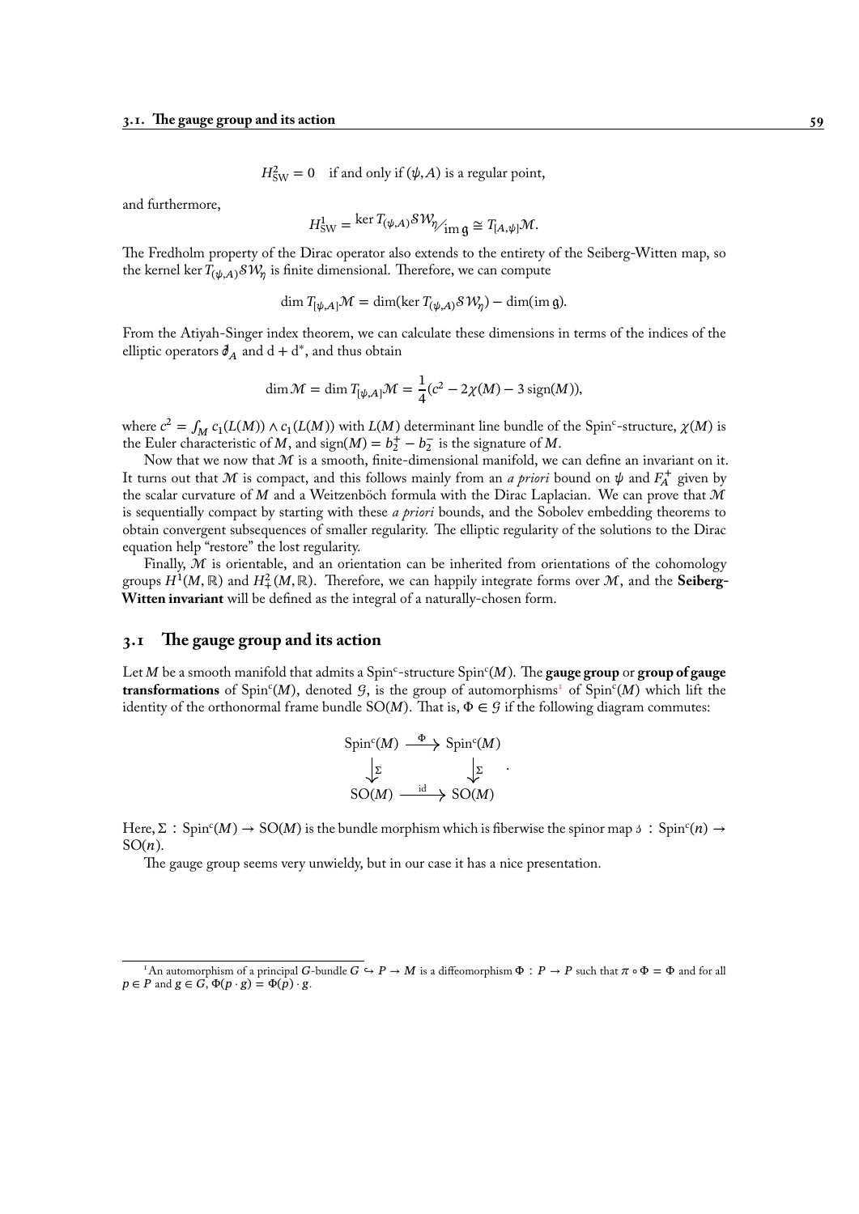$$H^2_{\mathrm{SW}} = 0 \quad \text{if and only if } (\psi, A) \text{ is a regular point,}$$

and furthermore,

$$H^1_{\mathrm{SW}} = {}^{\ker T_{(\psi,A)}\mathcal{SW}_\eta}\!\big/_{\mathrm{im}\,\mathfrak{g}} \cong T_{[A,\psi]}\mathcal{M}.$$

The Fredholm property of the Dirac operator also extends to the entirety of the Seiberg-Witten map, so the kernel $\ker T_{(\psi,A)}\mathcal{SW}_\eta$ is finite dimensional. Therefore, we can compute

$$\dim T_{[\psi,A]}\mathcal{M} = \dim(\ker T_{(\psi,A)}\mathcal{SW}_\eta) - \dim(\mathrm{im}\,\mathfrak{g}).$$

From the Atiyah-Singer index theorem, we can calculate these dimensions in terms of the indices of the elliptic operators $\partial\!\!\!/_A$ and $\mathrm{d} + \mathrm{d}^*$, and thus obtain

$$\dim \mathcal{M} = \dim T_{[\psi,A]}\mathcal{M} = \frac{1}{4}(c^2 - 2\chi(M) - 3\,\mathrm{sign}(M)),$$

where $c^2 = \int_M c_1(L(M)) \wedge c_1(L(M))$ with $L(M)$ determinant line bundle of the Spin$^c$-structure, $\chi(M)$ is the Euler characteristic of $M$, and $\mathrm{sign}(M) = b_2^+ - b_2^-$ is the signature of $M$.

Now that we now that $\mathcal{M}$ is a smooth, finite-dimensional manifold, we can define an invariant on it. It turns out that $\mathcal{M}$ is compact, and this follows mainly from an *a priori* bound on $\psi$ and $F_A^+$ given by the scalar curvature of $M$ and a Weitzenböch formula with the Dirac Laplacian. We can prove that $\mathcal{M}$ is sequentially compact by starting with these *a priori* bounds, and the Sobolev embedding theorems to obtain convergent subsequences of smaller regularity. The elliptic regularity of the solutions to the Dirac equation help "restore" the lost regularity.

Finally, $\mathcal{M}$ is orientable, and an orientation can be inherited from orientations of the cohomology groups $H^1(M, \mathbb{R})$ and $H^2_+(M, \mathbb{R})$. Therefore, we can happily integrate forms over $\mathcal{M}$, and the **Seiberg-Witten invariant** will be defined as the integral of a naturally-chosen form.

## 3.1 The gauge group and its action

Let $M$ be a smooth manifold that admits a Spin$^c$-structure Spin$^c(M)$. The **gauge group** or **group of gauge transformations** of Spin$^c(M)$, denoted $\mathcal{G}$, is the group of automorphisms[1] of Spin$^c(M)$ which lift the identity of the orthonormal frame bundle SO$(M)$. That is, $\Phi \in \mathcal{G}$ if the following diagram commutes:

$$\begin{array}{ccc} \mathrm{Spin}^c(M) & \xrightarrow{\Phi} & \mathrm{Spin}^c(M) \\ \downarrow{\scriptstyle\Sigma} & & \downarrow{\scriptstyle\Sigma} \\ \mathrm{SO}(M) & \xrightarrow{\mathrm{id}} & \mathrm{SO}(M) \end{array}.$$

Here, $\Sigma : \mathrm{Spin}^c(M) \to \mathrm{SO}(M)$ is the bundle morphism which is fiberwise the spinor map $\mathfrak{s} : \mathrm{Spin}^c(n) \to \mathrm{SO}(n)$.

The gauge group seems very unwieldy, but in our case it has a nice presentation.

[1] An automorphism of a principal $G$-bundle $G \hookrightarrow P \to M$ is a diffeomorphism $\Phi : P \to P$ such that $\pi \circ \Phi = \Phi$ and for all $p \in P$ and $g \in G$, $\Phi(p \cdot g) = \Phi(p) \cdot g$.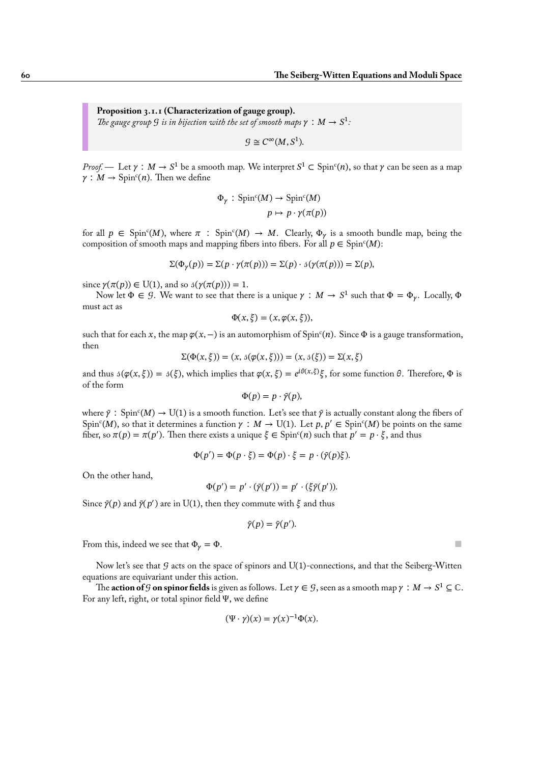**Proposition 3.1.1 (Characterization of gauge group).**
*The gauge group $\mathcal{G}$ is in bijection with the set of smooth maps $\gamma : M \to S^1$:*

$$\mathcal{G} \cong C^\infty(M, S^1).$$

*Proof.* — Let $\gamma : M \to S^1$ be a smooth map. We interpret $S^1 \subset \mathrm{Spin}^c(n)$, so that $\gamma$ can be seen as a map $\gamma : M \to \mathrm{Spin}^c(n)$. Then we define

$$\begin{aligned} \Phi_\gamma : \mathrm{Spin}^c(M) &\to \mathrm{Spin}^c(M) \\ p &\mapsto p \cdot \gamma(\pi(p)) \end{aligned}$$

for all $p \in \mathrm{Spin}^c(M)$, where $\pi : \mathrm{Spin}^c(M) \to M$. Clearly, $\Phi_\gamma$ is a smooth bundle map, being the composition of smooth maps and mapping fibers into fibers. For all $p \in \mathrm{Spin}^c(M)$:

$$\Sigma(\Phi_\gamma(p)) = \Sigma(p \cdot \gamma(\pi(p))) = \Sigma(p) \cdot \mathfrak{s}(\gamma(\pi(p))) = \Sigma(p),$$

since $\gamma(\pi(p)) \in \mathrm{U}(1)$, and so $\mathfrak{s}(\gamma(\pi(p))) = 1$.

Now let $\Phi \in \mathcal{G}$. We want to see that there is a unique $\gamma : M \to S^1$ such that $\Phi = \Phi_\gamma$. Locally, $\Phi$ must act as

$$\Phi(x, \xi) = (x, \varphi(x, \xi)),$$

such that for each $x$, the map $\varphi(x, -)$ is an automorphism of $\mathrm{Spin}^c(n)$. Since $\Phi$ is a gauge transformation, then

$$\Sigma(\Phi(x, \xi)) = (x, \mathfrak{s}(\varphi(x, \xi))) = (x, \mathfrak{s}(\xi)) = \Sigma(x, \xi)$$

and thus $\mathfrak{s}(\varphi(x, \xi)) = \mathfrak{s}(\xi)$, which implies that $\varphi(x, \xi) = e^{i\theta(x,\xi)}\xi$, for some function $\theta$. Therefore, $\Phi$ is of the form

$$\Phi(p) = p \cdot \tilde{\gamma}(p),$$

where $\tilde{\gamma} : \mathrm{Spin}^c(M) \to \mathrm{U}(1)$ is a smooth function. Let's see that $\tilde{\gamma}$ is actually constant along the fibers of $\mathrm{Spin}^c(M)$, so that it determines a function $\gamma : M \to \mathrm{U}(1)$. Let $p, p' \in \mathrm{Spin}^c(M)$ be points on the same fiber, so $\pi(p) = \pi(p')$. Then there exists a unique $\xi \in \mathrm{Spin}^c(n)$ such that $p' = p \cdot \xi$, and thus

$$\Phi(p') = \Phi(p \cdot \xi) = \Phi(p) \cdot \xi = p \cdot (\tilde{\gamma}(p)\xi).$$

On the other hand,

$$\Phi(p') = p' \cdot (\tilde{\gamma}(p')) = p' \cdot (\xi\tilde{\gamma}(p')).$$

Since $\tilde{\gamma}(p)$ and $\tilde{\gamma}(p')$ are in $\mathrm{U}(1)$, then they commute with $\xi$ and thus

$$\tilde{\gamma}(p) = \tilde{\gamma}(p').$$

From this, indeed we see that $\Phi_\gamma = \Phi$. ■

Now let's see that $\mathcal{G}$ acts on the space of spinors and $\mathrm{U}(1)$-connections, and that the Seiberg-Witten equations are equivariant under this action.

The **action of $\mathcal{G}$ on spinor fields** is given as follows. Let $\gamma \in \mathcal{G}$, seen as a smooth map $\gamma : M \to S^1 \subseteq \mathbb{C}$. For any left, right, or total spinor field $\Psi$, we define

$$(\Psi \cdot \gamma)(x) = \gamma(x)^{-1}\Phi(x).$$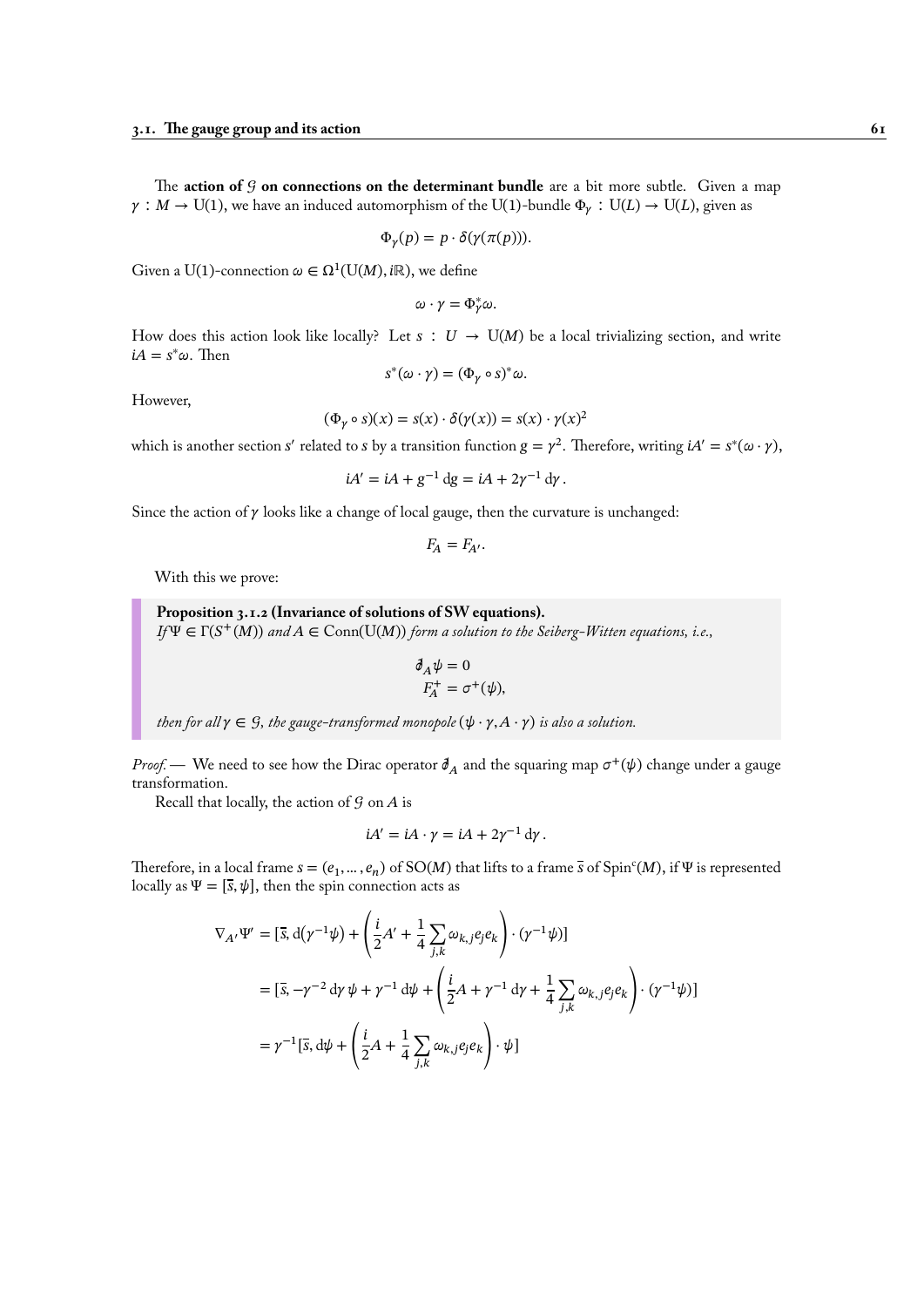The **action of $\mathcal{G}$ on connections on the determinant bundle** are a bit more subtle. Given a map $\gamma : M \to \mathrm{U}(1)$, we have an induced automorphism of the U(1)-bundle $\Phi_\gamma : \mathrm{U}(L) \to \mathrm{U}(L)$, given as

$$\Phi_\gamma(p) = p \cdot \delta(\gamma(\pi(p))).$$

Given a U(1)-connection $\omega \in \Omega^1(\mathrm{U}(M), i\mathbb{R})$, we define

$$\omega \cdot \gamma = \Phi_\gamma^* \omega.$$

How does this action look like locally? Let $s : U \to \mathrm{U}(M)$ be a local trivializing section, and write $iA = s^*\omega$. Then

$$s^*(\omega \cdot \gamma) = (\Phi_\gamma \circ s)^* \omega.$$

However,

$$(\Phi_\gamma \circ s)(x) = s(x) \cdot \delta(\gamma(x)) = s(x) \cdot \gamma(x)^2$$

which is another section $s'$ related to $s$ by a transition function $g = \gamma^2$. Therefore, writing $iA' = s^*(\omega \cdot \gamma)$,

$$iA' = iA + g^{-1}\,\mathrm{d}g = iA + 2\gamma^{-1}\,\mathrm{d}\gamma\,.$$

Since the action of $\gamma$ looks like a change of local gauge, then the curvature is unchanged:

$$F_A = F_{A'}.$$

With this we prove:

**Proposition 3.1.2 (Invariance of solutions of SW equations).**
*If $\Psi \in \Gamma(S^+(M))$ and $A \in \mathrm{Conn}(\mathrm{U}(M))$ form a solution to the Seiberg-Witten equations, i.e.,*

$$\begin{aligned} \partial\!\!\!/_A \psi &= 0 \\ F_A^+ &= \sigma^+(\psi), \end{aligned}$$

*then for all $\gamma \in \mathcal{G}$, the gauge-transformed monopole $(\psi \cdot \gamma, A \cdot \gamma)$ is also a solution.*

*Proof.* — We need to see how the Dirac operator $\partial\!\!\!/_A$ and the squaring map $\sigma^+(\psi)$ change under a gauge transformation.

Recall that locally, the action of $\mathcal{G}$ on $A$ is

$$iA' = iA \cdot \gamma = iA + 2\gamma^{-1}\,\mathrm{d}\gamma\,.$$

Therefore, in a local frame $s = (e_1, \ldots, e_n)$ of $\mathrm{SO}(M)$ that lifts to a frame $\overline{s}$ of $\mathrm{Spin}^c(M)$, if $\Psi$ is represented locally as $\Psi = [\overline{s}, \psi]$, then the spin connection acts as

$$\begin{aligned}
\nabla_{A'}\Psi' &= [\overline{s}, \mathrm{d}(\gamma^{-1}\psi) + \left(\frac{i}{2}A' + \frac{1}{4}\sum_{j,k}\omega_{k,j}e_j e_k\right)\cdot(\gamma^{-1}\psi)] \\
&= [\overline{s}, -\gamma^{-2}\,\mathrm{d}\gamma\,\psi + \gamma^{-1}\,\mathrm{d}\psi + \left(\frac{i}{2}A + \gamma^{-1}\,\mathrm{d}\gamma + \frac{1}{4}\sum_{j,k}\omega_{k,j}e_j e_k\right)\cdot(\gamma^{-1}\psi)] \\
&= \gamma^{-1}[\overline{s}, \mathrm{d}\psi + \left(\frac{i}{2}A + \frac{1}{4}\sum_{j,k}\omega_{k,j}e_j e_k\right)\cdot\psi]
\end{aligned}$$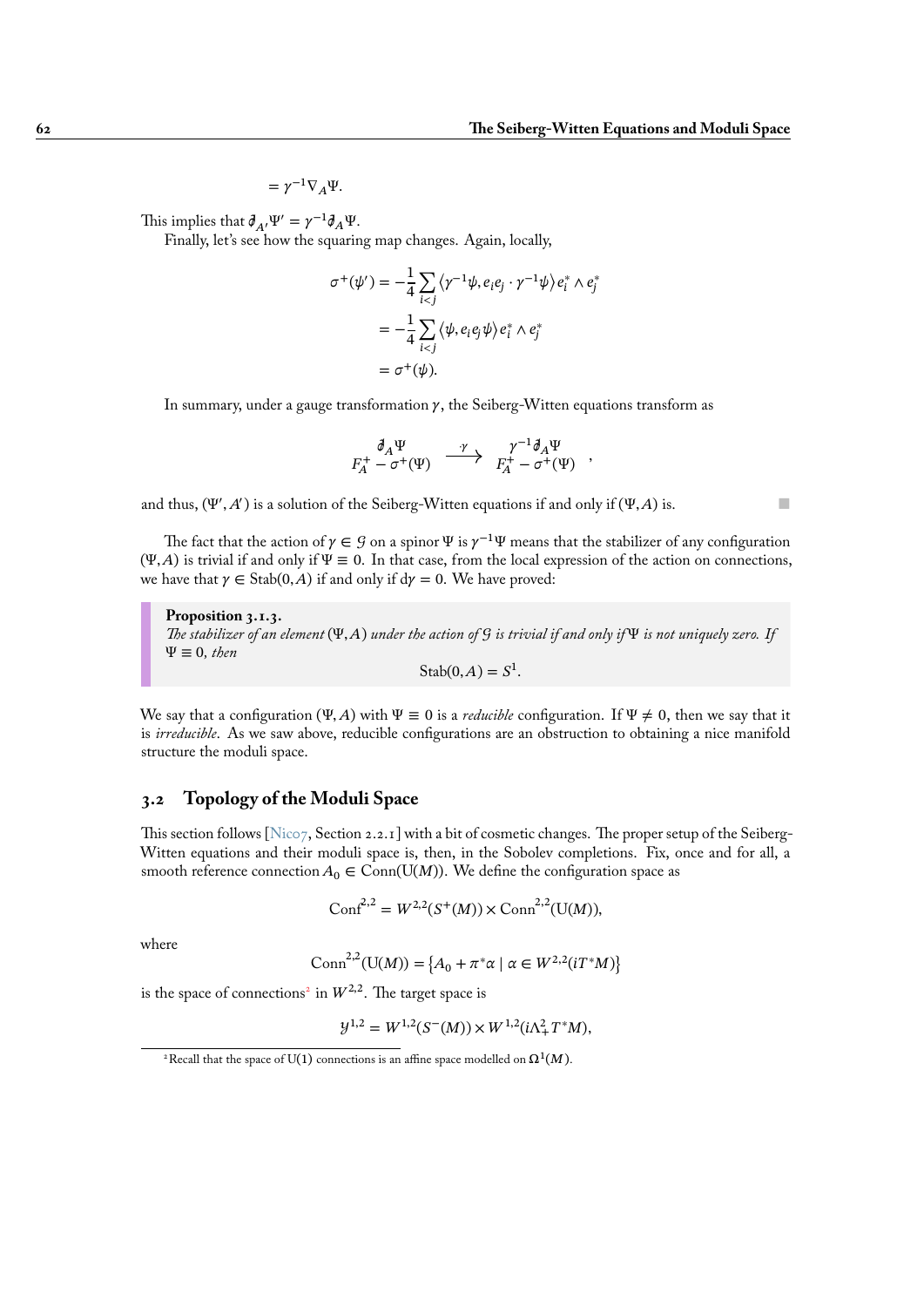$$= \gamma^{-1}\nabla_A \Psi.$$

This implies that $\partial\!\!\!/_{A'}\Psi' = \gamma^{-1}\partial\!\!\!/_A\Psi$.

Finally, let's see how the squaring map changes. Again, locally,

$$\begin{aligned}
\sigma^+(\psi') &= -\frac{1}{4}\sum_{i<j}\langle \gamma^{-1}\psi, e_i e_j \cdot \gamma^{-1}\psi\rangle e_i^* \wedge e_j^* \\
&= -\frac{1}{4}\sum_{i<j}\langle \psi, e_i e_j \psi\rangle e_i^* \wedge e_j^* \\
&= \sigma^+(\psi).
\end{aligned}$$

In summary, under a gauge transformation $\gamma$, the Seiberg-Witten equations transform as

$$\begin{matrix} \partial\!\!\!/_A\Psi \\ F_A^+ - \sigma^+(\Psi) \end{matrix} \xrightarrow{\ \cdot\gamma\ } \begin{matrix} \gamma^{-1}\partial\!\!\!/_A\Psi \\ F_A^+ - \sigma^+(\Psi) \end{matrix},$$

and thus, $(\Psi', A')$ is a solution of the Seiberg-Witten equations if and only if $(\Psi, A)$ is. ■

The fact that the action of $\gamma \in \mathcal{G}$ on a spinor $\Psi$ is $\gamma^{-1}\Psi$ means that the stabilizer of any configuration $(\Psi, A)$ is trivial if and only if $\Psi \equiv 0$. In that case, from the local expression of the action on connections, we have that $\gamma \in \mathrm{Stab}(0, A)$ if and only if $d\gamma = 0$. We have proved:

**Proposition 3.1.3.**
*The stabilizer of an element $(\Psi, A)$ under the action of $\mathcal{G}$ is trivial if and only if $\Psi$ is not uniquely zero. If $\Psi \equiv 0$, then*

$$\mathrm{Stab}(0, A) = S^1.$$

We say that a configuration $(\Psi, A)$ with $\Psi \equiv 0$ is a *reducible* configuration. If $\Psi \not\equiv 0$, then we say that it is *irreducible*. As we saw above, reducible configurations are an obstruction to obtaining a nice manifold structure the moduli space.

## 3.2 Topology of the Moduli Space

This section follows [Nic07, Section 2.2.1] with a bit of cosmetic changes. The proper setup of the Seiberg-Witten equations and their moduli space is, then, in the Sobolev completions. Fix, once and for all, a smooth reference connection $A_0 \in \mathrm{Conn}(\mathrm{U}(M))$. We define the configuration space as

$$\mathrm{Conf}^{2,2} = W^{2,2}(S^+(M)) \times \mathrm{Conn}^{2,2}(\mathrm{U}(M)),$$

where

$$\mathrm{Conn}^{2,2}(\mathrm{U}(M)) = \{A_0 + \pi^*\alpha \mid \alpha \in W^{2,2}(iT^*M)\}$$

is the space of connections[2] in $W^{2,2}$. The target space is

$$\mathcal{Y}^{1,2} = W^{1,2}(S^-(M)) \times W^{1,2}(i\Lambda^2_+ T^*M),$$

[2] Recall that the space of U(1) connections is an affine space modelled on $\Omega^1(M)$.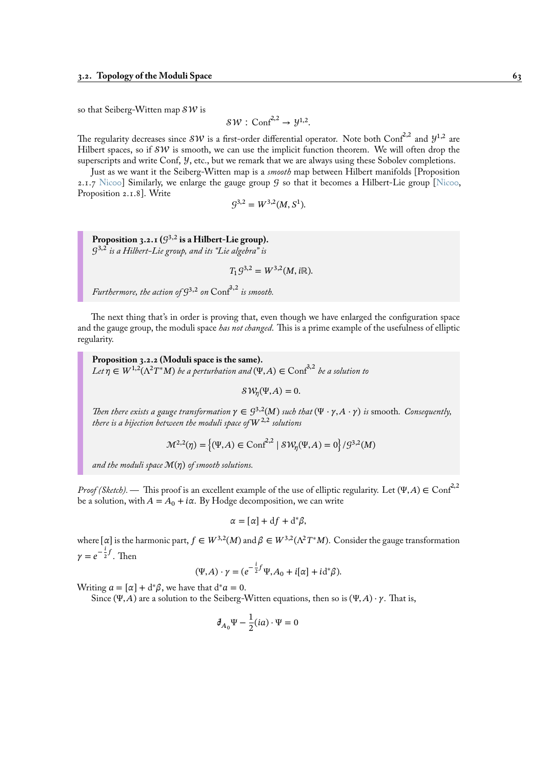so that Seiberg-Witten map $\mathcal{SW}$ is

$$\mathcal{SW} : \mathrm{Conf}^{2,2} \to \mathcal{Y}^{1,2}.$$

The regularity decreases since $\mathcal{SW}$ is a first-order differential operator. Note both $\mathrm{Conf}^{2,2}$ and $\mathcal{Y}^{1,2}$ are Hilbert spaces, so if $\mathcal{SW}$ is smooth, we can use the implicit function theorem. We will often drop the superscripts and write Conf, $\mathcal{Y}$, etc., but we remark that we are always using these Sobolev completions.

Just as we want it the Seiberg-Witten map is a *smooth* map between Hilbert manifolds [Proposition 2.1.7 Nicoo] Similarly, we enlarge the gauge group $\mathcal{G}$ so that it becomes a Hilbert-Lie group [Nicoo, Proposition 2.1.8]. Write

$$\mathcal{G}^{3,2} = W^{3,2}(M, S^1).$$

**Proposition 3.2.1 ($\mathcal{G}^{3,2}$ is a Hilbert-Lie group).**
*$\mathcal{G}^{3,2}$ is a Hilbert-Lie group, and its "Lie algebra" is*

$$T_1 \mathcal{G}^{3,2} = W^{3,2}(M, i\mathbb{R}).$$

*Furthermore, the action of $\mathcal{G}^{3,2}$ on $\mathrm{Conf}^{3,2}$ is smooth.*

The next thing that's in order is proving that, even though we have enlarged the configuration space and the gauge group, the moduli space *has not changed*. This is a prime example of the usefulness of elliptic regularity.

**Proposition 3.2.2 (Moduli space is the same).**
*Let $\eta \in W^{1,2}(\Lambda^2 T^*M)$ be a perturbation and $(\Psi, A) \in \mathrm{Conf}^{3,2}$ be a solution to*

$$\mathcal{SW}_\eta(\Psi, A) = 0.$$

*Then there exists a gauge transformation $\gamma \in \mathcal{G}^{3,2}(M)$ such that $(\Psi \cdot \gamma, A \cdot \gamma)$ is* smooth*. Consequently, there is a bijection between the moduli space of $W^{2,2}$ solutions*

$$\mathcal{M}^{2,2}(\eta) = \left\{ (\Psi, A) \in \mathrm{Conf}^{2,2} \mid \mathcal{SW}_\eta(\Psi, A) = 0 \right\} / \mathcal{G}^{3,2}(M)$$

*and the moduli space $\mathcal{M}(\eta)$ of smooth solutions.*

*Proof (Sketch).* — This proof is an excellent example of the use of elliptic regularity. Let $(\Psi, A) \in \mathrm{Conf}^{2,2}$ be a solution, with $A = A_0 + i\alpha$. By Hodge decomposition, we can write

$$\alpha = [\alpha] + \mathrm{d}f + \mathrm{d}^*\beta,$$

where $[\alpha]$ is the harmonic part, $f \in W^{3,2}(M)$ and $\beta \in W^{3,2}(\Lambda^2 T^*M)$. Consider the gauge transformation $\gamma = e^{-\frac{i}{2}f}$. Then

$$(\Psi, A) \cdot \gamma = (e^{-\frac{i}{2}f}\Psi, A_0 + i[\alpha] + i\mathrm{d}^*\beta).$$

Writing $a = [\alpha] + \mathrm{d}^*\beta$, we have that $\mathrm{d}^* a = 0$.

Since $(\Psi, A)$ are a solution to the Seiberg-Witten equations, then so is $(\Psi, A) \cdot \gamma$. That is,

$$\partial\!\!\!/_{A_0} \Psi - \frac{1}{2}(ia) \cdot \Psi = 0$$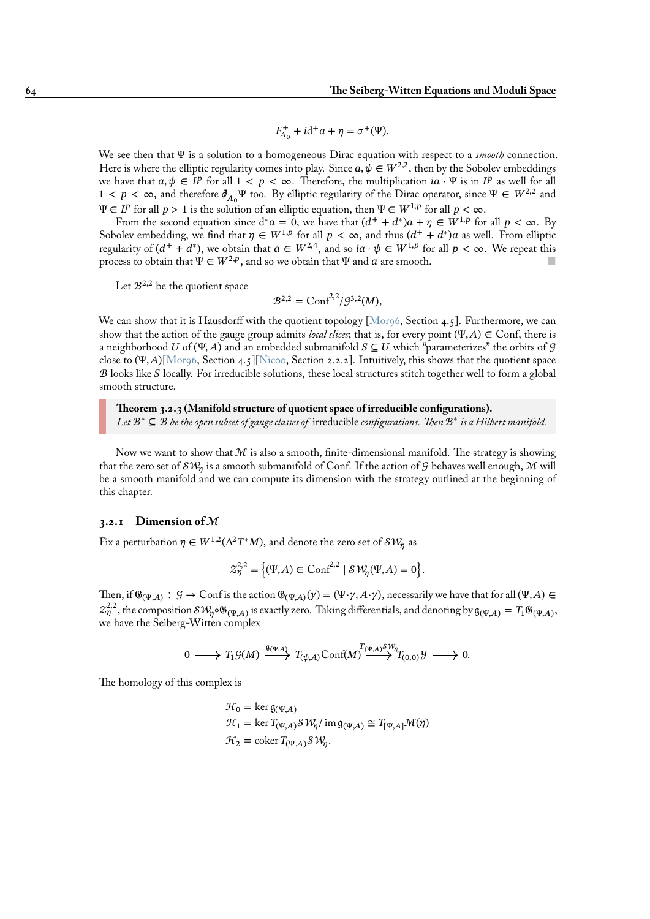$$F^+_{A_0} + \mathrm{i}d^+a + \eta = \sigma^+(\Psi).$$

We see then that $\Psi$ is a solution to a homogeneous Dirac equation with respect to a *smooth* connection. Here is where the elliptic regularity comes into play. Since $a, \psi \in W^{2,2}$, then by the Sobolev embeddings we have that $a, \psi \in L^p$ for all $1 < p < \infty$. Therefore, the multiplication $ia \cdot \Psi$ is in $L^p$ as well for all $1 < p < \infty$, and therefore $\partial\!\!\!/_{A_0} \Psi$ too. By elliptic regularity of the Dirac operator, since $\Psi \in W^{2,2}$ and $\Psi \in L^p$ for all $p > 1$ is the solution of an elliptic equation, then $\Psi \in W^{1,p}$ for all $p < \infty$.

From the second equation since $\mathrm{d}^* a = 0$, we have that $(d^+ + d^*)a + \eta \in W^{1,p}$ for all $p < \infty$. By Sobolev embedding, we find that $\eta \in W^{1,p}$ for all $p < \infty$, and thus $(d^+ + d^*)a$ as well. From elliptic regularity of $(d^+ + d^*)$, we obtain that $a \in W^{2,4}$, and so $ia \cdot \psi \in W^{1,p}$ for all $p < \infty$. We repeat this process to obtain that $\Psi \in W^{2,p}$, and so we obtain that $\Psi$ and $a$ are smooth. ■

Let $\mathcal{B}^{2,2}$ be the quotient space

$$\mathcal{B}^{2,2} = \mathrm{Conf}^{2,2}/\mathcal{G}^{3,2}(M),$$

We can show that it is Hausdorff with the quotient topology [Mor96, Section 4.5]. Furthermore, we can show that the action of the gauge group admits *local slices*; that is, for every point $(\Psi, A) \in \mathrm{Conf}$, there is a neighborhood $U$ of $(\Psi, A)$ and an embedded submanifold $S \subseteq U$ which "parameterizes" the orbits of $\mathcal{G}$ close to $(\Psi, A)$[Mor96, Section 4.5][Nic00, Section 2.2.2]. Intuitively, this shows that the quotient space $\mathcal{B}$ looks like $S$ locally. For irreducible solutions, these local structures stitch together well to form a global smooth structure.

**Theorem 3.2.3 (Manifold structure of quotient space of irreducible configurations).** *Let $\mathcal{B}^* \subseteq \mathcal{B}$ be the open subset of gauge classes of* irreducible *configurations. Then $\mathcal{B}^*$ is a Hilbert manifold.*

Now we want to show that $\mathcal{M}$ is also a smooth, finite-dimensional manifold. The strategy is showing that the zero set of $\mathcal{SW}_\eta$ is a smooth submanifold of Conf. If the action of $\mathcal{G}$ behaves well enough, $\mathcal{M}$ will be a smooth manifold and we can compute its dimension with the strategy outlined at the beginning of this chapter.

### 3.2.1 Dimension of $\mathcal{M}$

Fix a perturbation $\eta \in W^{1,2}(\Lambda^2 T^* M)$, and denote the zero set of $\mathcal{SW}_\eta$ as

$$\mathcal{Z}^{2,2}_\eta = \left\{ (\Psi, A) \in \mathrm{Conf}^{2,2} \mid \mathcal{SW}_\eta(\Psi, A) = 0 \right\}.$$

Then, if $\mathfrak{G}_{(\Psi,A)} : \mathcal{G} \to \mathrm{Conf}$ is the action $\mathfrak{G}_{(\Psi,A)}(\gamma) = (\Psi \cdot \gamma, A \cdot \gamma)$, necessarily we have that for all $(\Psi, A) \in \mathcal{Z}^{2,2}_\eta$, the composition $\mathcal{SW}_\eta \circ \mathfrak{G}_{(\Psi,A)}$ is exactly zero. Taking differentials, and denoting by $\mathfrak{g}_{(\Psi,A)} = T_1 \mathfrak{G}_{(\Psi,A)}$, we have the Seiberg-Witten complex

$$0 \longrightarrow T_1\mathcal{G}(M) \xrightarrow{\mathfrak{g}_{(\Psi,A)}} T_{(\psi,A)}\mathrm{Conf}(M) \xrightarrow{T_{(\Psi,A)}\mathcal{SW}_\eta} T_{(0,0)}\mathcal{Y} \longrightarrow 0.$$

The homology of this complex is

$$\begin{aligned}
\mathcal{H}_0 &= \ker \mathfrak{g}_{(\Psi,A)} \\
\mathcal{H}_1 &= \ker T_{(\Psi,A)}\mathcal{SW}_\eta / \operatorname{im} \mathfrak{g}_{(\Psi,A)} \cong T_{[\Psi,A]}\mathcal{M}(\eta) \\
\mathcal{H}_2 &= \operatorname{coker} T_{(\Psi,A)}\mathcal{SW}_\eta.
\end{aligned}$$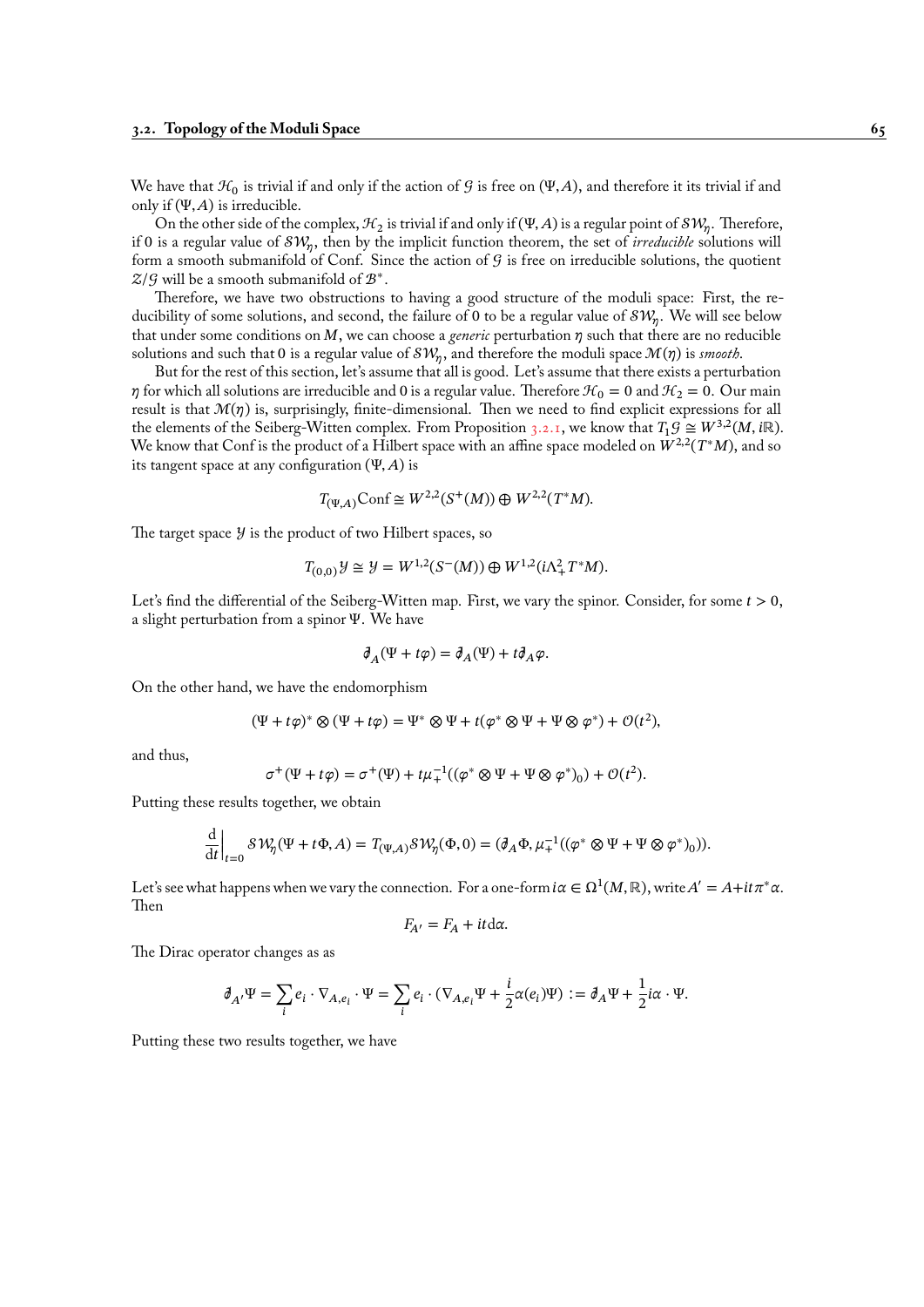We have that $\mathcal{H}_0$ is trivial if and only if the action of $\mathcal{G}$ is free on $(\Psi, A)$, and therefore it its trivial if and only if $(\Psi, A)$ is irreducible.

On the other side of the complex, $\mathcal{H}_2$ is trivial if and only if $(\Psi, A)$ is a regular point of $\mathcal{SW}_\eta$. Therefore, if 0 is a regular value of $\mathcal{SW}_\eta$, then by the implicit function theorem, the set of *irreducible* solutions will form a smooth submanifold of Conf. Since the action of $\mathcal{G}$ is free on irreducible solutions, the quotient $\mathcal{Z}/\mathcal{G}$ will be a smooth submanifold of $\mathcal{B}^*$.

Therefore, we have two obstructions to having a good structure of the moduli space: First, the reducibility of some solutions, and second, the failure of 0 to be a regular value of $\mathcal{SW}_\eta$. We will see below that under some conditions on $M$, we can choose a *generic* perturbation $\eta$ such that there are no reducible solutions and such that 0 is a regular value of $\mathcal{SW}_\eta$, and therefore the moduli space $\mathcal{M}(\eta)$ is *smooth*.

But for the rest of this section, let's assume that all is good. Let's assume that there exists a perturbation $\eta$ for which all solutions are irreducible and 0 is a regular value. Therefore $\mathcal{H}_0 = 0$ and $\mathcal{H}_2 = 0$. Our main result is that $\mathcal{M}(\eta)$ is, surprisingly, finite-dimensional. Then we need to find explicit expressions for all the elements of the Seiberg-Witten complex. From Proposition 3.2.1, we know that $T_1\mathcal{G} \cong W^{3,2}(M, i\mathbb{R})$. We know that Conf is the product of a Hilbert space with an affine space modeled on $W^{2,2}(T^*M)$, and so its tangent space at any configuration $(\Psi, A)$ is

$$T_{(\Psi,A)}\text{Conf} \cong W^{2,2}(S^+(M)) \oplus W^{2,2}(T^*M).$$

The target space $\mathcal{Y}$ is the product of two Hilbert spaces, so

$$T_{(0,0)}\mathcal{Y} \cong \mathcal{Y} = W^{1,2}(S^-(M)) \oplus W^{1,2}(i\Lambda^2_+ T^*M).$$

Let's find the differential of the Seiberg-Witten map. First, we vary the spinor. Consider, for some $t > 0$, a slight perturbation from a spinor $\Psi$. We have

$$\partial\!\!\!/_A(\Psi + t\varphi) = \partial\!\!\!/_A(\Psi) + t\partial\!\!\!/_A\varphi.$$

On the other hand, we have the endomorphism

$$(\Psi + t\varphi)^* \otimes (\Psi + t\varphi) = \Psi^* \otimes \Psi + t(\varphi^* \otimes \Psi + \Psi \otimes \varphi^*) + \mathcal{O}(t^2),$$

and thus,

$$\sigma^+(\Psi + t\varphi) = \sigma^+(\Psi) + t\mu_+^{-1}((\varphi^* \otimes \Psi + \Psi \otimes \varphi^*)_0) + \mathcal{O}(t^2).$$

Putting these results together, we obtain

$$\left.\frac{\mathrm{d}}{\mathrm{d}t}\right|_{t=0} \mathcal{SW}_\eta(\Psi + t\Phi, A) = T_{(\Psi,A)}\mathcal{SW}_\eta(\Phi, 0) = (\partial\!\!\!/_A\Phi, \mu_+^{-1}((\varphi^* \otimes \Psi + \Psi \otimes \varphi^*)_0)).$$

Let's see what happens when we vary the connection. For a one-form $i\alpha \in \Omega^1(M, \mathbb{R})$, write $A' = A + it\pi^*\alpha$. Then

$$F_{A'} = F_A + it\mathrm{d}\alpha.$$

The Dirac operator changes as as

$$\partial\!\!\!/_{A'}\Psi = \sum_i e_i \cdot \nabla_{A,e_i} \cdot \Psi = \sum_i e_i \cdot (\nabla_{A,e_i}\Psi + \frac{i}{2}\alpha(e_i)\Psi) := \partial\!\!\!/_A\Psi + \frac{1}{2}i\alpha \cdot \Psi.$$

Putting these two results together, we have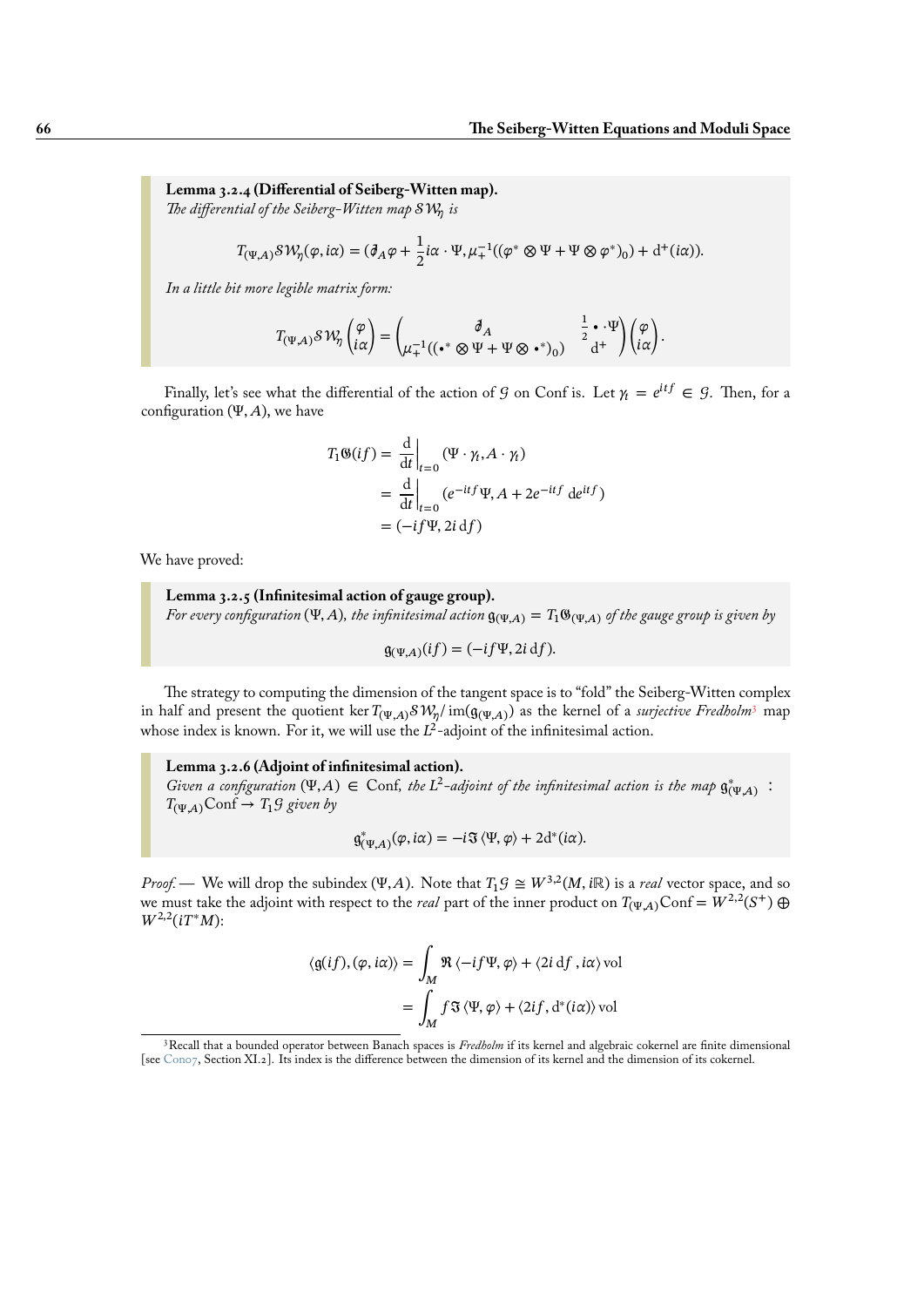> **Lemma 3.2.4 (Differential of Seiberg-Witten map).**
> *The differential of the Seiberg-Witten map $\mathcal{SW}_\eta$ is*
>
> $$T_{(\Psi,A)}\mathcal{SW}_\eta(\varphi, i\alpha) = (\partial\!\!\!/_A \varphi + \frac{1}{2} i\alpha \cdot \Psi, \mu_+^{-1}((\varphi^* \otimes \Psi + \Psi \otimes \varphi^*)_0) + \mathrm{d}^+(i\alpha)).$$
>
> *In a little bit more legible matrix form:*
>
> $$T_{(\Psi,A)}\mathcal{SW}_\eta \begin{pmatrix} \varphi \\ i\alpha \end{pmatrix} = \begin{pmatrix} \partial\!\!\!/_A & \frac{1}{2} \bullet \cdot \Psi \\ \mu_+^{-1}((\bullet^* \otimes \Psi + \Psi \otimes \bullet^*)_0) & \mathrm{d}^+ \end{pmatrix} \begin{pmatrix} \varphi \\ i\alpha \end{pmatrix}.$$

Finally, let's see what the differential of the action of $\mathcal{G}$ on Conf is. Let $\gamma_t = e^{itf} \in \mathcal{G}$. Then, for a configuration $(\Psi, A)$, we have

$$\begin{aligned}
T_1\mathfrak{G}(if) &= \left.\frac{\mathrm{d}}{\mathrm{d}t}\right|_{t=0} (\Psi \cdot \gamma_t, A \cdot \gamma_t) \\
&= \left.\frac{\mathrm{d}}{\mathrm{d}t}\right|_{t=0} (e^{-itf}\Psi, A + 2e^{-itf}\,\mathrm{d}e^{itf}) \\
&= (-if\Psi, 2i\,\mathrm{d}f)
\end{aligned}$$

We have proved:

> **Lemma 3.2.5 (Infinitesimal action of gauge group).**
> *For every configuration $(\Psi, A)$, the infinitesimal action $\mathfrak{g}_{(\Psi,A)} = T_1\mathfrak{G}_{(\Psi,A)}$ of the gauge group is given by*
>
> $$\mathfrak{g}_{(\Psi,A)}(if) = (-if\Psi, 2i\,\mathrm{d}f).$$

The strategy to computing the dimension of the tangent space is to "fold" the Seiberg-Witten complex in half and present the quotient $\ker T_{(\Psi,A)}\mathcal{SW}_\eta / \operatorname{im}(\mathfrak{g}_{(\Psi,A)})$ as the kernel of a *surjective Fredholm*[3] map whose index is known. For it, we will use the $L^2$-adjoint of the infinitesimal action.

> **Lemma 3.2.6 (Adjoint of infinitesimal action).**
> *Given a configuration $(\Psi, A) \in$ Conf, the $L^2$-adjoint of the infinitesimal action is the map $\mathfrak{g}^*_{(\Psi,A)}$ : $T_{(\Psi,A)}\mathrm{Conf} \to T_1\mathcal{G}$ given by*
>
> $$\mathfrak{g}^*_{(\Psi,A)}(\varphi, i\alpha) = -i\,\Im\langle \Psi, \varphi\rangle + 2\mathrm{d}^*(i\alpha).$$

*Proof.* — We will drop the subindex $(\Psi, A)$. Note that $T_1\mathcal{G} \cong W^{3,2}(M, i\mathbb{R})$ is a *real* vector space, and so we must take the adjoint with respect to the *real* part of the inner product on $T_{(\Psi,A)}\mathrm{Conf} = W^{2,2}(S^+) \oplus W^{2,2}(iT^*M)$:

$$\begin{aligned}
\langle \mathfrak{g}(if), (\varphi, i\alpha)\rangle &= \int_M \Re\langle -if\Psi, \varphi\rangle + \langle 2i\,\mathrm{d}f, i\alpha\rangle \,\mathrm{vol} \\
&= \int_M f\,\Im\langle \Psi, \varphi\rangle + \langle 2if, \mathrm{d}^*(i\alpha)\rangle \,\mathrm{vol}
\end{aligned}$$

[3] Recall that a bounded operator between Banach spaces is *Fredholm* if its kernel and algebraic cokernel are finite dimensional [see Con07, Section XI.2]. Its index is the difference between the dimension of its kernel and the dimension of its cokernel.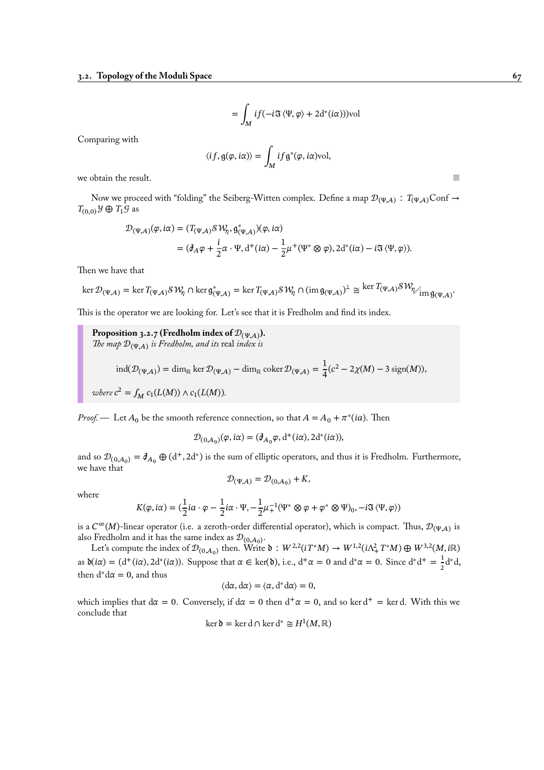$$= \int_M if(-i\mathfrak{I}\langle\Psi,\varphi\rangle + 2\mathrm{d}^*(i\alpha))\mathrm{vol}$$

Comparing with

$$\langle if, \mathfrak{g}(\varphi, i\alpha)\rangle = \int_M if\mathfrak{g}^*(\varphi, i\alpha)\mathrm{vol},$$

we obtain the result. ■

Now we proceed with "folding" the Seiberg-Witten complex. Define a map $\mathcal{D}_{(\Psi,A)} : T_{(\Psi,A)}\mathrm{Conf} \to T_{(0,0)}\mathcal{Y} \oplus T_1\mathcal{G}$ as

$$\begin{aligned}
\mathcal{D}_{(\Psi,A)}(\varphi, i\alpha) &= (T_{(\Psi,A)}\mathcal{SW}_\eta, \mathfrak{g}^*_{(\Psi,A)})(\varphi, i\alpha) \\
&= (\partial\!\!\!/_A\varphi + \frac{i}{2}\alpha\cdot\Psi, \mathrm{d}^+(i\alpha) - \frac{1}{2}\mu^+(\Psi^*\otimes\varphi), 2\mathrm{d}^*(i\alpha) - i\mathfrak{I}\langle\Psi,\varphi\rangle).
\end{aligned}$$

Then we have that

$$\ker\mathcal{D}_{(\Psi,A)} = \ker T_{(\Psi,A)}\mathcal{SW}_\eta \cap \ker\mathfrak{g}^*_{(\Psi,A)} = \ker T_{(\Psi,A)}\mathcal{SW}_\eta \cap (\operatorname{im}\mathfrak{g}_{(\Psi,A)})^\perp \cong {\ker T_{(\Psi,A)}\mathcal{SW}_\eta}\big/{\operatorname{im}\mathfrak{g}_{(\Psi,A)}}.$$

This is the operator we are looking for. Let's see that it is Fredholm and find its index.

> **Proposition 3.2.7 (Fredholm index of $\mathcal{D}_{(\Psi,A)}$).**
> *The map $\mathcal{D}_{(\Psi,A)}$ is Fredholm, and its* real *index is*
>
> $$\operatorname{ind}(\mathcal{D}_{(\Psi,A)}) = \dim_\mathbb{R}\ker\mathcal{D}_{(\Psi,A)} - \dim_\mathbb{R}\operatorname{coker}\mathcal{D}_{(\Psi,A)} = \frac{1}{4}(c^2 - 2\chi(M) - 3\operatorname{sign}(M)),$$
>
> *where $c^2 = \int_M c_1(L(M))\wedge c_1(L(M))$.*

*Proof.* — Let $A_0$ be the smooth reference connection, so that $A = A_0 + \pi^*(ia)$. Then

$$\mathcal{D}_{(0,A_0)}(\varphi, i\alpha) = (\partial\!\!\!/_{A_0}\varphi, \mathrm{d}^+(i\alpha), 2\mathrm{d}^*(i\alpha)),$$

and so $\mathcal{D}_{(0,A_0)} = \partial\!\!\!/_{A_0} \oplus (\mathrm{d}^+, 2\mathrm{d}^*)$ is the sum of elliptic operators, and thus it is Fredholm. Furthermore, we have that

$$\mathcal{D}_{(\Psi,A)} = \mathcal{D}_{(0,A_0)} + K,$$

where

$$K(\varphi, i\alpha) = (\frac{1}{2}ia\cdot\varphi - \frac{1}{2}i\alpha\cdot\Psi, -\frac{1}{2}\mu_+^{-1}(\Psi^*\otimes\varphi + \varphi^*\otimes\Psi)_0, -i\mathfrak{I}\langle\Psi,\varphi\rangle)$$

is a $C^\infty(M)$-linear operator (i.e. a zeroth-order differential operator), which is compact. Thus, $\mathcal{D}_{(\Psi,A)}$ is also Fredholm and it has the same index as $\mathcal{D}_{(0,A_0)}$.

Let's compute the index of $\mathcal{D}_{(0,A_0)}$ then. Write $\mathfrak{d} : W^{2,2}(iT^*M) \to W^{1,2}(i\Lambda^2_+T^*M) \oplus W^{3,2}(M, i\mathbb{R})$ as $\mathfrak{d}(i\alpha) = (\mathrm{d}^+(i\alpha), 2\mathrm{d}^*(i\alpha))$. Suppose that $\alpha \in \ker(\mathfrak{d})$, i.e., $\mathrm{d}^+\alpha = 0$ and $\mathrm{d}^*\alpha = 0$. Since $\mathrm{d}^*\mathrm{d}^+ = \frac{1}{2}\mathrm{d}^*\mathrm{d}$, then $\mathrm{d}^*\mathrm{d}\alpha = 0$, and thus

$$\langle \mathrm{d}\alpha, \mathrm{d}\alpha\rangle = \langle\alpha, \mathrm{d}^*\mathrm{d}\alpha\rangle = 0,$$

which implies that $\mathrm{d}\alpha = 0$. Conversely, if $\mathrm{d}\alpha = 0$ then $\mathrm{d}^+\alpha = 0$, and so $\ker\mathrm{d}^+ = \ker\mathrm{d}$. With this we conclude that

$$\ker\mathfrak{d} = \ker\mathrm{d}\cap\ker\mathrm{d}^* \cong H^1(M, \mathbb{R})$$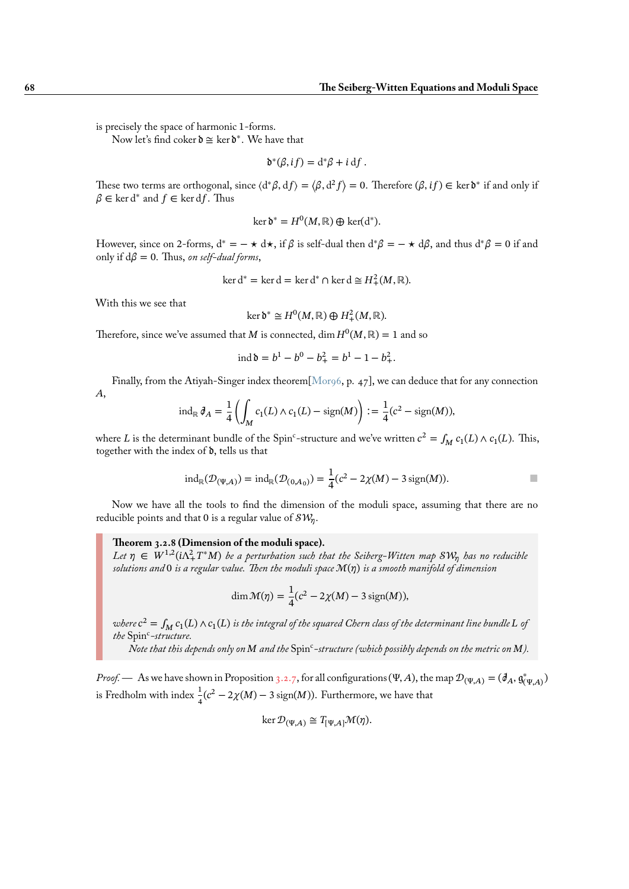is precisely the space of harmonic 1-forms.

Now let's find coker $\mathfrak{d} \cong \ker \mathfrak{d}^*$. We have that

$$\mathfrak{d}^*(\beta, if) = \mathrm{d}^*\beta + i\,\mathrm{d}f\,.$$

These two terms are orthogonal, since $\langle \mathrm{d}^*\beta, \mathrm{d}f\rangle = \langle \beta, \mathrm{d}^2 f\rangle = 0$. Therefore $(\beta, if) \in \ker \mathfrak{d}^*$ if and only if $\beta \in \ker \mathrm{d}^*$ and $f \in \ker \mathrm{d}f$. Thus

$$\ker \mathfrak{d}^* = H^0(M, \mathbb{R}) \oplus \ker(\mathrm{d}^*).$$

However, since on 2-forms, $\mathrm{d}^* = -\star \mathrm{d}\star$, if $\beta$ is self-dual then $\mathrm{d}^*\beta = -\star \mathrm{d}\beta$, and thus $\mathrm{d}^*\beta = 0$ if and only if $\mathrm{d}\beta = 0$. Thus, *on self-dual forms*,

$$\ker \mathrm{d}^* = \ker \mathrm{d} = \ker \mathrm{d}^* \cap \ker \mathrm{d} \cong H^2_+(M, \mathbb{R}).$$

With this we see that

$$\ker \mathfrak{d}^* \cong H^0(M, \mathbb{R}) \oplus H^2_+(M, \mathbb{R}).$$

Therefore, since we've assumed that $M$ is connected, $\dim H^0(M, \mathbb{R}) = 1$ and so

$$\operatorname{ind} \mathfrak{d} = b^1 - b^0 - b^2_+ = b^1 - 1 - b^2_+.$$

Finally, from the Atiyah-Singer index theorem[Mor96, p. 47], we can deduce that for any connection $A$,

$$\operatorname{ind}_{\mathbb{R}} \not{\partial}_A = \frac{1}{4}\left(\int_M c_1(L) \wedge c_1(L) - \operatorname{sign}(M)\right) := \frac{1}{4}(c^2 - \operatorname{sign}(M)),$$

where $L$ is the determinant bundle of the $\mathrm{Spin}^c$-structure and we've written $c^2 = \int_M c_1(L) \wedge c_1(L)$. This, together with the index of $\mathfrak{d}$, tells us that

$$\operatorname{ind}_{\mathbb{R}}(\mathcal{D}_{(\Psi,A)}) = \operatorname{ind}_{\mathbb{R}}(\mathcal{D}_{(0,A_0)}) = \frac{1}{4}(c^2 - 2\chi(M) - 3\operatorname{sign}(M)).$$ ■

Now we have all the tools to find the dimension of the moduli space, assuming that there are no reducible points and that 0 is a regular value of $\mathcal{SW}_\eta$.

**Theorem 3.2.8 (Dimension of the moduli space).**
*Let $\eta \in W^{1,2}(i\Lambda^2_+ T^*M)$ be a perturbation such that the Seiberg-Witten map $\mathcal{SW}_\eta$ has no reducible solutions and* 0 *is a regular value. Then the moduli space $\mathcal{M}(\eta)$ is a smooth manifold of dimension*

$$\dim \mathcal{M}(\eta) = \frac{1}{4}(c^2 - 2\chi(M) - 3\operatorname{sign}(M)),$$

*where $c^2 = \int_M c_1(L) \wedge c_1(L)$ is the integral of the squared Chern class of the determinant line bundle $L$ of the* $\mathrm{Spin}^c$*-structure.*

*Note that this depends only on $M$ and the* $\mathrm{Spin}^c$*-structure (which possibly depends on the metric on $M$).*

*Proof.* — As we have shown in Proposition 3.2.7, for all configurations $(\Psi, A)$, the map $\mathcal{D}_{(\Psi,A)} = (\not{\partial}_A, \mathfrak{g}^*_{(\Psi,A)})$ is Fredholm with index $\frac{1}{4}(c^2 - 2\chi(M) - 3\operatorname{sign}(M))$. Furthermore, we have that

$$\ker \mathcal{D}_{(\Psi,A)} \cong T_{[\Psi,A]}\mathcal{M}(\eta).$$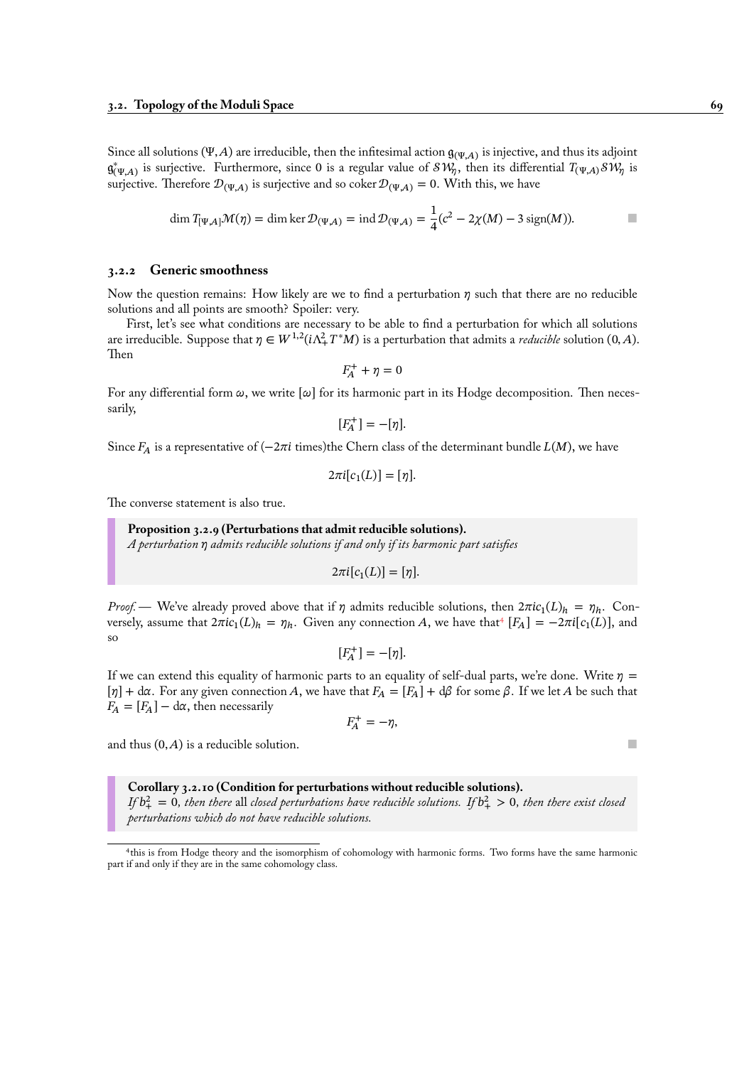Since all solutions $(\Psi, A)$ are irreducible, then the infitesimal action $\mathfrak{g}_{(\Psi,A)}$ is injective, and thus its adjoint $\mathfrak{g}^*_{(\Psi,A)}$ is surjective. Furthermore, since 0 is a regular value of $\mathcal{SW}_\eta$, then its differential $T_{(\Psi,A)}\mathcal{SW}_\eta$ is surjective. Therefore $\mathcal{D}_{(\Psi,A)}$ is surjective and so $\operatorname{coker} \mathcal{D}_{(\Psi,A)} = 0$. With this, we have

$$\dim T_{[\Psi,A]}\mathcal{M}(\eta) = \dim \ker \mathcal{D}_{(\Psi,A)} = \operatorname{ind} \mathcal{D}_{(\Psi,A)} = \frac{1}{4}(c^2 - 2\chi(M) - 3\operatorname{sign}(M)).$$

■

### 3.2.2 Generic smoothness

Now the question remains: How likely are we to find a perturbation $\eta$ such that there are no reducible solutions and all points are smooth? Spoiler: very.

First, let's see what conditions are necessary to be able to find a perturbation for which all solutions are irreducible. Suppose that $\eta \in W^{1,2}(i\Lambda^2_+ T^*M)$ is a perturbation that admits a *reducible* solution $(0, A)$. Then

$$F_A^+ + \eta = 0$$

For any differential form $\omega$, we write $[\omega]$ for its harmonic part in its Hodge decomposition. Then necessarily,

$$[F_A^+] = -[\eta].$$

Since $F_A$ is a representative of ($-2\pi i$ times)the Chern class of the determinant bundle $L(M)$, we have

$$2\pi i[c_1(L)] = [\eta].$$

The converse statement is also true.

> **Proposition 3.2.9 (Perturbations that admit reducible solutions).**
> *A perturbation $\eta$ admits reducible solutions if and only if its harmonic part satisfies*
>
> $$2\pi i[c_1(L)] = [\eta].$$

*Proof.* — We've already proved above that if $\eta$ admits reducible solutions, then $2\pi i c_1(L)_h = \eta_h$. Conversely, assume that $2\pi i c_1(L)_h = \eta_h$. Given any connection $A$, we have that[4] $[F_A] = -2\pi i[c_1(L)]$, and so

$$[F_A^+] = -[\eta].$$

If we can extend this equality of harmonic parts to an equality of self-dual parts, we're done. Write $\eta = [\eta] + \mathrm{d}\alpha$. For any given connection $A$, we have that $F_A = [F_A] + \mathrm{d}\beta$ for some $\beta$. If we let $A$ be such that $F_A = [F_A] - \mathrm{d}\alpha$, then necessarily

$$F_A^+ = -\eta,$$

and thus $(0, A)$ is a reducible solution. ■

> **Corollary 3.2.10 (Condition for perturbations without reducible solutions).**
> *If $b_+^2 = 0$, then there* all *closed perturbations have reducible solutions. If $b_+^2 > 0$, then there exist closed perturbations which do not have reducible solutions.*

[4] this is from Hodge theory and the isomorphism of cohomology with harmonic forms. Two forms have the same harmonic part if and only if they are in the same cohomology class.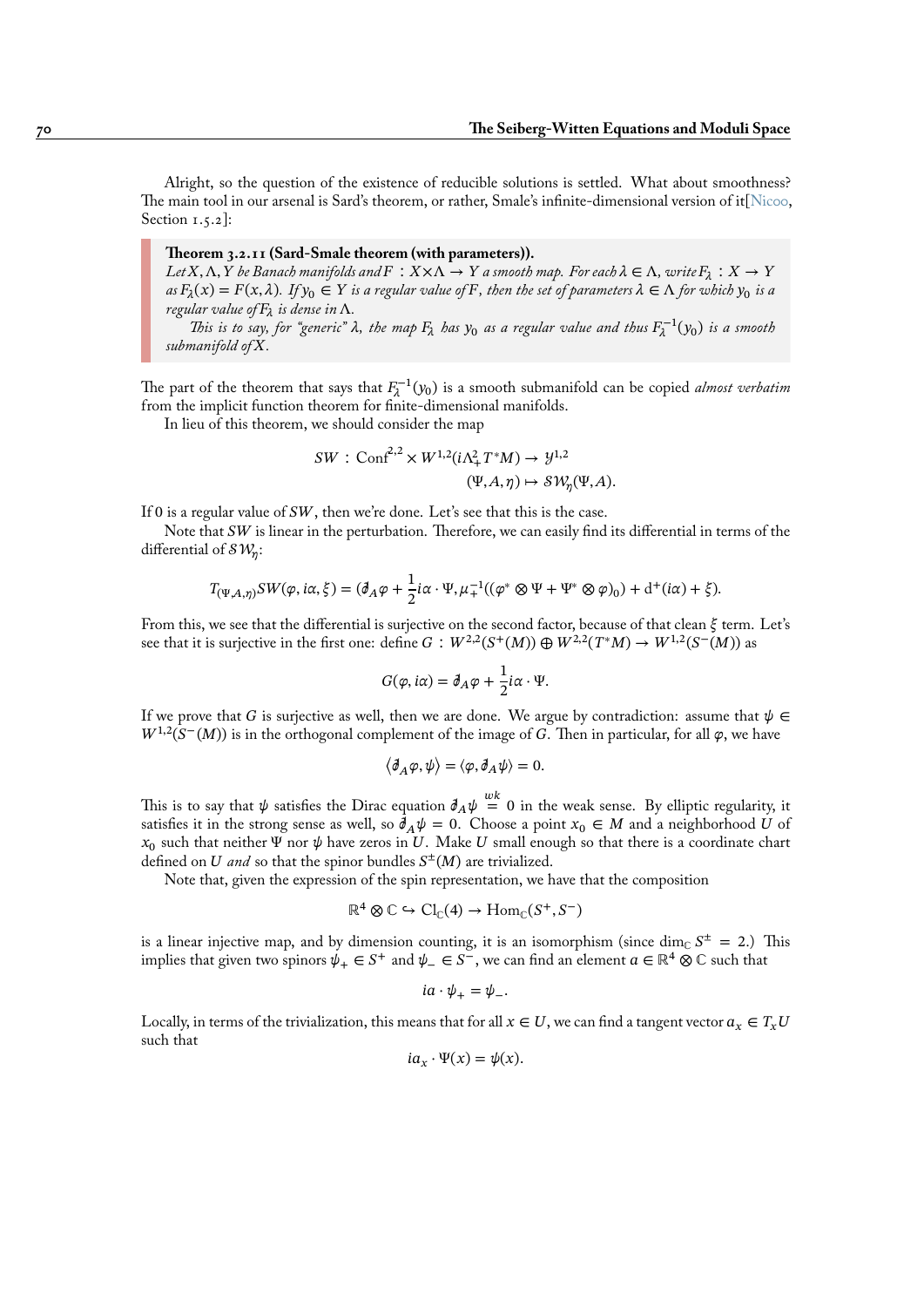Alright, so the question of the existence of reducible solutions is settled. What about smoothness? The main tool in our arsenal is Sard's theorem, or rather, Smale's infinite-dimensional version of it[Nicoo, Section 1.5.2]:

> **Theorem 3.2.11 (Sard-Smale theorem (with parameters)).**
> *Let $X, \Lambda, Y$ be Banach manifolds and $F : X \times \Lambda \to Y$ a smooth map. For each $\lambda \in \Lambda$, write $F_\lambda : X \to Y$ as $F_\lambda(x) = F(x, \lambda)$. If $y_0 \in Y$ is a regular value of $F$, then the set of parameters $\lambda \in \Lambda$ for which $y_0$ is a regular value of $F_\lambda$ is dense in $\Lambda$.*
>
> *This is to say, for "generic" $\lambda$, the map $F_\lambda$ has $y_0$ as a regular value and thus $F_\lambda^{-1}(y_0)$ is a smooth submanifold of $X$.*

The part of the theorem that says that $F_\lambda^{-1}(y_0)$ is a smooth submanifold can be copied *almost verbatim* from the implicit function theorem for finite-dimensional manifolds.

In lieu of this theorem, we should consider the map

$$
\begin{aligned}
SW : \mathrm{Conf}^{2,2} \times W^{1,2}(i\Lambda^2_+ T^*M) &\to \mathcal{Y}^{1,2} \\
(\Psi, A, \eta) &\mapsto \mathcal{SW}_\eta(\Psi, A).
\end{aligned}
$$

If 0 is a regular value of $SW$, then we're done. Let's see that this is the case.

Note that $SW$ is linear in the perturbation. Therefore, we can easily find its differential in terms of the differential of $\mathcal{SW}_\eta$:

$$
T_{(\Psi,A,\eta)}SW(\varphi, i\alpha, \xi) = (\partial\!\!\!/_A \varphi + \frac{1}{2} i\alpha \cdot \Psi, \mu_+^{-1}((\varphi^* \otimes \Psi + \Psi^* \otimes \varphi)_0) + \mathrm{d}^+(i\alpha) + \xi).
$$

From this, we see that the differential is surjective on the second factor, because of that clean $\xi$ term. Let's see that it is surjective in the first one: define $G : W^{2,2}(S^+(M)) \oplus W^{2,2}(T^*M) \to W^{1,2}(S^-(M))$ as

$$
G(\varphi, i\alpha) = \partial\!\!\!/_A \varphi + \frac{1}{2} i\alpha \cdot \Psi.
$$

If we prove that $G$ is surjective as well, then we are done. We argue by contradiction: assume that $\psi \in W^{1,2}(S^-(M))$ is in the orthogonal complement of the image of $G$. Then in particular, for all $\varphi$, we have

$$
\langle \partial\!\!\!/_A \varphi, \psi \rangle = \langle \varphi, \partial\!\!\!/_A \psi \rangle = 0.
$$

This is to say that $\psi$ satisfies the Dirac equation $\partial\!\!\!/_A \psi \overset{wk}{=} 0$ in the weak sense. By elliptic regularity, it satisfies it in the strong sense as well, so $\partial\!\!\!/_A \psi = 0$. Choose a point $x_0 \in M$ and a neighborhood $U$ of $x_0$ such that neither $\Psi$ nor $\psi$ have zeros in $U$. Make $U$ small enough so that there is a coordinate chart defined on $U$ *and* so that the spinor bundles $S^\pm(M)$ are trivialized.

Note that, given the expression of the spin representation, we have that the composition

$$
\mathbb{R}^4 \otimes \mathbb{C} \hookrightarrow \mathrm{Cl}_\mathbb{C}(4) \to \mathrm{Hom}_\mathbb{C}(S^+, S^-)
$$

is a linear injective map, and by dimension counting, it is an isomorphism (since $\dim_\mathbb{C} S^\pm = 2$.) This implies that given two spinors $\psi_+ \in S^+$ and $\psi_- \in S^-$, we can find an element $a \in \mathbb{R}^4 \otimes \mathbb{C}$ such that

$$
ia \cdot \psi_+ = \psi_-.
$$

Locally, in terms of the trivialization, this means that for all $x \in U$, we can find a tangent vector $a_x \in T_x U$ such that

$$
ia_x \cdot \Psi(x) = \psi(x).
$$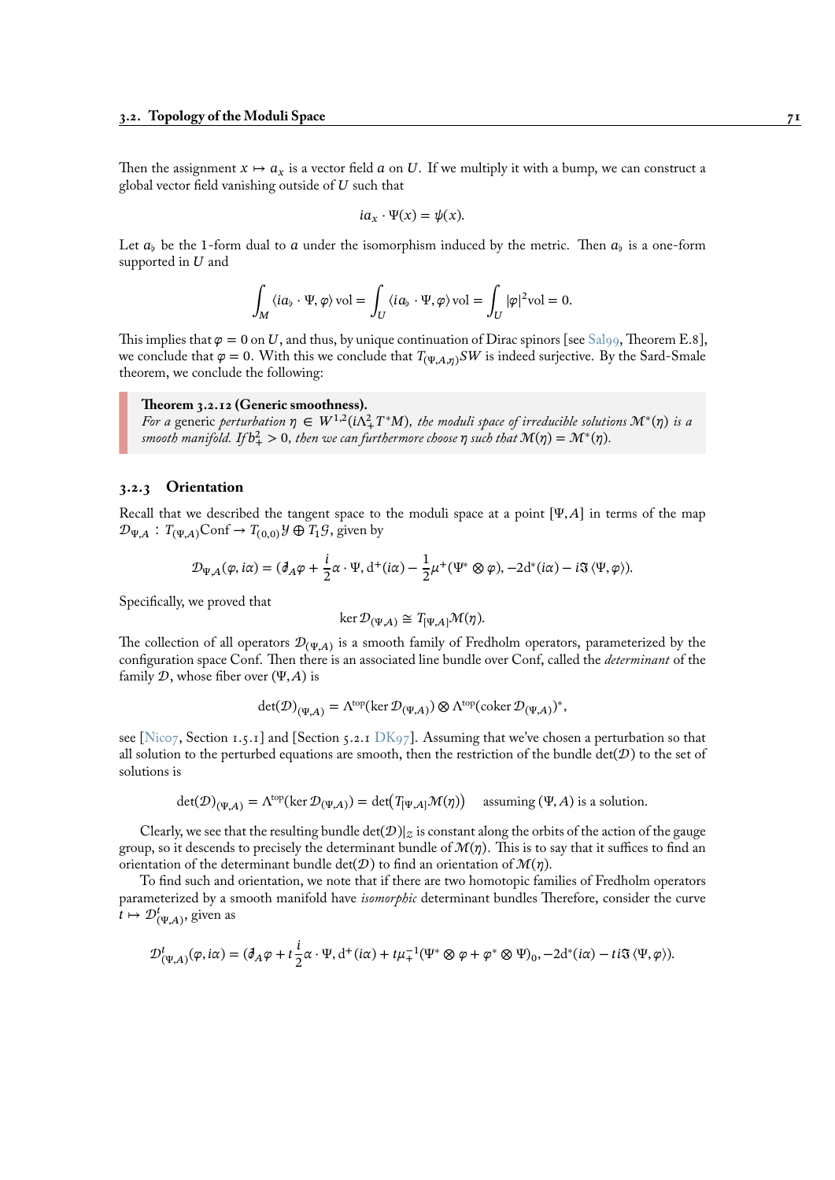Then the assignment $x \mapsto a_x$ is a vector field $a$ on $U$. If we multiply it with a bump, we can construct a global vector field vanishing outside of $U$ such that

$$ia_x \cdot \Psi(x) = \psi(x).$$

Let $a_\flat$ be the 1-form dual to $a$ under the isomorphism induced by the metric. Then $a_\flat$ is a one-form supported in $U$ and

$$\int_M \langle ia_\flat \cdot \Psi, \varphi \rangle \,\mathrm{vol} = \int_U \langle ia_\flat \cdot \Psi, \varphi \rangle \,\mathrm{vol} = \int_U |\varphi|^2 \mathrm{vol} = 0.$$

This implies that $\varphi = 0$ on $U$, and thus, by unique continuation of Dirac spinors [see Sal99, Theorem E.8], we conclude that $\varphi = 0$. With this we conclude that $T_{(\Psi,A,\eta)} SW$ is indeed surjective. By the Sard-Smale theorem, we conclude the following:

> **Theorem 3.2.12 (Generic smoothness).**
> *For a* generic *perturbation $\eta \in W^{1,2}(i\Lambda_+^2 T^*M)$, the moduli space of irreducible solutions $\mathcal{M}^*(\eta)$ is a smooth manifold. If $b_+^2 > 0$, then we can furthermore choose $\eta$ such that $\mathcal{M}(\eta) = \mathcal{M}^*(\eta)$.*

### 3.2.3 Orientation

Recall that we described the tangent space to the moduli space at a point $[\Psi, A]$ in terms of the map $\mathcal{D}_{\Psi,A} : T_{(\Psi,A)}\mathrm{Conf} \to T_{(0,0)}\mathcal{Y} \oplus T_1\mathcal{G}$, given by

$$\mathcal{D}_{\Psi,A}(\varphi, i\alpha) = (\partial\!\!\!/_A \varphi + \frac{i}{2}\alpha \cdot \Psi, \mathrm{d}^+(i\alpha) - \frac{1}{2}\mu^+(\Psi^* \otimes \varphi), -2\mathrm{d}^*(i\alpha) - i\Im\langle \Psi, \varphi\rangle).$$

Specifically, we proved that

$$\ker \mathcal{D}_{(\Psi,A)} \cong T_{[\Psi,A]}\mathcal{M}(\eta).$$

The collection of all operators $\mathcal{D}_{(\Psi,A)}$ is a smooth family of Fredholm operators, parameterized by the configuration space Conf. Then there is an associated line bundle over Conf, called the *determinant* of the family $\mathcal{D}$, whose fiber over $(\Psi, A)$ is

$$\det(\mathcal{D})_{(\Psi,A)} = \Lambda^{\mathrm{top}}(\ker \mathcal{D}_{(\Psi,A)}) \otimes \Lambda^{\mathrm{top}}(\mathrm{coker}\, \mathcal{D}_{(\Psi,A)})^*,$$

see [Nic07, Section 1.5.1] and [Section 5.2.1 DK97]. Assuming that we've chosen a perturbation so that all solution to the perturbed equations are smooth, then the restriction of the bundle $\det(\mathcal{D})$ to the set of solutions is

$$\det(\mathcal{D})_{(\Psi,A)} = \Lambda^{\mathrm{top}}(\ker \mathcal{D}_{(\Psi,A)}) = \det\big(T_{[\Psi,A]}\mathcal{M}(\eta)\big) \quad \text{assuming } (\Psi, A) \text{ is a solution.}$$

Clearly, we see that the resulting bundle $\det(\mathcal{D})|_{\mathcal{Z}}$ is constant along the orbits of the action of the gauge group, so it descends to precisely the determinant bundle of $\mathcal{M}(\eta)$. This is to say that it suffices to find an orientation of the determinant bundle $\det(\mathcal{D})$ to find an orientation of $\mathcal{M}(\eta)$.

To find such and orientation, we note that if there are two homotopic families of Fredholm operators parameterized by a smooth manifold have *isomorphic* determinant bundles Therefore, consider the curve $t \mapsto \mathcal{D}^t_{(\Psi,A)}$, given as

$$\mathcal{D}^t_{(\Psi,A)}(\varphi, i\alpha) = (\partial\!\!\!/_A \varphi + t\frac{i}{2}\alpha \cdot \Psi, \mathrm{d}^+(i\alpha) + t\mu_+^{-1}(\Psi^* \otimes \varphi + \varphi^* \otimes \Psi)_0, -2\mathrm{d}^*(i\alpha) - ti\Im\langle \Psi, \varphi\rangle).$$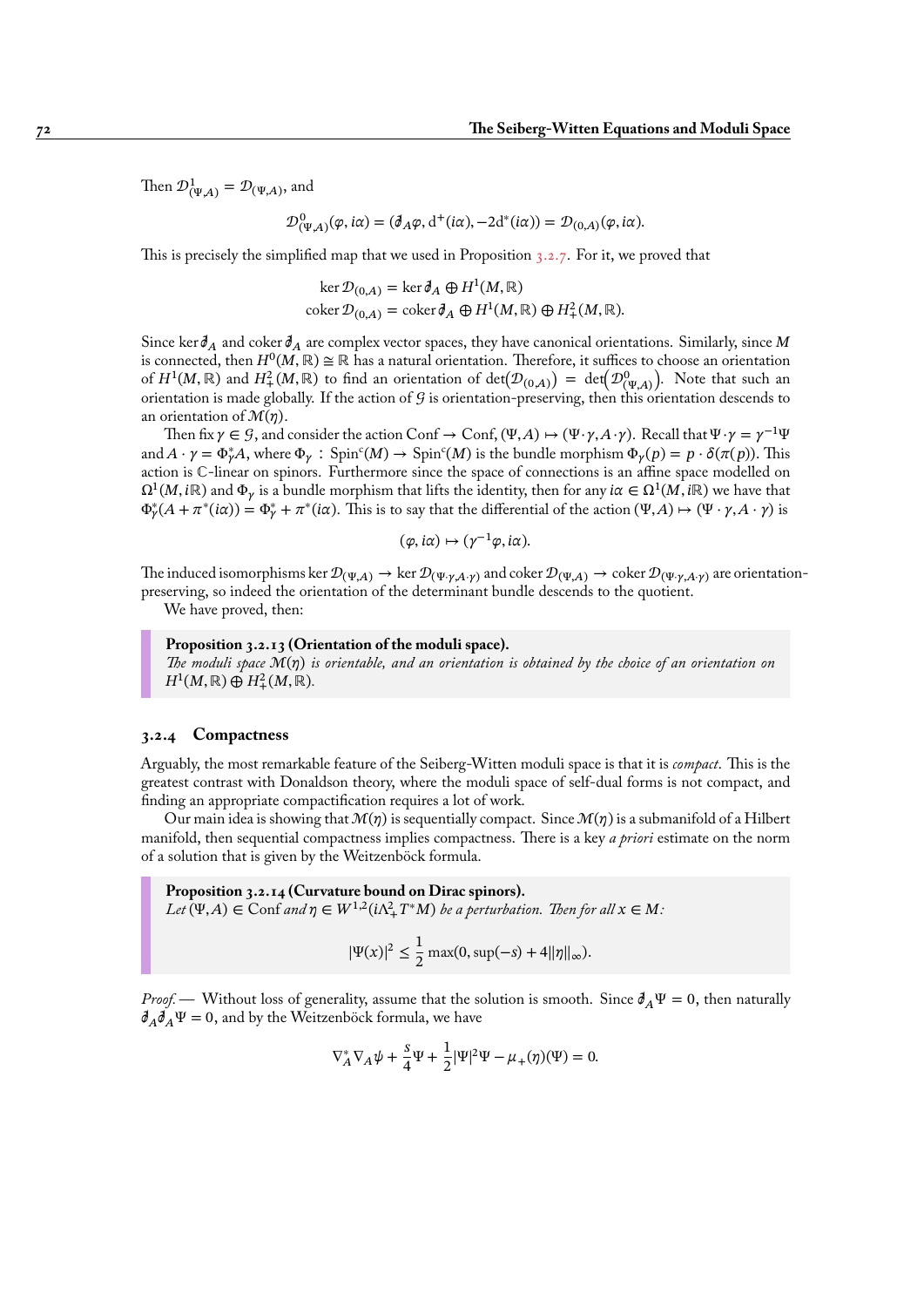Then $\mathcal{D}^1_{(\Psi,A)} = \mathcal{D}_{(\Psi,A)}$, and

$$\mathcal{D}^0_{(\Psi,A)}(\varphi, i\alpha) = (\partial\!\!\!/_A\varphi, \mathrm{d}^+(i\alpha), -2\mathrm{d}^*(i\alpha)) = \mathcal{D}_{(0,A)}(\varphi, i\alpha).$$

This is precisely the simplified map that we used in Proposition 3.2.7. For it, we proved that

$$\ker \mathcal{D}_{(0,A)} = \ker \partial\!\!\!/_A \oplus H^1(M,\mathbb{R})$$
$$\operatorname{coker} \mathcal{D}_{(0,A)} = \operatorname{coker} \partial\!\!\!/_A \oplus H^1(M,\mathbb{R}) \oplus H^2_+(M,\mathbb{R}).$$

Since $\ker \partial\!\!\!/_A$ and $\operatorname{coker} \partial\!\!\!/_A$ are complex vector spaces, they have canonical orientations. Similarly, since $M$ is connected, then $H^0(M,\mathbb{R}) \cong \mathbb{R}$ has a natural orientation. Therefore, it suffices to choose an orientation of $H^1(M,\mathbb{R})$ and $H^2_+(M,\mathbb{R})$ to find an orientation of $\det(\mathcal{D}_{(0,A)}) = \det(\mathcal{D}^0_{(\Psi,A)})$. Note that such an orientation is made globally. If the action of $\mathcal{G}$ is orientation-preserving, then this orientation descends to an orientation of $\mathcal{M}(\eta)$.

Then fix $\gamma \in \mathcal{G}$, and consider the action $\mathrm{Conf} \to \mathrm{Conf}$, $(\Psi, A) \mapsto (\Psi\cdot\gamma, A\cdot\gamma)$. Recall that $\Psi\cdot\gamma = \gamma^{-1}\Psi$ and $A\cdot\gamma = \Phi^*_\gamma A$, where $\Phi_\gamma : \mathrm{Spin}^c(M) \to \mathrm{Spin}^c(M)$ is the bundle morphism $\Phi_\gamma(p) = p\cdot\delta(\pi(p))$. This action is $\mathbb{C}$-linear on spinors. Furthermore since the space of connections is an affine space modelled on $\Omega^1(M, i\mathbb{R})$ and $\Phi_\gamma$ is a bundle morphism that lifts the identity, then for any $i\alpha \in \Omega^1(M, i\mathbb{R})$ we have that $\Phi^*_\gamma(A + \pi^*(i\alpha)) = \Phi^*_\gamma + \pi^*(i\alpha)$. This is to say that the differential of the action $(\Psi, A) \mapsto (\Psi\cdot\gamma, A\cdot\gamma)$ is

$$(\varphi, i\alpha) \mapsto (\gamma^{-1}\varphi, i\alpha).$$

The induced isomorphisms $\ker \mathcal{D}_{(\Psi,A)} \to \ker \mathcal{D}_{(\Psi\cdot\gamma,A\cdot\gamma)}$ and $\operatorname{coker} \mathcal{D}_{(\Psi,A)} \to \operatorname{coker} \mathcal{D}_{(\Psi\cdot\gamma,A\cdot\gamma)}$ are orientation-preserving, so indeed the orientation of the determinant bundle descends to the quotient.

We have proved, then:

> **Proposition 3.2.13 (Orientation of the moduli space).**
> *The moduli space $\mathcal{M}(\eta)$ is orientable, and an orientation is obtained by the choice of an orientation on $H^1(M,\mathbb{R}) \oplus H^2_+(M,\mathbb{R})$.*

### 3.2.4 Compactness

Arguably, the most remarkable feature of the Seiberg-Witten moduli space is that it is *compact*. This is the greatest contrast with Donaldson theory, where the moduli space of self-dual forms is not compact, and finding an appropriate compactification requires a lot of work.

Our main idea is showing that $\mathcal{M}(\eta)$ is sequentially compact. Since $\mathcal{M}(\eta)$ is a submanifold of a Hilbert manifold, then sequential compactness implies compactness. There is a key *a priori* estimate on the norm of a solution that is given by the Weitzenböck formula.

> **Proposition 3.2.14 (Curvature bound on Dirac spinors).**
> *Let $(\Psi, A) \in \mathrm{Conf}$ and $\eta \in W^{1,2}(i\Lambda^2_+ T^*M)$ be a perturbation. Then for all $x \in M$:*
>
> $$|\Psi(x)|^2 \leq \frac{1}{2}\max(0, \sup(-s) + 4\|\eta\|_\infty).$$

*Proof.* — Without loss of generality, assume that the solution is smooth. Since $\partial\!\!\!/_A\Psi = 0$, then naturally $\partial\!\!\!/_A\partial\!\!\!/_A\Psi = 0$, and by the Weitzenböck formula, we have

$$\nabla^*_A\nabla_A\psi + \frac{s}{4}\Psi + \frac{1}{2}|\Psi|^2\Psi - \mu_+(\eta)(\Psi) = 0.$$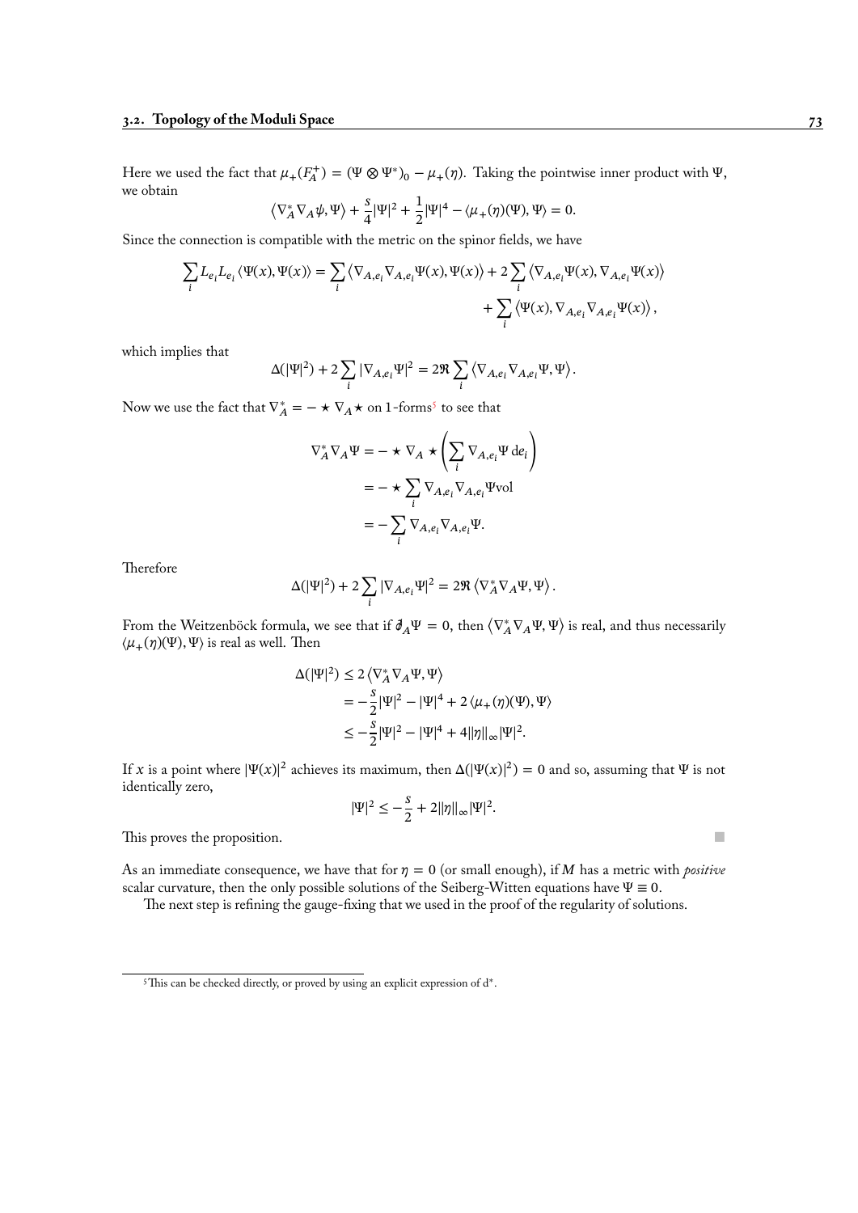Here we used the fact that $\mu_+(F_A^+) = (\Psi \otimes \Psi^*)_0 - \mu_+(\eta)$. Taking the pointwise inner product with $\Psi$, we obtain

$$\langle \nabla_A^* \nabla_A \psi, \Psi \rangle + \frac{s}{4}|\Psi|^2 + \frac{1}{2}|\Psi|^4 - \langle \mu_+(\eta)(\Psi), \Psi \rangle = 0.$$

Since the connection is compatible with the metric on the spinor fields, we have

$$\sum_i L_{e_i} L_{e_i} \langle \Psi(x), \Psi(x) \rangle = \sum_i \langle \nabla_{A,e_i} \nabla_{A,e_i} \Psi(x), \Psi(x) \rangle + 2 \sum_i \langle \nabla_{A,e_i} \Psi(x), \nabla_{A,e_i} \Psi(x) \rangle + \sum_i \langle \Psi(x), \nabla_{A,e_i} \nabla_{A,e_i} \Psi(x) \rangle,$$

which implies that

$$\Delta(|\Psi|^2) + 2 \sum_i |\nabla_{A,e_i} \Psi|^2 = 2\Re \sum_i \langle \nabla_{A,e_i} \nabla_{A,e_i} \Psi, \Psi \rangle.$$

Now we use the fact that $\nabla_A^* = - \star \nabla_A \star$ on 1-forms[5] to see that

$$\begin{aligned}
\nabla_A^* \nabla_A \Psi &= - \star \nabla_A \star \left( \sum_i \nabla_{A,e_i} \Psi \, \mathrm{d}e_i \right) \\
&= - \star \sum_i \nabla_{A,e_i} \nabla_{A,e_i} \Psi \mathrm{vol} \\
&= - \sum_i \nabla_{A,e_i} \nabla_{A,e_i} \Psi.
\end{aligned}$$

Therefore

$$\Delta(|\Psi|^2) + 2 \sum_i |\nabla_{A,e_i} \Psi|^2 = 2\Re \langle \nabla_A^* \nabla_A \Psi, \Psi \rangle.$$

From the Weitzenböck formula, we see that if $\partial\!\!\!/_A \Psi = 0$, then $\langle \nabla_A^* \nabla_A \Psi, \Psi \rangle$ is real, and thus necessarily $\langle \mu_+(\eta)(\Psi), \Psi \rangle$ is real as well. Then

$$\begin{aligned}
\Delta(|\Psi|^2) &\leq 2 \langle \nabla_A^* \nabla_A \Psi, \Psi \rangle \\
&= -\frac{s}{2}|\Psi|^2 - |\Psi|^4 + 2 \langle \mu_+(\eta)(\Psi), \Psi \rangle \\
&\leq -\frac{s}{2}|\Psi|^2 - |\Psi|^4 + 4\|\eta\|_\infty |\Psi|^2.
\end{aligned}$$

If $x$ is a point where $|\Psi(x)|^2$ achieves its maximum, then $\Delta(|\Psi(x)|^2) = 0$ and so, assuming that $\Psi$ is not identically zero,

$$|\Psi|^2 \leq -\frac{s}{2} + 2\|\eta\|_\infty |\Psi|^2.$$

This proves the proposition. ∎

As an immediate consequence, we have that for $\eta = 0$ (or small enough), if $M$ has a metric with *positive* scalar curvature, then the only possible solutions of the Seiberg-Witten equations have $\Psi \equiv 0$.

The next step is refining the gauge-fixing that we used in the proof of the regularity of solutions.

[5] This can be checked directly, or proved by using an explicit expression of $\mathrm{d}^*$.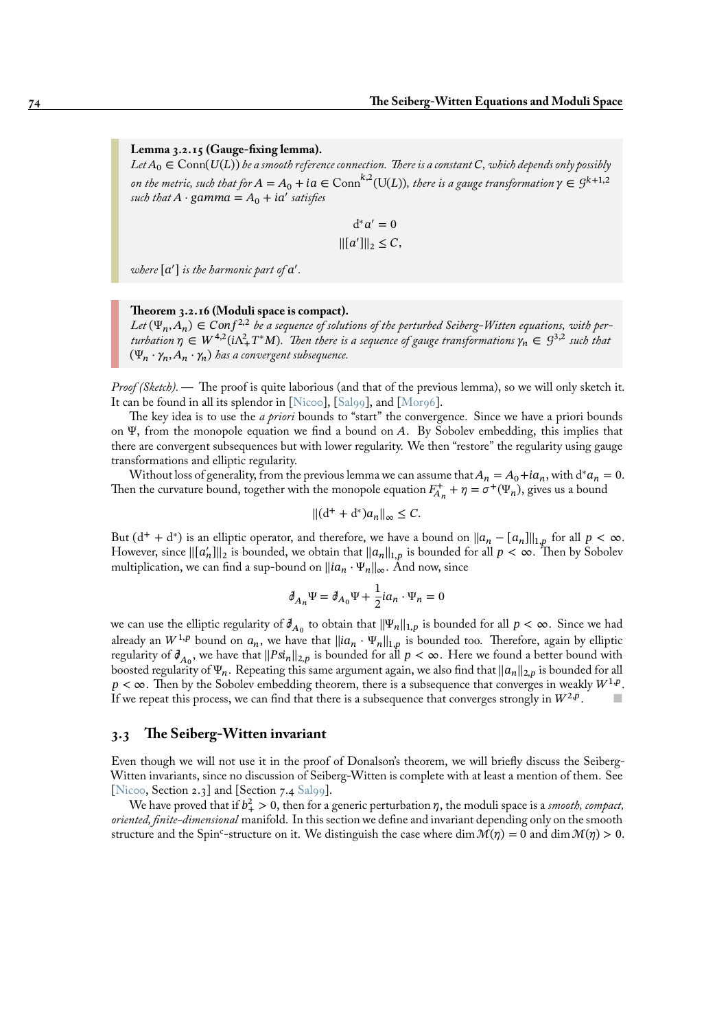**Lemma 3.2.15 (Gauge-fixing lemma).**
*Let* $A_0 \in \mathrm{Conn}(U(L))$ *be a smooth reference connection. There is a constant* $C$*, which depends only possibly on the metric, such that for* $A = A_0 + ia \in \mathrm{Conn}^{k,2}(\mathrm{U}(L))$*, there is a gauge transformation* $\gamma \in \mathcal{G}^{k+1,2}$ *such that* $A \cdot gamma = A_0 + ia'$ *satisfies*

$$\mathrm{d}^* a' = 0$$
$$\|[a']\|_2 \leq C,$$

*where* $[a']$ *is the harmonic part of* $a'$.

**Theorem 3.2.16 (Moduli space is compact).**
*Let* $(\Psi_n, A_n) \in Conf^{2,2}$ *be a sequence of solutions of the perturbed Seiberg-Witten equations, with perturbation* $\eta \in W^{4,2}(i\Lambda_+^2 T^*M)$*. Then there is a sequence of gauge transformations* $\gamma_n \in \mathcal{G}^{3,2}$ *such that* $(\Psi_n \cdot \gamma_n, A_n \cdot \gamma_n)$ *has a convergent subsequence.*

*Proof (Sketch).* — The proof is quite laborious (and that of the previous lemma), so we will only sketch it. It can be found in all its splendor in [Nic00], [Sal99], and [Mor96].

The key idea is to use the *a priori* bounds to "start" the convergence. Since we have a priori bounds on $\Psi$, from the monopole equation we find a bound on $A$. By Sobolev embedding, this implies that there are convergent subsequences but with lower regularity. We then "restore" the regularity using gauge transformations and elliptic regularity.

Without loss of generality, from the previous lemma we can assume that $A_n = A_0 + ia_n$, with $\mathrm{d}^* a_n = 0$. Then the curvature bound, together with the monopole equation $F_{A_n}^+ + \eta = \sigma^+(\Psi_n)$, gives us a bound

$$\|(\mathrm{d}^+ + \mathrm{d}^*)a_n\|_\infty \leq C.$$

But $(\mathrm{d}^+ + \mathrm{d}^*)$ is an elliptic operator, and therefore, we have a bound on $\|a_n - [a_n]\|_{1,p}$ for all $p < \infty$. However, since $\|[a_n']\|_2$ is bounded, we obtain that $\|a_n\|_{1,p}$ is bounded for all $p < \infty$. Then by Sobolev multiplication, we can find a sup-bound on $\|ia_n \cdot \Psi_n\|_\infty$. And now, since

$$\partial\!\!\!/_{A_n} \Psi = \partial\!\!\!/_{A_0} \Psi + \frac{1}{2} ia_n \cdot \Psi_n = 0$$

we can use the elliptic regularity of $\partial\!\!\!/_{A_0}$ to obtain that $\|\Psi_n\|_{1,p}$ is bounded for all $p < \infty$. Since we had already an $W^{1,p}$ bound on $a_n$, we have that $\|ia_n \cdot \Psi_n\|_{1,p}$ is bounded too. Therefore, again by elliptic regularity of $\partial\!\!\!/_{A_0}$, we have that $\|Psi_n\|_{2,p}$ is bounded for all $p < \infty$. Here we found a better bound with boosted regularity of $\Psi_n$. Repeating this same argument again, we also find that $\|a_n\|_{2,p}$ is bounded for all $p < \infty$. Then by the Sobolev embedding theorem, there is a subsequence that converges in weakly $W^{1,p}$. If we repeat this process, we can find that there is a subsequence that converges strongly in $W^{2,p}$. ■

## 3.3 The Seiberg-Witten invariant

Even though we will not use it in the proof of Donalson's theorem, we will briefly discuss the Seiberg-Witten invariants, since no discussion of Seiberg-Witten is complete with at least a mention of them. See [Nic00, Section 2.3] and [Section 7.4 Sal99].

We have proved that if $b_+^2 > 0$, then for a generic perturbation $\eta$, the moduli space is a *smooth, compact, oriented, finite-dimensional* manifold. In this section we define and invariant depending only on the smooth structure and the Spin$^c$-structure on it. We distinguish the case where $\dim \mathcal{M}(\eta) = 0$ and $\dim \mathcal{M}(\eta) > 0$.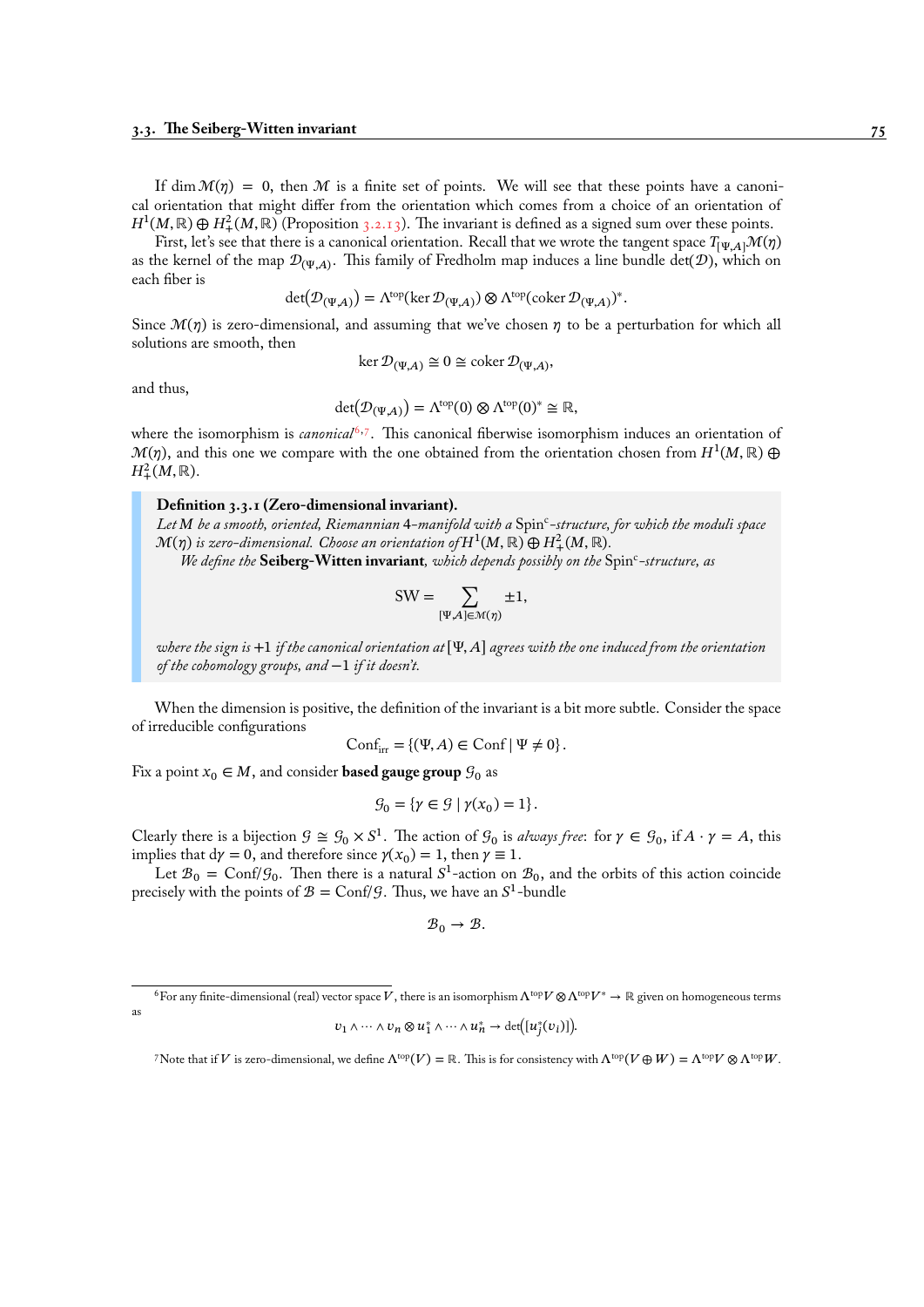If $\dim \mathcal{M}(\eta) = 0$, then $\mathcal{M}$ is a finite set of points. We will see that these points have a canonical orientation that might differ from the orientation which comes from a choice of an orientation of $H^1(M,\mathbb{R}) \oplus H^2_+(M,\mathbb{R})$ (Proposition 3.2.13). The invariant is defined as a signed sum over these points.

First, let's see that there is a canonical orientation. Recall that we wrote the tangent space $T_{[\Psi,A]}\mathcal{M}(\eta)$ as the kernel of the map $\mathcal{D}_{(\Psi,A)}$. This family of Fredholm map induces a line bundle $\det(\mathcal{D})$, which on each fiber is

$$\det\big(\mathcal{D}_{(\Psi,A)}\big) = \Lambda^{\text{top}}(\ker \mathcal{D}_{(\Psi,A)}) \otimes \Lambda^{\text{top}}(\operatorname{coker} \mathcal{D}_{(\Psi,A)})^*.$$

Since $\mathcal{M}(\eta)$ is zero-dimensional, and assuming that we've chosen $\eta$ to be a perturbation for which all solutions are smooth, then

$$\ker \mathcal{D}_{(\Psi,A)} \cong 0 \cong \operatorname{coker} \mathcal{D}_{(\Psi,A)},$$

and thus,

$$\det\big(\mathcal{D}_{(\Psi,A)}\big) = \Lambda^{\text{top}}(0) \otimes \Lambda^{\text{top}}(0)^* \cong \mathbb{R},$$

where the isomorphism is *canonical*[6,7]. This canonical fiberwise isomorphism induces an orientation of $\mathcal{M}(\eta)$, and this one we compare with the one obtained from the orientation chosen from $H^1(M,\mathbb{R}) \oplus H^2_+(M,\mathbb{R})$.

**Definition 3.3.1 (Zero-dimensional invariant).**
*Let $M$ be a smooth, oriented, Riemannian 4-manifold with a $\mathrm{Spin}^c$-structure, for which the moduli space $\mathcal{M}(\eta)$ is zero-dimensional. Choose an orientation of $H^1(M,\mathbb{R}) \oplus H^2_+(M,\mathbb{R})$.*

*We define the* **Seiberg-Witten invariant***, which depends possibly on the $\mathrm{Spin}^c$-structure, as*

$$\mathrm{SW} = \sum_{[\Psi,A] \in \mathcal{M}(\eta)} \pm 1,$$

*where the sign is $+1$ if the canonical orientation at $[\Psi, A]$ agrees with the one induced from the orientation of the cohomology groups, and $-1$ if it doesn't.*

When the dimension is positive, the definition of the invariant is a bit more subtle. Consider the space of irreducible configurations

$$\mathrm{Conf}_{\mathrm{irr}} = \{(\Psi, A) \in \mathrm{Conf} \mid \Psi \neq 0\}.$$

Fix a point $x_0 \in M$, and consider **based gauge group** $\mathcal{G}_0$ as

$$\mathcal{G}_0 = \{\gamma \in \mathcal{G} \mid \gamma(x_0) = 1\}.$$

Clearly there is a bijection $\mathcal{G} \cong \mathcal{G}_0 \times S^1$. The action of $\mathcal{G}_0$ is *always free*: for $\gamma \in \mathcal{G}_0$, if $A \cdot \gamma = A$, this implies that $d\gamma = 0$, and therefore since $\gamma(x_0) = 1$, then $\gamma \equiv 1$.

Let $\mathcal{B}_0 = \mathrm{Conf}/\mathcal{G}_0$. Then there is a natural $S^1$-action on $\mathcal{B}_0$, and the orbits of this action coincide precisely with the points of $\mathcal{B} = \mathrm{Conf}/\mathcal{G}$. Thus, we have an $S^1$-bundle

$$\mathcal{B}_0 \to \mathcal{B}.$$

---

[6] For any finite-dimensional (real) vector space $V$, there is an isomorphism $\Lambda^{\text{top}} V \otimes \Lambda^{\text{top}} V^* \to \mathbb{R}$ given on homogeneous terms as

$$v_1 \wedge \cdots \wedge v_n \otimes u_1^* \wedge \cdots \wedge u_n^* \to \det\big([u_j^*(v_i)]\big).$$

[7] Note that if $V$ is zero-dimensional, we define $\Lambda^{\text{top}}(V) = \mathbb{R}$. This is for consistency with $\Lambda^{\text{top}}(V \oplus W) = \Lambda^{\text{top}} V \otimes \Lambda^{\text{top}} W$.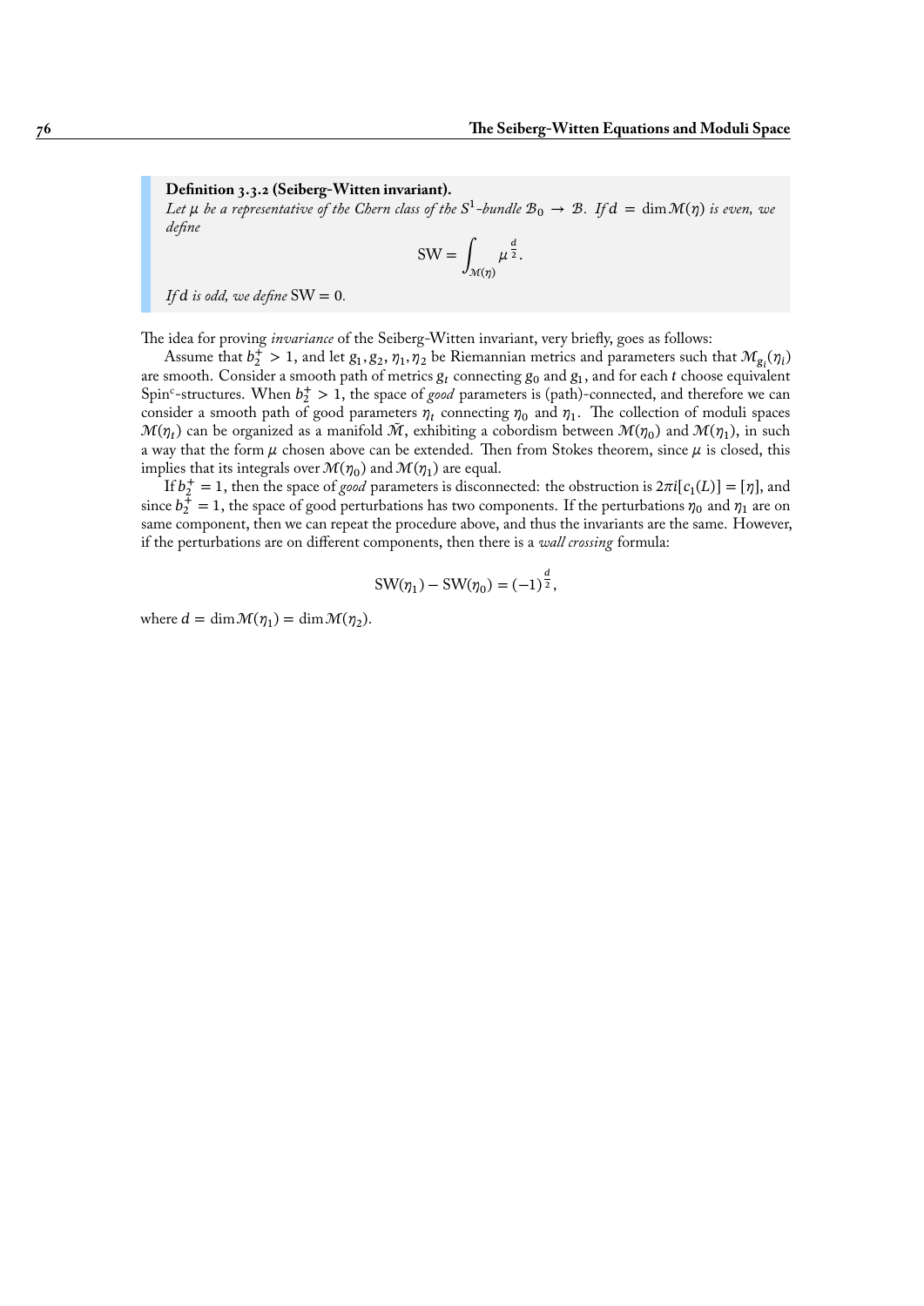**Definition 3.3.2 (Seiberg-Witten invariant).**
*Let $\mu$ be a representative of the Chern class of the $S^1$-bundle $\mathcal{B}_0 \to \mathcal{B}$. If $d = \dim \mathcal{M}(\eta)$ is even, we define*

$$\mathrm{SW} = \int_{\mathcal{M}(\eta)} \mu^{\frac{d}{2}}.$$

*If $d$ is odd, we define* $\mathrm{SW} = 0$.

The idea for proving *invariance* of the Seiberg-Witten invariant, very briefly, goes as follows:

Assume that $b_2^+ > 1$, and let $g_1, g_2, \eta_1, \eta_2$ be Riemannian metrics and parameters such that $\mathcal{M}_{g_i}(\eta_i)$ are smooth. Consider a smooth path of metrics $g_t$ connecting $g_0$ and $g_1$, and for each $t$ choose equivalent Spin$^c$-structures. When $b_2^+ > 1$, the space of *good* parameters is (path)-connected, and therefore we can consider a smooth path of good parameters $\eta_t$ connecting $\eta_0$ and $\eta_1$. The collection of moduli spaces $\mathcal{M}(\eta_t)$ can be organized as a manifold $\tilde{\mathcal{M}}$, exhibiting a cobordism between $\mathcal{M}(\eta_0)$ and $\mathcal{M}(\eta_1)$, in such a way that the form $\mu$ chosen above can be extended. Then from Stokes theorem, since $\mu$ is closed, this implies that its integrals over $\mathcal{M}(\eta_0)$ and $\mathcal{M}(\eta_1)$ are equal.

If $b_2^+ = 1$, then the space of *good* parameters is disconnected: the obstruction is $2\pi i[c_1(L)] = [\eta]$, and since $b_2^+ = 1$, the space of good perturbations has two components. If the perturbations $\eta_0$ and $\eta_1$ are on same component, then we can repeat the procedure above, and thus the invariants are the same. However, if the perturbations are on different components, then there is a *wall crossing* formula:

$$\mathrm{SW}(\eta_1) - \mathrm{SW}(\eta_0) = (-1)^{\frac{d}{2}},$$

where $d = \dim \mathcal{M}(\eta_1) = \dim \mathcal{M}(\eta_2)$.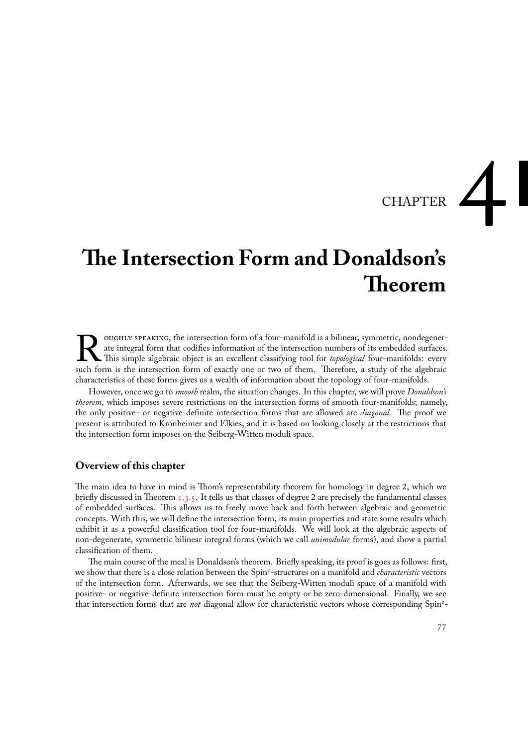# CHAPTER 4

# The Intersection Form and Donaldson's Theorem

Roughly speaking, the intersection form of a four-manifold is a bilinear, symmetric, nondegenerate integral form that codifies information of the intersection numbers of its embedded surfaces. This simple algebraic object is an excellent classifying tool for *topological* four-manifolds: every such form is the intersection form of exactly one or two of them. Therefore, a study of the algebraic characteristics of these forms gives us a wealth of information about the topology of four-manifolds.

However, once we go to *smooth* realm, the situation changes. In this chapter, we will prove *Donaldson's theorem*, which imposes severe restrictions on the intersection forms of smooth four-manifolds; namely, the only positive- or negative-definite intersection forms that are allowed are *diagonal*. The proof we present is attributed to Kronheimer and Elkies, and it is based on looking closely at the restrictions that the intersection form imposes on the Seiberg-Witten moduli space.

### Overview of this chapter

The main idea to have in mind is Thom's representability theorem for homology in degree 2, which we briefly discussed in Theorem 1.3.5. It tells us that classes of degree 2 are precisely the fundamental classes of embedded surfaces. This allows us to freely move back and forth between algebraic and geometric concepts. With this, we will define the intersection form, its main properties and state some results which exhibit it as a powerful classification tool for four-manifolds. We will look at the algebraic aspects of non-degenerate, symmetric bilinear integral forms (which we call *unimodular* forms), and show a partial classification of them.

The main course of the meal is Donaldson's theorem. Briefly speaking, its proof is goes as follows: first, we show that there is a close relation between the Spin$^c$-structures on a manifold and *characteristic* vectors of the intersection form. Afterwards, we see that the Seiberg-Witten moduli space of a manifold with positive- or negative-definite intersection form must be empty or be zero-dimensional. Finally, we see that intersection forms that are *not* diagonal allow for characteristic vectors whose corresponding Spin$^c$-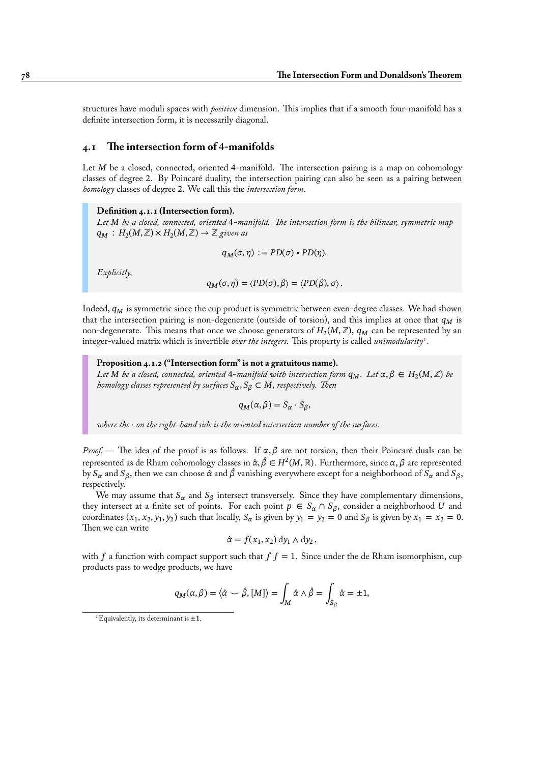structures have moduli spaces with *positive* dimension. This implies that if a smooth four-manifold has a definite intersection form, it is necessarily diagonal.

## 4.1 The intersection form of 4-manifolds

Let $M$ be a closed, connected, oriented 4-manifold. The intersection pairing is a map on cohomology classes of degree 2. By Poincaré duality, the intersection pairing can also be seen as a pairing between *homology* classes of degree 2. We call this the *intersection form*.

**Definition 4.1.1 (Intersection form).**
*Let $M$ be a closed, connected, oriented 4-manifold. The intersection form is the bilinear, symmetric map $q_M : H_2(M,\mathbb{Z}) \times H_2(M,\mathbb{Z}) \to \mathbb{Z}$ given as*

$$q_M(\sigma,\eta) := PD(\sigma) \bullet PD(\eta).$$

*Explicitly,*

$$q_M(\sigma,\eta) = \langle PD(\sigma), \beta \rangle = \langle PD(\beta), \sigma \rangle .$$

Indeed, $q_M$ is symmetric since the cup product is symmetric between even-degree classes. We had shown that the intersection pairing is non-degenerate (outside of torsion), and this implies at once that $q_M$ is non-degenerate. This means that once we choose generators of $H_2(M,\mathbb{Z})$, $q_M$ can be represented by an integer-valued matrix which is invertible *over the integers*. This property is called *unimodularity*[1].

**Proposition 4.1.2 ("Intersection form" is not a gratuitous name).**
*Let $M$ be a closed, connected, oriented 4-manifold with intersection form $q_M$. Let $\alpha, \beta \in H_2(M,\mathbb{Z})$ be homology classes represented by surfaces $S_\alpha, S_\beta \subset M$, respectively. Then*

$$q_M(\alpha,\beta) = S_\alpha \cdot S_\beta,$$

*where the $\cdot$ on the right-hand side is the oriented intersection number of the surfaces.*

*Proof.* — The idea of the proof is as follows. If $\alpha, \beta$ are not torsion, then their Poincaré duals can be represented as de Rham cohomology classes in $\hat\alpha, \hat\beta \in H^2(M,\mathbb{R})$. Furthermore, since $\alpha, \beta$ are represented by $S_\alpha$ and $S_\beta$, then we can choose $\hat\alpha$ and $\hat\beta$ vanishing everywhere except for a neighborhood of $S_\alpha$ and $S_\beta$, respectively.

We may assume that $S_\alpha$ and $S_\beta$ intersect transversely. Since they have complementary dimensions, they intersect at a finite set of points. For each point $p \in S_\alpha \cap S_\beta$, consider a neighborhood $U$ and coordinates $(x_1, x_2, y_1, y_2)$ such that locally, $S_\alpha$ is given by $y_1 = y_2 = 0$ and $S_\beta$ is given by $x_1 = x_2 = 0$. Then we can write

$$\hat\alpha = f(x_1, x_2)\, \mathrm{d}y_1 \wedge \mathrm{d}y_2 ,$$

with $f$ a function with compact support such that $\int f = 1$. Since under the de Rham isomorphism, cup products pass to wedge products, we have

$$q_M(\alpha,\beta) = \langle \hat\alpha \smile \hat\beta, [M] \rangle = \int_M \hat\alpha \wedge \hat\beta = \int_{S_\beta} \hat\alpha = \pm 1,$$

[1] Equivalently, its determinant is $\pm 1$.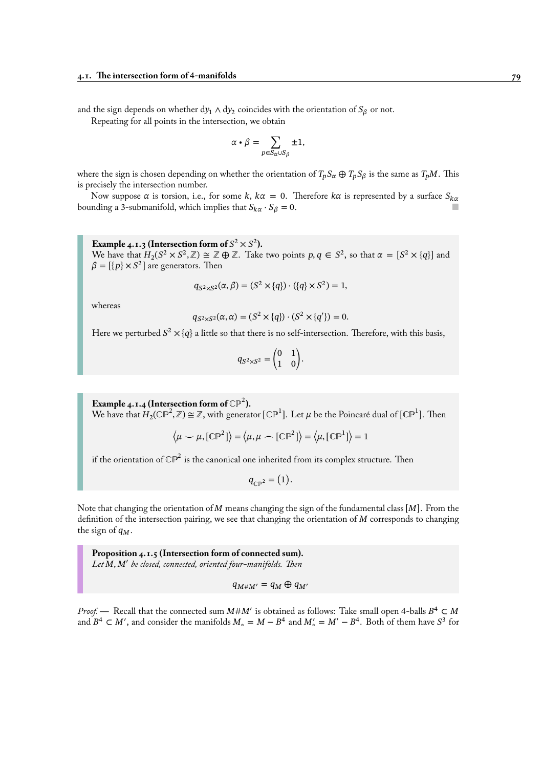and the sign depends on whether $\mathrm{d}y_1 \wedge \mathrm{d}y_2$ coincides with the orientation of $S_\beta$ or not.

Repeating for all points in the intersection, we obtain

$$\alpha \bullet \beta = \sum_{p \in S_\alpha \cup S_\beta} \pm 1,$$

where the sign is chosen depending on whether the orientation of $T_p S_\alpha \oplus T_p S_\beta$ is the same as $T_p M$. This is precisely the intersection number.

Now suppose $\alpha$ is torsion, i.e., for some $k$, $k\alpha = 0$. Therefore $k\alpha$ is represented by a surface $S_{k\alpha}$ bounding a 3-submanifold, which implies that $S_{k\alpha} \cdot S_\beta = 0$. ∎

**Example 4.1.3 (Intersection form of $S^2 \times S^2$).**
We have that $H_2(S^2 \times S^2, \mathbb{Z}) \cong \mathbb{Z} \oplus \mathbb{Z}$. Take two points $p, q \in S^2$, so that $\alpha = [S^2 \times \{q\}]$ and $\beta = [\{p\} \times S^2]$ are generators. Then

$$q_{S^2 \times S^2}(\alpha, \beta) = (S^2 \times \{q\}) \cdot (\{q\} \times S^2) = 1,$$

whereas

$$q_{S^2 \times S^2}(\alpha, \alpha) = (S^2 \times \{q\}) \cdot (S^2 \times \{q'\}) = 0.$$

Here we perturbed $S^2 \times \{q\}$ a little so that there is no self-intersection. Therefore, with this basis,

$$q_{S^2 \times S^2} = \begin{pmatrix} 0 & 1 \\ 1 & 0 \end{pmatrix}.$$

**Example 4.1.4 (Intersection form of $\mathbb{CP}^2$).**
We have that $H_2(\mathbb{CP}^2, \mathbb{Z}) \cong \mathbb{Z}$, with generator $[\mathbb{CP}^1]$. Let $\mu$ be the Poincaré dual of $[\mathbb{CP}^1]$. Then

$$\left\langle \mu \smile \mu, [\mathbb{CP}^2] \right\rangle = \left\langle \mu, \mu \frown [\mathbb{CP}^2] \right\rangle = \left\langle \mu, [\mathbb{CP}^1] \right\rangle = 1$$

if the orientation of $\mathbb{CP}^2$ is the canonical one inherited from its complex structure. Then

$$q_{\mathbb{CP}^2} = (1).$$

Note that changing the orientation of $M$ means changing the sign of the fundamental class $[M]$. From the definition of the intersection pairing, we see that changing the orientation of $M$ corresponds to changing the sign of $q_M$.

**Proposition 4.1.5 (Intersection form of connected sum).**
*Let $M, M'$ be closed, connected, oriented four-manifolds. Then*

$$q_{M \# M'} = q_M \oplus q_{M'}$$

*Proof.* — Recall that the connected sum $M \# M'$ is obtained as follows: Take small open 4-balls $B^4 \subset M$ and $B^4 \subset M'$, and consider the manifolds $M_\circ = M - B^4$ and $M'_\circ = M' - B^4$. Both of them have $S^3$ for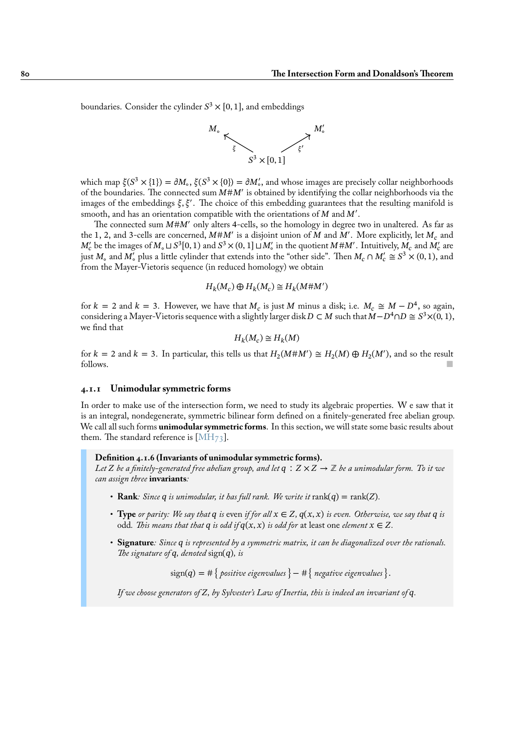boundaries. Consider the cylinder $S^3 \times [0,1]$, and embeddings

$$M_\circ \xleftarrow{\xi} S^3 \times [0,1] \xrightarrow{\xi'} M'_\circ$$

which map $\xi(S^3 \times \{1\}) = \partial M_\circ$, $\xi(S^3 \times \{0\}) = \partial M'_\circ$, and whose images are precisely collar neighborhoods of the boundaries. The connected sum $M \# M'$ is obtained by identifying the collar neighborhoods via the images of the embeddings $\xi, \xi'$. The choice of this embedding guarantees that the resulting manifold is smooth, and has an orientation compatible with the orientations of $M$ and $M'$.

The connected sum $M\#M'$ only alters 4-cells, so the homology in degree two in unaltered. As far as the 1, 2, and 3-cells are concerned, $M\#M'$ is a disjoint union of $M$ and $M'$. More explicitly, let $M_c$ and $M'_c$ be the images of $M_\circ \sqcup S^3[0,1)$ and $S^3 \times (0,1] \sqcup M'_\circ$ in the quotient $M\#M'$. Intuitively, $M_c$ and $M'_c$ are just $M_\circ$ and $M'_\circ$ plus a little cylinder that extends into the "other side". Then $M_c \cap M'_c \cong S^3 \times (0,1)$, and from the Mayer-Vietoris sequence (in reduced homology) we obtain

$$H_k(M_c) \oplus H_k(M_c) \cong H_k(M\#M')$$

for $k = 2$ and $k = 3$. However, we have that $M_c$ is just $M$ minus a disk; i.e. $M_c \cong M - D^4$, so again, considering a Mayer-Vietoris sequence with a slightly larger disk $D \subset M$ such that $M - D^4 \cap D \cong S^3 \times (0,1)$, we find that

$$H_k(M_c) \cong H_k(M)$$

for $k = 2$ and $k = 3$. In particular, this tells us that $H_2(M\#M') \cong H_2(M) \oplus H_2(M')$, and so the result follows. ∎

### 4.1.1 Unimodular symmetric forms

In order to make use of the intersection form, we need to study its algebraic properties. W e saw that it is an integral, nondegenerate, symmetric bilinear form defined on a finitely-generated free abelian group. We call all such forms **unimodular symmetric forms**. In this section, we will state some basic results about them. The standard reference is [MH73].

**Definition 4.1.6 (Invariants of unimodular symmetric forms).** *Let $Z$ be a finitely-generated free abelian group, and let $q : Z \times Z \to \mathbb{Z}$ be a unimodular form. To it we can assign three* **invariants***:*

- **Rank***: Since $q$ is unimodular, it has full rank. We write it* $\operatorname{rank}(q) = \operatorname{rank}(Z)$.
- **Type** *or parity: We say that $q$ is* even *if for all $x \in Z$, $q(x,x)$ is even. Otherwise, we say that $q$ is* odd*. This means that that $q$ is odd if $q(x,x)$ is odd for* at least one *element $x \in Z$.*
- **Signature***: Since $q$ is represented by a symmetric matrix, it can be diagonalized over the rationals. The signature of $q$, denoted* $\operatorname{sign}(q)$*, is*

$$\operatorname{sign}(q) = \#\{\textit{positive eigenvalues}\} - \#\{\textit{negative eigenvalues}\}.$$

*If we choose generators of $Z$, by Sylvester's Law of Inertia, this is indeed an invariant of $q$.*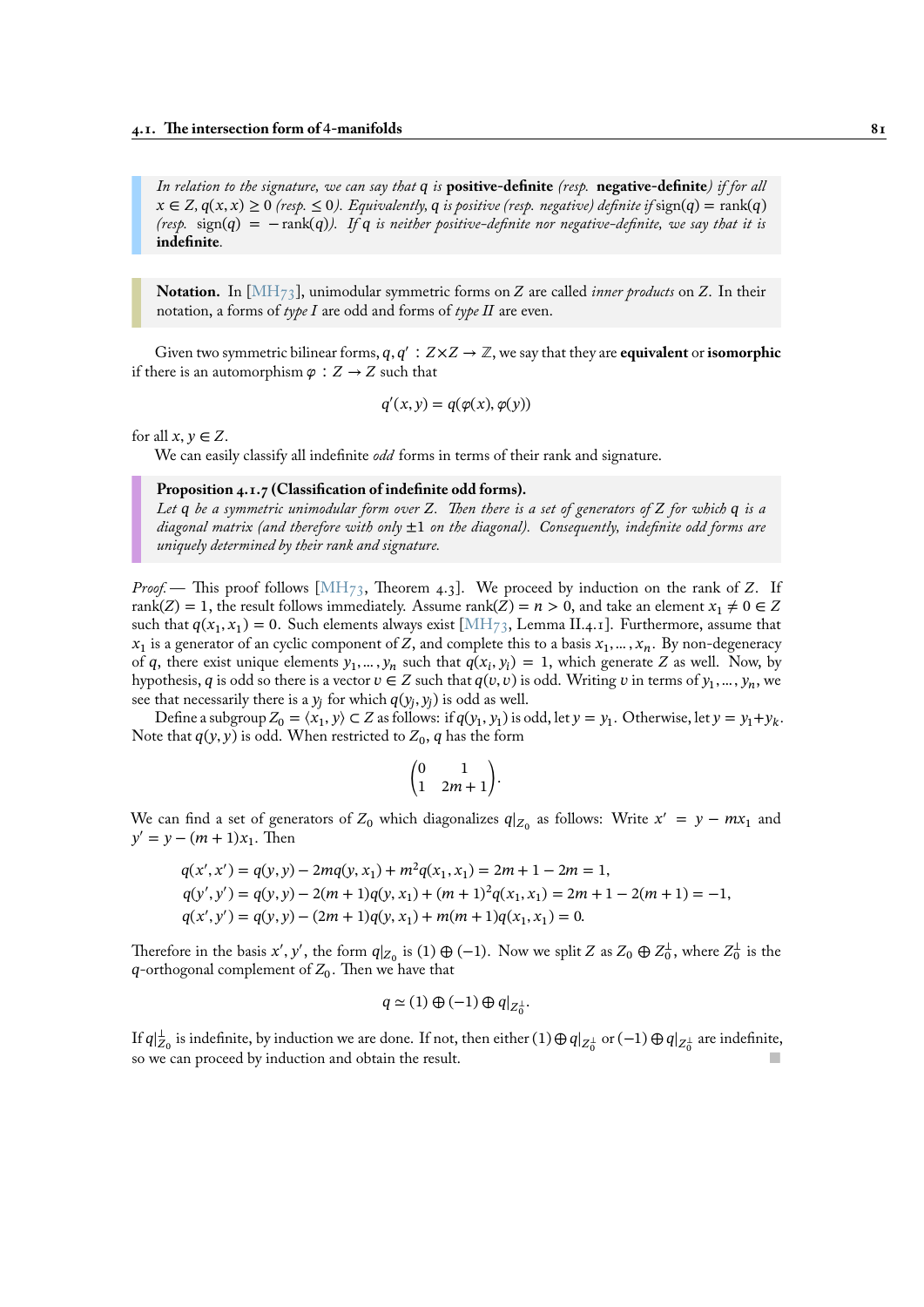*In relation to the signature, we can say that $q$ is* **positive-definite** *(resp.* **negative-definite***) if for all $x \in Z$, $q(x,x) \geq 0$ (resp. $\leq 0$). Equivalently, $q$ is positive (resp. negative) definite if $\operatorname{sign}(q) = \operatorname{rank}(q)$ (resp. $\operatorname{sign}(q) = -\operatorname{rank}(q)$). If $q$ is neither positive-definite nor negative-definite, we say that it is* **indefinite**.

**Notation.** In [MH73], unimodular symmetric forms on $Z$ are called *inner products* on $Z$. In their notation, a forms of *type I* are odd and forms of *type II* are even.

Given two symmetric bilinear forms, $q, q' : Z \times Z \to \mathbb{Z}$, we say that they are **equivalent** or **isomorphic** if there is an automorphism $\varphi : Z \to Z$ such that

$$q'(x,y) = q(\varphi(x), \varphi(y))$$

for all $x, y \in Z$.

We can easily classify all indefinite *odd* forms in terms of their rank and signature.

**Proposition 4.1.7 (Classification of indefinite odd forms).**
*Let $q$ be a symmetric unimodular form over $Z$. Then there is a set of generators of $Z$ for which $q$ is a diagonal matrix (and therefore with only $\pm 1$ on the diagonal). Consequently, indefinite odd forms are uniquely determined by their rank and signature.*

*Proof.* — This proof follows [MH73, Theorem 4.3]. We proceed by induction on the rank of $Z$. If $\operatorname{rank}(Z) = 1$, the result follows immediately. Assume $\operatorname{rank}(Z) = n > 0$, and take an element $x_1 \neq 0 \in Z$ such that $q(x_1, x_1) = 0$. Such elements always exist [MH73, Lemma II.4.1]. Furthermore, assume that $x_1$ is a generator of an cyclic component of $Z$, and complete this to a basis $x_1, \ldots, x_n$. By non-degeneracy of $q$, there exist unique elements $y_1, \ldots, y_n$ such that $q(x_i, y_i) = 1$, which generate $Z$ as well. Now, by hypothesis, $q$ is odd so there is a vector $v \in Z$ such that $q(v,v)$ is odd. Writing $v$ in terms of $y_1, \ldots, y_n$, we see that necessarily there is a $y_j$ for which $q(y_j, y_j)$ is odd as well.

Define a subgroup $Z_0 = \langle x_1, y \rangle \subset Z$ as follows: if $q(y_1, y_1)$ is odd, let $y = y_1$. Otherwise, let $y = y_1 + y_k$. Note that $q(y,y)$ is odd. When restricted to $Z_0$, $q$ has the form

$$\begin{pmatrix} 0 & 1 \\ 1 & 2m+1 \end{pmatrix}.$$

We can find a set of generators of $Z_0$ which diagonalizes $q|_{Z_0}$ as follows: Write $x' = y - mx_1$ and $y' = y - (m+1)x_1$. Then

$$\begin{aligned}
q(x', x') &= q(y,y) - 2mq(y, x_1) + m^2 q(x_1, x_1) = 2m + 1 - 2m = 1, \\
q(y', y') &= q(y,y) - 2(m+1)q(y, x_1) + (m+1)^2 q(x_1, x_1) = 2m + 1 - 2(m+1) = -1, \\
q(x', y') &= q(y,y) - (2m+1)q(y, x_1) + m(m+1)q(x_1, x_1) = 0.
\end{aligned}$$

Therefore in the basis $x', y'$, the form $q|_{Z_0}$ is $(1) \oplus (-1)$. Now we split $Z$ as $Z_0 \oplus Z_0^\perp$, where $Z_0^\perp$ is the $q$-orthogonal complement of $Z_0$. Then we have that

$$q \simeq (1) \oplus (-1) \oplus q|_{Z_0^\perp}.$$

If $q|_{Z_0}^\perp$ is indefinite, by induction we are done. If not, then either $(1) \oplus q|_{Z_0^\perp}$ or $(-1) \oplus q|_{Z_0^\perp}$ are indefinite, so we can proceed by induction and obtain the result. ∎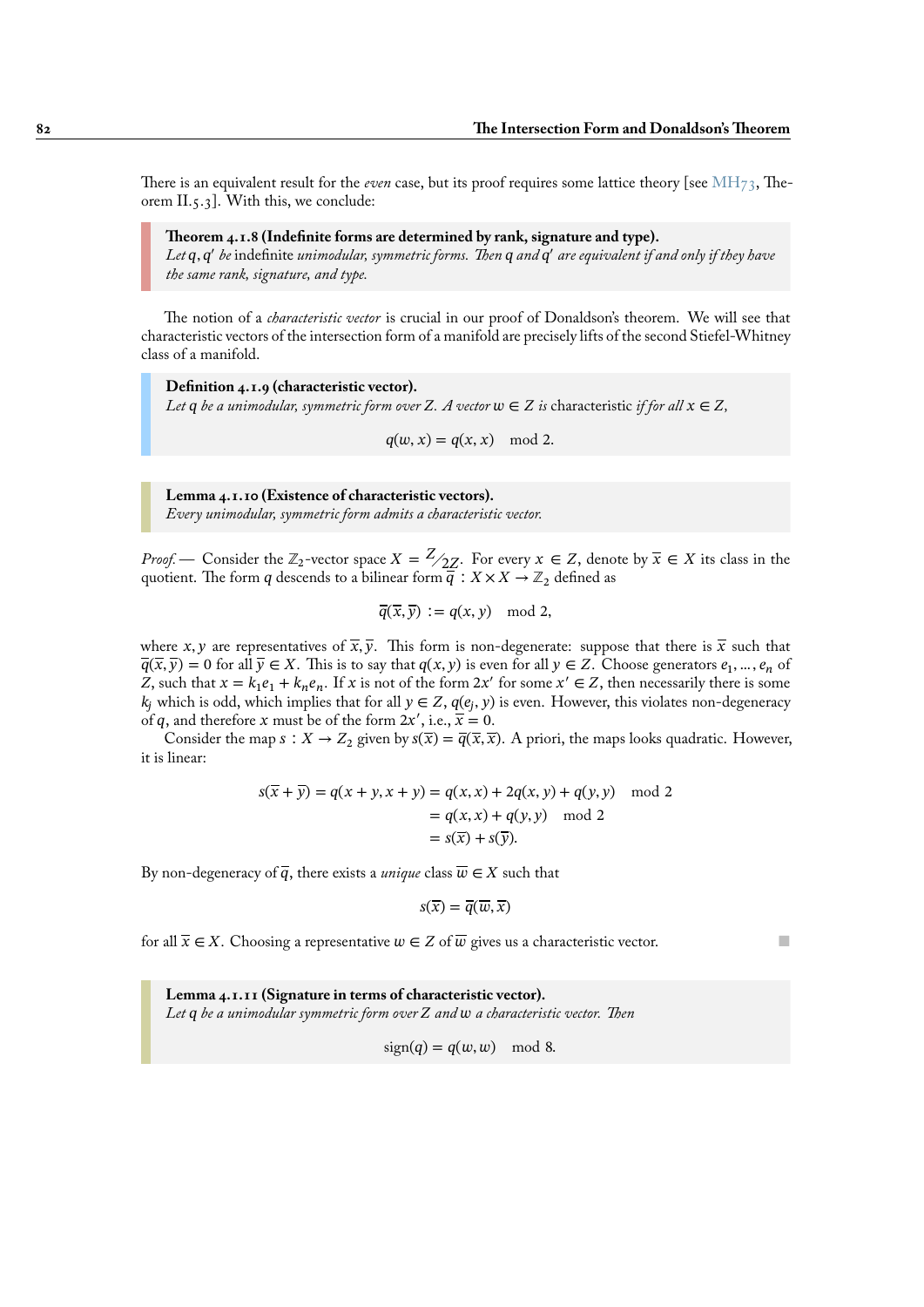There is an equivalent result for the *even* case, but its proof requires some lattice theory [see MH73, Theorem II.5.3]. With this, we conclude:

**Theorem 4.1.8 (Indefinite forms are determined by rank, signature and type).**
*Let $q, q'$ be* indefinite *unimodular, symmetric forms. Then $q$ and $q'$ are equivalent if and only if they have the same rank, signature, and type.*

The notion of a *characteristic vector* is crucial in our proof of Donaldson's theorem. We will see that characteristic vectors of the intersection form of a manifold are precisely lifts of the second Stiefel-Whitney class of a manifold.

**Definition 4.1.9 (characteristic vector).**
*Let $q$ be a unimodular, symmetric form over $Z$. A vector $w \in Z$ is* characteristic *if for all $x \in Z$,*

$$q(w, x) = q(x, x) \mod 2.$$

**Lemma 4.1.10 (Existence of characteristic vectors).**
*Every unimodular, symmetric form admits a characteristic vector.*

*Proof.* — Consider the $\mathbb{Z}_2$-vector space $X = {}^{Z}\!/_{2Z}$. For every $x \in Z$, denote by $\overline{x} \in X$ its class in the quotient. The form $q$ descends to a bilinear form $\overline{q} : X \times X \to \mathbb{Z}_2$ defined as

$$\overline{q}(\overline{x}, \overline{y}) := q(x, y) \mod 2,$$

where $x, y$ are representatives of $\overline{x}, \overline{y}$. This form is non-degenerate: suppose that there is $\overline{x}$ such that $\overline{q}(\overline{x}, \overline{y}) = 0$ for all $\overline{y} \in X$. This is to say that $q(x, y)$ is even for all $y \in Z$. Choose generators $e_1, \ldots, e_n$ of $Z$, such that $x = k_1 e_1 + k_n e_n$. If $x$ is not of the form $2x'$ for some $x' \in Z$, then necessarily there is some $k_j$ which is odd, which implies that for all $y \in Z$, $q(e_j, y)$ is even. However, this violates non-degeneracy of $q$, and therefore $x$ must be of the form $2x'$, i.e., $\overline{x} = 0$.

Consider the map $s : X \to Z_2$ given by $s(\overline{x}) = \overline{q}(\overline{x}, \overline{x})$. A priori, the maps looks quadratic. However, it is linear:

$$\begin{aligned} s(\overline{x} + \overline{y}) = q(x + y, x + y) &= q(x, x) + 2q(x, y) + q(y, y) \mod 2 \\ &= q(x, x) + q(y, y) \mod 2 \\ &= s(\overline{x}) + s(\overline{y}). \end{aligned}$$

By non-degeneracy of $\overline{q}$, there exists a *unique* class $\overline{w} \in X$ such that

$$s(\overline{x}) = \overline{q}(\overline{w}, \overline{x})$$

for all $\overline{x} \in X$. Choosing a representative $w \in Z$ of $\overline{w}$ gives us a characteristic vector. ■

**Lemma 4.1.11 (Signature in terms of characteristic vector).**
*Let $q$ be a unimodular symmetric form over $Z$ and $w$ a characteristic vector. Then*

$$\text{sign}(q) = q(w, w) \mod 8.$$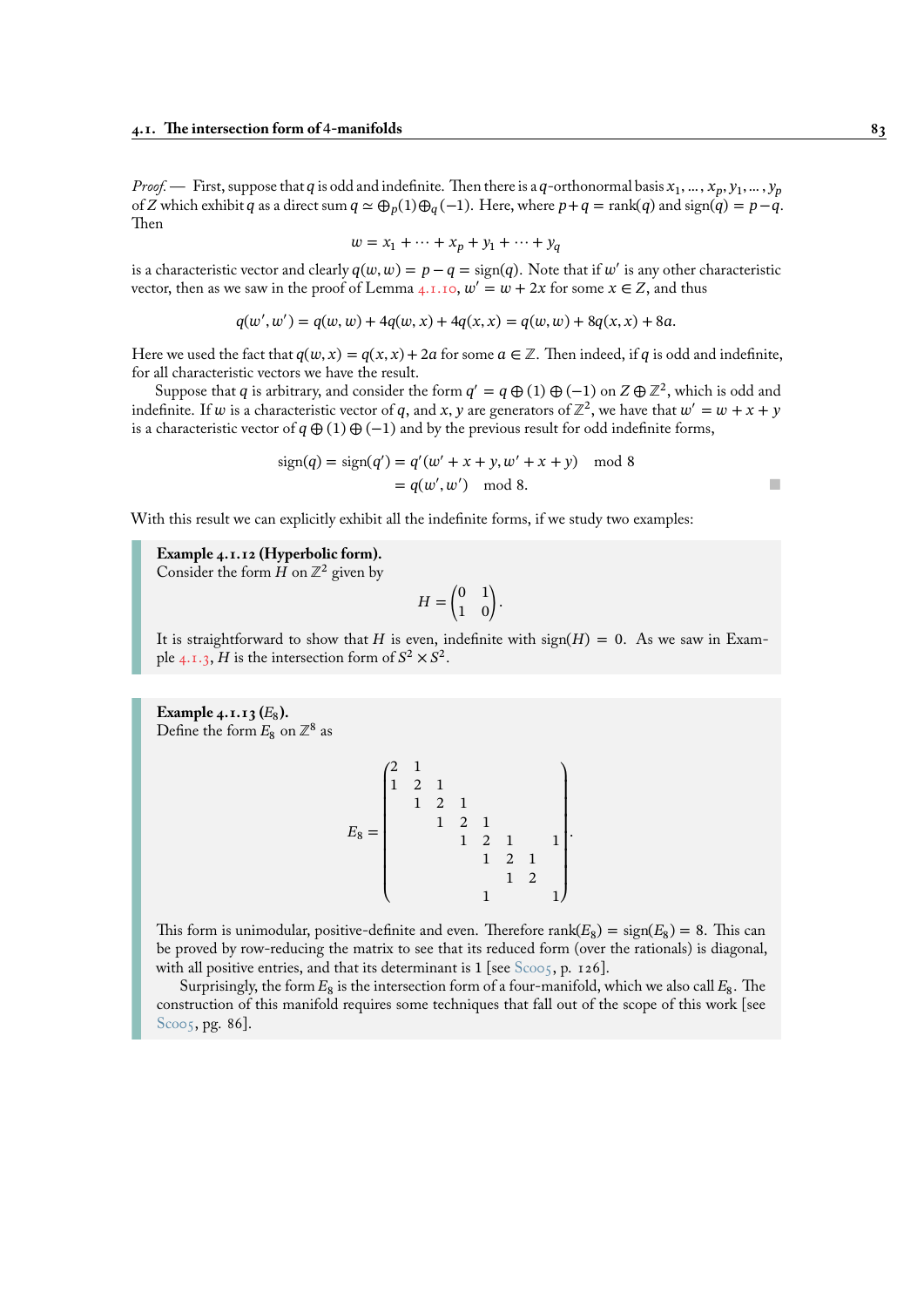*Proof.* — First, suppose that $q$ is odd and indefinite. Then there is a $q$-orthonormal basis $x_1, \ldots, x_p, y_1, \ldots, y_p$ of $Z$ which exhibit $q$ as a direct sum $q \simeq \oplus_p(1) \oplus_q (-1)$. Here, where $p + q = \operatorname{rank}(q)$ and $\operatorname{sign}(q) = p - q$. Then

$$w = x_1 + \cdots + x_p + y_1 + \cdots + y_q$$

is a characteristic vector and clearly $q(w, w) = p - q = \operatorname{sign}(q)$. Note that if $w'$ is any other characteristic vector, then as we saw in the proof of Lemma 4.1.10, $w' = w + 2x$ for some $x \in Z$, and thus

$$q(w', w') = q(w, w) + 4q(w, x) + 4q(x, x) = q(w, w) + 8q(x, x) + 8a.$$

Here we used the fact that $q(w, x) = q(x, x) + 2a$ for some $a \in \mathbb{Z}$. Then indeed, if $q$ is odd and indefinite, for all characteristic vectors we have the result.

Suppose that $q$ is arbitrary, and consider the form $q' = q \oplus (1) \oplus (-1)$ on $Z \oplus \mathbb{Z}^2$, which is odd and indefinite. If $w$ is a characteristic vector of $q$, and $x, y$ are generators of $\mathbb{Z}^2$, we have that $w' = w + x + y$ is a characteristic vector of $q \oplus (1) \oplus (-1)$ and by the previous result for odd indefinite forms,

$$\begin{aligned} \operatorname{sign}(q) = \operatorname{sign}(q') &= q'(w' + x + y, w' + x + y) \mod 8 \\ &= q(w', w') \mod 8. \end{aligned}$$

With this result we can explicitly exhibit all the indefinite forms, if we study two examples:

**Example 4.1.12 (Hyperbolic form).**
Consider the form $H$ on $\mathbb{Z}^2$ given by

$$H = \begin{pmatrix} 0 & 1 \\ 1 & 0 \end{pmatrix}.$$

It is straightforward to show that $H$ is even, indefinite with $\operatorname{sign}(H) = 0$. As we saw in Example 4.1.3, $H$ is the intersection form of $S^2 \times S^2$.

**Example 4.1.13 ($E_8$).**
Define the form $E_8$ on $\mathbb{Z}^8$ as

$$E_8 = \begin{pmatrix} 2 & 1 & & & & & & \\ 1 & 2 & 1 & & & & & \\ & 1 & 2 & 1 & & & & \\ & & 1 & 2 & 1 & & & \\ & & & 1 & 2 & 1 & & 1 \\ & & & & 1 & 2 & 1 & \\ & & & & & 1 & 2 & \\ & & & & 1 & & & 1 \end{pmatrix}.$$

This form is unimodular, positive-definite and even. Therefore $\operatorname{rank}(E_8) = \operatorname{sign}(E_8) = 8$. This can be proved by row-reducing the matrix to see that its reduced form (over the rationals) is diagonal, with all positive entries, and that its determinant is 1 [see Sco05, p. 126].

Surprisingly, the form $E_8$ is the intersection form of a four-manifold, which we also call $E_8$. The construction of this manifold requires some techniques that fall out of the scope of this work [see Sco05, pg. 86].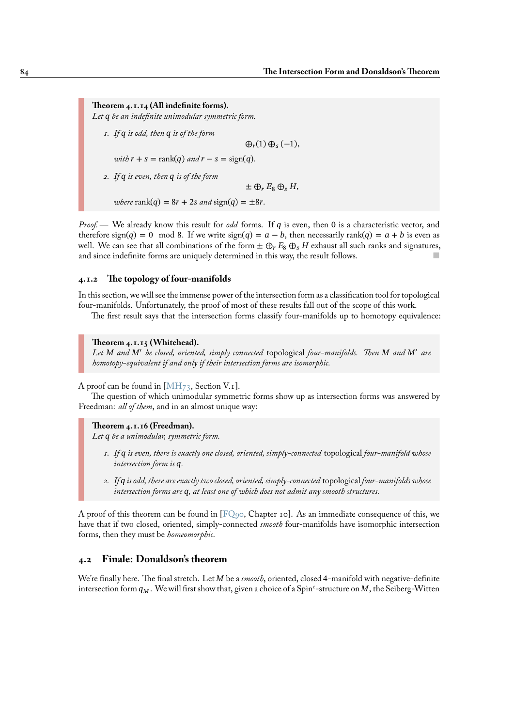**Theorem 4.1.14 (All indefinite forms).**
*Let $q$ be an indefinite unimodular symmetric form.*

1. *If $q$ is odd, then $q$ is of the form*
$$\oplus_r(1) \oplus_s (-1),$$
*with $r + s = \text{rank}(q)$ and $r - s = \text{sign}(q)$.*

2. *If $q$ is even, then $q$ is of the form*
$$\pm \oplus_r E_8 \oplus_s H,$$
*where $\text{rank}(q) = 8r + 2s$ and $\text{sign}(q) = \pm 8r$.*

*Proof.* — We already know this result for *odd* forms. If $q$ is even, then $0$ is a characteristic vector, and therefore $\text{sign}(q) = 0 \mod 8$. If we write $\text{sign}(q) = a - b$, then necessarily $\text{rank}(q) = a + b$ is even as well. We can see that all combinations of the form $\pm \oplus_r E_8 \oplus_s H$ exhaust all such ranks and signatures, and since indefinite forms are uniquely determined in this way, the result follows. ■

### 4.1.2 The topology of four-manifolds

In this section, we will see the immense power of the intersection form as a classification tool for topological four-manifolds. Unfortunately, the proof of most of these results fall out of the scope of this work.

The first result says that the intersection forms classify four-manifolds up to homotopy equivalence:

**Theorem 4.1.15 (Whitehead).**
*Let $M$ and $M'$ be closed, oriented, simply connected* topological *four-manifolds. Then $M$ and $M'$ are homotopy-equivalent if and only if their intersection forms are isomorphic.*

A proof can be found in [MH73, Section V.1].

The question of which unimodular symmetric forms show up as intersection forms was answered by Freedman: *all of them*, and in an almost unique way:

**Theorem 4.1.16 (Freedman).**
*Let $q$ be a unimodular, symmetric form.*

1. *If $q$ is even, there is exactly one closed, oriented, simply-connected* topological *four-manifold whose intersection form is $q$.*
2. *If $q$ is odd, there are exactly two closed, oriented, simply-connected* topological *four-manifolds whose intersection forms are $q$, at least one of which does not admit any smooth structures.*

A proof of this theorem can be found in [FQ90, Chapter 10]. As an immediate consequence of this, we have that if two closed, oriented, simply-connected *smooth* four-manifolds have isomorphic intersection forms, then they must be *homeomorphic*.

## 4.2 Finale: Donaldson's theorem

We're finally here. The final stretch. Let $M$ be a *smooth*, oriented, closed 4-manifold with negative-definite intersection form $q_M$. We will first show that, given a choice of a Spin$^c$-structure on $M$, the Seiberg-Witten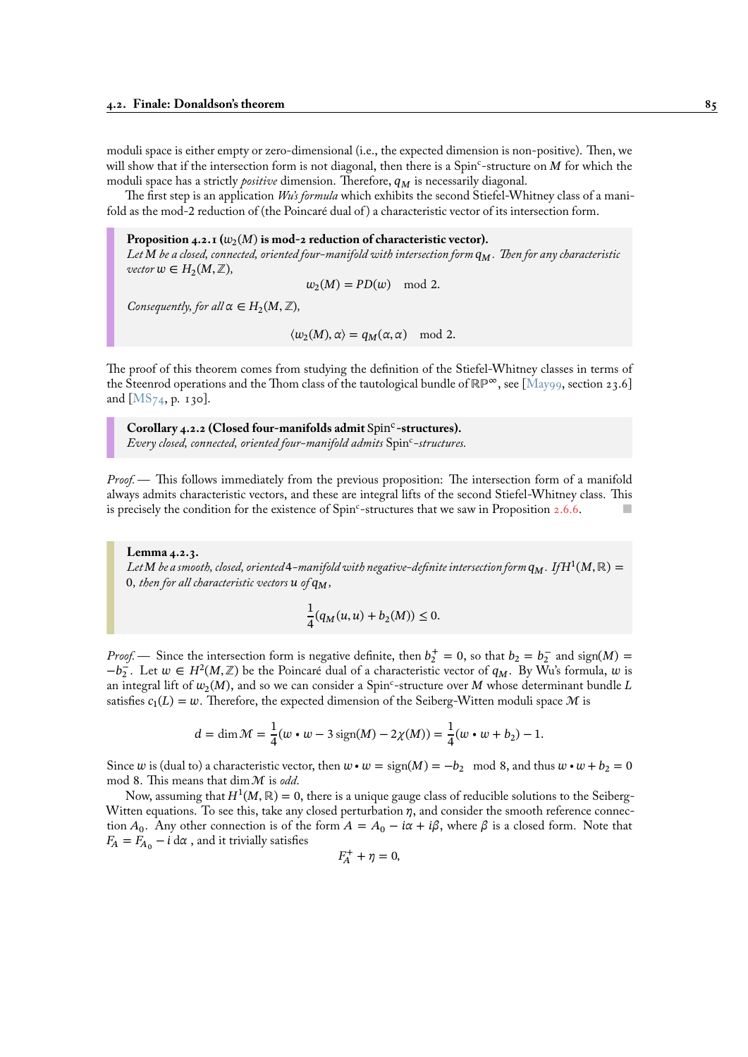moduli space is either empty or zero-dimensional (i.e., the expected dimension is non-positive). Then, we will show that if the intersection form is not diagonal, then there is a Spin$^c$-structure on $M$ for which the moduli space has a strictly *positive* dimension. Therefore, $q_M$ is necessarily diagonal.

The first step is an application *Wu's formula* which exhibits the second Stiefel-Whitney class of a manifold as the mod-2 reduction of (the Poincaré dual of) a characteristic vector of its intersection form.

**Proposition 4.2.1 ($w_2(M)$ is mod-2 reduction of characteristic vector).**
*Let $M$ be a closed, connected, oriented four-manifold with intersection form $q_M$. Then for any characteristic vector $w \in H_2(M,\mathbb{Z})$,*

$$w_2(M) = PD(w) \mod 2.$$

*Consequently, for all $\alpha \in H_2(M,\mathbb{Z})$,*

$$\langle w_2(M), \alpha\rangle = q_M(\alpha,\alpha) \mod 2.$$

The proof of this theorem comes from studying the definition of the Stiefel-Whitney classes in terms of the Steenrod operations and the Thom class of the tautological bundle of $\mathbb{RP}^\infty$, see [May99, section 23.6] and [MS74, p. 130].

**Corollary 4.2.2 (Closed four-manifolds admit Spin$^c$-structures).**
*Every closed, connected, oriented four-manifold admits Spin$^c$-structures.*

*Proof.* — This follows immediately from the previous proposition: The intersection form of a manifold always admits characteristic vectors, and these are integral lifts of the second Stiefel-Whitney class. This is precisely the condition for the existence of Spin$^c$-structures that we saw in Proposition 2.6.6. ∎

**Lemma 4.2.3.**
*Let $M$ be a smooth, closed, oriented 4-manifold with negative-definite intersection form $q_M$. If $H^1(M,\mathbb{R}) = 0$, then for all characteristic vectors $u$ of $q_M$,*

$$\frac{1}{4}(q_M(u,u) + b_2(M)) \leq 0.$$

*Proof.* — Since the intersection form is negative definite, then $b_2^+ = 0$, so that $b_2 = b_2^-$ and $\operatorname{sign}(M) = -b_2^-$. Let $w \in H^2(M,\mathbb{Z})$ be the Poincaré dual of a characteristic vector of $q_M$. By Wu's formula, $w$ is an integral lift of $w_2(M)$, and so we can consider a Spin$^c$-structure over $M$ whose determinant bundle $L$ satisfies $c_1(L) = w$. Therefore, the expected dimension of the Seiberg-Witten moduli space $\mathcal{M}$ is

$$d = \dim \mathcal{M} = \frac{1}{4}(w \bullet w - 3\operatorname{sign}(M) - 2\chi(M)) = \frac{1}{4}(w \bullet w + b_2) - 1.$$

Since $w$ is (dual to) a characteristic vector, then $w \bullet w = \operatorname{sign}(M) = -b_2 \mod 8$, and thus $w \bullet w + b_2 = 0 \mod 8$. This means that $\dim \mathcal{M}$ is *odd*.

Now, assuming that $H^1(M,\mathbb{R}) = 0$, there is a unique gauge class of reducible solutions to the Seiberg-Witten equations. To see this, take any closed perturbation $\eta$, and consider the smooth reference connection $A_0$. Any other connection is of the form $A = A_0 - i\alpha + i\beta$, where $\beta$ is a closed form. Note that $F_A = F_{A_0} - i\,d\alpha$, and it trivially satisfies

$$F_A^+ + \eta = 0,$$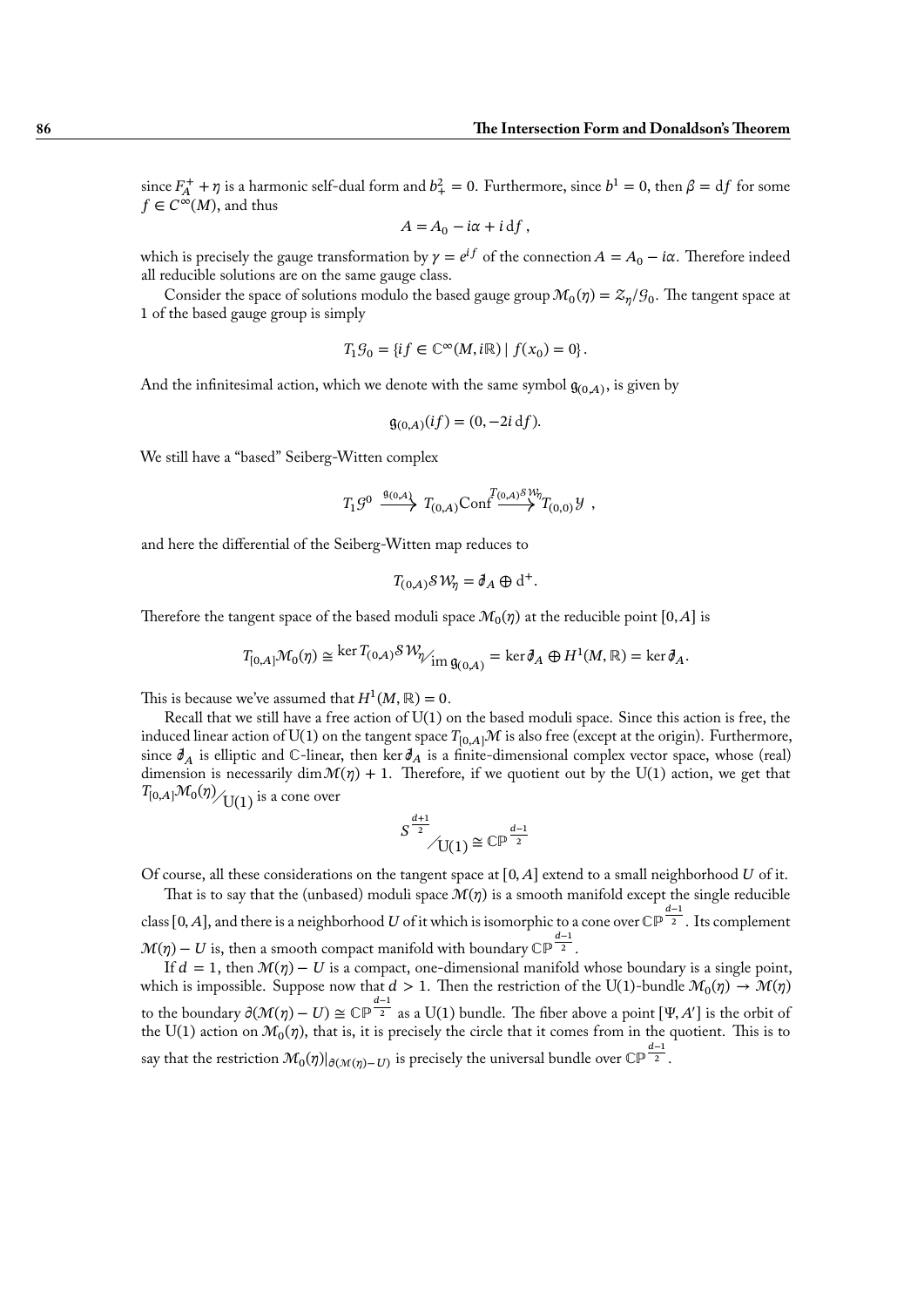since $F_A^+ + \eta$ is a harmonic self-dual form and $b_+^2 = 0$. Furthermore, since $b^1 = 0$, then $\beta = \mathrm{d}f$ for some $f \in C^\infty(M)$, and thus

$$A = A_0 - i\alpha + i\,\mathrm{d}f\,,$$

which is precisely the gauge transformation by $\gamma = e^{if}$ of the connection $A = A_0 - i\alpha$. Therefore indeed all reducible solutions are on the same gauge class.

Consider the space of solutions modulo the based gauge group $\mathcal{M}_0(\eta) = \mathcal{Z}_\eta/\mathcal{G}_0$. The tangent space at 1 of the based gauge group is simply

$$T_1\mathcal{G}_0 = \{if \in \mathbb{C}^\infty(M, i\mathbb{R}) \mid f(x_0) = 0\}.$$

And the infinitesimal action, which we denote with the same symbol $\mathfrak{g}_{(0,A)}$, is given by

$$\mathfrak{g}_{(0,A)}(if) = (0, -2i\,\mathrm{d}f).$$

We still have a "based" Seiberg-Witten complex

$$T_1\mathcal{G}^0 \xrightarrow{\mathfrak{g}_{(0,A)}} T_{(0,A)}\mathrm{Conf} \xrightarrow{T_{(0,A)}\mathcal{SW}_\eta} T_{(0,0)}\mathcal{Y}\ ,$$

and here the differential of the Seiberg-Witten map reduces to

$$T_{(0,A)}\mathcal{SW}_\eta = \partial\!\!\!/_A \oplus \mathrm{d}^+.$$

Therefore the tangent space of the based moduli space $\mathcal{M}_0(\eta)$ at the reducible point $[0, A]$ is

$$T_{[0,A]}\mathcal{M}_0(\eta) \cong {\ker T_{(0,A)}\mathcal{SW}_\eta}\big/{\mathrm{im}\,\mathfrak{g}_{(0,A)}} = \ker \partial\!\!\!/_A \oplus H^1(M, \mathbb{R}) = \ker \partial\!\!\!/_A.$$

This is because we've assumed that $H^1(M, \mathbb{R}) = 0$.

Recall that we still have a free action of U(1) on the based moduli space. Since this action is free, the induced linear action of U(1) on the tangent space $T_{[0,A]}\mathcal{M}$ is also free (except at the origin). Furthermore, since $\partial\!\!\!/_A$ is elliptic and $\mathbb{C}$-linear, then $\ker \partial\!\!\!/_A$ is a finite-dimensional complex vector space, whose (real) dimension is necessarily $\dim \mathcal{M}(\eta) + 1$. Therefore, if we quotient out by the U(1) action, we get that $T_{[0,A]}\mathcal{M}_0(\eta)\big/\mathrm{U}(1)$ is a cone over

$$S^{\frac{d+1}{2}}\big/\mathrm{U}(1) \cong \mathbb{CP}^{\frac{d-1}{2}}$$

Of course, all these considerations on the tangent space at $[0, A]$ extend to a small neighborhood $U$ of it.

That is to say that the (unbased) moduli space $\mathcal{M}(\eta)$ is a smooth manifold except the single reducible class $[0, A]$, and there is a neighborhood $U$ of it which is isomorphic to a cone over $\mathbb{CP}^{\frac{d-1}{2}}$. Its complement $\mathcal{M}(\eta) - U$ is, then a smooth compact manifold with boundary $\mathbb{CP}^{\frac{d-1}{2}}$.

If $d = 1$, then $\mathcal{M}(\eta) - U$ is a compact, one-dimensional manifold whose boundary is a single point, which is impossible. Suppose now that $d > 1$. Then the restriction of the U(1)-bundle $\mathcal{M}_0(\eta) \to \mathcal{M}(\eta)$ to the boundary $\partial(\mathcal{M}(\eta) - U) \cong \mathbb{CP}^{\frac{d-1}{2}}$ as a U(1) bundle. The fiber above a point $[\Psi, A']$ is the orbit of the U(1) action on $\mathcal{M}_0(\eta)$, that is, it is precisely the circle that it comes from in the quotient. This is to say that the restriction $\mathcal{M}_0(\eta)|_{\partial(\mathcal{M}(\eta)-U)}$ is precisely the universal bundle over $\mathbb{CP}^{\frac{d-1}{2}}$.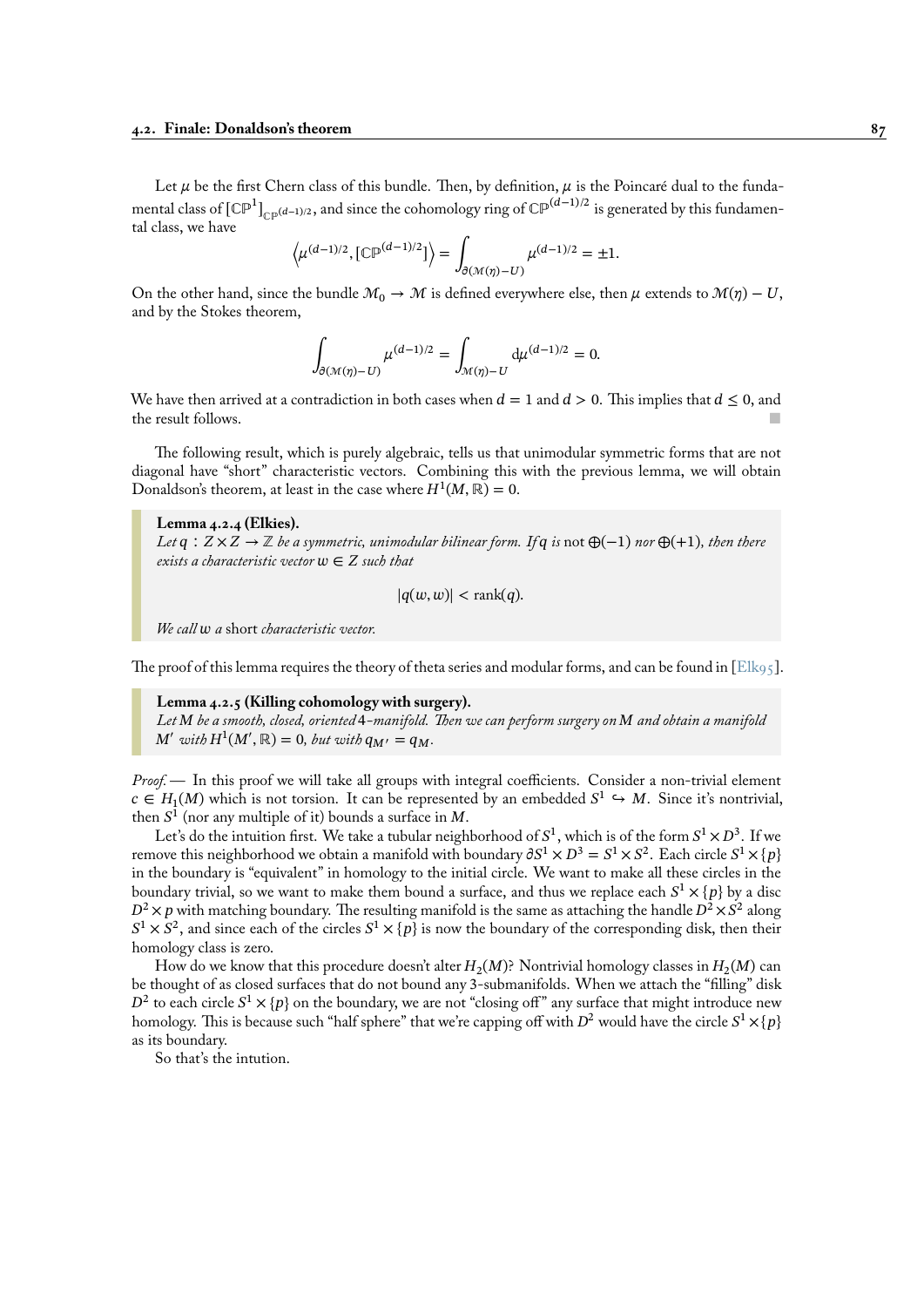Let $\mu$ be the first Chern class of this bundle. Then, by definition, $\mu$ is the Poincaré dual to the fundamental class of $[\mathbb{CP}^1]_{\mathbb{CP}^{(d-1)/2}}$, and since the cohomology ring of $\mathbb{CP}^{(d-1)/2}$ is generated by this fundamental class, we have

$$\left\langle \mu^{(d-1)/2}, [\mathbb{CP}^{(d-1)/2}] \right\rangle = \int_{\partial(\mathcal{M}(\eta)-U)} \mu^{(d-1)/2} = \pm 1.$$

On the other hand, since the bundle $\mathcal{M}_0 \to \mathcal{M}$ is defined everywhere else, then $\mu$ extends to $\mathcal{M}(\eta) - U$, and by the Stokes theorem,

$$\int_{\partial(\mathcal{M}(\eta)-U)} \mu^{(d-1)/2} = \int_{\mathcal{M}(\eta)-U} \mathrm{d}\mu^{(d-1)/2} = 0.$$

We have then arrived at a contradiction in both cases when $d = 1$ and $d > 0$. This implies that $d \leq 0$, and the result follows. ■

The following result, which is purely algebraic, tells us that unimodular symmetric forms that are not diagonal have "short" characteristic vectors. Combining this with the previous lemma, we will obtain Donaldson's theorem, at least in the case where $H^1(M, \mathbb{R}) = 0$.

**Lemma 4.2.4 (Elkies).**
*Let $q : Z \times Z \to \mathbb{Z}$ be a symmetric, unimodular bilinear form. If $q$ is* not *$\oplus(-1)$ nor $\oplus(+1)$, then there exists a characteristic vector $w \in Z$ such that*

$$|q(w, w)| < \operatorname{rank}(q).$$

*We call $w$ a* short *characteristic vector.*

The proof of this lemma requires the theory of theta series and modular forms, and can be found in [Elk95].

**Lemma 4.2.5 (Killing cohomology with surgery).**
*Let $M$ be a smooth, closed, oriented 4-manifold. Then we can perform surgery on $M$ and obtain a manifold $M'$ with $H^1(M', \mathbb{R}) = 0$, but with $q_{M'} = q_M$.*

*Proof.* — In this proof we will take all groups with integral coefficients. Consider a non-trivial element $c \in H_1(M)$ which is not torsion. It can be represented by an embedded $S^1 \hookrightarrow M$. Since it's nontrivial, then $S^1$ (nor any multiple of it) bounds a surface in $M$.

Let's do the intuition first. We take a tubular neighborhood of $S^1$, which is of the form $S^1 \times D^3$. If we remove this neighborhood we obtain a manifold with boundary $\partial S^1 \times D^3 = S^1 \times S^2$. Each circle $S^1 \times \{p\}$ in the boundary is "equivalent" in homology to the initial circle. We want to make all these circles in the boundary trivial, so we want to make them bound a surface, and thus we replace each $S^1 \times \{p\}$ by a disc $D^2 \times p$ with matching boundary. The resulting manifold is the same as attaching the handle $D^2 \times S^2$ along $S^1 \times S^2$, and since each of the circles $S^1 \times \{p\}$ is now the boundary of the corresponding disk, then their homology class is zero.

How do we know that this procedure doesn't alter $H_2(M)$? Nontrivial homology classes in $H_2(M)$ can be thought of as closed surfaces that do not bound any 3-submanifolds. When we attach the "filling" disk $D^2$ to each circle $S^1 \times \{p\}$ on the boundary, we are not "closing off" any surface that might introduce new homology. This is because such "half sphere" that we're capping off with $D^2$ would have the circle $S^1 \times \{p\}$ as its boundary.

So that's the intution.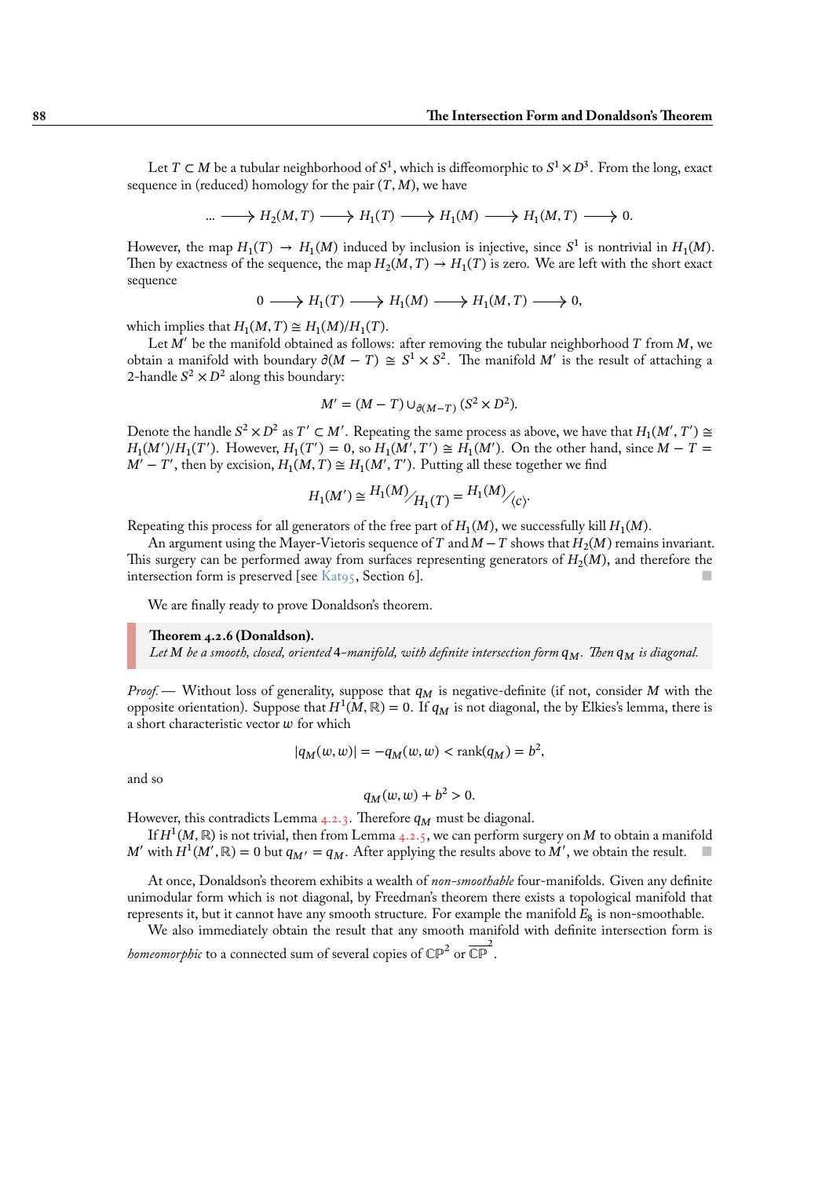Let $T \subset M$ be a tubular neighborhood of $S^1$, which is diffeomorphic to $S^1 \times D^3$. From the long, exact sequence in (reduced) homology for the pair $(T, M)$, we have

$$... \longrightarrow H_2(M,T) \longrightarrow H_1(T) \longrightarrow H_1(M) \longrightarrow H_1(M,T) \longrightarrow 0.$$

However, the map $H_1(T) \to H_1(M)$ induced by inclusion is injective, since $S^1$ is nontrivial in $H_1(M)$. Then by exactness of the sequence, the map $H_2(M,T) \to H_1(T)$ is zero. We are left with the short exact sequence

$$0 \longrightarrow H_1(T) \longrightarrow H_1(M) \longrightarrow H_1(M,T) \longrightarrow 0,$$

which implies that $H_1(M,T) \cong H_1(M)/H_1(T)$.

Let $M'$ be the manifold obtained as follows: after removing the tubular neighborhood $T$ from $M$, we obtain a manifold with boundary $\partial(M - T) \cong S^1 \times S^2$. The manifold $M'$ is the result of attaching a 2-handle $S^2 \times D^2$ along this boundary:

$$M' = (M - T) \cup_{\partial(M-T)} (S^2 \times D^2).$$

Denote the handle $S^2 \times D^2$ as $T' \subset M'$. Repeating the same process as above, we have that $H_1(M',T') \cong H_1(M')/H_1(T')$. However, $H_1(T') = 0$, so $H_1(M',T') \cong H_1(M')$. On the other hand, since $M - T = M' - T'$, then by excision, $H_1(M,T) \cong H_1(M',T')$. Putting all these together we find

$$H_1(M') \cong {H_1(M)}/{H_1(T)} = {H_1(M)}/{\langle c \rangle}.$$

Repeating this process for all generators of the free part of $H_1(M)$, we successfully kill $H_1(M)$.

An argument using the Mayer-Vietoris sequence of $T$ and $M - T$ shows that $H_2(M)$ remains invariant. This surgery can be performed away from surfaces representing generators of $H_2(M)$, and therefore the intersection form is preserved [see Kat95, Section 6]. ■

We are finally ready to prove Donaldson's theorem.

**Theorem 4.2.6 (Donaldson).**
*Let $M$ be a smooth, closed, oriented 4-manifold, with definite intersection form $q_M$. Then $q_M$ is diagonal.*

*Proof.* — Without loss of generality, suppose that $q_M$ is negative-definite (if not, consider $M$ with the opposite orientation). Suppose that $H^1(M,\mathbb{R}) = 0$. If $q_M$ is not diagonal, the by Elkies's lemma, there is a short characteristic vector $w$ for which

$$|q_M(w,w)| = -q_M(w,w) < \operatorname{rank}(q_M) = b^2,$$

and so

$$q_M(w,w) + b^2 > 0.$$

However, this contradicts Lemma 4.2.3. Therefore $q_M$ must be diagonal.

If $H^1(M,\mathbb{R})$ is not trivial, then from Lemma 4.2.5, we can perform surgery on $M$ to obtain a manifold $M'$ with $H^1(M',\mathbb{R}) = 0$ but $q_{M'} = q_M$. After applying the results above to $M'$, we obtain the result. ■

At once, Donaldson's theorem exhibits a wealth of *non-smoothable* four-manifolds. Given any definite unimodular form which is not diagonal, by Freedman's theorem there exists a topological manifold that represents it, but it cannot have any smooth structure. For example the manifold $E_8$ is non-smoothable.

We also immediately obtain the result that any smooth manifold with definite intersection form is *homeomorphic* to a connected sum of several copies of $\mathbb{CP}^2$ or $\overline{\mathbb{CP}}^2$.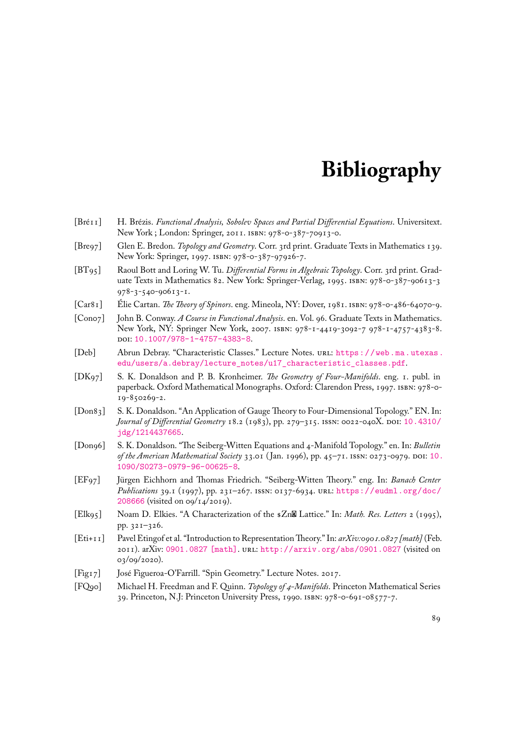# Bibliography

[Bré11] H. Brézis. *Functional Analysis, Sobolev Spaces and Partial Differential Equations*. Universitext. New York ; London: Springer, 2011. ISBN: 978-0-387-70913-0.

[Bre97] Glen E. Bredon. *Topology and Geometry*. Corr. 3rd print. Graduate Texts in Mathematics 139. New York: Springer, 1997. ISBN: 978-0-387-97926-7.

[BT95] Raoul Bott and Loring W. Tu. *Differential Forms in Algebraic Topology*. Corr. 3rd print. Graduate Texts in Mathematics 82. New York: Springer-Verlag, 1995. ISBN: 978-0-387-90613-3 978-3-540-90613-1.

[Car81] Élie Cartan. *The Theory of Spinors*. eng. Mineola, NY: Dover, 1981. ISBN: 978-0-486-64070-9.

[Con07] John B. Conway. *A Course in Functional Analysis*. en. Vol. 96. Graduate Texts in Mathematics. New York, NY: Springer New York, 2007. ISBN: 978-1-4419-3092-7 978-1-4757-4383-8. DOI: 10.1007/978-1-4757-4383-8.

[Deb] Abrun Debray. "Characteristic Classes." Lecture Notes. URL: https://web.ma.utexas.edu/users/a.debray/lecture_notes/u17_characteristic_classes.pdf.

[DK97] S. K. Donaldson and P. B. Kronheimer. *The Geometry of Four-Manifolds*. eng. 1. publ. in paperback. Oxford Mathematical Monographs. Oxford: Clarendon Press, 1997. ISBN: 978-0-19-850269-2.

[Don83] S. K. Donaldson. "An Application of Gauge Theory to Four-Dimensional Topology." EN. In: *Journal of Differential Geometry* 18.2 (1983), pp. 279–315. ISSN: 0022-040X. DOI: 10.4310/jdg/1214437665.

[Don96] S. K. Donaldson. "The Seiberg-Witten Equations and 4-Manifold Topology." en. In: *Bulletin of the American Mathematical Society* 33.01 (Jan. 1996), pp. 45–71. ISSN: 0273-0979. DOI: 10.1090/S0273-0979-96-00625-8.

[EF97] Jürgen Eichhorn and Thomas Friedrich. "Seiberg-Witten Theory." eng. In: *Banach Center Publications* 39.1 (1997), pp. 231–267. ISSN: 0137-6934. URL: https://eudml.org/doc/208666 (visited on 09/14/2019).

[Elk95] Noam D. Elkies. "A Characterization of the $Zn� Lattice." In: *Math. Res. Letters* 2 (1995), pp. 321–326.

[Eti+11] Pavel Etingof et al. "Introduction to Representation Theory." In: *arXiv:0901.0827 [math]* (Feb. 2011). arXiv: 0901.0827 [math]. URL: http://arxiv.org/abs/0901.0827 (visited on 03/09/2020).

[Fig17] José Figueroa-O'Farrill. "Spin Geometry." Lecture Notes. 2017.

[FQ90] Michael H. Freedman and F. Quinn. *Topology of 4-Manifolds*. Princeton Mathematical Series 39. Princeton, N.J: Princeton University Press, 1990. ISBN: 978-0-691-08577-7.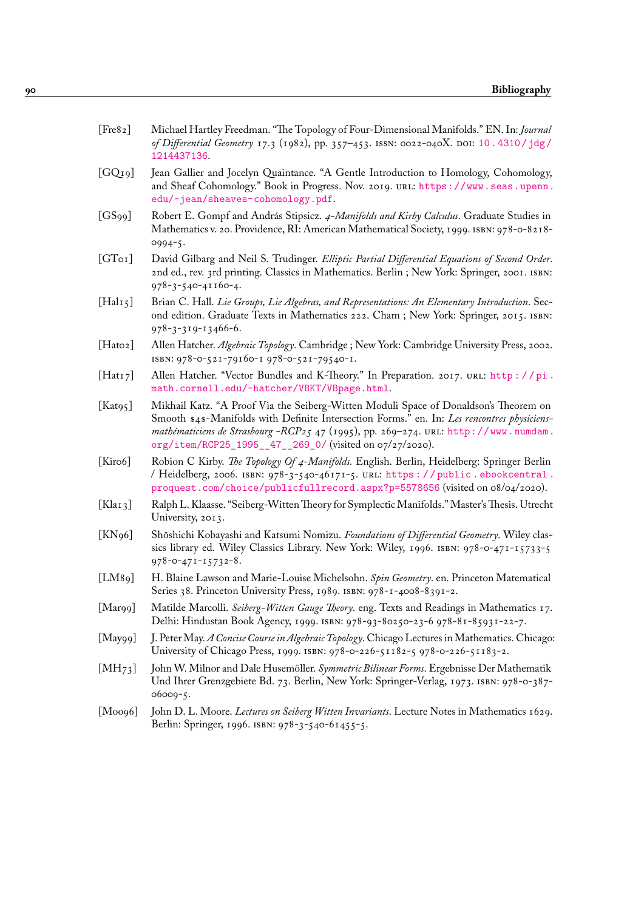[Fre82] Michael Hartley Freedman. "The Topology of Four-Dimensional Manifolds." EN. In: *Journal of Differential Geometry* 17.3 (1982), pp. 357–453. ISSN: 0022-040X. DOI: 10.4310/jdg/1214437136.

[GQ19] Jean Gallier and Jocelyn Quaintance. "A Gentle Introduction to Homology, Cohomology, and Sheaf Cohomology." Book in Progress. Nov. 2019. URL: https://www.seas.upenn.edu/~jean/sheaves-cohomology.pdf.

[GS99] Robert E. Gompf and András Stipsicz. *4-Manifolds and Kirby Calculus*. Graduate Studies in Mathematics v. 20. Providence, RI: American Mathematical Society, 1999. ISBN: 978-0-8218-0994-5.

[GT01] David Gilbarg and Neil S. Trudinger. *Elliptic Partial Differential Equations of Second Order*. 2nd ed., rev. 3rd printing. Classics in Mathematics. Berlin ; New York: Springer, 2001. ISBN: 978-3-540-41160-4.

[Hal15] Brian C. Hall. *Lie Groups, Lie Algebras, and Representations: An Elementary Introduction*. Second edition. Graduate Texts in Mathematics 222. Cham ; New York: Springer, 2015. ISBN: 978-3-319-13466-6.

[Hat02] Allen Hatcher. *Algebraic Topology*. Cambridge ; New York: Cambridge University Press, 2002. ISBN: 978-0-521-79160-1 978-0-521-79540-1.

[Hat17] Allen Hatcher. "Vector Bundles and K-Theory." In Preparation. 2017. URL: http://pi.math.cornell.edu/~hatcher/VBKT/VBpage.html.

[Kat95] Mikhail Katz. "A Proof Via the Seiberg-Witten Moduli Space of Donaldson's Theorem on Smooth \$4\$-Manifolds with Definite Intersection Forms." en. In: *Les rencontres physiciens-mathématiciens de Strasbourg -RCP25* 47 (1995), pp. 269–274. URL: http://www.numdam.org/item/RCP25_1995__47__269_0/ (visited on 07/27/2020).

[Kir06] Robion C Kirby. *The Topology Of 4-Manifolds.* English. Berlin, Heidelberg: Springer Berlin / Heidelberg, 2006. ISBN: 978-3-540-46171-5. URL: https://public.ebookcentral.proquest.com/choice/publicfullrecord.aspx?p=5578656 (visited on 08/04/2020).

[Kla13] Ralph L. Klaasse. "Seiberg-Witten Theory for Symplectic Manifolds." Master's Thesis. Utrecht University, 2013.

[KN96] Shōshichi Kobayashi and Katsumi Nomizu. *Foundations of Differential Geometry*. Wiley classics library ed. Wiley Classics Library. New York: Wiley, 1996. ISBN: 978-0-471-15733-5 978-0-471-15732-8.

[LM89] H. Blaine Lawson and Marie-Louise Michelsohn. *Spin Geometry*. en. Princeton Matematical Series 38. Princeton University Press, 1989. ISBN: 978-1-4008-8391-2.

[Mar99] Matilde Marcolli. *Seiberg-Witten Gauge Theory*. eng. Texts and Readings in Mathematics 17. Delhi: Hindustan Book Agency, 1999. ISBN: 978-93-80250-23-6 978-81-85931-22-7.

[May99] J. Peter May. *A Concise Course in Algebraic Topology*. Chicago Lectures in Mathematics. Chicago: University of Chicago Press, 1999. ISBN: 978-0-226-51182-5 978-0-226-51183-2.

[MH73] John W. Milnor and Dale Husemöller. *Symmetric Bilinear Forms*. Ergebnisse Der Mathematik Und Ihrer Grenzgebiete Bd. 73. Berlin, New York: Springer-Verlag, 1973. ISBN: 978-0-387-06009-5.

[Moo96] John D. L. Moore. *Lectures on Seiberg Witten Invariants*. Lecture Notes in Mathematics 1629. Berlin: Springer, 1996. ISBN: 978-3-540-61455-5.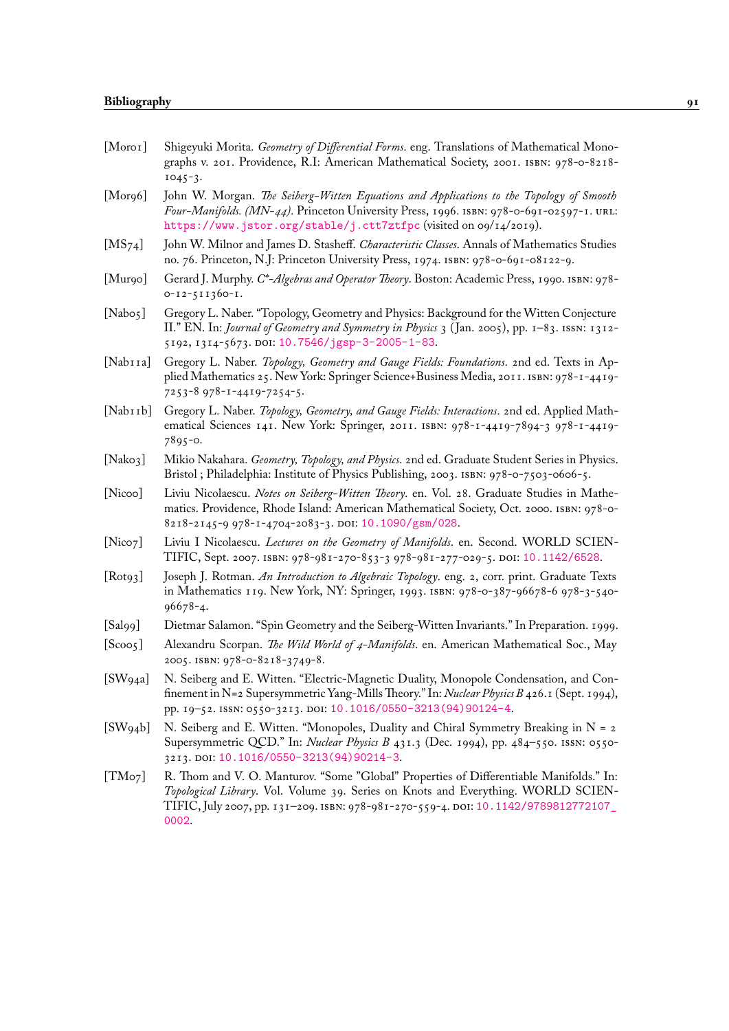[Mor01] Shigeyuki Morita. *Geometry of Differential Forms*. eng. Translations of Mathematical Monographs v. 201. Providence, R.I: American Mathematical Society, 2001. ISBN: 978-0-8218-1045-3.

[Mor96] John W. Morgan. *The Seiberg-Witten Equations and Applications to the Topology of Smooth Four-Manifolds. (MN-44)*. Princeton University Press, 1996. ISBN: 978-0-691-02597-1. URL: https://www.jstor.org/stable/j.ctt7ztfpc (visited on 09/14/2019).

[MS74] John W. Milnor and James D. Stasheff. *Characteristic Classes*. Annals of Mathematics Studies no. 76. Princeton, N.J: Princeton University Press, 1974. ISBN: 978-0-691-08122-9.

[Mur90] Gerard J. Murphy. *C\*-Algebras and Operator Theory*. Boston: Academic Press, 1990. ISBN: 978-0-12-511360-1.

[Nab05] Gregory L. Naber. "Topology, Geometry and Physics: Background for the Witten Conjecture II." EN. In: *Journal of Geometry and Symmetry in Physics* 3 (Jan. 2005), pp. 1–83. ISSN: 1312-5192, 1314-5673. DOI: 10.7546/jgsp-3-2005-1-83.

[Nab11a] Gregory L. Naber. *Topology, Geometry and Gauge Fields: Foundations*. 2nd ed. Texts in Applied Mathematics 25. New York: Springer Science+Business Media, 2011. ISBN: 978-1-4419-7253-8 978-1-4419-7254-5.

[Nab11b] Gregory L. Naber. *Topology, Geometry, and Gauge Fields: Interactions*. 2nd ed. Applied Mathematical Sciences 141. New York: Springer, 2011. ISBN: 978-1-4419-7894-3 978-1-4419-7895-0.

[Nak03] Mikio Nakahara. *Geometry, Topology, and Physics*. 2nd ed. Graduate Student Series in Physics. Bristol ; Philadelphia: Institute of Physics Publishing, 2003. ISBN: 978-0-7503-0606-5.

[Nic00] Liviu Nicolaescu. *Notes on Seiberg-Witten Theory*. en. Vol. 28. Graduate Studies in Mathematics. Providence, Rhode Island: American Mathematical Society, Oct. 2000. ISBN: 978-0-8218-2145-9 978-1-4704-2083-3. DOI: 10.1090/gsm/028.

[Nic07] Liviu I Nicolaescu. *Lectures on the Geometry of Manifolds*. en. Second. WORLD SCIENTIFIC, Sept. 2007. ISBN: 978-981-270-853-3 978-981-277-029-5. DOI: 10.1142/6528.

[Rot93] Joseph J. Rotman. *An Introduction to Algebraic Topology*. eng. 2, corr. print. Graduate Texts in Mathematics 119. New York, NY: Springer, 1993. ISBN: 978-0-387-96678-6 978-3-540-96678-4.

[Sal99] Dietmar Salamon. "Spin Geometry and the Seiberg-Witten Invariants." In Preparation. 1999.

[Sco05] Alexandru Scorpan. *The Wild World of 4-Manifolds*. en. American Mathematical Soc., May 2005. ISBN: 978-0-8218-3749-8.

[SW94a] N. Seiberg and E. Witten. "Electric-Magnetic Duality, Monopole Condensation, and Confinement in N=2 Supersymmetric Yang-Mills Theory." In: *Nuclear Physics B* 426.1 (Sept. 1994), pp. 19–52. ISSN: 0550-3213. DOI: 10.1016/0550-3213(94)90124-4.

[SW94b] N. Seiberg and E. Witten. "Monopoles, Duality and Chiral Symmetry Breaking in N = 2 Supersymmetric QCD." In: *Nuclear Physics B* 431.3 (Dec. 1994), pp. 484–550. ISSN: 0550-3213. DOI: 10.1016/0550-3213(94)90214-3.

[TM07] R. Thom and V. O. Manturov. "Some "Global" Properties of Differentiable Manifolds." In: *Topological Library*. Vol. Volume 39. Series on Knots and Everything. WORLD SCIENTIFIC, July 2007, pp. 131–209. ISBN: 978-981-270-559-4. DOI: 10.1142/9789812772107_0002.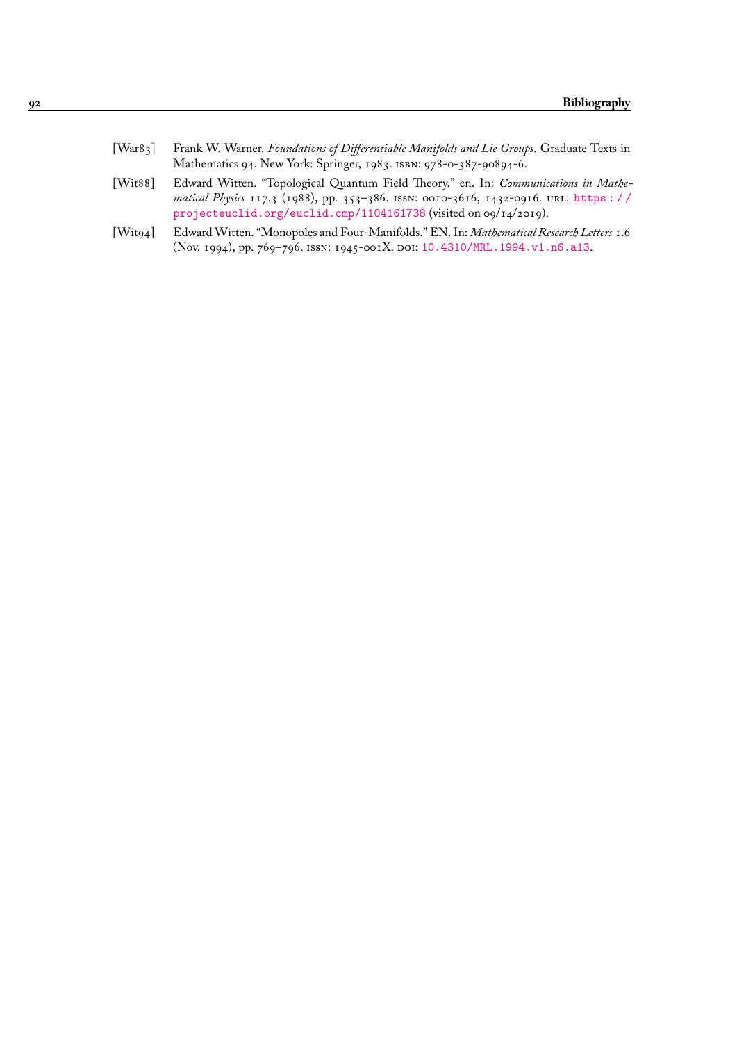[War83] Frank W. Warner. *Foundations of Differentiable Manifolds and Lie Groups*. Graduate Texts in Mathematics 94. New York: Springer, 1983. ISBN: 978-0-387-90894-6.

[Wit88] Edward Witten. “Topological Quantum Field Theory.” en. In: *Communications in Mathematical Physics* 117.3 (1988), pp. 353–386. ISSN: 0010-3616, 1432-0916. URL: https://projecteuclid.org/euclid.cmp/1104161738 (visited on 09/14/2019).

[Wit94] Edward Witten. “Monopoles and Four-Manifolds.” EN. In: *Mathematical Research Letters* 1.6 (Nov. 1994), pp. 769–796. ISSN: 1945-001X. DOI: 10.4310/MRL.1994.v1.n6.a13.